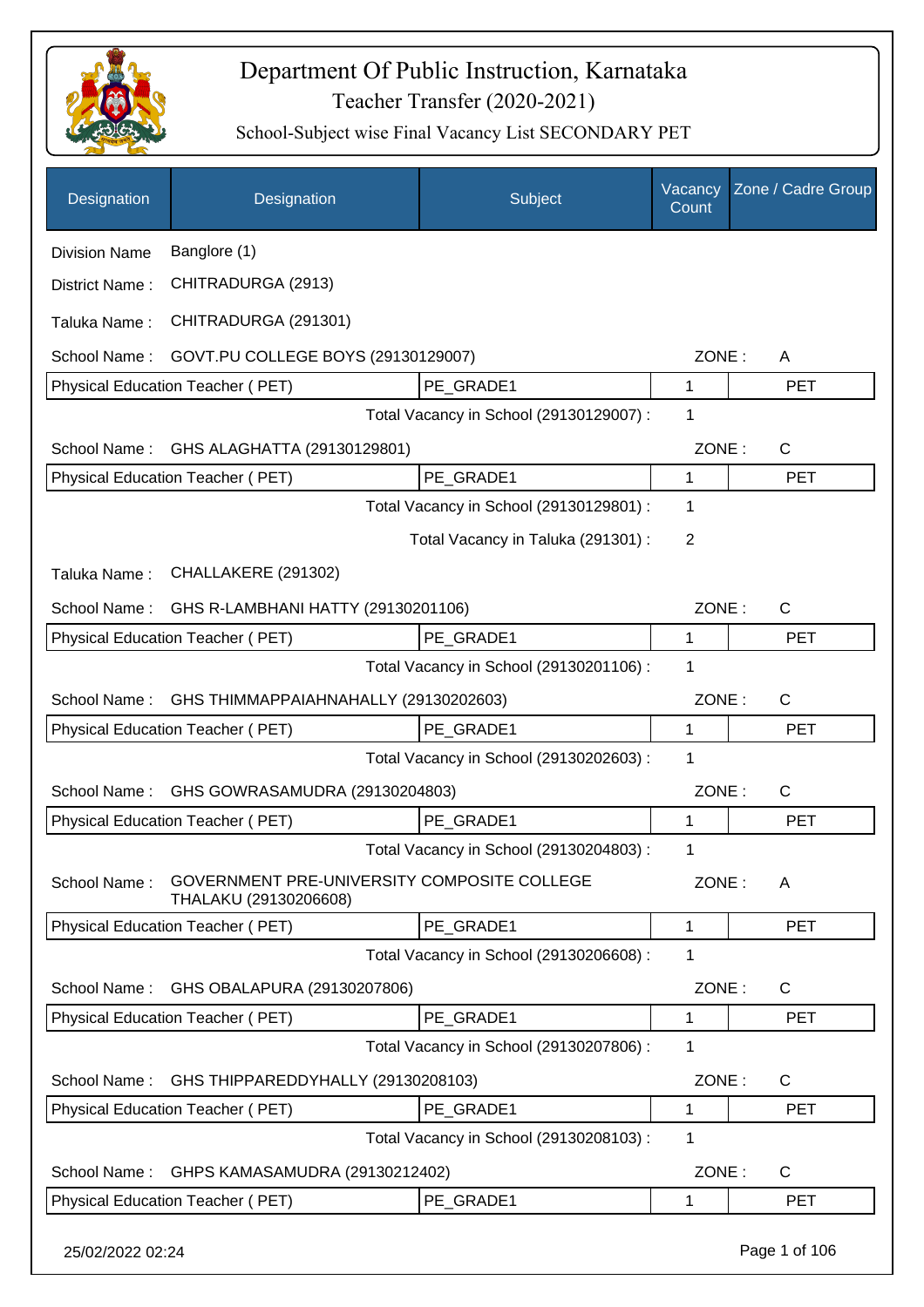# Department Of Public Instruction, Karnataka

## Teacher Transfer (2020-2021)

### School-Subject wise Final Vacancy List SECONDARY PET

| Designation | Designation | Subject | Vacancy Count | Zone / Cadre Group |
|---|---|---|---|---|

Division Name: Banglore (1)

District Name : CHITRADURGA (2913)

Taluka Name : CHITRADURGA (291301)

School Name : GOVT.PU COLLEGE BOYS (29130129007) ZONE : A

| Physical Education Teacher ( PET) | PE_GRADE1 | 1 | PET |
|---|---|---|---|

Total Vacancy in School (29130129007) : 1

School Name : GHS ALAGHATTA (29130129801) ZONE : C

| Physical Education Teacher ( PET) | PE_GRADE1 | 1 | PET |
|---|---|---|---|

Total Vacancy in School (29130129801) : 1

Total Vacancy in Taluka (291301) : 2

Taluka Name : CHALLAKERE (291302)

School Name : GHS R-LAMBHANI HATTY (29130201106) ZONE : C

| Physical Education Teacher ( PET) | PE_GRADE1 | 1 | PET |
|---|---|---|---|

Total Vacancy in School (29130201106) : 1

School Name : GHS THIMMAPPAIAHNAHALLY (29130202603) ZONE : C

| Physical Education Teacher ( PET) | PE_GRADE1 | 1 | PET |
|---|---|---|---|

Total Vacancy in School (29130202603) : 1

School Name : GHS GOWRASAMUDRA (29130204803) ZONE : C

| Physical Education Teacher ( PET) | PE_GRADE1 | 1 | PET |
|---|---|---|---|

Total Vacancy in School (29130204803) : 1

School Name : GOVERNMENT PRE-UNIVERSITY COMPOSITE COLLEGE THALAKU (29130206608) ZONE : A

| Physical Education Teacher ( PET) | PE_GRADE1 | 1 | PET |
|---|---|---|---|

Total Vacancy in School (29130206608) : 1

School Name : GHS OBALAPURA (29130207806) ZONE : C

| Physical Education Teacher ( PET) | PE_GRADE1 | 1 | PET |
|---|---|---|---|

Total Vacancy in School (29130207806) : 1

School Name : GHS THIPPAREDDYHALLY (29130208103) ZONE : C

| Physical Education Teacher ( PET) | PE_GRADE1 | 1 | PET |
|---|---|---|---|

Total Vacancy in School (29130208103) : 1

School Name : GHPS KAMASAMUDRA (29130212402) ZONE : C

| Physical Education Teacher ( PET) | PE_GRADE1 | 1 | PET |
|---|---|---|---|

25/02/2022 02:24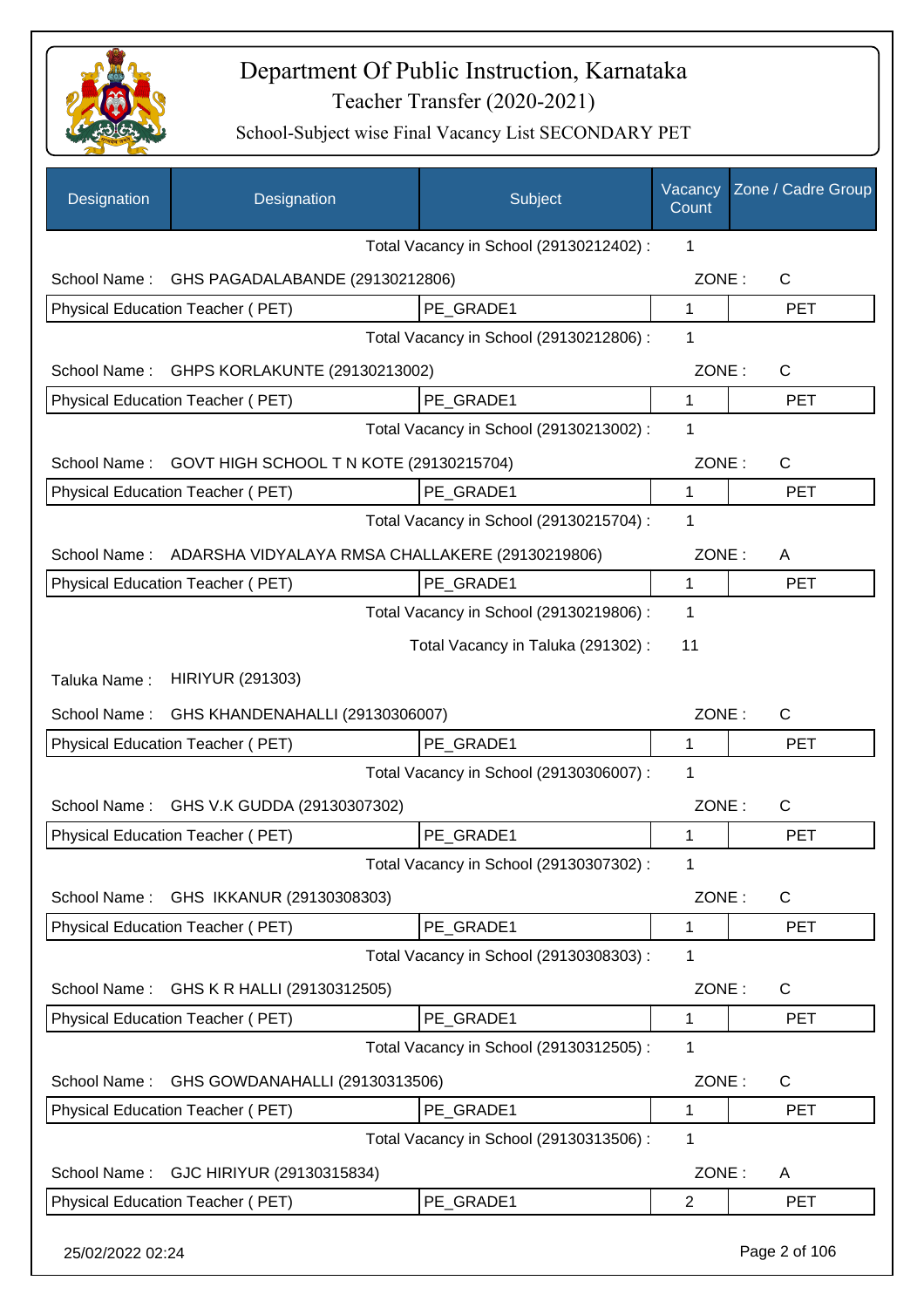# Department Of Public Instruction, Karnataka

## Teacher Transfer (2020-2021)

### School-Subject wise Final Vacancy List SECONDARY PET

| Designation | Designation | Subject | Vacancy Count | Zone / Cadre Group |
|---|---|---|---|---|
| | | Total Vacancy in School (29130212402) : | 1 | |
| School Name : | GHS PAGADALABANDE (29130212806) | | ZONE : | C |
| Physical Education Teacher ( PET) | | PE_GRADE1 | 1 | PET |
| | | Total Vacancy in School (29130212806) : | 1 | |
| School Name : | GHPS KORLAKUNTE (29130213002) | | ZONE : | C |
| Physical Education Teacher ( PET) | | PE_GRADE1 | 1 | PET |
| | | Total Vacancy in School (29130213002) : | 1 | |
| School Name : | GOVT HIGH SCHOOL T N KOTE (29130215704) | | ZONE : | C |
| Physical Education Teacher ( PET) | | PE_GRADE1 | 1 | PET |
| | | Total Vacancy in School (29130215704) : | 1 | |
| School Name : | ADARSHA VIDYALAYA RMSA CHALLAKERE (29130219806) | | ZONE : | A |
| Physical Education Teacher ( PET) | | PE_GRADE1 | 1 | PET |
| | | Total Vacancy in School (29130219806) : | 1 | |
| | | Total Vacancy in Taluka (291302) : | 11 | |
| Taluka Name : | HIRIYUR (291303) | | | |
| School Name : | GHS KHANDENAHALLI (29130306007) | | ZONE : | C |
| Physical Education Teacher ( PET) | | PE_GRADE1 | 1 | PET |
| | | Total Vacancy in School (29130306007) : | 1 | |
| School Name : | GHS V.K GUDDA (29130307302) | | ZONE : | C |
| Physical Education Teacher ( PET) | | PE_GRADE1 | 1 | PET |
| | | Total Vacancy in School (29130307302) : | 1 | |
| School Name : | GHS IKKANUR (29130308303) | | ZONE : | C |
| Physical Education Teacher ( PET) | | PE_GRADE1 | 1 | PET |
| | | Total Vacancy in School (29130308303) : | 1 | |
| School Name : | GHS K R HALLI (29130312505) | | ZONE : | C |
| Physical Education Teacher ( PET) | | PE_GRADE1 | 1 | PET |
| | | Total Vacancy in School (29130312505) : | 1 | |
| School Name : | GHS GOWDANAHALLI (29130313506) | | ZONE : | C |
| Physical Education Teacher ( PET) | | PE_GRADE1 | 1 | PET |
| | | Total Vacancy in School (29130313506) : | 1 | |
| School Name : | GJC HIRIYUR (29130315834) | | ZONE : | A |
| Physical Education Teacher ( PET) | | PE_GRADE1 | 2 | PET |

25/02/2022 02:24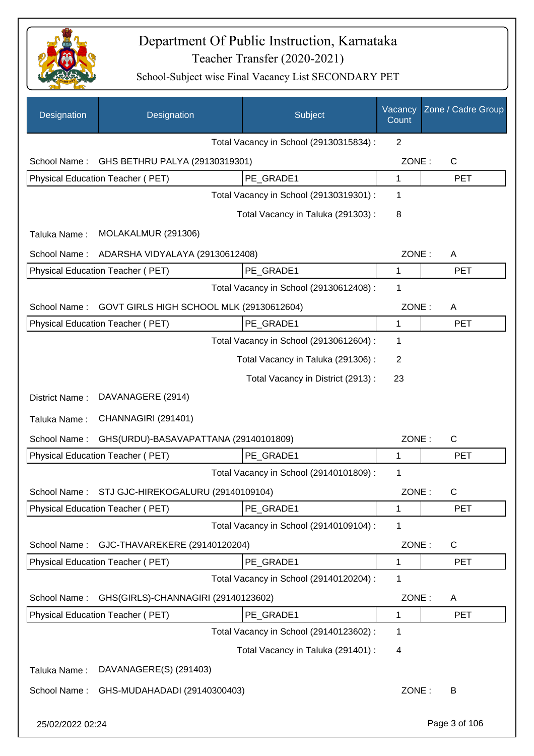# Department Of Public Instruction, Karnataka

## Teacher Transfer (2020-2021)

### School-Subject wise Final Vacancy List SECONDARY PET

| Designation | Designation | Subject | Vacancy Count | Zone / Cadre Group |
|---|---|---|---|---|
| | | Total Vacancy in School (29130315834) : | 2 | |
| School Name : | GHS BETHRU PALYA (29130319301) | | ZONE : | C |
| Physical Education Teacher ( PET) | | PE_GRADE1 | 1 | PET |
| | | Total Vacancy in School (29130319301) : | 1 | |
| | | Total Vacancy in Taluka (291303) : | 8 | |
| Taluka Name : | MOLAKALMUR (291306) | | | |
| School Name : | ADARSHA VIDYALAYA (29130612408) | | ZONE : | A |
| Physical Education Teacher ( PET) | | PE_GRADE1 | 1 | PET |
| | | Total Vacancy in School (29130612408) : | 1 | |
| School Name : | GOVT GIRLS HIGH SCHOOL MLK (29130612604) | | ZONE : | A |
| Physical Education Teacher ( PET) | | PE_GRADE1 | 1 | PET |
| | | Total Vacancy in School (29130612604) : | 1 | |
| | | Total Vacancy in Taluka (291306) : | 2 | |
| | | Total Vacancy in District (2913) : | 23 | |
| District Name : | DAVANAGERE (2914) | | | |
| Taluka Name : | CHANNAGIRI (291401) | | | |
| School Name : | GHS(URDU)-BASAVAPATTANA (29140101809) | | ZONE : | C |
| Physical Education Teacher ( PET) | | PE_GRADE1 | 1 | PET |
| | | Total Vacancy in School (29140101809) : | 1 | |
| School Name : | STJ GJC-HIREKOGALURU (29140109104) | | ZONE : | C |
| Physical Education Teacher ( PET) | | PE_GRADE1 | 1 | PET |
| | | Total Vacancy in School (29140109104) : | 1 | |
| School Name : | GJC-THAVAREKERE (29140120204) | | ZONE : | C |
| Physical Education Teacher ( PET) | | PE_GRADE1 | 1 | PET |
| | | Total Vacancy in School (29140120204) : | 1 | |
| School Name : | GHS(GIRLS)-CHANNAGIRI (29140123602) | | ZONE : | A |
| Physical Education Teacher ( PET) | | PE_GRADE1 | 1 | PET |
| | | Total Vacancy in School (29140123602) : | 1 | |
| | | Total Vacancy in Taluka (291401) : | 4 | |
| Taluka Name : | DAVANAGERE(S) (291403) | | | |
| School Name : | GHS-MUDAHADADI (29140300403) | | ZONE : | B |

25/02/2022 02:24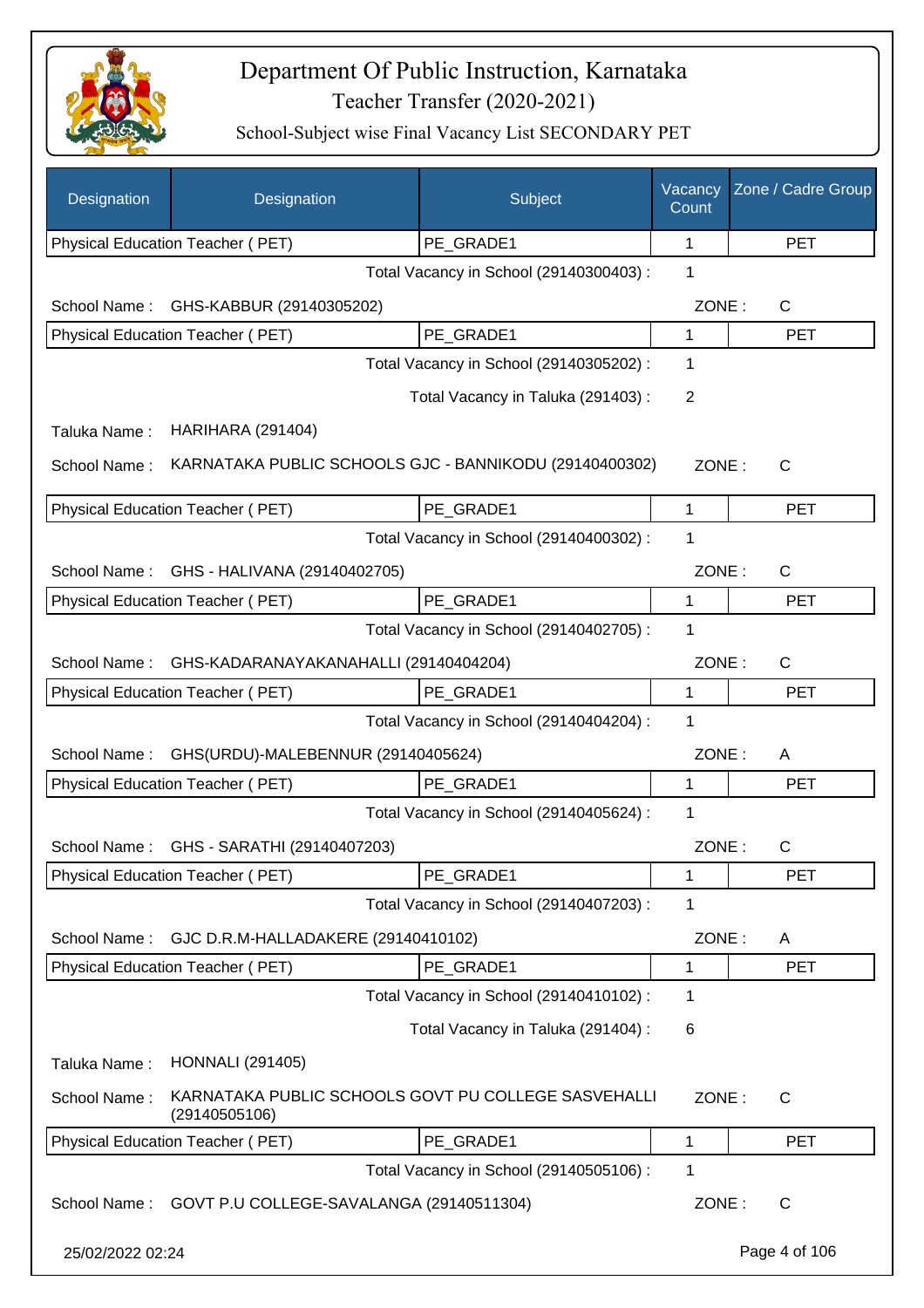# Department Of Public Instruction, Karnataka

## Teacher Transfer (2020-2021)

### School-Subject wise Final Vacancy List SECONDARY PET

| Designation | Designation | Subject | Vacancy Count | Zone / Cadre Group |
|---|---|---|---|---|
| Physical Education Teacher ( PET) | | PE_GRADE1 | 1 | PET |

Total Vacancy in School (29140300403) : 1

School Name : GHS-KABBUR (29140305202) ZONE : C

| Physical Education Teacher ( PET) | PE_GRADE1 | 1 | PET |
|---|---|---|---|

Total Vacancy in School (29140305202) : 1

Total Vacancy in Taluka (291403) : 2

Taluka Name : HARIHARA (291404)

School Name : KARNATAKA PUBLIC SCHOOLS GJC - BANNIKODU (29140400302) ZONE : C

| Physical Education Teacher ( PET) | PE_GRADE1 | 1 | PET |
|---|---|---|---|

Total Vacancy in School (29140400302) : 1

School Name : GHS - HALIVANA (29140402705) ZONE : C

| Physical Education Teacher ( PET) | PE_GRADE1 | 1 | PET |
|---|---|---|---|

Total Vacancy in School (29140402705) : 1

School Name : GHS-KADARANAYAKANAHALLI (29140404204) ZONE : C

| Physical Education Teacher ( PET) | PE_GRADE1 | 1 | PET |
|---|---|---|---|

Total Vacancy in School (29140404204) : 1

School Name : GHS(URDU)-MALEBENNUR (29140405624) ZONE : A

| Physical Education Teacher ( PET) | PE_GRADE1 | 1 | PET |
|---|---|---|---|

Total Vacancy in School (29140405624) : 1

School Name : GHS - SARATHI (29140407203) ZONE : C

| Physical Education Teacher ( PET) | PE_GRADE1 | 1 | PET |
|---|---|---|---|

Total Vacancy in School (29140407203) : 1

School Name : GJC D.R.M-HALLADAKERE (29140410102) ZONE : A

| Physical Education Teacher ( PET) | PE_GRADE1 | 1 | PET |
|---|---|---|---|

Total Vacancy in School (29140410102) : 1

Total Vacancy in Taluka (291404) : 6

Taluka Name : HONNALI (291405)

School Name : KARNATAKA PUBLIC SCHOOLS GOVT PU COLLEGE SASVEHALLI (29140505106) ZONE : C

| Physical Education Teacher ( PET) | PE_GRADE1 | 1 | PET |
|---|---|---|---|

Total Vacancy in School (29140505106) : 1

School Name : GOVT P.U COLLEGE-SAVALANGA (29140511304) ZONE : C

25/02/2022 02:24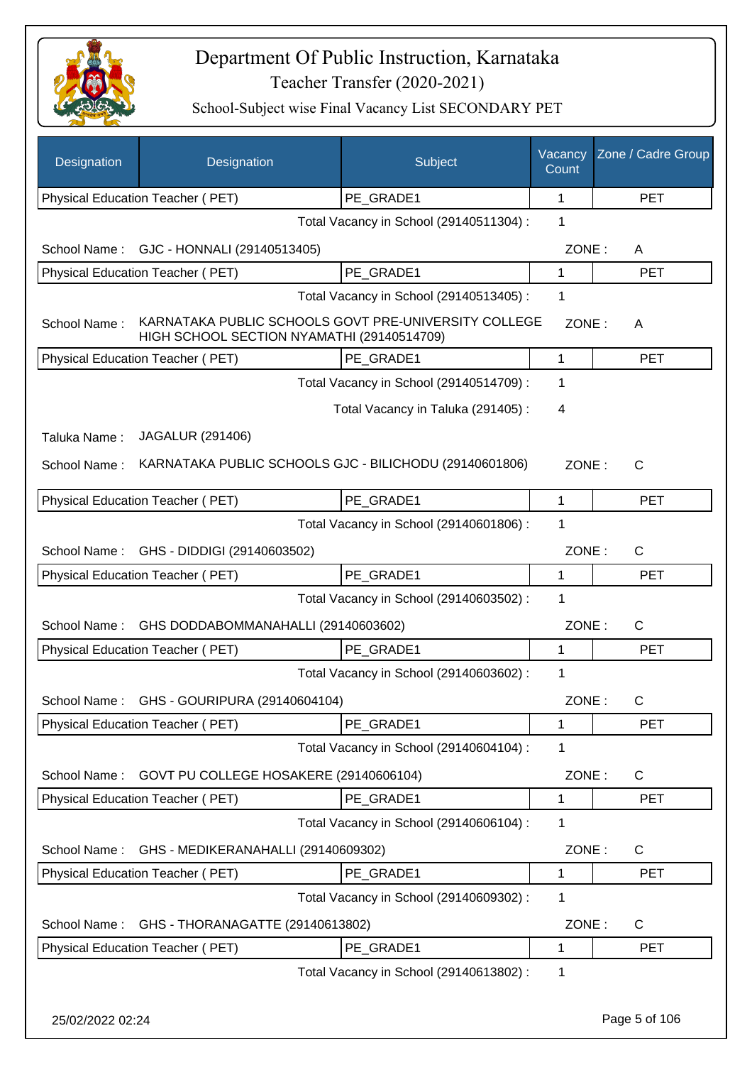# Department Of Public Instruction, Karnataka

## Teacher Transfer (2020-2021)

### School-Subject wise Final Vacancy List SECONDARY PET

| Designation | Designation | Subject | Vacancy Count | Zone / Cadre Group |
|---|---|---|---|---|
| Physical Education Teacher ( PET) | | PE_GRADE1 | 1 | PET |

Total Vacancy in School (29140511304) : 1

School Name : GJC - HONNALI (29140513405) ZONE : A

| Physical Education Teacher ( PET) | PE_GRADE1 | 1 | PET |
|---|---|---|---|

Total Vacancy in School (29140513405) : 1

School Name : KARNATAKA PUBLIC SCHOOLS GOVT PRE-UNIVERSITY COLLEGE HIGH SCHOOL SECTION NYAMATHI (29140514709) ZONE : A

| Physical Education Teacher ( PET) | PE_GRADE1 | 1 | PET |
|---|---|---|---|

Total Vacancy in School (29140514709) : 1

Total Vacancy in Taluka (291405) : 4

Taluka Name : JAGALUR (291406)

School Name : KARNATAKA PUBLIC SCHOOLS GJC - BILICHODU (29140601806) ZONE : C

| Physical Education Teacher ( PET) | PE_GRADE1 | 1 | PET |
|---|---|---|---|

Total Vacancy in School (29140601806) : 1

School Name : GHS - DIDDIGI (29140603502) ZONE : C

| Physical Education Teacher ( PET) | PE_GRADE1 | 1 | PET |
|---|---|---|---|

Total Vacancy in School (29140603502) : 1

School Name : GHS DODDABOMMANAHALLI (29140603602) ZONE : C

| Physical Education Teacher ( PET) | PE_GRADE1 | 1 | PET |
|---|---|---|---|

Total Vacancy in School (29140603602) : 1

School Name : GHS - GOURIPURA (29140604104) ZONE : C

| Physical Education Teacher ( PET) | PE_GRADE1 | 1 | PET |
|---|---|---|---|

Total Vacancy in School (29140604104) : 1

School Name : GOVT PU COLLEGE HOSAKERE (29140606104) ZONE : C

| Physical Education Teacher ( PET) | PE_GRADE1 | 1 | PET |
|---|---|---|---|

Total Vacancy in School (29140606104) : 1

School Name : GHS - MEDIKERANAHALLI (29140609302) ZONE : C

| Physical Education Teacher ( PET) | PE_GRADE1 | 1 | PET |
|---|---|---|---|

Total Vacancy in School (29140609302) : 1

School Name : GHS - THORANAGATTE (29140613802) ZONE : C

| Physical Education Teacher ( PET) | PE_GRADE1 | 1 | PET |
|---|---|---|---|

Total Vacancy in School (29140613802) : 1

25/02/2022 02:24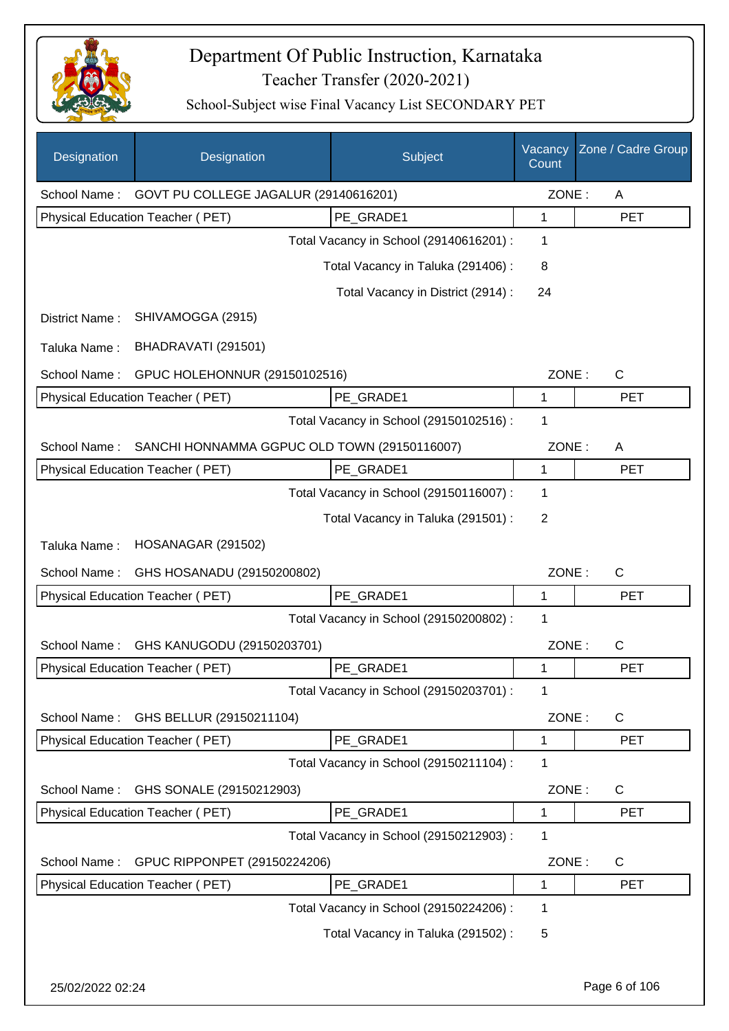# Department Of Public Instruction, Karnataka

## Teacher Transfer (2020-2021)

### School-Subject wise Final Vacancy List SECONDARY PET

| Designation | Designation | Subject | Vacancy Count | Zone / Cadre Group |
|---|---|---|---|---|
| School Name : | GOVT PU COLLEGE JAGALUR (29140616201) | | ZONE : | A |
| Physical Education Teacher ( PET) | | PE_GRADE1 | 1 | PET |
| | | Total Vacancy in School (29140616201) : | 1 | |
| | | Total Vacancy in Taluka (291406) : | 8 | |
| | | Total Vacancy in District (2914) : | 24 | |
| District Name : | SHIVAMOGGA (2915) | | | |
| Taluka Name : | BHADRAVATI (291501) | | | |
| School Name : | GPUC HOLEHONNUR (29150102516) | | ZONE : | C |
| Physical Education Teacher ( PET) | | PE_GRADE1 | 1 | PET |
| | | Total Vacancy in School (29150102516) : | 1 | |
| School Name : | SANCHI HONNAMMA GGPUC OLD TOWN (29150116007) | | ZONE : | A |
| Physical Education Teacher ( PET) | | PE_GRADE1 | 1 | PET |
| | | Total Vacancy in School (29150116007) : | 1 | |
| | | Total Vacancy in Taluka (291501) : | 2 | |
| Taluka Name : | HOSANAGAR (291502) | | | |
| School Name : | GHS HOSANADU (29150200802) | | ZONE : | C |
| Physical Education Teacher ( PET) | | PE_GRADE1 | 1 | PET |
| | | Total Vacancy in School (29150200802) : | 1 | |
| School Name : | GHS KANUGODU (29150203701) | | ZONE : | C |
| Physical Education Teacher ( PET) | | PE_GRADE1 | 1 | PET |
| | | Total Vacancy in School (29150203701) : | 1 | |
| School Name : | GHS BELLUR (29150211104) | | ZONE : | C |
| Physical Education Teacher ( PET) | | PE_GRADE1 | 1 | PET |
| | | Total Vacancy in School (29150211104) : | 1 | |
| School Name : | GHS SONALE (29150212903) | | ZONE : | C |
| Physical Education Teacher ( PET) | | PE_GRADE1 | 1 | PET |
| | | Total Vacancy in School (29150212903) : | 1 | |
| School Name : | GPUC RIPPONPET (29150224206) | | ZONE : | C |
| Physical Education Teacher ( PET) | | PE_GRADE1 | 1 | PET |
| | | Total Vacancy in School (29150224206) : | 1 | |
| | | Total Vacancy in Taluka (291502) : | 5 | |

25/02/2022 02:24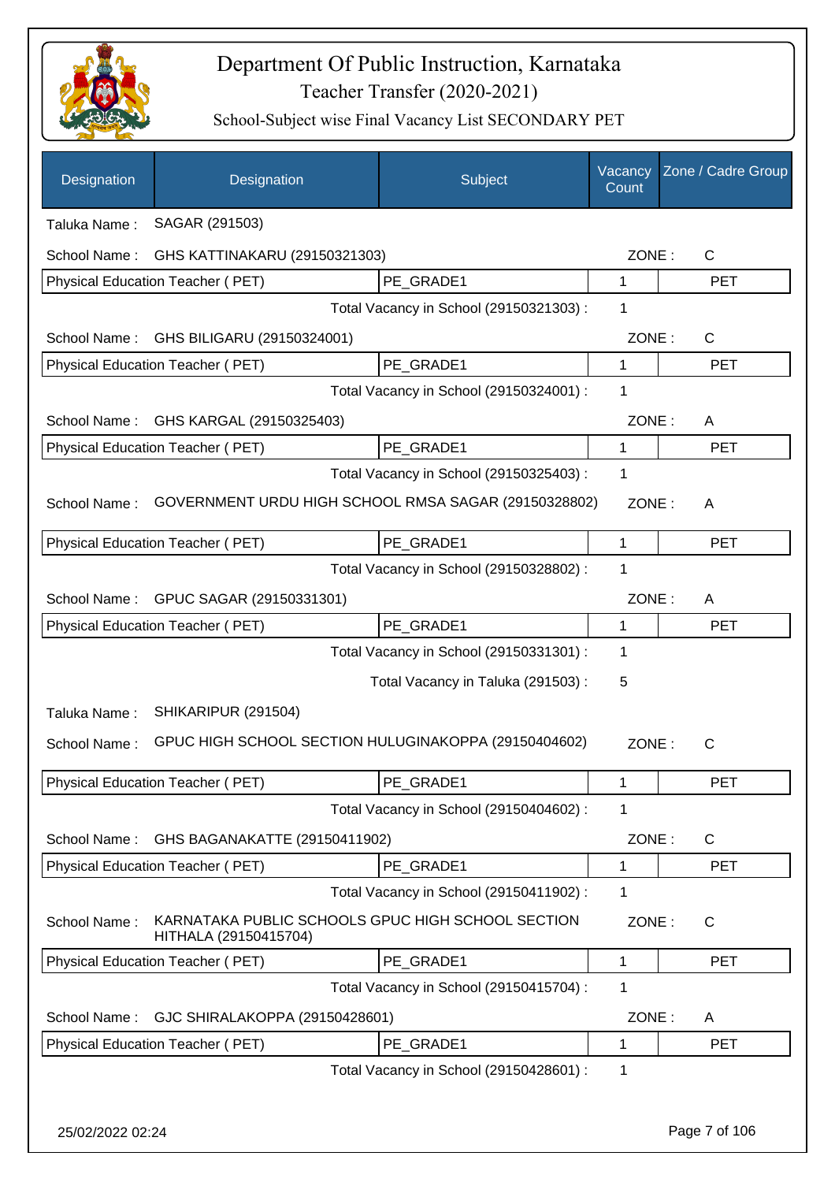# Department Of Public Instruction, Karnataka

## Teacher Transfer (2020-2021)

### School-Subject wise Final Vacancy List SECONDARY PET

| Designation | Designation | Subject | Vacancy Count | Zone / Cadre Group |
|---|---|---|---|---|
| Taluka Name : | SAGAR (291503) | | | |
| School Name : | GHS KATTINAKARU (29150321303) | | ZONE : | C |
| Physical Education Teacher ( PET) | | PE_GRADE1 | 1 | PET |
| | | Total Vacancy in School (29150321303) : | 1 | |
| School Name : | GHS BILIGARU (29150324001) | | ZONE : | C |
| Physical Education Teacher ( PET) | | PE_GRADE1 | 1 | PET |
| | | Total Vacancy in School (29150324001) : | 1 | |
| School Name : | GHS KARGAL (29150325403) | | ZONE : | A |
| Physical Education Teacher ( PET) | | PE_GRADE1 | 1 | PET |
| | | Total Vacancy in School (29150325403) : | 1 | |
| School Name : | GOVERNMENT URDU HIGH SCHOOL RMSA SAGAR (29150328802) | | ZONE : | A |
| Physical Education Teacher ( PET) | | PE_GRADE1 | 1 | PET |
| | | Total Vacancy in School (29150328802) : | 1 | |
| School Name : | GPUC SAGAR (29150331301) | | ZONE : | A |
| Physical Education Teacher ( PET) | | PE_GRADE1 | 1 | PET |
| | | Total Vacancy in School (29150331301) : | 1 | |
| | | Total Vacancy in Taluka (291503) : | 5 | |
| Taluka Name : | SHIKARIPUR (291504) | | | |
| School Name : | GPUC HIGH SCHOOL SECTION HULUGINAKOPPA (29150404602) | | ZONE : | C |
| Physical Education Teacher ( PET) | | PE_GRADE1 | 1 | PET |
| | | Total Vacancy in School (29150404602) : | 1 | |
| School Name : | GHS BAGANAKATTE (29150411902) | | ZONE : | C |
| Physical Education Teacher ( PET) | | PE_GRADE1 | 1 | PET |
| | | Total Vacancy in School (29150411902) : | 1 | |
| School Name : | KARNATAKA PUBLIC SCHOOLS GPUC HIGH SCHOOL SECTION HITHALA (29150415704) | | ZONE : | C |
| Physical Education Teacher ( PET) | | PE_GRADE1 | 1 | PET |
| | | Total Vacancy in School (29150415704) : | 1 | |
| School Name : | GJC SHIRALAKOPPA (29150428601) | | ZONE : | A |
| Physical Education Teacher ( PET) | | PE_GRADE1 | 1 | PET |
| | | Total Vacancy in School (29150428601) : | 1 | |

25/02/2022 02:24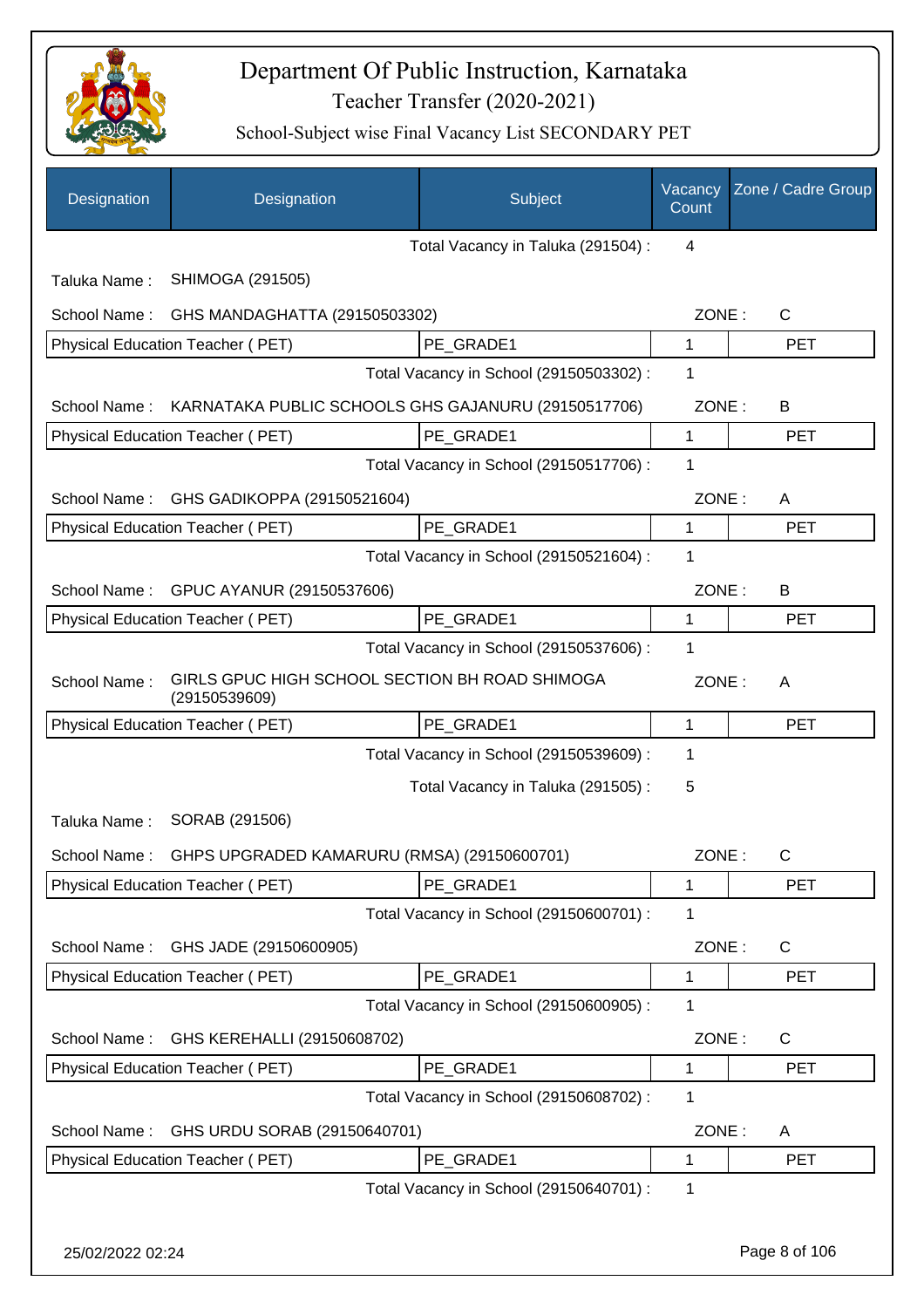# Department Of Public Instruction, Karnataka

Teacher Transfer (2020-2021)

School-Subject wise Final Vacancy List SECONDARY PET

| Designation | Designation | Subject | Vacancy Count | Zone / Cadre Group |
|---|---|---|---|---|
| | | Total Vacancy in Taluka (291504) : | 4 | |
| Taluka Name : | SHIMOGA (291505) | | | |
| School Name : | GHS MANDAGHATTA (29150503302) | | ZONE : | C |
| Physical Education Teacher ( PET) | | PE_GRADE1 | 1 | PET |
| | | Total Vacancy in School (29150503302) : | 1 | |
| School Name : | KARNATAKA PUBLIC SCHOOLS GHS GAJANURU (29150517706) | | ZONE : | B |
| Physical Education Teacher ( PET) | | PE_GRADE1 | 1 | PET |
| | | Total Vacancy in School (29150517706) : | 1 | |
| School Name : | GHS GADIKOPPA (29150521604) | | ZONE : | A |
| Physical Education Teacher ( PET) | | PE_GRADE1 | 1 | PET |
| | | Total Vacancy in School (29150521604) : | 1 | |
| School Name : | GPUC AYANUR (29150537606) | | ZONE : | B |
| Physical Education Teacher ( PET) | | PE_GRADE1 | 1 | PET |
| | | Total Vacancy in School (29150537606) : | 1 | |
| School Name : | GIRLS GPUC HIGH SCHOOL SECTION BH ROAD SHIMOGA (29150539609) | | ZONE : | A |
| Physical Education Teacher ( PET) | | PE_GRADE1 | 1 | PET |
| | | Total Vacancy in School (29150539609) : | 1 | |
| | | Total Vacancy in Taluka (291505) : | 5 | |
| Taluka Name : | SORAB (291506) | | | |
| School Name : | GHPS UPGRADED KAMARURU (RMSA) (29150600701) | | ZONE : | C |
| Physical Education Teacher ( PET) | | PE_GRADE1 | 1 | PET |
| | | Total Vacancy in School (29150600701) : | 1 | |
| School Name : | GHS JADE (29150600905) | | ZONE : | C |
| Physical Education Teacher ( PET) | | PE_GRADE1 | 1 | PET |
| | | Total Vacancy in School (29150600905) : | 1 | |
| School Name : | GHS KEREHALLI (29150608702) | | ZONE : | C |
| Physical Education Teacher ( PET) | | PE_GRADE1 | 1 | PET |
| | | Total Vacancy in School (29150608702) : | 1 | |
| School Name : | GHS URDU SORAB (29150640701) | | ZONE : | A |
| Physical Education Teacher ( PET) | | PE_GRADE1 | 1 | PET |
| | | Total Vacancy in School (29150640701) : | 1 | |

25/02/2022 02:24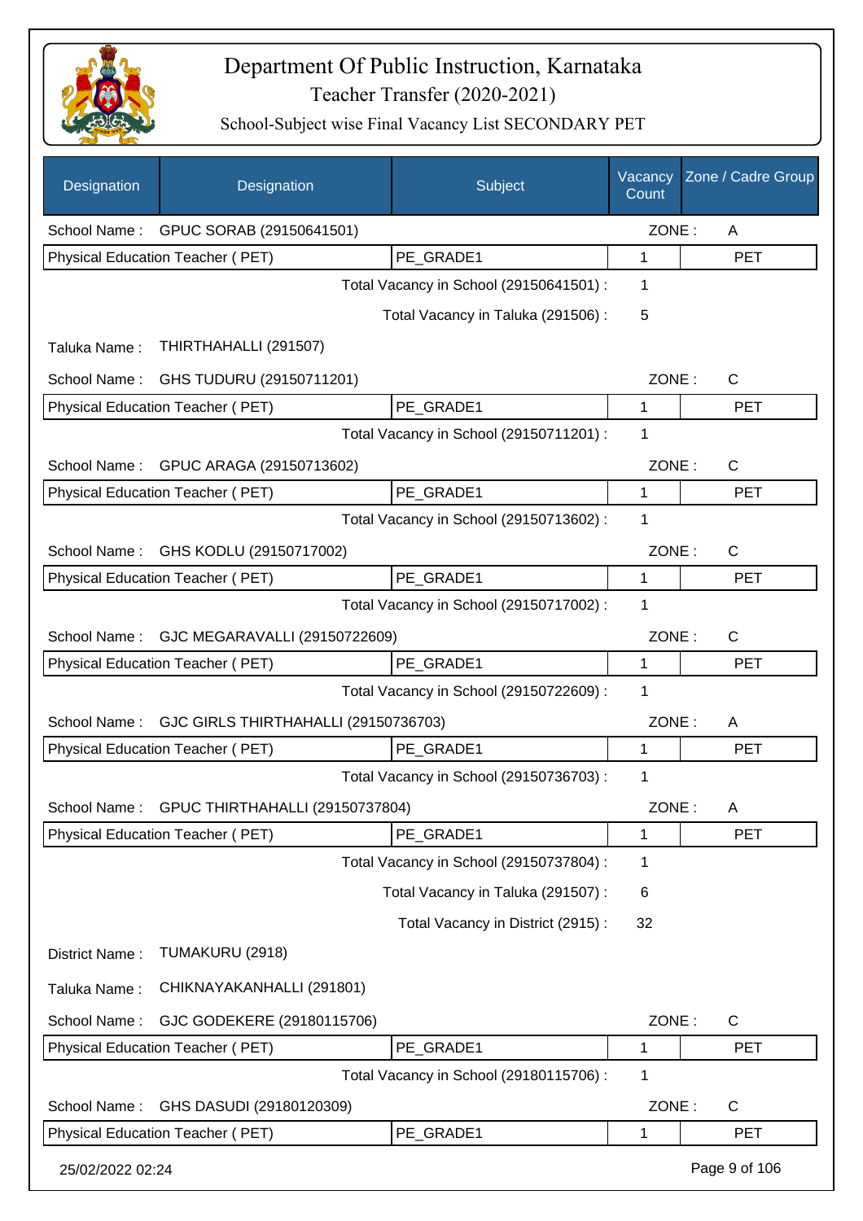# Department Of Public Instruction, Karnataka

## Teacher Transfer (2020-2021)

### School-Subject wise Final Vacancy List SECONDARY PET

| Designation | Designation | Subject | Vacancy Count | Zone / Cadre Group |
|---|---|---|---|---|
| School Name : | GPUC SORAB (29150641501) | | ZONE : | A |
| Physical Education Teacher ( PET) | | PE_GRADE1 | 1 | PET |
| | | Total Vacancy in School (29150641501) : | 1 | |
| | | Total Vacancy in Taluka (291506) : | 5 | |
| Taluka Name : | THIRTHAHALLI (291507) | | | |
| School Name : | GHS TUDURU (29150711201) | | ZONE : | C |
| Physical Education Teacher ( PET) | | PE_GRADE1 | 1 | PET |
| | | Total Vacancy in School (29150711201) : | 1 | |
| School Name : | GPUC ARAGA (29150713602) | | ZONE : | C |
| Physical Education Teacher ( PET) | | PE_GRADE1 | 1 | PET |
| | | Total Vacancy in School (29150713602) : | 1 | |
| School Name : | GHS KODLU (29150717002) | | ZONE : | C |
| Physical Education Teacher ( PET) | | PE_GRADE1 | 1 | PET |
| | | Total Vacancy in School (29150717002) : | 1 | |
| School Name : | GJC MEGARAVALLI (29150722609) | | ZONE : | C |
| Physical Education Teacher ( PET) | | PE_GRADE1 | 1 | PET |
| | | Total Vacancy in School (29150722609) : | 1 | |
| School Name : | GJC GIRLS THIRTHAHALLI (29150736703) | | ZONE : | A |
| Physical Education Teacher ( PET) | | PE_GRADE1 | 1 | PET |
| | | Total Vacancy in School (29150736703) : | 1 | |
| School Name : | GPUC THIRTHAHALLI (29150737804) | | ZONE : | A |
| Physical Education Teacher ( PET) | | PE_GRADE1 | 1 | PET |
| | | Total Vacancy in School (29150737804) : | 1 | |
| | | Total Vacancy in Taluka (291507) : | 6 | |
| | | Total Vacancy in District (2915) : | 32 | |
| District Name : | TUMAKURU (2918) | | | |
| Taluka Name : | CHIKNAYAKANHALLI (291801) | | | |
| School Name : | GJC GODEKERE (29180115706) | | ZONE : | C |
| Physical Education Teacher ( PET) | | PE_GRADE1 | 1 | PET |
| | | Total Vacancy in School (29180115706) : | 1 | |
| School Name : | GHS DASUDI (29180120309) | | ZONE : | C |
| Physical Education Teacher ( PET) | | PE_GRADE1 | 1 | PET |

25/02/2022 02:24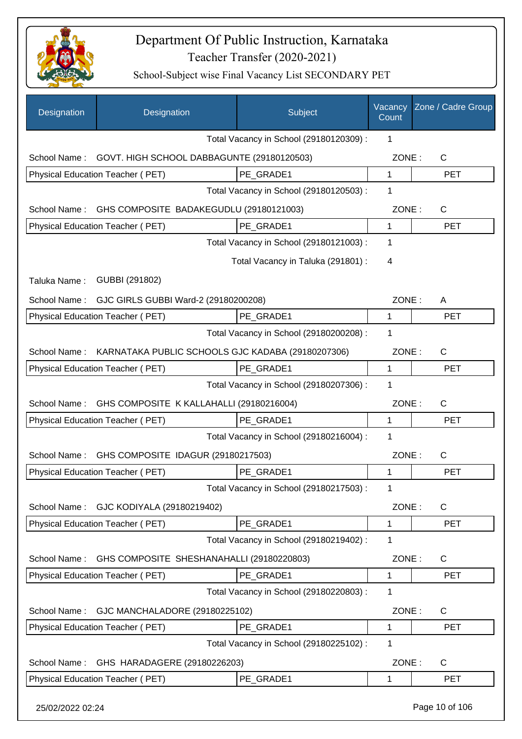# Department Of Public Instruction, Karnataka

## Teacher Transfer (2020-2021)

### School-Subject wise Final Vacancy List SECONDARY PET

| Designation | Designation | Subject | Vacancy Count | Zone / Cadre Group |
|---|---|---|---|---|
| | | Total Vacancy in School (29180120309) : | 1 | |
| School Name : | GOVT. HIGH SCHOOL DABBAGUNTE (29180120503) | | ZONE : | C |
| Physical Education Teacher ( PET) | | PE_GRADE1 | 1 | PET |
| | | Total Vacancy in School (29180120503) : | 1 | |
| School Name : | GHS COMPOSITE BADAKEGUDLU (29180121003) | | ZONE : | C |
| Physical Education Teacher ( PET) | | PE_GRADE1 | 1 | PET |
| | | Total Vacancy in School (29180121003) : | 1 | |
| | | Total Vacancy in Taluka (291801) : | 4 | |
| Taluka Name : | GUBBI (291802) | | | |
| School Name : | GJC GIRLS GUBBI Ward-2 (29180200208) | | ZONE : | A |
| Physical Education Teacher ( PET) | | PE_GRADE1 | 1 | PET |
| | | Total Vacancy in School (29180200208) : | 1 | |
| School Name : | KARNATAKA PUBLIC SCHOOLS GJC KADABA (29180207306) | | ZONE : | C |
| Physical Education Teacher ( PET) | | PE_GRADE1 | 1 | PET |
| | | Total Vacancy in School (29180207306) : | 1 | |
| School Name : | GHS COMPOSITE K KALLAHALLI (29180216004) | | ZONE : | C |
| Physical Education Teacher ( PET) | | PE_GRADE1 | 1 | PET |
| | | Total Vacancy in School (29180216004) : | 1 | |
| School Name : | GHS COMPOSITE IDAGUR (29180217503) | | ZONE : | C |
| Physical Education Teacher ( PET) | | PE_GRADE1 | 1 | PET |
| | | Total Vacancy in School (29180217503) : | 1 | |
| School Name : | GJC KODIYALA (29180219402) | | ZONE : | C |
| Physical Education Teacher ( PET) | | PE_GRADE1 | 1 | PET |
| | | Total Vacancy in School (29180219402) : | 1 | |
| School Name : | GHS COMPOSITE SHESHANAHALLI (29180220803) | | ZONE : | C |
| Physical Education Teacher ( PET) | | PE_GRADE1 | 1 | PET |
| | | Total Vacancy in School (29180220803) : | 1 | |
| School Name : | GJC MANCHALADORE (29180225102) | | ZONE : | C |
| Physical Education Teacher ( PET) | | PE_GRADE1 | 1 | PET |
| | | Total Vacancy in School (29180225102) : | 1 | |
| School Name : | GHS HARADAGERE (29180226203) | | ZONE : | C |
| Physical Education Teacher ( PET) | | PE_GRADE1 | 1 | PET |

25/02/2022 02:24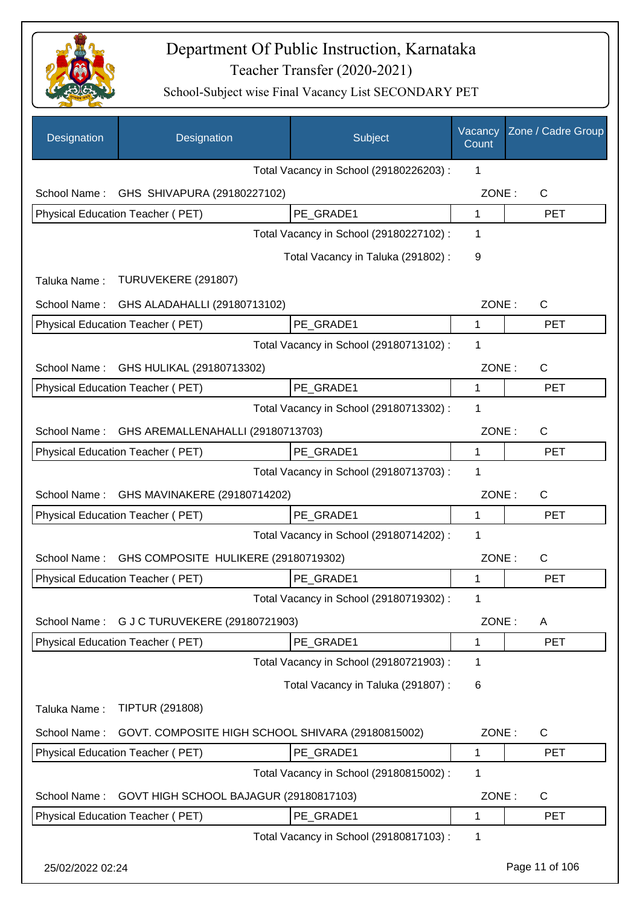# Department Of Public Instruction, Karnataka

## Teacher Transfer (2020-2021)

### School-Subject wise Final Vacancy List SECONDARY PET

| Designation | Designation | Subject | Vacancy Count | Zone / Cadre Group |
|---|---|---|---|---|
| | | Total Vacancy in School (29180226203) : | 1 | |
| School Name : | GHS SHIVAPURA (29180227102) | | ZONE : | C |
| Physical Education Teacher ( PET) | | PE_GRADE1 | 1 | PET |
| | | Total Vacancy in School (29180227102) : | 1 | |
| | | Total Vacancy in Taluka (291802) : | 9 | |
| Taluka Name : | TURUVEKERE (291807) | | | |
| School Name : | GHS ALADAHALLI (29180713102) | | ZONE : | C |
| Physical Education Teacher ( PET) | | PE_GRADE1 | 1 | PET |
| | | Total Vacancy in School (29180713102) : | 1 | |
| School Name : | GHS HULIKAL (29180713302) | | ZONE : | C |
| Physical Education Teacher ( PET) | | PE_GRADE1 | 1 | PET |
| | | Total Vacancy in School (29180713302) : | 1 | |
| School Name : | GHS AREMALLENAHALLI (29180713703) | | ZONE : | C |
| Physical Education Teacher ( PET) | | PE_GRADE1 | 1 | PET |
| | | Total Vacancy in School (29180713703) : | 1 | |
| School Name : | GHS MAVINAKERE (29180714202) | | ZONE : | C |
| Physical Education Teacher ( PET) | | PE_GRADE1 | 1 | PET |
| | | Total Vacancy in School (29180714202) : | 1 | |
| School Name : | GHS COMPOSITE HULIKERE (29180719302) | | ZONE : | C |
| Physical Education Teacher ( PET) | | PE_GRADE1 | 1 | PET |
| | | Total Vacancy in School (29180719302) : | 1 | |
| School Name : | G J C TURUVEKERE (29180721903) | | ZONE : | A |
| Physical Education Teacher ( PET) | | PE_GRADE1 | 1 | PET |
| | | Total Vacancy in School (29180721903) : | 1 | |
| | | Total Vacancy in Taluka (291807) : | 6 | |
| Taluka Name : | TIPTUR (291808) | | | |
| School Name : | GOVT. COMPOSITE HIGH SCHOOL SHIVARA (29180815002) | | ZONE : | C |
| Physical Education Teacher ( PET) | | PE_GRADE1 | 1 | PET |
| | | Total Vacancy in School (29180815002) : | 1 | |
| School Name : | GOVT HIGH SCHOOL BAJAGUR (29180817103) | | ZONE : | C |
| Physical Education Teacher ( PET) | | PE_GRADE1 | 1 | PET |
| | | Total Vacancy in School (29180817103) : | 1 | |

25/02/2022 02:24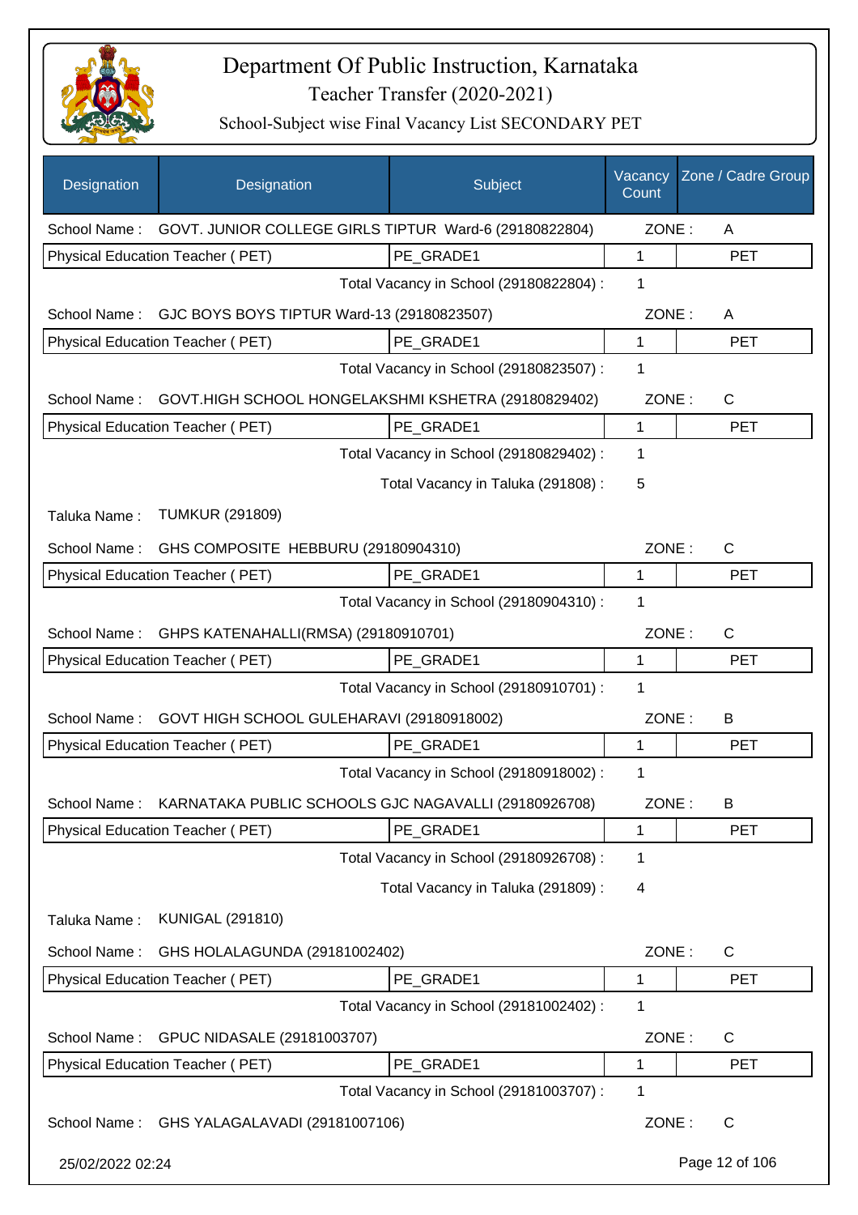# Department Of Public Instruction, Karnataka

## Teacher Transfer (2020-2021)

### School-Subject wise Final Vacancy List SECONDARY PET

| Designation | Designation | Subject | Vacancy Count | Zone / Cadre Group |
|---|---|---|---|---|
| School Name : | GOVT. JUNIOR COLLEGE GIRLS TIPTUR Ward-6 (29180822804) | | ZONE : | A |
| Physical Education Teacher ( PET) | | PE_GRADE1 | 1 | PET |
| | | Total Vacancy in School (29180822804) : | 1 | |
| School Name : | GJC BOYS BOYS TIPTUR Ward-13 (29180823507) | | ZONE : | A |
| Physical Education Teacher ( PET) | | PE_GRADE1 | 1 | PET |
| | | Total Vacancy in School (29180823507) : | 1 | |
| School Name : | GOVT.HIGH SCHOOL HONGELAKSHMI KSHETRA (29180829402) | | ZONE : | C |
| Physical Education Teacher ( PET) | | PE_GRADE1 | 1 | PET |
| | | Total Vacancy in School (29180829402) : | 1 | |
| | | Total Vacancy in Taluka (291808) : | 5 | |
| Taluka Name : | TUMKUR (291809) | | | |
| School Name : | GHS COMPOSITE HEBBURU (29180904310) | | ZONE : | C |
| Physical Education Teacher ( PET) | | PE_GRADE1 | 1 | PET |
| | | Total Vacancy in School (29180904310) : | 1 | |
| School Name : | GHPS KATENAHALLI(RMSA) (29180910701) | | ZONE : | C |
| Physical Education Teacher ( PET) | | PE_GRADE1 | 1 | PET |
| | | Total Vacancy in School (29180910701) : | 1 | |
| School Name : | GOVT HIGH SCHOOL GULEHARAVI (29180918002) | | ZONE : | B |
| Physical Education Teacher ( PET) | | PE_GRADE1 | 1 | PET |
| | | Total Vacancy in School (29180918002) : | 1 | |
| School Name : | KARNATAKA PUBLIC SCHOOLS GJC NAGAVALLI (29180926708) | | ZONE : | B |
| Physical Education Teacher ( PET) | | PE_GRADE1 | 1 | PET |
| | | Total Vacancy in School (29180926708) : | 1 | |
| | | Total Vacancy in Taluka (291809) : | 4 | |
| Taluka Name : | KUNIGAL (291810) | | | |
| School Name : | GHS HOLALAGUNDA (29181002402) | | ZONE : | C |
| Physical Education Teacher ( PET) | | PE_GRADE1 | 1 | PET |
| | | Total Vacancy in School (29181002402) : | 1 | |
| School Name : | GPUC NIDASALE (29181003707) | | ZONE : | C |
| Physical Education Teacher ( PET) | | PE_GRADE1 | 1 | PET |
| | | Total Vacancy in School (29181003707) : | 1 | |
| School Name : | GHS YALAGALAVADI (29181007106) | | ZONE : | C |

25/02/2022 02:24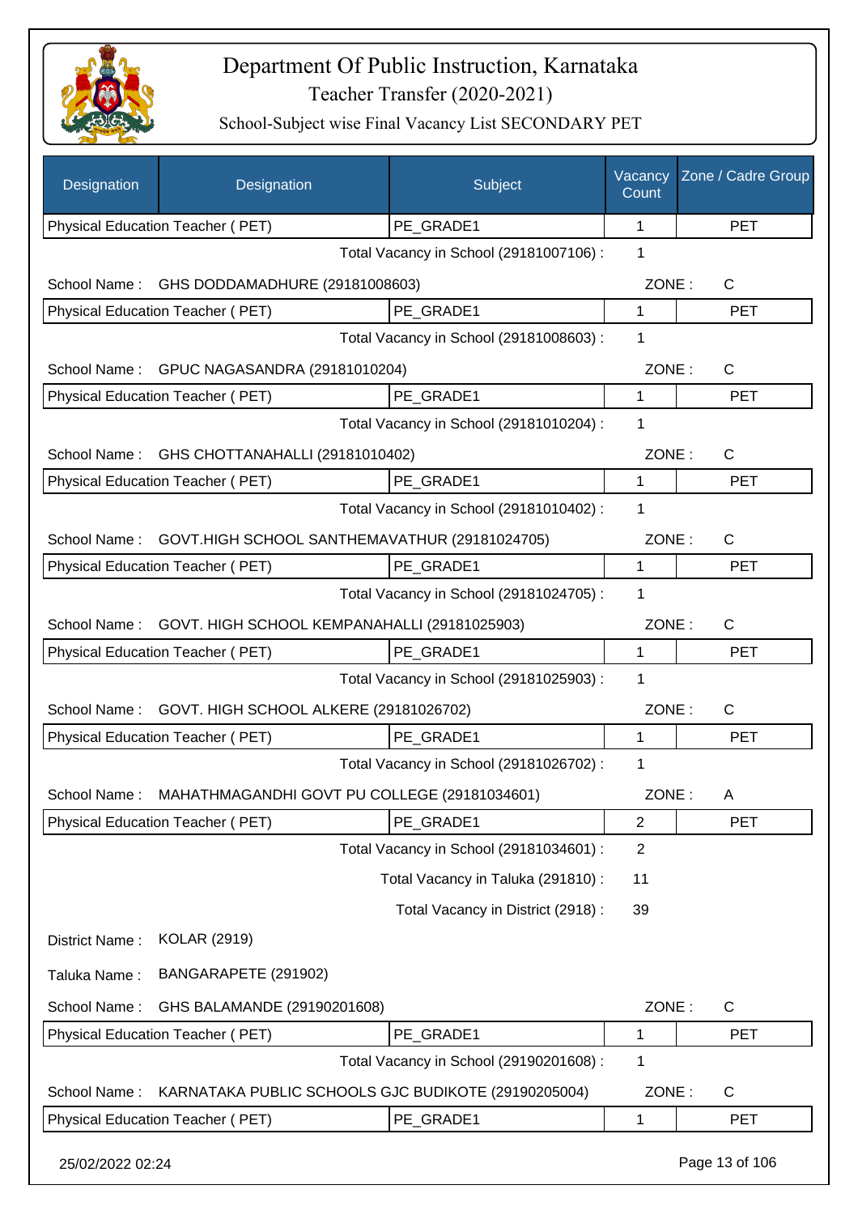# Department Of Public Instruction, Karnataka

Teacher Transfer (2020-2021)

School-Subject wise Final Vacancy List SECONDARY PET

| Designation | Designation | Subject | Vacancy Count | Zone / Cadre Group |
|---|---|---|---|---|
| Physical Education Teacher ( PET) | | PE_GRADE1 | 1 | PET |
| | | Total Vacancy in School (29181007106) : | 1 | |
| School Name : | GHS DODDAMADHURE (29181008603) | | ZONE : | C |
| Physical Education Teacher ( PET) | | PE_GRADE1 | 1 | PET |
| | | Total Vacancy in School (29181008603) : | 1 | |
| School Name : | GPUC NAGASANDRA (29181010204) | | ZONE : | C |
| Physical Education Teacher ( PET) | | PE_GRADE1 | 1 | PET |
| | | Total Vacancy in School (29181010204) : | 1 | |
| School Name : | GHS CHOTTANAHALLI (29181010402) | | ZONE : | C |
| Physical Education Teacher ( PET) | | PE_GRADE1 | 1 | PET |
| | | Total Vacancy in School (29181010402) : | 1 | |
| School Name : | GOVT.HIGH SCHOOL SANTHEMAVATHUR (29181024705) | | ZONE : | C |
| Physical Education Teacher ( PET) | | PE_GRADE1 | 1 | PET |
| | | Total Vacancy in School (29181024705) : | 1 | |
| School Name : | GOVT. HIGH SCHOOL KEMPANAHALLI (29181025903) | | ZONE : | C |
| Physical Education Teacher ( PET) | | PE_GRADE1 | 1 | PET |
| | | Total Vacancy in School (29181025903) : | 1 | |
| School Name : | GOVT. HIGH SCHOOL ALKERE (29181026702) | | ZONE : | C |
| Physical Education Teacher ( PET) | | PE_GRADE1 | 1 | PET |
| | | Total Vacancy in School (29181026702) : | 1 | |
| School Name : | MAHATHMAGANDHI GOVT PU COLLEGE (29181034601) | | ZONE : | A |
| Physical Education Teacher ( PET) | | PE_GRADE1 | 2 | PET |
| | | Total Vacancy in School (29181034601) : | 2 | |
| | | Total Vacancy in Taluka (291810) : | 11 | |
| | | Total Vacancy in District (2918) : | 39 | |
| District Name : | KOLAR (2919) | | | |
| Taluka Name : | BANGARAPETE (291902) | | | |
| School Name : | GHS BALAMANDE (29190201608) | | ZONE : | C |
| Physical Education Teacher ( PET) | | PE_GRADE1 | 1 | PET |
| | | Total Vacancy in School (29190201608) : | 1 | |
| School Name : | KARNATAKA PUBLIC SCHOOLS GJC BUDIKOTE (29190205004) | | ZONE : | C |
| Physical Education Teacher ( PET) | | PE_GRADE1 | 1 | PET |

25/02/2022 02:24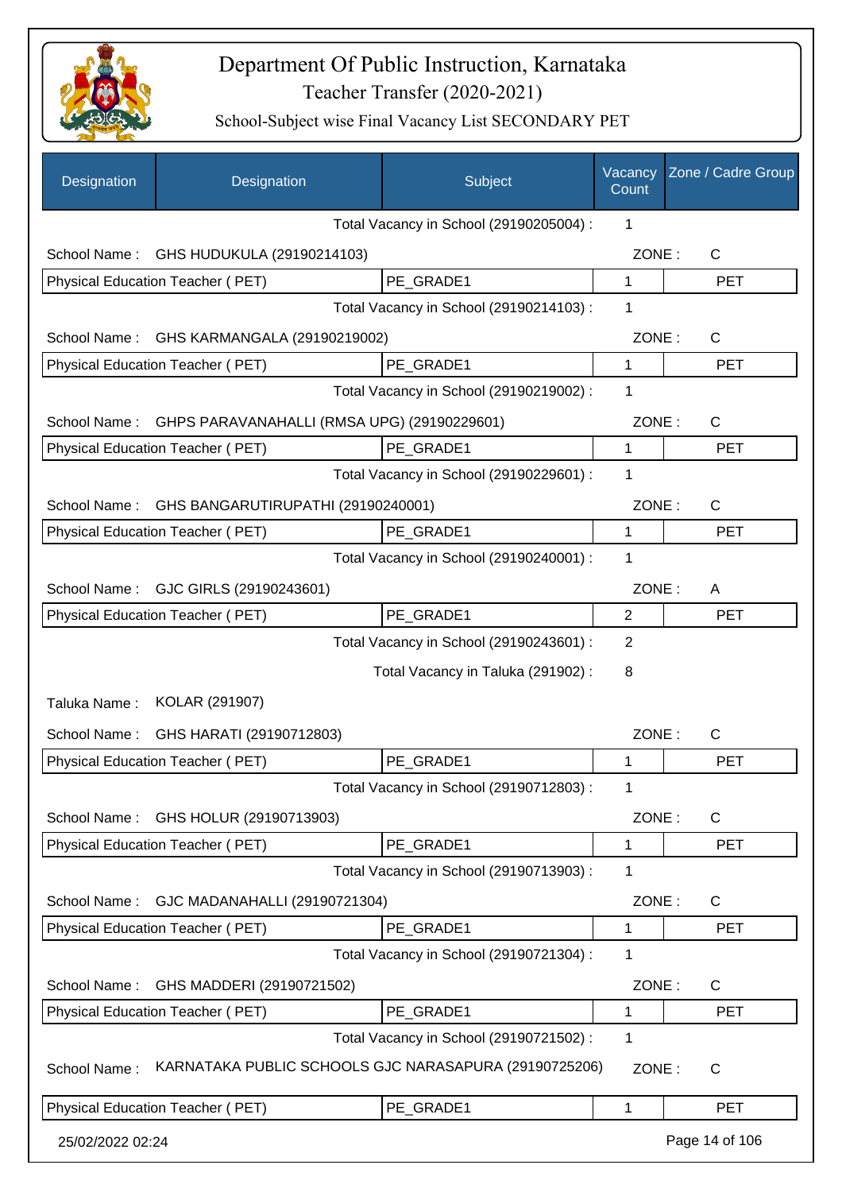# Department Of Public Instruction, Karnataka

## Teacher Transfer (2020-2021)

### School-Subject wise Final Vacancy List SECONDARY PET

| Designation | Designation | Subject | Vacancy Count | Zone / Cadre Group |
|---|---|---|---|---|
| | | Total Vacancy in School (29190205004) : | 1 | |
| School Name : | GHS HUDUKULA (29190214103) | | ZONE : | C |
| Physical Education Teacher ( PET) | | PE_GRADE1 | 1 | PET |
| | | Total Vacancy in School (29190214103) : | 1 | |
| School Name : | GHS KARMANGALA (29190219002) | | ZONE : | C |
| Physical Education Teacher ( PET) | | PE_GRADE1 | 1 | PET |
| | | Total Vacancy in School (29190219002) : | 1 | |
| School Name : | GHPS PARAVANAHALLI (RMSA UPG) (29190229601) | | ZONE : | C |
| Physical Education Teacher ( PET) | | PE_GRADE1 | 1 | PET |
| | | Total Vacancy in School (29190229601) : | 1 | |
| School Name : | GHS BANGARUTIRUPATHI (29190240001) | | ZONE : | C |
| Physical Education Teacher ( PET) | | PE_GRADE1 | 1 | PET |
| | | Total Vacancy in School (29190240001) : | 1 | |
| School Name : | GJC GIRLS (29190243601) | | ZONE : | A |
| Physical Education Teacher ( PET) | | PE_GRADE1 | 2 | PET |
| | | Total Vacancy in School (29190243601) : | 2 | |
| | | Total Vacancy in Taluka (291902) : | 8 | |
| Taluka Name : | KOLAR (291907) | | | |
| School Name : | GHS HARATI (29190712803) | | ZONE : | C |
| Physical Education Teacher ( PET) | | PE_GRADE1 | 1 | PET |
| | | Total Vacancy in School (29190712803) : | 1 | |
| School Name : | GHS HOLUR (29190713903) | | ZONE : | C |
| Physical Education Teacher ( PET) | | PE_GRADE1 | 1 | PET |
| | | Total Vacancy in School (29190713903) : | 1 | |
| School Name : | GJC MADANAHALLI (29190721304) | | ZONE : | C |
| Physical Education Teacher ( PET) | | PE_GRADE1 | 1 | PET |
| | | Total Vacancy in School (29190721304) : | 1 | |
| School Name : | GHS MADDERI (29190721502) | | ZONE : | C |
| Physical Education Teacher ( PET) | | PE_GRADE1 | 1 | PET |
| | | Total Vacancy in School (29190721502) : | 1 | |
| School Name : | KARNATAKA PUBLIC SCHOOLS GJC NARASAPURA (29190725206) | | ZONE : | C |
| Physical Education Teacher ( PET) | | PE_GRADE1 | 1 | PET |

25/02/2022 02:24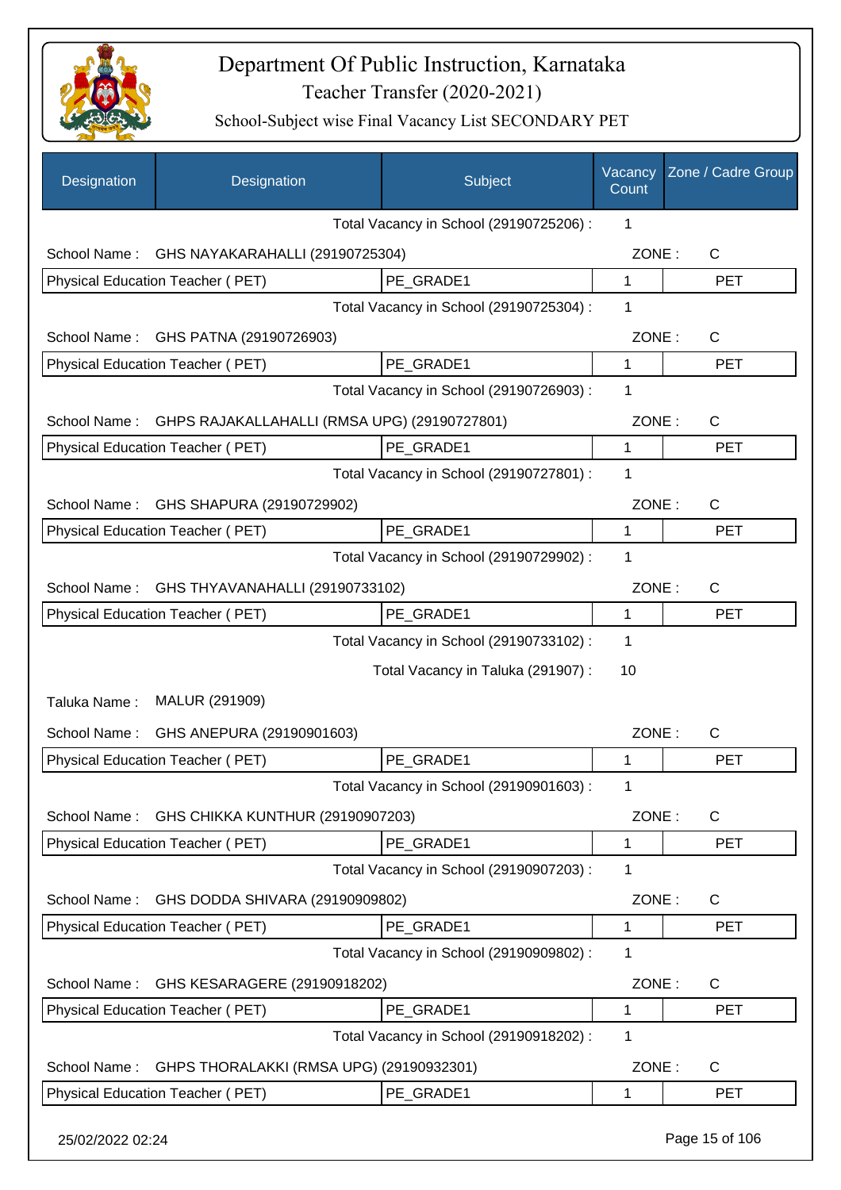# Department Of Public Instruction, Karnataka

## Teacher Transfer (2020-2021)

### School-Subject wise Final Vacancy List SECONDARY PET

| Designation | Designation | Subject | Vacancy Count | Zone / Cadre Group |
|---|---|---|---|---|
| | | Total Vacancy in School (29190725206) : | 1 | |
| School Name : | GHS NAYAKARAHALLI (29190725304) | | ZONE : | C |
| Physical Education Teacher ( PET) | | PE_GRADE1 | 1 | PET |
| | | Total Vacancy in School (29190725304) : | 1 | |
| School Name : | GHS PATNA (29190726903) | | ZONE : | C |
| Physical Education Teacher ( PET) | | PE_GRADE1 | 1 | PET |
| | | Total Vacancy in School (29190726903) : | 1 | |
| School Name : | GHPS RAJAKALLAHALLI (RMSA UPG) (29190727801) | | ZONE : | C |
| Physical Education Teacher ( PET) | | PE_GRADE1 | 1 | PET |
| | | Total Vacancy in School (29190727801) : | 1 | |
| School Name : | GHS SHAPURA (29190729902) | | ZONE : | C |
| Physical Education Teacher ( PET) | | PE_GRADE1 | 1 | PET |
| | | Total Vacancy in School (29190729902) : | 1 | |
| School Name : | GHS THYAVANAHALLI (29190733102) | | ZONE : | C |
| Physical Education Teacher ( PET) | | PE_GRADE1 | 1 | PET |
| | | Total Vacancy in School (29190733102) : | 1 | |
| | | Total Vacancy in Taluka (291907) : | 10 | |
| Taluka Name : | MALUR (291909) | | | |
| School Name : | GHS ANEPURA (29190901603) | | ZONE : | C |
| Physical Education Teacher ( PET) | | PE_GRADE1 | 1 | PET |
| | | Total Vacancy in School (29190901603) : | 1 | |
| School Name : | GHS CHIKKA KUNTHUR (29190907203) | | ZONE : | C |
| Physical Education Teacher ( PET) | | PE_GRADE1 | 1 | PET |
| | | Total Vacancy in School (29190907203) : | 1 | |
| School Name : | GHS DODDA SHIVARA (29190909802) | | ZONE : | C |
| Physical Education Teacher ( PET) | | PE_GRADE1 | 1 | PET |
| | | Total Vacancy in School (29190909802) : | 1 | |
| School Name : | GHS KESARAGERE (29190918202) | | ZONE : | C |
| Physical Education Teacher ( PET) | | PE_GRADE1 | 1 | PET |
| | | Total Vacancy in School (29190918202) : | 1 | |
| School Name : | GHPS THORALAKKI (RMSA UPG) (29190932301) | | ZONE : | C |
| Physical Education Teacher ( PET) | | PE_GRADE1 | 1 | PET |

25/02/2022 02:24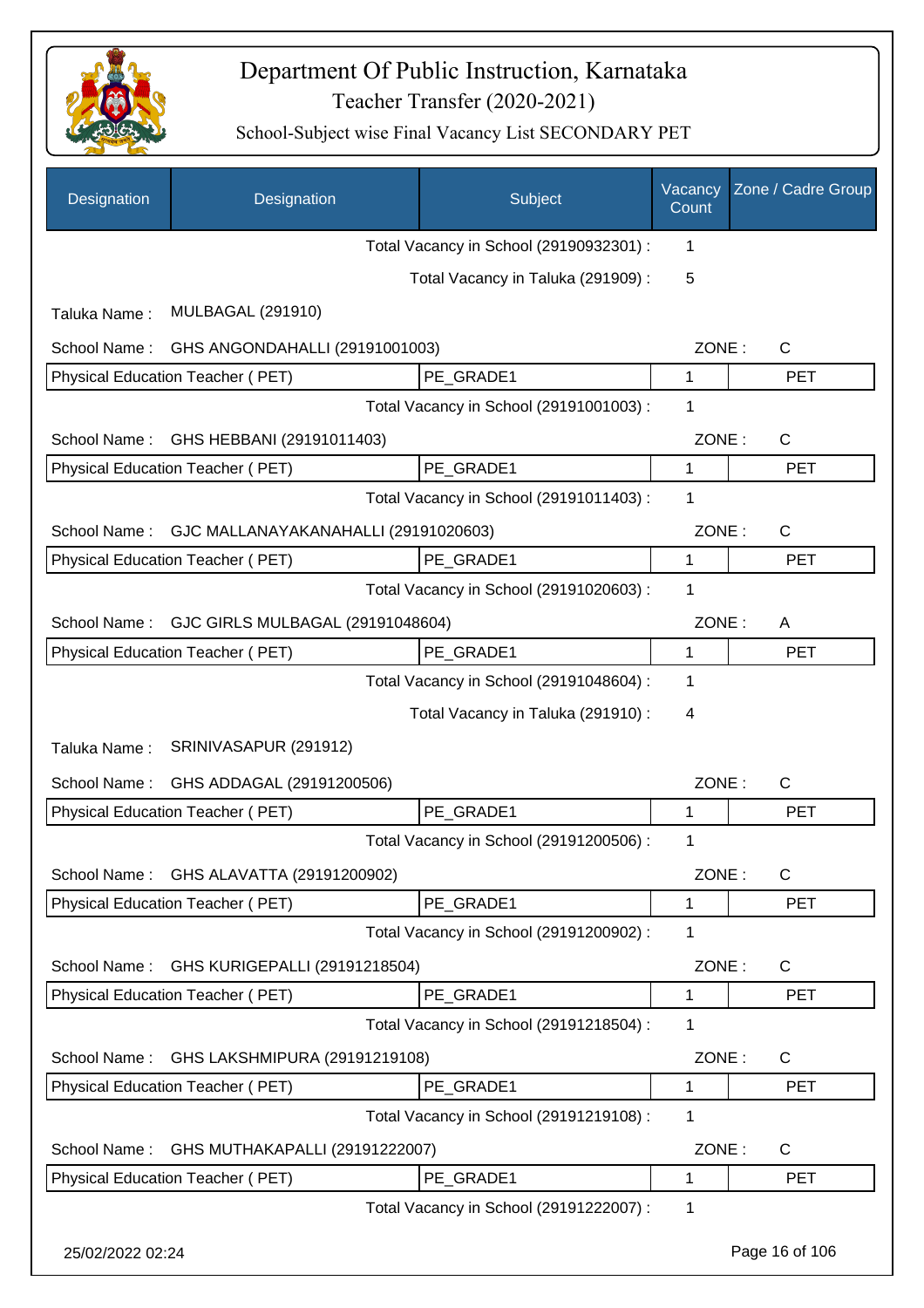# Department Of Public Instruction, Karnataka

## Teacher Transfer (2020-2021)

### School-Subject wise Final Vacancy List SECONDARY PET

| Designation | Designation | Subject | Vacancy Count | Zone / Cadre Group |
|---|---|---|---|---|
| | | Total Vacancy in School (29190932301) : | 1 | |
| | | Total Vacancy in Taluka (291909) : | 5 | |
| Taluka Name : | MULBAGAL (291910) | | | |
| School Name : | GHS ANGONDAHALLI (29191001003) | | ZONE : | C |
| Physical Education Teacher ( PET) | | PE_GRADE1 | 1 | PET |
| | | Total Vacancy in School (29191001003) : | 1 | |
| School Name : | GHS HEBBANI (29191011403) | | ZONE : | C |
| Physical Education Teacher ( PET) | | PE_GRADE1 | 1 | PET |
| | | Total Vacancy in School (29191011403) : | 1 | |
| School Name : | GJC MALLANAYAKANAHALLI (29191020603) | | ZONE : | C |
| Physical Education Teacher ( PET) | | PE_GRADE1 | 1 | PET |
| | | Total Vacancy in School (29191020603) : | 1 | |
| School Name : | GJC GIRLS MULBAGAL (29191048604) | | ZONE : | A |
| Physical Education Teacher ( PET) | | PE_GRADE1 | 1 | PET |
| | | Total Vacancy in School (29191048604) : | 1 | |
| | | Total Vacancy in Taluka (291910) : | 4 | |
| Taluka Name : | SRINIVASAPUR (291912) | | | |
| School Name : | GHS ADDAGAL (29191200506) | | ZONE : | C |
| Physical Education Teacher ( PET) | | PE_GRADE1 | 1 | PET |
| | | Total Vacancy in School (29191200506) : | 1 | |
| School Name : | GHS ALAVATTA (29191200902) | | ZONE : | C |
| Physical Education Teacher ( PET) | | PE_GRADE1 | 1 | PET |
| | | Total Vacancy in School (29191200902) : | 1 | |
| School Name : | GHS KURIGEPALLI (29191218504) | | ZONE : | C |
| Physical Education Teacher ( PET) | | PE_GRADE1 | 1 | PET |
| | | Total Vacancy in School (29191218504) : | 1 | |
| School Name : | GHS LAKSHMIPURA (29191219108) | | ZONE : | C |
| Physical Education Teacher ( PET) | | PE_GRADE1 | 1 | PET |
| | | Total Vacancy in School (29191219108) : | 1 | |
| School Name : | GHS MUTHAKAPALLI (29191222007) | | ZONE : | C |
| Physical Education Teacher ( PET) | | PE_GRADE1 | 1 | PET |
| | | Total Vacancy in School (29191222007) : | 1 | |

25/02/2022 02:24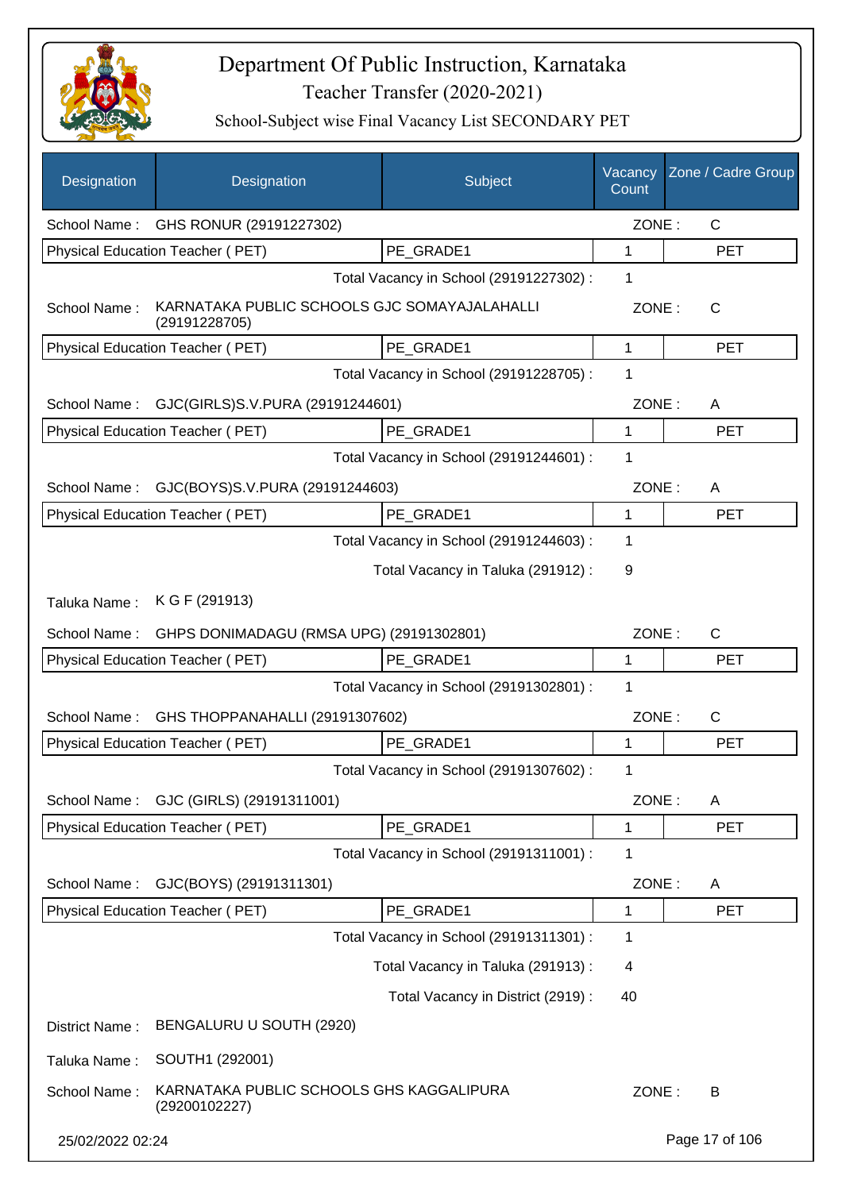# Department Of Public Instruction, Karnataka

## Teacher Transfer (2020-2021)

### School-Subject wise Final Vacancy List SECONDARY PET

| Designation | Designation | Subject | Vacancy Count | Zone / Cadre Group |
|---|---|---|---|---|
| School Name : | GHS RONUR (29191227302) | | ZONE : | C |
| Physical Education Teacher ( PET) | | PE_GRADE1 | 1 | PET |
| | | Total Vacancy in School (29191227302) : | 1 | |
| School Name : | KARNATAKA PUBLIC SCHOOLS GJC SOMAYAJALAHALLI (29191228705) | | ZONE : | C |
| Physical Education Teacher ( PET) | | PE_GRADE1 | 1 | PET |
| | | Total Vacancy in School (29191228705) : | 1 | |
| School Name : | GJC(GIRLS)S.V.PURA (29191244601) | | ZONE : | A |
| Physical Education Teacher ( PET) | | PE_GRADE1 | 1 | PET |
| | | Total Vacancy in School (29191244601) : | 1 | |
| School Name : | GJC(BOYS)S.V.PURA (29191244603) | | ZONE : | A |
| Physical Education Teacher ( PET) | | PE_GRADE1 | 1 | PET |
| | | Total Vacancy in School (29191244603) : | 1 | |
| | | Total Vacancy in Taluka (291912) : | 9 | |
| Taluka Name : | K G F (291913) | | | |
| School Name : | GHPS DONIMADAGU (RMSA UPG) (29191302801) | | ZONE : | C |
| Physical Education Teacher ( PET) | | PE_GRADE1 | 1 | PET |
| | | Total Vacancy in School (29191302801) : | 1 | |
| School Name : | GHS THOPPANAHALLI (29191307602) | | ZONE : | C |
| Physical Education Teacher ( PET) | | PE_GRADE1 | 1 | PET |
| | | Total Vacancy in School (29191307602) : | 1 | |
| School Name : | GJC (GIRLS) (29191311001) | | ZONE : | A |
| Physical Education Teacher ( PET) | | PE_GRADE1 | 1 | PET |
| | | Total Vacancy in School (29191311001) : | 1 | |
| School Name : | GJC(BOYS) (29191311301) | | ZONE : | A |
| Physical Education Teacher ( PET) | | PE_GRADE1 | 1 | PET |
| | | Total Vacancy in School (29191311301) : | 1 | |
| | | Total Vacancy in Taluka (291913) : | 4 | |
| | | Total Vacancy in District (2919) : | 40 | |
| District Name : | BENGALURU U SOUTH (2920) | | | |
| Taluka Name : | SOUTH1 (292001) | | | |
| School Name : | KARNATAKA PUBLIC SCHOOLS GHS KAGGALIPURA (29200102227) | | ZONE : | B |

25/02/2022 02:24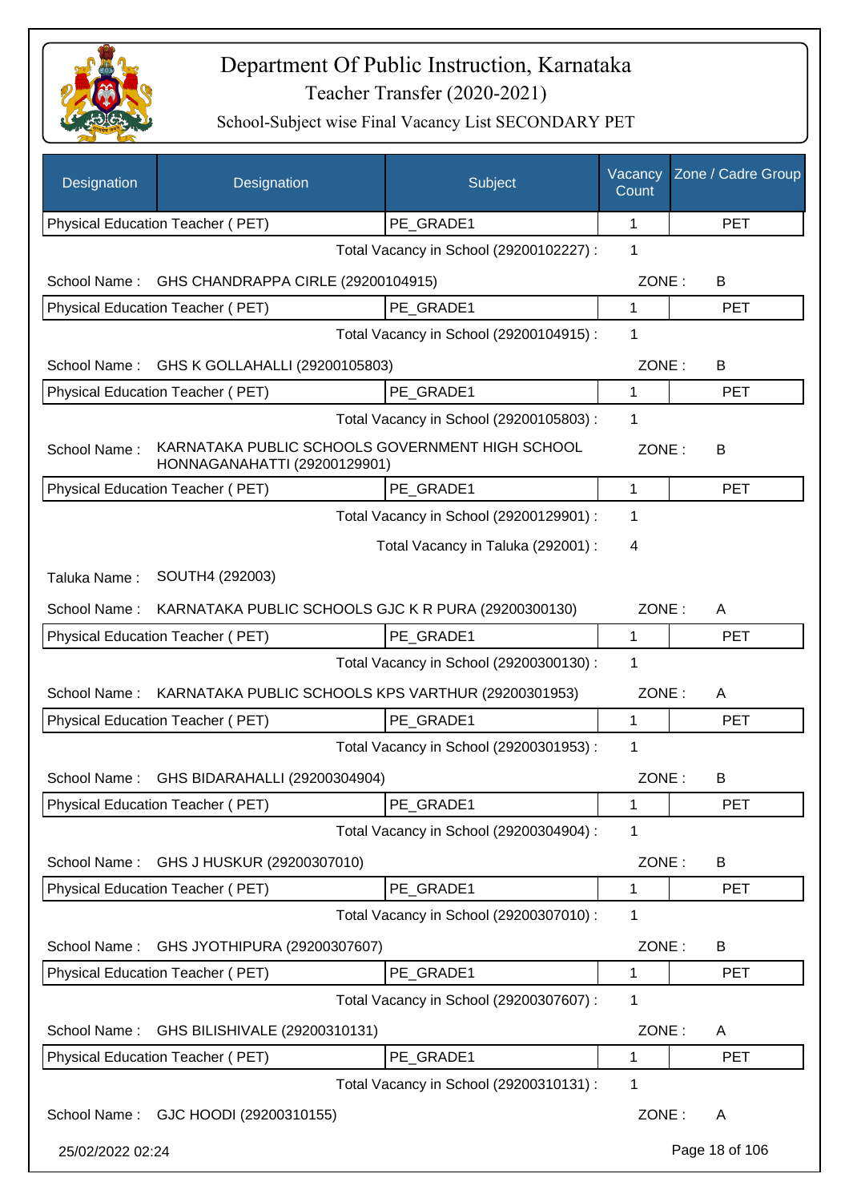# Department Of Public Instruction, Karnataka

## Teacher Transfer (2020-2021)

### School-Subject wise Final Vacancy List SECONDARY PET

| Designation | Designation | Subject | Vacancy Count | Zone / Cadre Group |
|---|---|---|---|---|
| Physical Education Teacher ( PET) | | PE_GRADE1 | 1 | PET |

Total Vacancy in School (29200102227) : 1

School Name : GHS CHANDRAPPA CIRLE (29200104915) ZONE : B

| Physical Education Teacher ( PET) | PE_GRADE1 | 1 | PET |
|---|---|---|---|

Total Vacancy in School (29200104915) : 1

School Name : GHS K GOLLAHALLI (29200105803) ZONE : B

| Physical Education Teacher ( PET) | PE_GRADE1 | 1 | PET |
|---|---|---|---|

Total Vacancy in School (29200105803) : 1

School Name : KARNATAKA PUBLIC SCHOOLS GOVERNMENT HIGH SCHOOL HONNAGANAHATTI (29200129901) ZONE : B

| Physical Education Teacher ( PET) | PE_GRADE1 | 1 | PET |
|---|---|---|---|

Total Vacancy in School (29200129901) : 1

Total Vacancy in Taluka (292001) : 4

Taluka Name : SOUTH4 (292003)

School Name : KARNATAKA PUBLIC SCHOOLS GJC K R PURA (29200300130) ZONE : A

| Physical Education Teacher ( PET) | PE_GRADE1 | 1 | PET |
|---|---|---|---|

Total Vacancy in School (29200300130) : 1

School Name : KARNATAKA PUBLIC SCHOOLS KPS VARTHUR (29200301953) ZONE : A

| Physical Education Teacher ( PET) | PE_GRADE1 | 1 | PET |
|---|---|---|---|

Total Vacancy in School (29200301953) : 1

School Name : GHS BIDARAHALLI (29200304904) ZONE : B

| Physical Education Teacher ( PET) | PE_GRADE1 | 1 | PET |
|---|---|---|---|

Total Vacancy in School (29200304904) : 1

School Name : GHS J HUSKUR (29200307010) ZONE : B

| Physical Education Teacher ( PET) | PE_GRADE1 | 1 | PET |
|---|---|---|---|

Total Vacancy in School (29200307010) : 1

School Name : GHS JYOTHIPURA (29200307607) ZONE : B

| Physical Education Teacher ( PET) | PE_GRADE1 | 1 | PET |
|---|---|---|---|

Total Vacancy in School (29200307607) : 1

School Name : GHS BILISHIVALE (29200310131) ZONE : A

| Physical Education Teacher ( PET) | PE_GRADE1 | 1 | PET |
|---|---|---|---|

Total Vacancy in School (29200310131) : 1

School Name : GJC HOODI (29200310155) ZONE : A

25/02/2022 02:24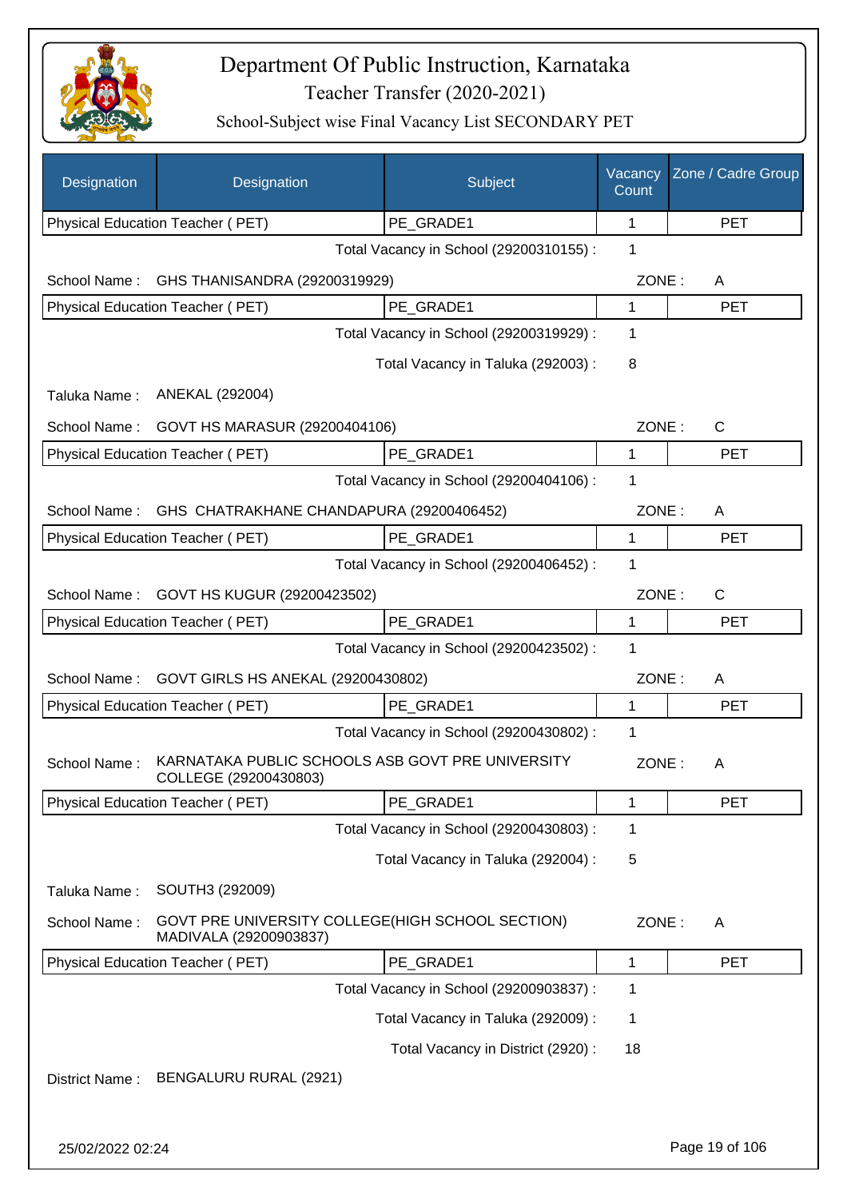# Department Of Public Instruction, Karnataka

## Teacher Transfer (2020-2021)

### School-Subject wise Final Vacancy List SECONDARY PET

| Designation | Designation | Subject | Vacancy Count | Zone / Cadre Group |
|---|---|---|---|---|
| Physical Education Teacher ( PET) | | PE_GRADE1 | 1 | PET |

Total Vacancy in School (29200310155) : 1

School Name : GHS THANISANDRA (29200319929) ZONE : A

| Physical Education Teacher ( PET) | PE_GRADE1 | 1 | PET |
|---|---|---|---|

Total Vacancy in School (29200319929) : 1

Total Vacancy in Taluka (292003) : 8

Taluka Name : ANEKAL (292004)

School Name : GOVT HS MARASUR (29200404106) ZONE : C

| Physical Education Teacher ( PET) | PE_GRADE1 | 1 | PET |
|---|---|---|---|

Total Vacancy in School (29200404106) : 1

School Name : GHS CHATRAKHANE CHANDAPURA (29200406452) ZONE : A

| Physical Education Teacher ( PET) | PE_GRADE1 | 1 | PET |
|---|---|---|---|

Total Vacancy in School (29200406452) : 1

School Name : GOVT HS KUGUR (29200423502) ZONE : C

| Physical Education Teacher ( PET) | PE_GRADE1 | 1 | PET |
|---|---|---|---|

Total Vacancy in School (29200423502) : 1

School Name : GOVT GIRLS HS ANEKAL (29200430802) ZONE : A

| Physical Education Teacher ( PET) | PE_GRADE1 | 1 | PET |
|---|---|---|---|

Total Vacancy in School (29200430802) : 1

School Name : KARNATAKA PUBLIC SCHOOLS ASB GOVT PRE UNIVERSITY COLLEGE (29200430803) ZONE : A

| Physical Education Teacher ( PET) | PE_GRADE1 | 1 | PET |
|---|---|---|---|

Total Vacancy in School (29200430803) : 1

Total Vacancy in Taluka (292004) : 5

Taluka Name : SOUTH3 (292009)

School Name : GOVT PRE UNIVERSITY COLLEGE(HIGH SCHOOL SECTION) MADIVALA (29200903837) ZONE : A

| Physical Education Teacher ( PET) | PE_GRADE1 | 1 | PET |
|---|---|---|---|

Total Vacancy in School (29200903837) : 1

Total Vacancy in Taluka (292009) : 1

Total Vacancy in District (2920) : 18

District Name : BENGALURU RURAL (2921)

25/02/2022 02:24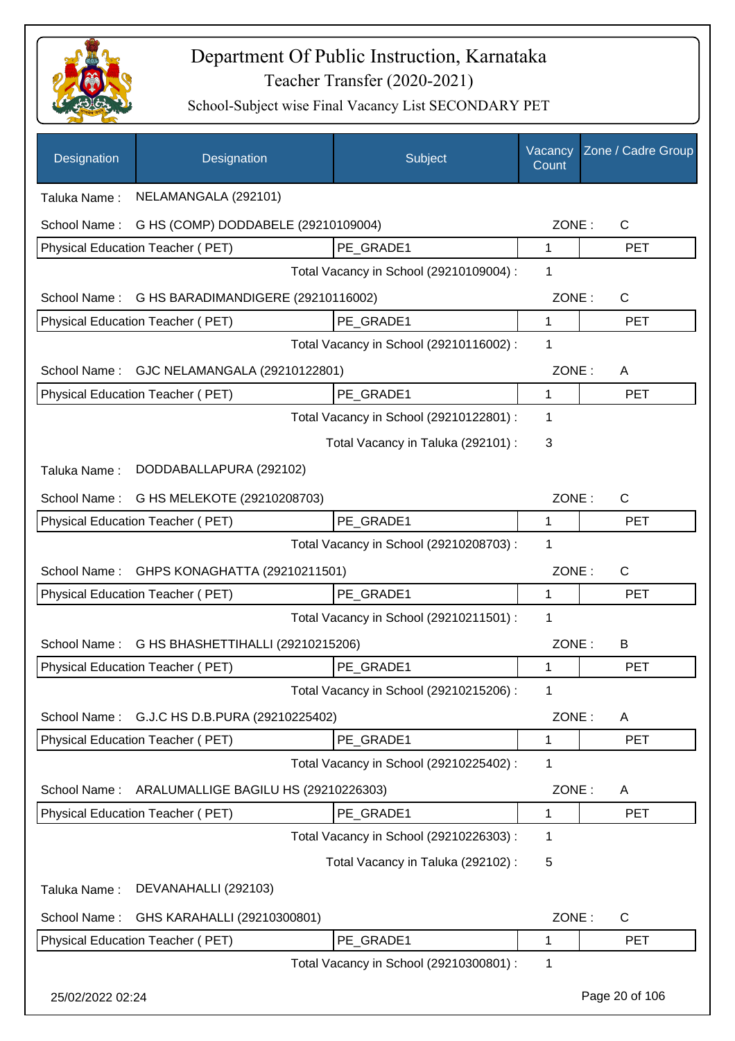# Department Of Public Instruction, Karnataka

## Teacher Transfer (2020-2021)

### School-Subject wise Final Vacancy List SECONDARY PET

| Designation | Designation | Subject | Vacancy Count | Zone / Cadre Group |
|---|---|---|---|---|
| Taluka Name : | NELAMANGALA (292101) | | | |
| School Name : | G HS (COMP) DODDABELE (29210109004) | | ZONE : | C |
| Physical Education Teacher ( PET) | | PE_GRADE1 | 1 | PET |
| | | Total Vacancy in School (29210109004) : | 1 | |
| School Name : | G HS BARADIMANDIGERE (29210116002) | | ZONE : | C |
| Physical Education Teacher ( PET) | | PE_GRADE1 | 1 | PET |
| | | Total Vacancy in School (29210116002) : | 1 | |
| School Name : | GJC NELAMANGALA (29210122801) | | ZONE : | A |
| Physical Education Teacher ( PET) | | PE_GRADE1 | 1 | PET |
| | | Total Vacancy in School (29210122801) : | 1 | |
| | | Total Vacancy in Taluka (292101) : | 3 | |
| Taluka Name : | DODDABALLAPURA (292102) | | | |
| School Name : | G HS MELEKOTE (29210208703) | | ZONE : | C |
| Physical Education Teacher ( PET) | | PE_GRADE1 | 1 | PET |
| | | Total Vacancy in School (29210208703) : | 1 | |
| School Name : | GHPS KONAGHATTA (29210211501) | | ZONE : | C |
| Physical Education Teacher ( PET) | | PE_GRADE1 | 1 | PET |
| | | Total Vacancy in School (29210211501) : | 1 | |
| School Name : | G HS BHASHETTIHALLI (29210215206) | | ZONE : | B |
| Physical Education Teacher ( PET) | | PE_GRADE1 | 1 | PET |
| | | Total Vacancy in School (29210215206) : | 1 | |
| School Name : | G.J.C HS D.B.PURA (29210225402) | | ZONE : | A |
| Physical Education Teacher ( PET) | | PE_GRADE1 | 1 | PET |
| | | Total Vacancy in School (29210225402) : | 1 | |
| School Name : | ARALUMALLIGE BAGILU HS (29210226303) | | ZONE : | A |
| Physical Education Teacher ( PET) | | PE_GRADE1 | 1 | PET |
| | | Total Vacancy in School (29210226303) : | 1 | |
| | | Total Vacancy in Taluka (292102) : | 5 | |
| Taluka Name : | DEVANAHALLI (292103) | | | |
| School Name : | GHS KARAHALLI (29210300801) | | ZONE : | C |
| Physical Education Teacher ( PET) | | PE_GRADE1 | 1 | PET |
| | | Total Vacancy in School (29210300801) : | 1 | |

25/02/2022 02:24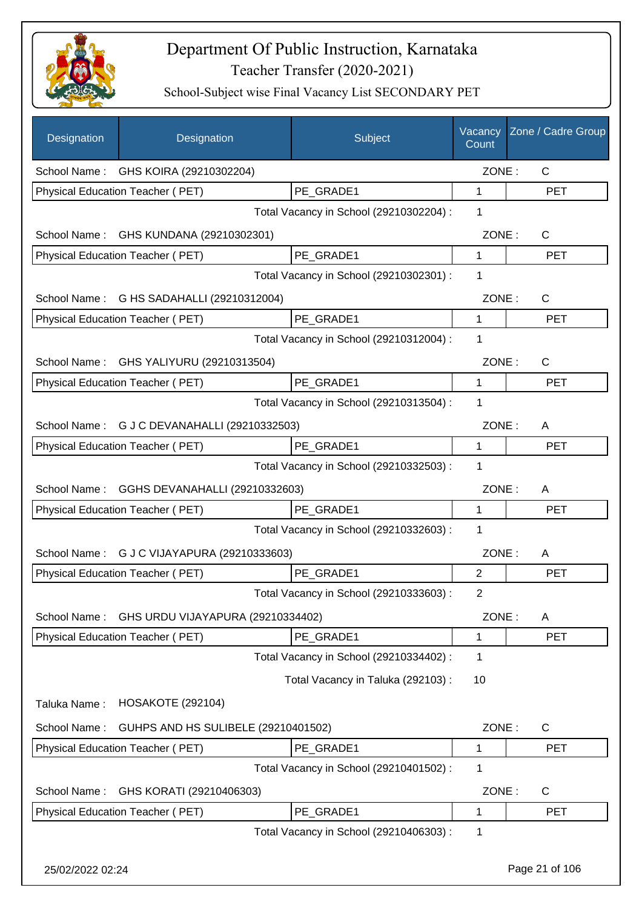# Department Of Public Instruction, Karnataka

## Teacher Transfer (2020-2021)

### School-Subject wise Final Vacancy List SECONDARY PET

| Designation | Designation | Subject | Vacancy Count | Zone / Cadre Group |
|---|---|---|---|---|
| School Name : | GHS KOIRA (29210302204) | | ZONE : | C |
| Physical Education Teacher ( PET) | | PE_GRADE1 | 1 | PET |
| | | Total Vacancy in School (29210302204) : | 1 | |
| School Name : | GHS KUNDANA (29210302301) | | ZONE : | C |
| Physical Education Teacher ( PET) | | PE_GRADE1 | 1 | PET |
| | | Total Vacancy in School (29210302301) : | 1 | |
| School Name : | G HS SADAHALLI (29210312004) | | ZONE : | C |
| Physical Education Teacher ( PET) | | PE_GRADE1 | 1 | PET |
| | | Total Vacancy in School (29210312004) : | 1 | |
| School Name : | GHS YALIYURU (29210313504) | | ZONE : | C |
| Physical Education Teacher ( PET) | | PE_GRADE1 | 1 | PET |
| | | Total Vacancy in School (29210313504) : | 1 | |
| School Name : | G J C DEVANAHALLI (29210332503) | | ZONE : | A |
| Physical Education Teacher ( PET) | | PE_GRADE1 | 1 | PET |
| | | Total Vacancy in School (29210332503) : | 1 | |
| School Name : | GGHS DEVANAHALLI (29210332603) | | ZONE : | A |
| Physical Education Teacher ( PET) | | PE_GRADE1 | 1 | PET |
| | | Total Vacancy in School (29210332603) : | 1 | |
| School Name : | G J C VIJAYAPURA (29210333603) | | ZONE : | A |
| Physical Education Teacher ( PET) | | PE_GRADE1 | 2 | PET |
| | | Total Vacancy in School (29210333603) : | 2 | |
| School Name : | GHS URDU VIJAYAPURA (29210334402) | | ZONE : | A |
| Physical Education Teacher ( PET) | | PE_GRADE1 | 1 | PET |
| | | Total Vacancy in School (29210334402) : | 1 | |
| | | Total Vacancy in Taluka (292103) : | 10 | |
| Taluka Name : | HOSAKOTE (292104) | | | |
| School Name : | GUHPS AND HS SULIBELE (29210401502) | | ZONE : | C |
| Physical Education Teacher ( PET) | | PE_GRADE1 | 1 | PET |
| | | Total Vacancy in School (29210401502) : | 1 | |
| School Name : | GHS KORATI (29210406303) | | ZONE : | C |
| Physical Education Teacher ( PET) | | PE_GRADE1 | 1 | PET |
| | | Total Vacancy in School (29210406303) : | 1 | |

25/02/2022 02:24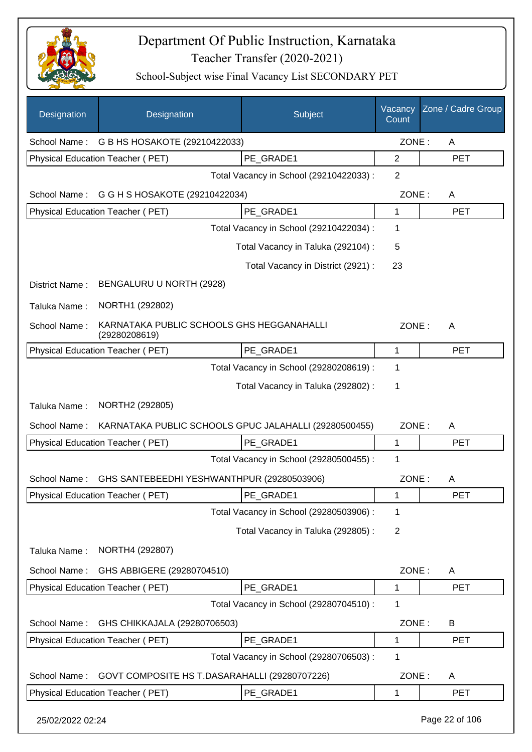# Department Of Public Instruction, Karnataka

## Teacher Transfer (2020-2021)

### School-Subject wise Final Vacancy List SECONDARY PET

| Designation | Designation | Subject | Vacancy Count | Zone / Cadre Group |
|---|---|---|---|---|
| School Name : | G B HS HOSAKOTE (29210422033) | | ZONE : | A |
| Physical Education Teacher ( PET) | | PE_GRADE1 | 2 | PET |
| | | Total Vacancy in School (29210422033) : | 2 | |
| School Name : | G G H S HOSAKOTE (29210422034) | | ZONE : | A |
| Physical Education Teacher ( PET) | | PE_GRADE1 | 1 | PET |
| | | Total Vacancy in School (29210422034) : | 1 | |
| | | Total Vacancy in Taluka (292104) : | 5 | |
| | | Total Vacancy in District (2921) : | 23 | |
| District Name : | BENGALURU U NORTH (2928) | | | |
| Taluka Name : | NORTH1 (292802) | | | |
| School Name : | KARNATAKA PUBLIC SCHOOLS GHS HEGGANAHALLI (29280208619) | | ZONE : | A |
| Physical Education Teacher ( PET) | | PE_GRADE1 | 1 | PET |
| | | Total Vacancy in School (29280208619) : | 1 | |
| | | Total Vacancy in Taluka (292802) : | 1 | |
| Taluka Name : | NORTH2 (292805) | | | |
| School Name : | KARNATAKA PUBLIC SCHOOLS GPUC JALAHALLI (29280500455) | | ZONE : | A |
| Physical Education Teacher ( PET) | | PE_GRADE1 | 1 | PET |
| | | Total Vacancy in School (29280500455) : | 1 | |
| School Name : | GHS SANTEBEEDHI YESHWANTHPUR (29280503906) | | ZONE : | A |
| Physical Education Teacher ( PET) | | PE_GRADE1 | 1 | PET |
| | | Total Vacancy in School (29280503906) : | 1 | |
| | | Total Vacancy in Taluka (292805) : | 2 | |
| Taluka Name : | NORTH4 (292807) | | | |
| School Name : | GHS ABBIGERE (29280704510) | | ZONE : | A |
| Physical Education Teacher ( PET) | | PE_GRADE1 | 1 | PET |
| | | Total Vacancy in School (29280704510) : | 1 | |
| School Name : | GHS CHIKKAJALA (29280706503) | | ZONE : | B |
| Physical Education Teacher ( PET) | | PE_GRADE1 | 1 | PET |
| | | Total Vacancy in School (29280706503) : | 1 | |
| School Name : | GOVT COMPOSITE HS T.DASARAHALLI (29280707226) | | ZONE : | A |
| Physical Education Teacher ( PET) | | PE_GRADE1 | 1 | PET |

25/02/2022 02:24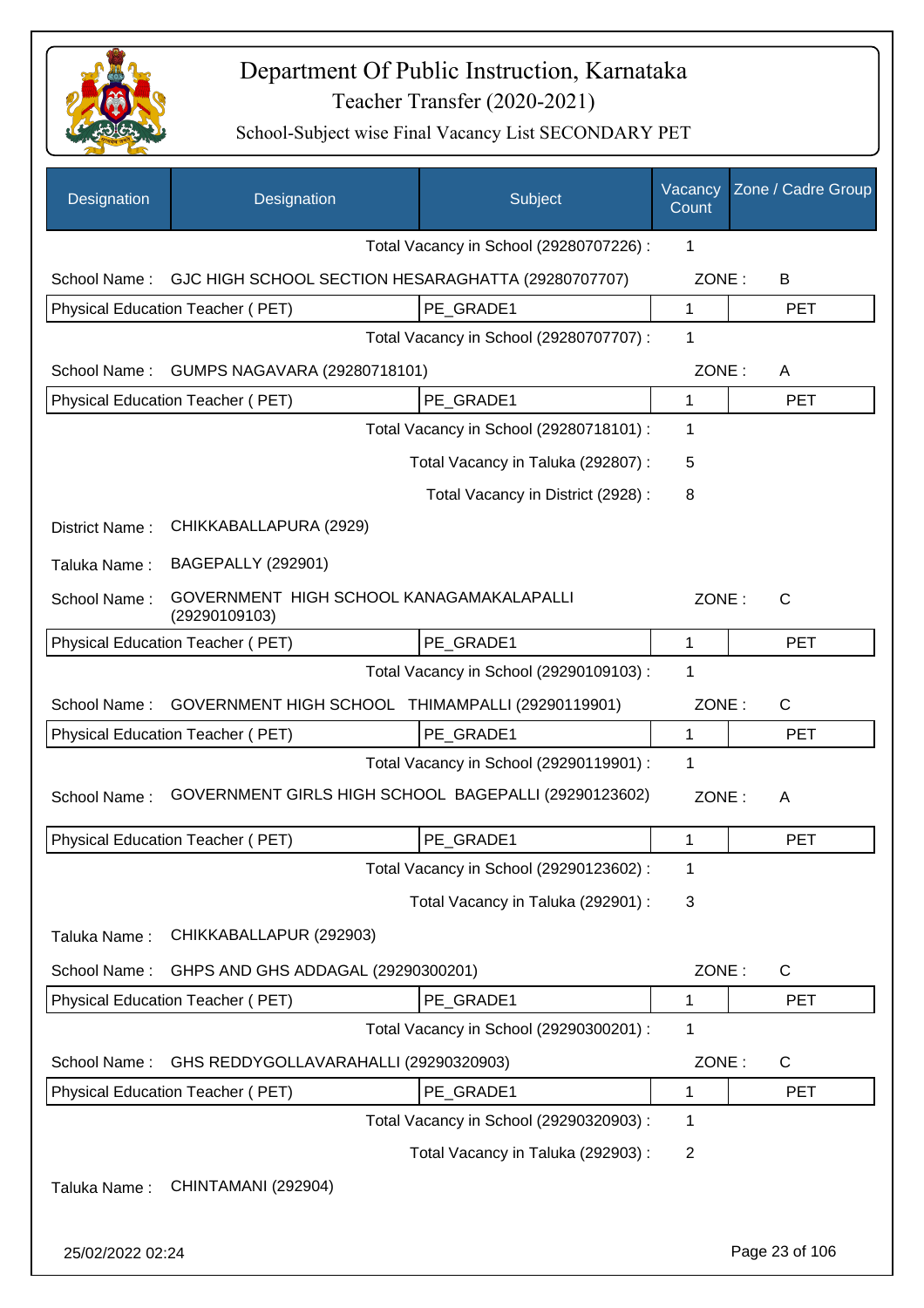# Department Of Public Instruction, Karnataka

## Teacher Transfer (2020-2021)

### School-Subject wise Final Vacancy List SECONDARY PET

| Designation | Designation | Subject | Vacancy Count | Zone / Cadre Group |
|---|---|---|---|---|
| | | Total Vacancy in School (29280707226) : | 1 | |
| School Name : | GJC HIGH SCHOOL SECTION HESARAGHATTA (29280707707) | | ZONE : | B |
| Physical Education Teacher ( PET) | | PE_GRADE1 | 1 | PET |
| | | Total Vacancy in School (29280707707) : | 1 | |
| School Name : | GUMPS NAGAVARA (29280718101) | | ZONE : | A |
| Physical Education Teacher ( PET) | | PE_GRADE1 | 1 | PET |
| | | Total Vacancy in School (29280718101) : | 1 | |
| | | Total Vacancy in Taluka (292807) : | 5 | |
| | | Total Vacancy in District (2928) : | 8 | |
| District Name : | CHIKKABALLAPURA (2929) | | | |
| Taluka Name : | BAGEPALLY (292901) | | | |
| School Name : | GOVERNMENT HIGH SCHOOL KANAGAMAKALAPALLI (29290109103) | | ZONE : | C |
| Physical Education Teacher ( PET) | | PE_GRADE1 | 1 | PET |
| | | Total Vacancy in School (29290109103) : | 1 | |
| School Name : | GOVERNMENT HIGH SCHOOL THIMAMPALLI (29290119901) | | ZONE : | C |
| Physical Education Teacher ( PET) | | PE_GRADE1 | 1 | PET |
| | | Total Vacancy in School (29290119901) : | 1 | |
| School Name : | GOVERNMENT GIRLS HIGH SCHOOL BAGEPALLI (29290123602) | | ZONE : | A |
| Physical Education Teacher ( PET) | | PE_GRADE1 | 1 | PET |
| | | Total Vacancy in School (29290123602) : | 1 | |
| | | Total Vacancy in Taluka (292901) : | 3 | |
| Taluka Name : | CHIKKABALLAPUR (292903) | | | |
| School Name : | GHPS AND GHS ADDAGAL (29290300201) | | ZONE : | C |
| Physical Education Teacher ( PET) | | PE_GRADE1 | 1 | PET |
| | | Total Vacancy in School (29290300201) : | 1 | |
| School Name : | GHS REDDYGOLLAVARAHALLI (29290320903) | | ZONE : | C |
| Physical Education Teacher ( PET) | | PE_GRADE1 | 1 | PET |
| | | Total Vacancy in School (29290320903) : | 1 | |
| | | Total Vacancy in Taluka (292903) : | 2 | |
| Taluka Name : | CHINTAMANI (292904) | | | |

25/02/2022 02:24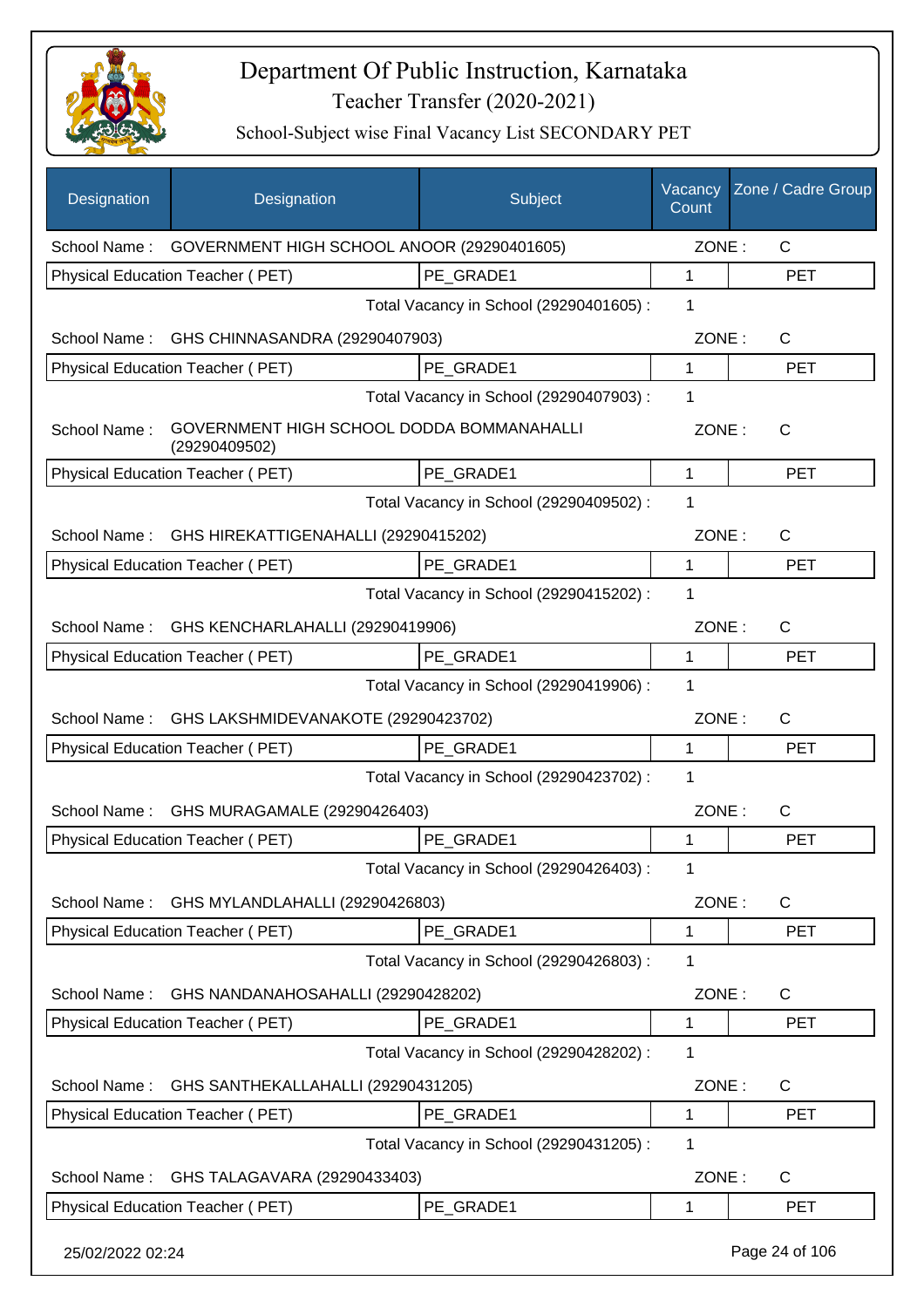# Department Of Public Instruction, Karnataka

## Teacher Transfer (2020-2021)

### School-Subject wise Final Vacancy List SECONDARY PET

| Designation | Designation | Subject | Vacancy Count | Zone / Cadre Group |
|---|---|---|---|---|
| School Name : | GOVERNMENT HIGH SCHOOL ANOOR (29290401605) | | ZONE : | C |
| Physical Education Teacher ( PET) | | PE_GRADE1 | 1 | PET |
| | | Total Vacancy in School (29290401605) : | 1 | |
| School Name : | GHS CHINNASANDRA (29290407903) | | ZONE : | C |
| Physical Education Teacher ( PET) | | PE_GRADE1 | 1 | PET |
| | | Total Vacancy in School (29290407903) : | 1 | |
| School Name : | GOVERNMENT HIGH SCHOOL DODDA BOMMANAHALLI (29290409502) | | ZONE : | C |
| Physical Education Teacher ( PET) | | PE_GRADE1 | 1 | PET |
| | | Total Vacancy in School (29290409502) : | 1 | |
| School Name : | GHS HIREKATTIGENAHALLI (29290415202) | | ZONE : | C |
| Physical Education Teacher ( PET) | | PE_GRADE1 | 1 | PET |
| | | Total Vacancy in School (29290415202) : | 1 | |
| School Name : | GHS KENCHARLAHALLI (29290419906) | | ZONE : | C |
| Physical Education Teacher ( PET) | | PE_GRADE1 | 1 | PET |
| | | Total Vacancy in School (29290419906) : | 1 | |
| School Name : | GHS LAKSHMIDEVANAKOTE (29290423702) | | ZONE : | C |
| Physical Education Teacher ( PET) | | PE_GRADE1 | 1 | PET |
| | | Total Vacancy in School (29290423702) : | 1 | |
| School Name : | GHS MURAGAMALE (29290426403) | | ZONE : | C |
| Physical Education Teacher ( PET) | | PE_GRADE1 | 1 | PET |
| | | Total Vacancy in School (29290426403) : | 1 | |
| School Name : | GHS MYLANDLAHALLI (29290426803) | | ZONE : | C |
| Physical Education Teacher ( PET) | | PE_GRADE1 | 1 | PET |
| | | Total Vacancy in School (29290426803) : | 1 | |
| School Name : | GHS NANDANAHOSAHALLI (29290428202) | | ZONE : | C |
| Physical Education Teacher ( PET) | | PE_GRADE1 | 1 | PET |
| | | Total Vacancy in School (29290428202) : | 1 | |
| School Name : | GHS SANTHEKALLAHALLI (29290431205) | | ZONE : | C |
| Physical Education Teacher ( PET) | | PE_GRADE1 | 1 | PET |
| | | Total Vacancy in School (29290431205) : | 1 | |
| School Name : | GHS TALAGAVARA (29290433403) | | ZONE : | C |
| Physical Education Teacher ( PET) | | PE_GRADE1 | 1 | PET |

25/02/2022 02:24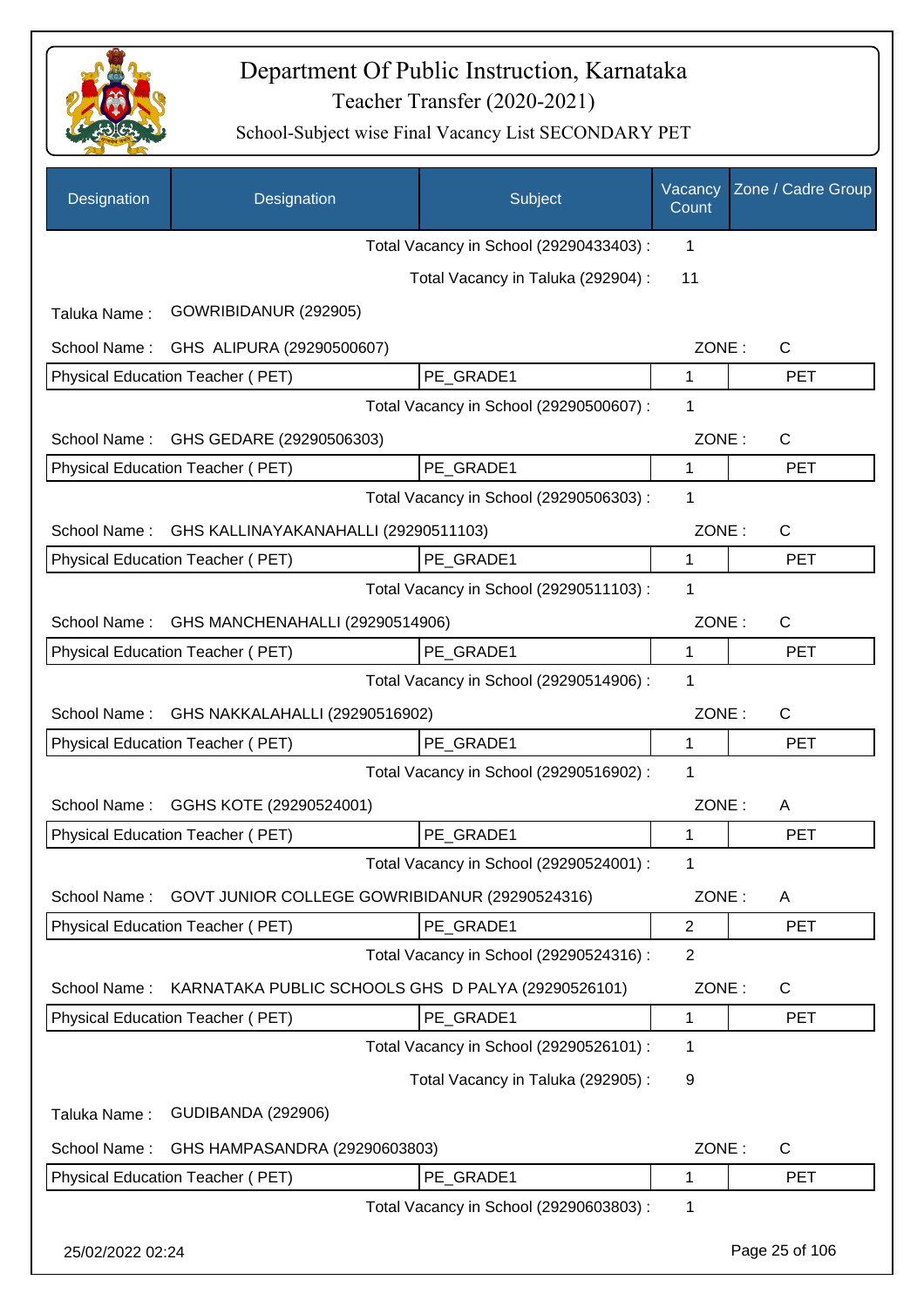# Department Of Public Instruction, Karnataka

Teacher Transfer (2020-2021)

School-Subject wise Final Vacancy List SECONDARY PET

| Designation | Designation | Subject | Vacancy Count | Zone / Cadre Group |
|---|---|---|---|---|
| | | Total Vacancy in School (29290433403) : | 1 | |
| | | Total Vacancy in Taluka (292904) : | 11 | |
| Taluka Name : | GOWRIBIDANUR (292905) | | | |
| School Name : | GHS ALIPURA (29290500607) | | ZONE : | C |
| Physical Education Teacher ( PET) | | PE_GRADE1 | 1 | PET |
| | | Total Vacancy in School (29290500607) : | 1 | |
| School Name : | GHS GEDARE (29290506303) | | ZONE : | C |
| Physical Education Teacher ( PET) | | PE_GRADE1 | 1 | PET |
| | | Total Vacancy in School (29290506303) : | 1 | |
| School Name : | GHS KALLINAYAKANAHALLI (29290511103) | | ZONE : | C |
| Physical Education Teacher ( PET) | | PE_GRADE1 | 1 | PET |
| | | Total Vacancy in School (29290511103) : | 1 | |
| School Name : | GHS MANCHENAHALLI (29290514906) | | ZONE : | C |
| Physical Education Teacher ( PET) | | PE_GRADE1 | 1 | PET |
| | | Total Vacancy in School (29290514906) : | 1 | |
| School Name : | GHS NAKKALAHALLI (29290516902) | | ZONE : | C |
| Physical Education Teacher ( PET) | | PE_GRADE1 | 1 | PET |
| | | Total Vacancy in School (29290516902) : | 1 | |
| School Name : | GGHS KOTE (29290524001) | | ZONE : | A |
| Physical Education Teacher ( PET) | | PE_GRADE1 | 1 | PET |
| | | Total Vacancy in School (29290524001) : | 1 | |
| School Name : | GOVT JUNIOR COLLEGE GOWRIBIDANUR (29290524316) | | ZONE : | A |
| Physical Education Teacher ( PET) | | PE_GRADE1 | 2 | PET |
| | | Total Vacancy in School (29290524316) : | 2 | |
| School Name : | KARNATAKA PUBLIC SCHOOLS GHS D PALYA (29290526101) | | ZONE : | C |
| Physical Education Teacher ( PET) | | PE_GRADE1 | 1 | PET |
| | | Total Vacancy in School (29290526101) : | 1 | |
| | | Total Vacancy in Taluka (292905) : | 9 | |
| Taluka Name : | GUDIBANDA (292906) | | | |
| School Name : | GHS HAMPASANDRA (29290603803) | | ZONE : | C |
| Physical Education Teacher ( PET) | | PE_GRADE1 | 1 | PET |
| | | Total Vacancy in School (29290603803) : | 1 | |

25/02/2022 02:24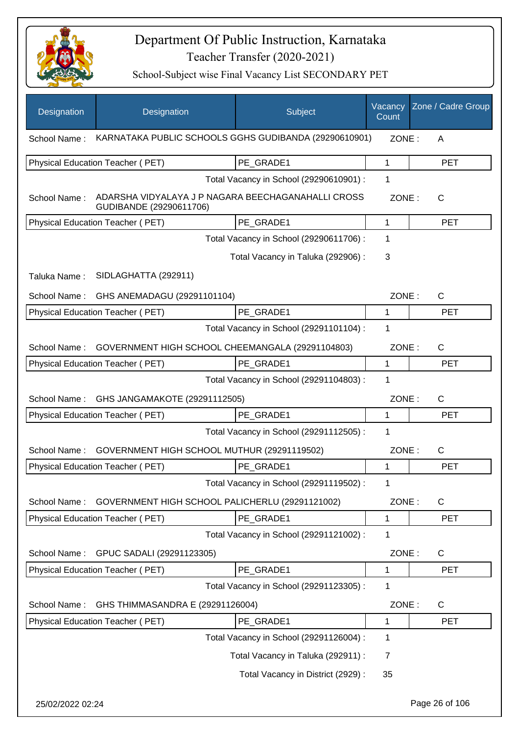# Department Of Public Instruction, Karnataka

## Teacher Transfer (2020-2021)

### School-Subject wise Final Vacancy List SECONDARY PET

| Designation | Designation | Subject | Vacancy Count | Zone / Cadre Group |
|---|---|---|---|---|
| School Name : | KARNATAKA PUBLIC SCHOOLS GGHS GUDIBANDA (29290610901) | | ZONE : | A |
| Physical Education Teacher ( PET) | | PE_GRADE1 | 1 | PET |
| | | Total Vacancy in School (29290610901) : | 1 | |
| School Name : | ADARSHA VIDYALAYA J P NAGARA BEECHAGANAHALLI CROSS GUDIBANDE (29290611706) | | ZONE : | C |
| Physical Education Teacher ( PET) | | PE_GRADE1 | 1 | PET |
| | | Total Vacancy in School (29290611706) : | 1 | |
| | | Total Vacancy in Taluka (292906) : | 3 | |
| Taluka Name : | SIDLAGHATTA (292911) | | | |
| School Name : | GHS ANEMADAGU (29291101104) | | ZONE : | C |
| Physical Education Teacher ( PET) | | PE_GRADE1 | 1 | PET |
| | | Total Vacancy in School (29291101104) : | 1 | |
| School Name : | GOVERNMENT HIGH SCHOOL CHEEMANGALA (29291104803) | | ZONE : | C |
| Physical Education Teacher ( PET) | | PE_GRADE1 | 1 | PET |
| | | Total Vacancy in School (29291104803) : | 1 | |
| School Name : | GHS JANGAMAKOTE (29291112505) | | ZONE : | C |
| Physical Education Teacher ( PET) | | PE_GRADE1 | 1 | PET |
| | | Total Vacancy in School (29291112505) : | 1 | |
| School Name : | GOVERNMENT HIGH SCHOOL MUTHUR (29291119502) | | ZONE : | C |
| Physical Education Teacher ( PET) | | PE_GRADE1 | 1 | PET |
| | | Total Vacancy in School (29291119502) : | 1 | |
| School Name : | GOVERNMENT HIGH SCHOOL PALICHERLU (29291121002) | | ZONE : | C |
| Physical Education Teacher ( PET) | | PE_GRADE1 | 1 | PET |
| | | Total Vacancy in School (29291121002) : | 1 | |
| School Name : | GPUC SADALI (29291123305) | | ZONE : | C |
| Physical Education Teacher ( PET) | | PE_GRADE1 | 1 | PET |
| | | Total Vacancy in School (29291123305) : | 1 | |
| School Name : | GHS THIMMASANDRA E (29291126004) | | ZONE : | C |
| Physical Education Teacher ( PET) | | PE_GRADE1 | 1 | PET |
| | | Total Vacancy in School (29291126004) : | 1 | |
| | | Total Vacancy in Taluka (292911) : | 7 | |
| | | Total Vacancy in District (2929) : | 35 | |

25/02/2022 02:24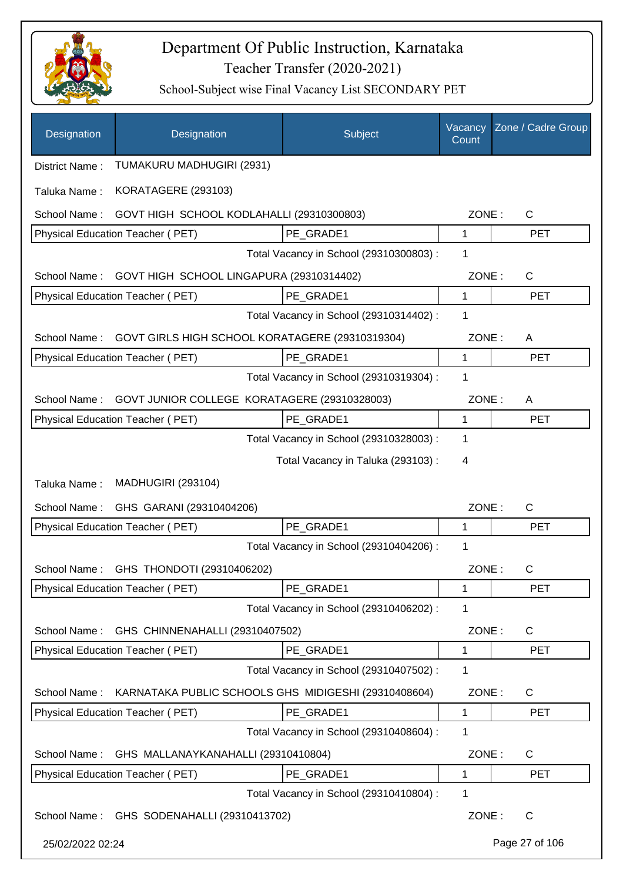# Department Of Public Instruction, Karnataka

## Teacher Transfer (2020-2021)

### School-Subject wise Final Vacancy List SECONDARY PET

| Designation | Designation | Subject | Vacancy Count | Zone / Cadre Group |
|---|---|---|---|---|

District Name : TUMAKURU MADHUGIRI (2931)

Taluka Name : KORATAGERE (293103)

School Name : GOVT HIGH SCHOOL KODLAHALLI (29310300803) ZONE : C

| Physical Education Teacher ( PET) | PE_GRADE1 | 1 | PET |
|---|---|---|---|

Total Vacancy in School (29310300803) : 1

School Name : GOVT HIGH SCHOOL LINGAPURA (29310314402) ZONE : C

| Physical Education Teacher ( PET) | PE_GRADE1 | 1 | PET |
|---|---|---|---|

Total Vacancy in School (29310314402) : 1

School Name : GOVT GIRLS HIGH SCHOOL KORATAGERE (29310319304) ZONE : A

| Physical Education Teacher ( PET) | PE_GRADE1 | 1 | PET |
|---|---|---|---|

Total Vacancy in School (29310319304) : 1

School Name : GOVT JUNIOR COLLEGE KORATAGERE (29310328003) ZONE : A

| Physical Education Teacher ( PET) | PE_GRADE1 | 1 | PET |
|---|---|---|---|

Total Vacancy in School (29310328003) : 1

Total Vacancy in Taluka (293103) : 4

Taluka Name : MADHUGIRI (293104)

School Name : GHS GARANI (29310404206) ZONE : C

| Physical Education Teacher ( PET) | PE_GRADE1 | 1 | PET |
|---|---|---|---|

Total Vacancy in School (29310404206) : 1

School Name : GHS THONDOTI (29310406202) ZONE : C

| Physical Education Teacher ( PET) | PE_GRADE1 | 1 | PET |
|---|---|---|---|

Total Vacancy in School (29310406202) : 1

School Name : GHS CHINNENAHALLI (29310407502) ZONE : C

| Physical Education Teacher ( PET) | PE_GRADE1 | 1 | PET |
|---|---|---|---|

Total Vacancy in School (29310407502) : 1

School Name : KARNATAKA PUBLIC SCHOOLS GHS MIDIGESHI (29310408604) ZONE : C

| Physical Education Teacher ( PET) | PE_GRADE1 | 1 | PET |
|---|---|---|---|

Total Vacancy in School (29310408604) : 1

School Name : GHS MALLANAYKANAHALLI (29310410804) ZONE : C

| Physical Education Teacher ( PET) | PE_GRADE1 | 1 | PET |
|---|---|---|---|

Total Vacancy in School (29310410804) : 1

School Name : GHS SODENAHALLI (29310413702) ZONE : C

25/02/2022 02:24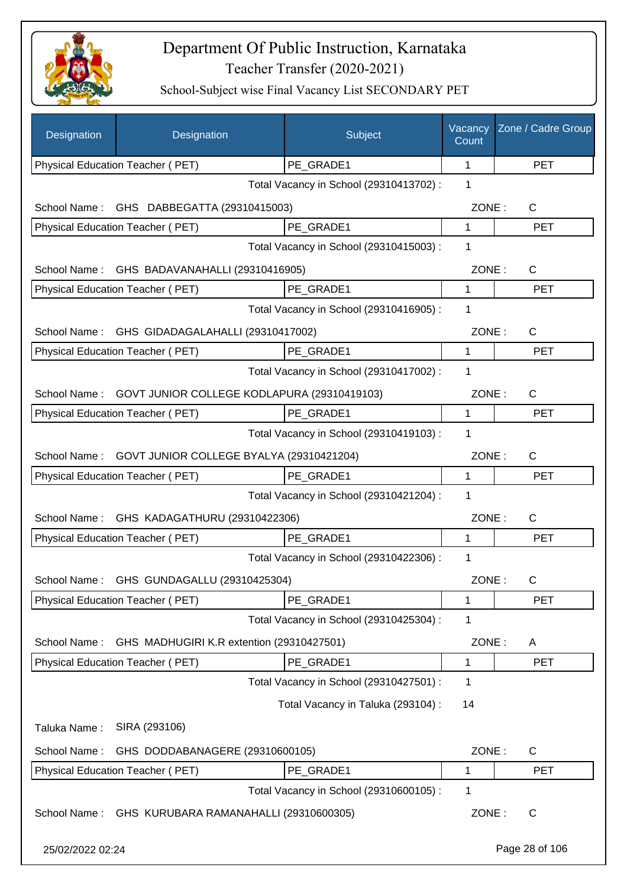# Department Of Public Instruction, Karnataka

## Teacher Transfer (2020-2021)

### School-Subject wise Final Vacancy List SECONDARY PET

| Designation | Designation | Subject | Vacancy Count | Zone / Cadre Group |
|---|---|---|---|---|
| Physical Education Teacher ( PET) | | PE_GRADE1 | 1 | PET |

Total Vacancy in School (29310413702) : 1

School Name : GHS DABBEGATTA (29310415003) ZONE : C

| Physical Education Teacher ( PET) | PE_GRADE1 | 1 | PET |
|---|---|---|---|

Total Vacancy in School (29310415003) : 1

School Name : GHS BADAVANAHALLI (29310416905) ZONE : C

| Physical Education Teacher ( PET) | PE_GRADE1 | 1 | PET |
|---|---|---|---|

Total Vacancy in School (29310416905) : 1

School Name : GHS GIDADAGALAHALLI (29310417002) ZONE : C

| Physical Education Teacher ( PET) | PE_GRADE1 | 1 | PET |
|---|---|---|---|

Total Vacancy in School (29310417002) : 1

School Name : GOVT JUNIOR COLLEGE KODLAPURA (29310419103) ZONE : C

| Physical Education Teacher ( PET) | PE_GRADE1 | 1 | PET |
|---|---|---|---|

Total Vacancy in School (29310419103) : 1

School Name : GOVT JUNIOR COLLEGE BYALYA (29310421204) ZONE : C

| Physical Education Teacher ( PET) | PE_GRADE1 | 1 | PET |
|---|---|---|---|

Total Vacancy in School (29310421204) : 1

School Name : GHS KADAGATHURU (29310422306) ZONE : C

| Physical Education Teacher ( PET) | PE_GRADE1 | 1 | PET |
|---|---|---|---|

Total Vacancy in School (29310422306) : 1

School Name : GHS GUNDAGALLU (29310425304) ZONE : C

| Physical Education Teacher ( PET) | PE_GRADE1 | 1 | PET |
|---|---|---|---|

Total Vacancy in School (29310425304) : 1

School Name : GHS MADHUGIRI K.R extention (29310427501) ZONE : A

| Physical Education Teacher ( PET) | PE_GRADE1 | 1 | PET |
|---|---|---|---|

Total Vacancy in School (29310427501) : 1

Total Vacancy in Taluka (293104) : 14

Taluka Name : SIRA (293106)

School Name : GHS DODDABANAGERE (29310600105) ZONE : C

| Physical Education Teacher ( PET) | PE_GRADE1 | 1 | PET |
|---|---|---|---|

Total Vacancy in School (29310600105) : 1

School Name : GHS KURUBARA RAMANAHALLI (29310600305) ZONE : C

25/02/2022 02:24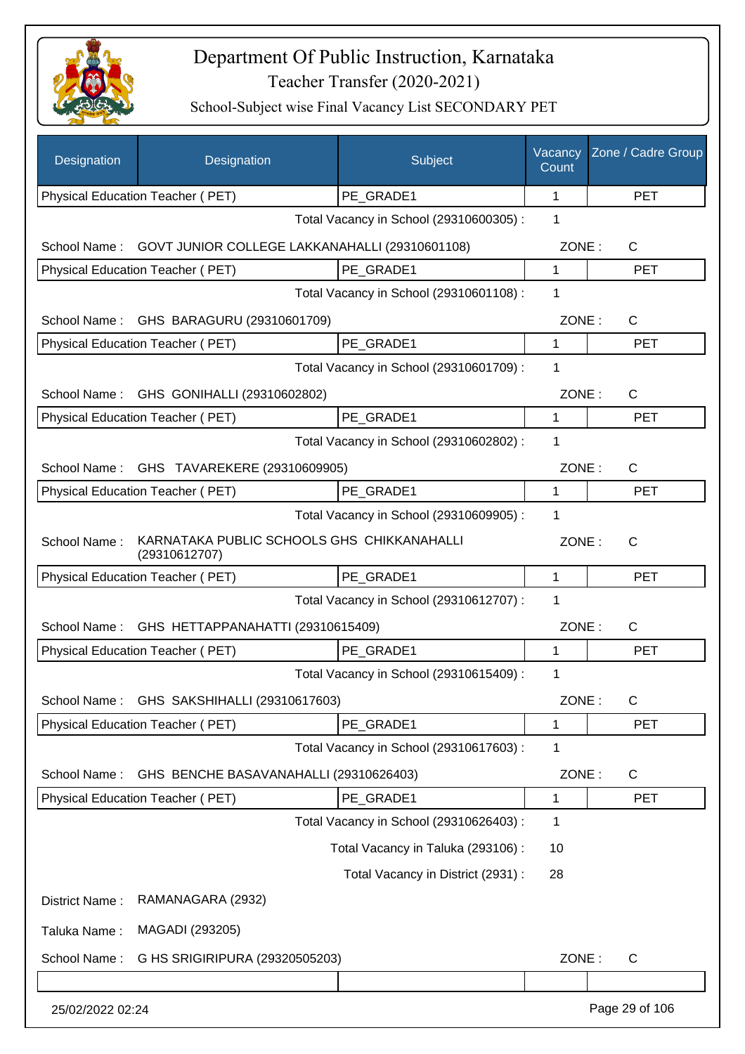# Department Of Public Instruction, Karnataka

## Teacher Transfer (2020-2021)

### School-Subject wise Final Vacancy List SECONDARY PET

| Designation | Designation | Subject | Vacancy Count | Zone / Cadre Group |
|---|---|---|---|---|
| Physical Education Teacher ( PET) | | PE_GRADE1 | 1 | PET |

Total Vacancy in School (29310600305) : 1

School Name : GOVT JUNIOR COLLEGE LAKKANAHALLI (29310601108) ZONE : C

| Physical Education Teacher ( PET) | PE_GRADE1 | 1 | PET |
|---|---|---|---|

Total Vacancy in School (29310601108) : 1

School Name : GHS BARAGURU (29310601709) ZONE : C

| Physical Education Teacher ( PET) | PE_GRADE1 | 1 | PET |
|---|---|---|---|

Total Vacancy in School (29310601709) : 1

School Name : GHS GONIHALLI (29310602802) ZONE : C

| Physical Education Teacher ( PET) | PE_GRADE1 | 1 | PET |
|---|---|---|---|

Total Vacancy in School (29310602802) : 1

School Name : GHS TAVAREKERE (29310609905) ZONE : C

| Physical Education Teacher ( PET) | PE_GRADE1 | 1 | PET |
|---|---|---|---|

Total Vacancy in School (29310609905) : 1

School Name : KARNATAKA PUBLIC SCHOOLS GHS CHIKKANAHALLI (29310612707) ZONE : C

| Physical Education Teacher ( PET) | PE_GRADE1 | 1 | PET |
|---|---|---|---|

Total Vacancy in School (29310612707) : 1

School Name : GHS HETTAPPANAHATTI (29310615409) ZONE : C

| Physical Education Teacher ( PET) | PE_GRADE1 | 1 | PET |
|---|---|---|---|

Total Vacancy in School (29310615409) : 1

School Name : GHS SAKSHIHALLI (29310617603) ZONE : C

| Physical Education Teacher ( PET) | PE_GRADE1 | 1 | PET |
|---|---|---|---|

Total Vacancy in School (29310617603) : 1

School Name : GHS BENCHE BASAVANAHALLI (29310626403) ZONE : C

| Physical Education Teacher ( PET) | PE_GRADE1 | 1 | PET |
|---|---|---|---|

Total Vacancy in School (29310626403) : 1

Total Vacancy in Taluka (293106) : 10

Total Vacancy in District (2931) : 28

District Name : RAMANAGARA (2932)

Taluka Name : MAGADI (293205)

School Name : G HS SRIGIRIPURA (29320505203) ZONE : C

25/02/2022 02:24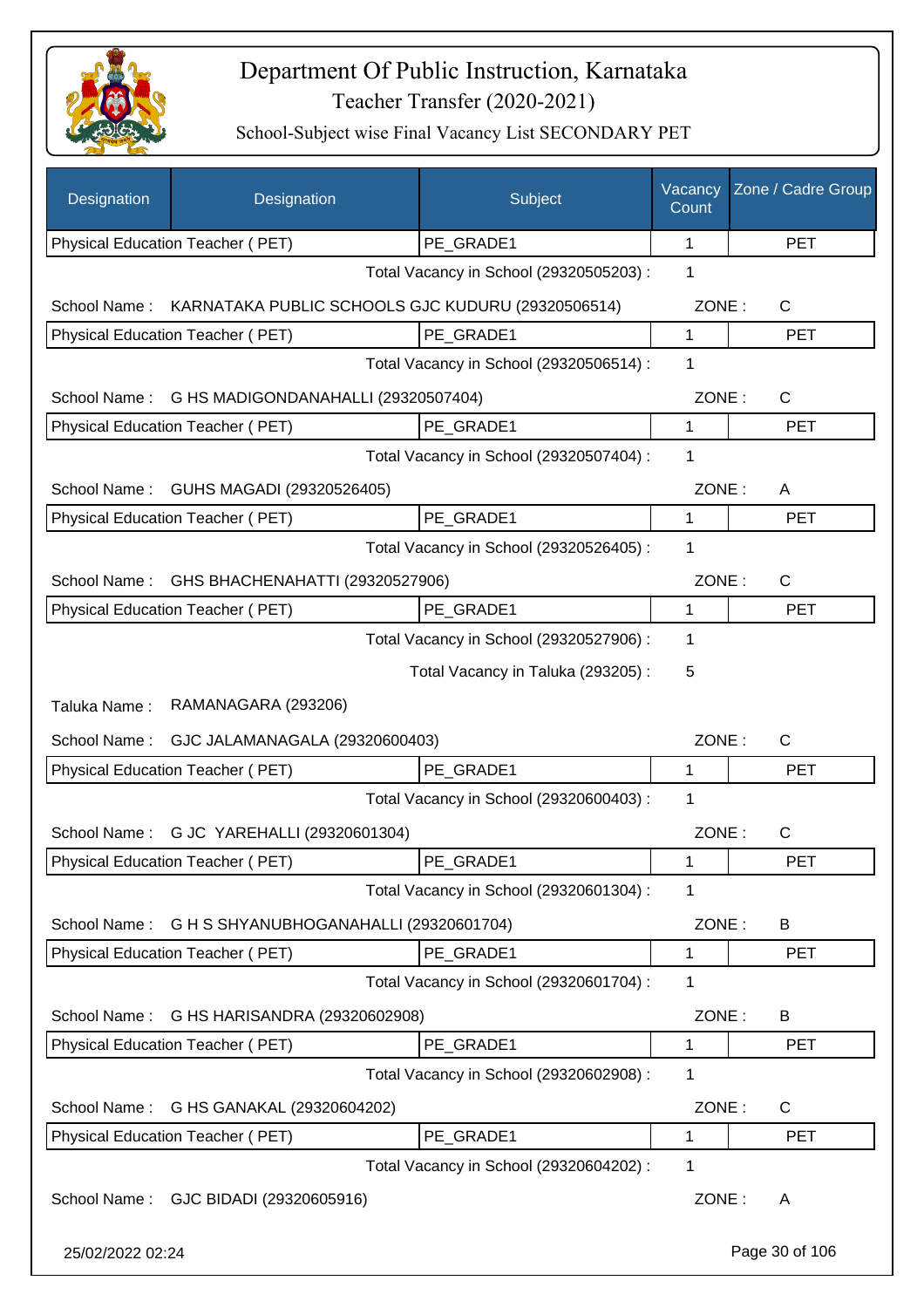# Department Of Public Instruction, Karnataka
## Teacher Transfer (2020-2021)
### School-Subject wise Final Vacancy List SECONDARY PET

| Designation | Designation | Subject | Vacancy Count | Zone / Cadre Group |
|---|---|---|---|---|
| Physical Education Teacher ( PET) | | PE_GRADE1 | 1 | PET |

Total Vacancy in School (29320505203) : 1

School Name : KARNATAKA PUBLIC SCHOOLS GJC KUDURU (29320506514) ZONE : C

| Physical Education Teacher ( PET) | PE_GRADE1 | 1 | PET |
|---|---|---|---|

Total Vacancy in School (29320506514) : 1

School Name : G HS MADIGONDANAHALLI (29320507404) ZONE : C

| Physical Education Teacher ( PET) | PE_GRADE1 | 1 | PET |
|---|---|---|---|

Total Vacancy in School (29320507404) : 1

School Name : GUHS MAGADI (29320526405) ZONE : A

| Physical Education Teacher ( PET) | PE_GRADE1 | 1 | PET |
|---|---|---|---|

Total Vacancy in School (29320526405) : 1

School Name : GHS BHACHENAHATTI (29320527906) ZONE : C

| Physical Education Teacher ( PET) | PE_GRADE1 | 1 | PET |
|---|---|---|---|

Total Vacancy in School (29320527906) : 1

Total Vacancy in Taluka (293205) : 5

Taluka Name : RAMANAGARA (293206)

School Name : GJC JALAMANAGALA (29320600403) ZONE : C

| Physical Education Teacher ( PET) | PE_GRADE1 | 1 | PET |
|---|---|---|---|

Total Vacancy in School (29320600403) : 1

School Name : G JC YAREHALLI (29320601304) ZONE : C

| Physical Education Teacher ( PET) | PE_GRADE1 | 1 | PET |
|---|---|---|---|

Total Vacancy in School (29320601304) : 1

School Name : G H S SHYANUBHOGANAHALLI (29320601704) ZONE : B

| Physical Education Teacher ( PET) | PE_GRADE1 | 1 | PET |
|---|---|---|---|

Total Vacancy in School (29320601704) : 1

School Name : G HS HARISANDRA (29320602908) ZONE : B

| Physical Education Teacher ( PET) | PE_GRADE1 | 1 | PET |
|---|---|---|---|

Total Vacancy in School (29320602908) : 1

School Name : G HS GANAKAL (29320604202) ZONE : C

| Physical Education Teacher ( PET) | PE_GRADE1 | 1 | PET |
|---|---|---|---|

Total Vacancy in School (29320604202) : 1

School Name : GJC BIDADI (29320605916) ZONE : A

25/02/2022 02:24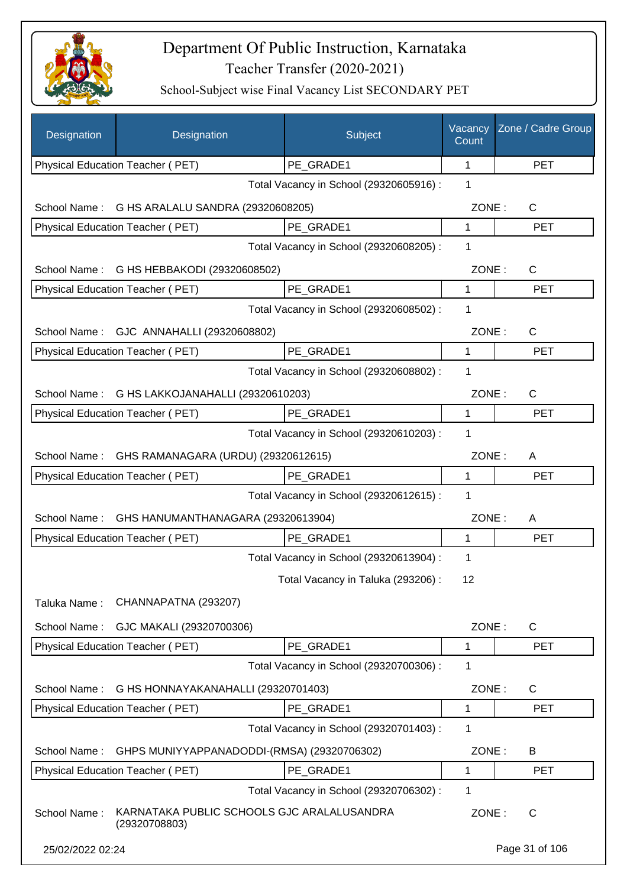# Department Of Public Instruction, Karnataka

Teacher Transfer (2020-2021)

School-Subject wise Final Vacancy List SECONDARY PET

| Designation | Designation | Subject | Vacancy Count | Zone / Cadre Group |
|---|---|---|---|---|
| Physical Education Teacher ( PET) | | PE_GRADE1 | 1 | PET |

Total Vacancy in School (29320605916) : 1

School Name : G HS ARALALU SANDRA (29320608205) ZONE : C

| Physical Education Teacher ( PET) | PE_GRADE1 | 1 | PET |
|---|---|---|---|

Total Vacancy in School (29320608205) : 1

School Name : G HS HEBBAKODI (29320608502) ZONE : C

| Physical Education Teacher ( PET) | PE_GRADE1 | 1 | PET |
|---|---|---|---|

Total Vacancy in School (29320608502) : 1

School Name : GJC ANNAHALLI (29320608802) ZONE : C

| Physical Education Teacher ( PET) | PE_GRADE1 | 1 | PET |
|---|---|---|---|

Total Vacancy in School (29320608802) : 1

School Name : G HS LAKKOJANAHALLI (29320610203) ZONE : C

| Physical Education Teacher ( PET) | PE_GRADE1 | 1 | PET |
|---|---|---|---|

Total Vacancy in School (29320610203) : 1

School Name : GHS RAMANAGARA (URDU) (29320612615) ZONE : A

| Physical Education Teacher ( PET) | PE_GRADE1 | 1 | PET |
|---|---|---|---|

Total Vacancy in School (29320612615) : 1

School Name : GHS HANUMANTHANAGARA (29320613904) ZONE : A

| Physical Education Teacher ( PET) | PE_GRADE1 | 1 | PET |
|---|---|---|---|

Total Vacancy in School (29320613904) : 1

Total Vacancy in Taluka (293206) : 12

Taluka Name : CHANNAPATNA (293207)

School Name : GJC MAKALI (29320700306) ZONE : C

| Physical Education Teacher ( PET) | PE_GRADE1 | 1 | PET |
|---|---|---|---|

Total Vacancy in School (29320700306) : 1

School Name : G HS HONNAYAKANAHALLI (29320701403) ZONE : C

| Physical Education Teacher ( PET) | PE_GRADE1 | 1 | PET |
|---|---|---|---|

Total Vacancy in School (29320701403) : 1

School Name : GHPS MUNIYYAPPANADODDI-(RMSA) (29320706302) ZONE : B

| Physical Education Teacher ( PET) | PE_GRADE1 | 1 | PET |
|---|---|---|---|

Total Vacancy in School (29320706302) : 1

School Name : KARNATAKA PUBLIC SCHOOLS GJC ARALALUSANDRA (29320708803) ZONE : C

25/02/2022 02:24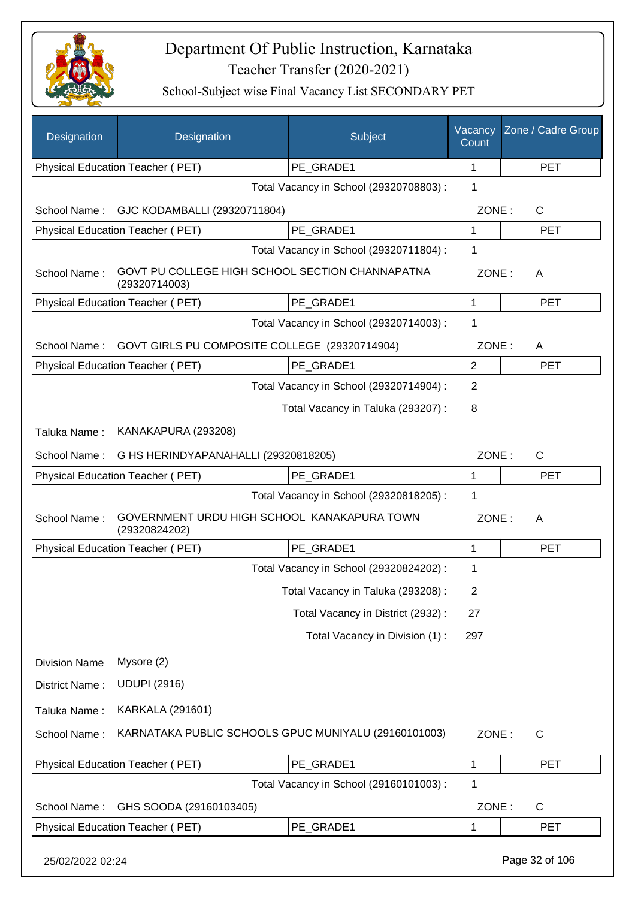# Department Of Public Instruction, Karnataka

Teacher Transfer (2020-2021)

School-Subject wise Final Vacancy List SECONDARY PET

| Designation | Designation | Subject | Vacancy Count | Zone / Cadre Group |
|---|---|---|---|---|
| Physical Education Teacher ( PET) | | PE_GRADE1 | 1 | PET |

Total Vacancy in School (29320708803) : 1

School Name : GJC KODAMBALLI (29320711804) ZONE : C

| Physical Education Teacher ( PET) | PE_GRADE1 | 1 | PET |
|---|---|---|---|

Total Vacancy in School (29320711804) : 1

School Name : GOVT PU COLLEGE HIGH SCHOOL SECTION CHANNAPATNA (29320714003) ZONE : A

| Physical Education Teacher ( PET) | PE_GRADE1 | 1 | PET |
|---|---|---|---|

Total Vacancy in School (29320714003) : 1

School Name : GOVT GIRLS PU COMPOSITE COLLEGE (29320714904) ZONE : A

| Physical Education Teacher ( PET) | PE_GRADE1 | 2 | PET |
|---|---|---|---|

Total Vacancy in School (29320714904) : 2

Total Vacancy in Taluka (293207) : 8

Taluka Name : KANAKAPURA (293208)

School Name : G HS HERINDYAPANAHALLI (29320818205) ZONE : C

| Physical Education Teacher ( PET) | PE_GRADE1 | 1 | PET |
|---|---|---|---|

Total Vacancy in School (29320818205) : 1

School Name : GOVERNMENT URDU HIGH SCHOOL KANAKAPURA TOWN (29320824202) ZONE : A

| Physical Education Teacher ( PET) | PE_GRADE1 | 1 | PET |
|---|---|---|---|

Total Vacancy in School (29320824202) : 1

Total Vacancy in Taluka (293208) : 2

Total Vacancy in District (2932) : 27

Total Vacancy in Division (1) : 297

Division Name Mysore (2)

District Name : UDUPI (2916)

Taluka Name : KARKALA (291601)

School Name : KARNATAKA PUBLIC SCHOOLS GPUC MUNIYALU (29160101003) ZONE : C

| Physical Education Teacher ( PET) | PE_GRADE1 | 1 | PET |
|---|---|---|---|

Total Vacancy in School (29160101003) : 1

School Name : GHS SOODA (29160103405) ZONE : C

| Physical Education Teacher ( PET) | PE_GRADE1 | 1 | PET |
|---|---|---|---|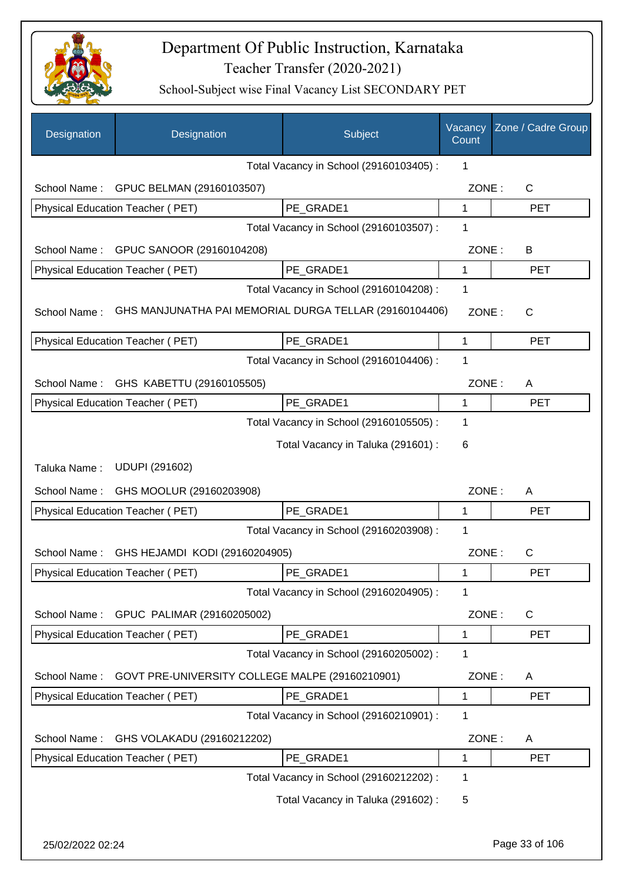# Department Of Public Instruction, Karnataka

Teacher Transfer (2020-2021)

School-Subject wise Final Vacancy List SECONDARY PET

| Designation | Designation | Subject | Vacancy Count | Zone / Cadre Group |
|---|---|---|---|---|
| | | Total Vacancy in School (29160103405) : | 1 | |
| School Name : | GPUC BELMAN (29160103507) | | ZONE : | C |
| Physical Education Teacher ( PET) | | PE_GRADE1 | 1 | PET |
| | | Total Vacancy in School (29160103507) : | 1 | |
| School Name : | GPUC SANOOR (29160104208) | | ZONE : | B |
| Physical Education Teacher ( PET) | | PE_GRADE1 | 1 | PET |
| | | Total Vacancy in School (29160104208) : | 1 | |
| School Name : | GHS MANJUNATHA PAI MEMORIAL DURGA TELLAR (29160104406) | | ZONE : | C |
| Physical Education Teacher ( PET) | | PE_GRADE1 | 1 | PET |
| | | Total Vacancy in School (29160104406) : | 1 | |
| School Name : | GHS KABETTU (29160105505) | | ZONE : | A |
| Physical Education Teacher ( PET) | | PE_GRADE1 | 1 | PET |
| | | Total Vacancy in School (29160105505) : | 1 | |
| | | Total Vacancy in Taluka (291601) : | 6 | |
| Taluka Name : | UDUPI (291602) | | | |
| School Name : | GHS MOOLUR (29160203908) | | ZONE : | A |
| Physical Education Teacher ( PET) | | PE_GRADE1 | 1 | PET |
| | | Total Vacancy in School (29160203908) : | 1 | |
| School Name : | GHS HEJAMDI KODI (29160204905) | | ZONE : | C |
| Physical Education Teacher ( PET) | | PE_GRADE1 | 1 | PET |
| | | Total Vacancy in School (29160204905) : | 1 | |
| School Name : | GPUC PALIMAR (29160205002) | | ZONE : | C |
| Physical Education Teacher ( PET) | | PE_GRADE1 | 1 | PET |
| | | Total Vacancy in School (29160205002) : | 1 | |
| School Name : | GOVT PRE-UNIVERSITY COLLEGE MALPE (29160210901) | | ZONE : | A |
| Physical Education Teacher ( PET) | | PE_GRADE1 | 1 | PET |
| | | Total Vacancy in School (29160210901) : | 1 | |
| School Name : | GHS VOLAKADU (29160212202) | | ZONE : | A |
| Physical Education Teacher ( PET) | | PE_GRADE1 | 1 | PET |
| | | Total Vacancy in School (29160212202) : | 1 | |
| | | Total Vacancy in Taluka (291602) : | 5 | |

25/02/2022 02:24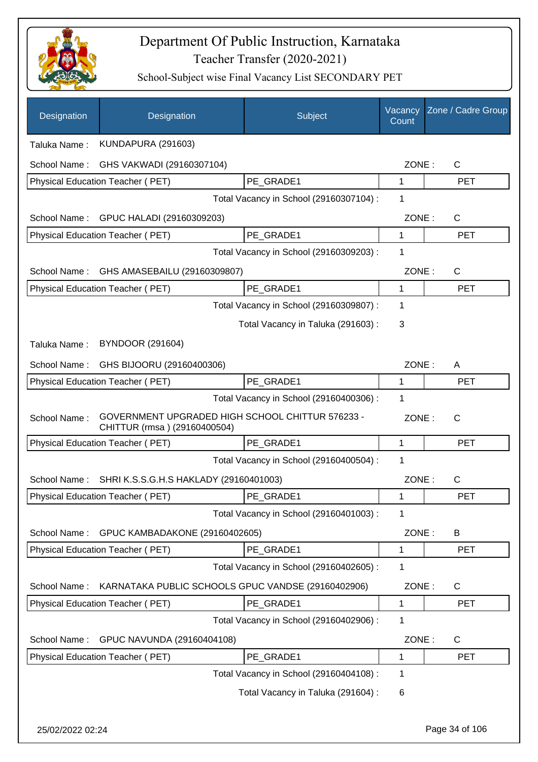# Department Of Public Instruction, Karnataka

## Teacher Transfer (2020-2021)

### School-Subject wise Final Vacancy List SECONDARY PET

| Designation | Designation | Subject | Vacancy Count | Zone / Cadre Group |
|---|---|---|---|---|

Taluka Name : KUNDAPURA (291603)

School Name : GHS VAKWADI (29160307104) ZONE : C

| Physical Education Teacher ( PET) | PE_GRADE1 | 1 | PET |
|---|---|---|---|

Total Vacancy in School (29160307104) : 1

School Name : GPUC HALADI (29160309203) ZONE : C

| Physical Education Teacher ( PET) | PE_GRADE1 | 1 | PET |
|---|---|---|---|

Total Vacancy in School (29160309203) : 1

School Name : GHS AMASEBAILU (29160309807) ZONE : C

| Physical Education Teacher ( PET) | PE_GRADE1 | 1 | PET |
|---|---|---|---|

Total Vacancy in School (29160309807) : 1

Total Vacancy in Taluka (291603) : 3

Taluka Name : BYNDOOR (291604)

School Name : GHS BIJOORU (29160400306) ZONE : A

| Physical Education Teacher ( PET) | PE_GRADE1 | 1 | PET |
|---|---|---|---|

Total Vacancy in School (29160400306) : 1

School Name : GOVERNMENT UPGRADED HIGH SCHOOL CHITTUR 576233 - CHITTUR (rmsa ) (29160400504) ZONE : C

| Physical Education Teacher ( PET) | PE_GRADE1 | 1 | PET |
|---|---|---|---|

Total Vacancy in School (29160400504) : 1

School Name : SHRI K.S.S.G.H.S HAKLADY (29160401003) ZONE : C

| Physical Education Teacher ( PET) | PE_GRADE1 | 1 | PET |
|---|---|---|---|

Total Vacancy in School (29160401003) : 1

School Name : GPUC KAMBADAKONE (29160402605) ZONE : B

| Physical Education Teacher ( PET) | PE_GRADE1 | 1 | PET |
|---|---|---|---|

Total Vacancy in School (29160402605) : 1

School Name : KARNATAKA PUBLIC SCHOOLS GPUC VANDSE (29160402906) ZONE : C

| Physical Education Teacher ( PET) | PE_GRADE1 | 1 | PET |
|---|---|---|---|

Total Vacancy in School (29160402906) : 1

School Name : GPUC NAVUNDA (29160404108) ZONE : C

| Physical Education Teacher ( PET) | PE_GRADE1 | 1 | PET |
|---|---|---|---|

Total Vacancy in School (29160404108) : 1

Total Vacancy in Taluka (291604) : 6

25/02/2022 02:24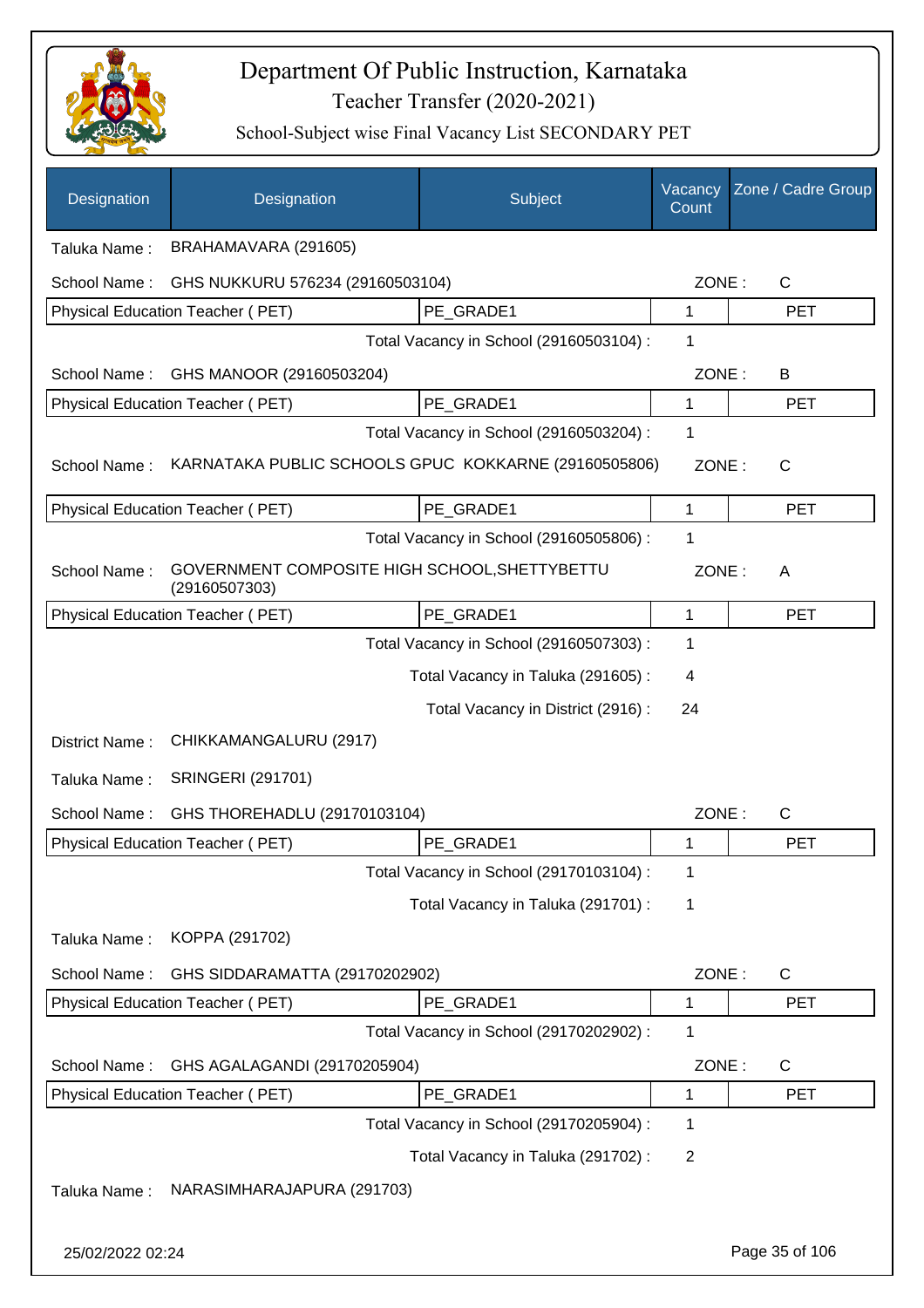# Department Of Public Instruction, Karnataka

## Teacher Transfer (2020-2021)

### School-Subject wise Final Vacancy List SECONDARY PET

| Designation | Designation | Subject | Vacancy Count | Zone / Cadre Group |
|---|---|---|---|---|

Taluka Name : BRAHAMAVARA (291605)

School Name : GHS NUKKURU 576234 (29160503104) — ZONE : C

| Physical Education Teacher ( PET) | PE_GRADE1 | 1 | PET |
|---|---|---|---|

Total Vacancy in School (29160503104) : 1

School Name : GHS MANOOR (29160503204) — ZONE : B

| Physical Education Teacher ( PET) | PE_GRADE1 | 1 | PET |
|---|---|---|---|

Total Vacancy in School (29160503204) : 1

School Name : KARNATAKA PUBLIC SCHOOLS GPUC KOKKARNE (29160505806) — ZONE : C

| Physical Education Teacher ( PET) | PE_GRADE1 | 1 | PET |
|---|---|---|---|

Total Vacancy in School (29160505806) : 1

School Name : GOVERNMENT COMPOSITE HIGH SCHOOL,SHETTYBETTU (29160507303) — ZONE : A

| Physical Education Teacher ( PET) | PE_GRADE1 | 1 | PET |
|---|---|---|---|

Total Vacancy in School (29160507303) : 1

Total Vacancy in Taluka (291605) : 4

Total Vacancy in District (2916) : 24

District Name : CHIKKAMANGALURU (2917)

Taluka Name : SRINGERI (291701)

School Name : GHS THOREHADLU (29170103104) — ZONE : C

| Physical Education Teacher ( PET) | PE_GRADE1 | 1 | PET |
|---|---|---|---|

Total Vacancy in School (29170103104) : 1

Total Vacancy in Taluka (291701) : 1

Taluka Name : KOPPA (291702)

School Name : GHS SIDDARAMATTA (29170202902) — ZONE : C

| Physical Education Teacher ( PET) | PE_GRADE1 | 1 | PET |
|---|---|---|---|

Total Vacancy in School (29170202902) : 1

School Name : GHS AGALAGANDI (29170205904) — ZONE : C

| Physical Education Teacher ( PET) | PE_GRADE1 | 1 | PET |
|---|---|---|---|

Total Vacancy in School (29170205904) : 1

Total Vacancy in Taluka (291702) : 2

Taluka Name : NARASIMHARAJAPURA (291703)

25/02/2022 02:24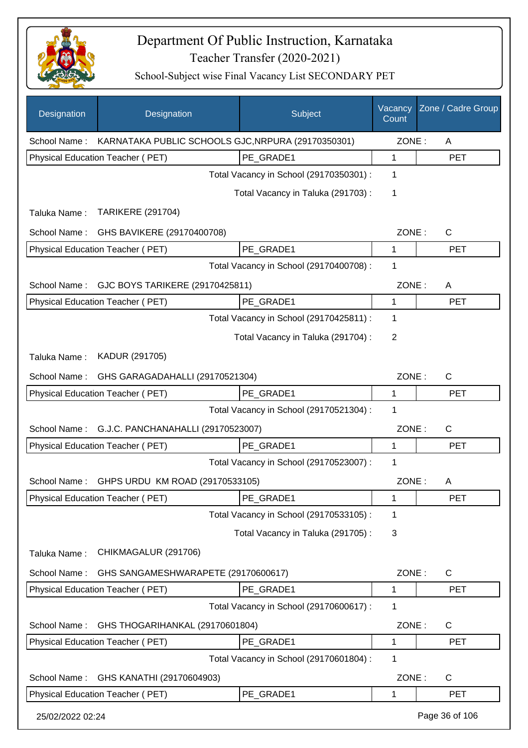# Department Of Public Instruction, Karnataka

## Teacher Transfer (2020-2021)

### School-Subject wise Final Vacancy List SECONDARY PET

| Designation | Designation | Subject | Vacancy Count | Zone / Cadre Group |
|---|---|---|---|---|
| School Name : | KARNATAKA PUBLIC SCHOOLS GJC,NRPURA (29170350301) | | ZONE : | A |
| Physical Education Teacher ( PET) | | PE_GRADE1 | 1 | PET |
| | | Total Vacancy in School (29170350301) : | 1 | |
| | | Total Vacancy in Taluka (291703) : | 1 | |
| Taluka Name : | TARIKERE (291704) | | | |
| School Name : | GHS BAVIKERE (29170400708) | | ZONE : | C |
| Physical Education Teacher ( PET) | | PE_GRADE1 | 1 | PET |
| | | Total Vacancy in School (29170400708) : | 1 | |
| School Name : | GJC BOYS TARIKERE (29170425811) | | ZONE : | A |
| Physical Education Teacher ( PET) | | PE_GRADE1 | 1 | PET |
| | | Total Vacancy in School (29170425811) : | 1 | |
| | | Total Vacancy in Taluka (291704) : | 2 | |
| Taluka Name : | KADUR (291705) | | | |
| School Name : | GHS GARAGADAHALLI (29170521304) | | ZONE : | C |
| Physical Education Teacher ( PET) | | PE_GRADE1 | 1 | PET |
| | | Total Vacancy in School (29170521304) : | 1 | |
| School Name : | G.J.C. PANCHANAHALLI (29170523007) | | ZONE : | C |
| Physical Education Teacher ( PET) | | PE_GRADE1 | 1 | PET |
| | | Total Vacancy in School (29170523007) : | 1 | |
| School Name : | GHPS URDU KM ROAD (29170533105) | | ZONE : | A |
| Physical Education Teacher ( PET) | | PE_GRADE1 | 1 | PET |
| | | Total Vacancy in School (29170533105) : | 1 | |
| | | Total Vacancy in Taluka (291705) : | 3 | |
| Taluka Name : | CHIKMAGALUR (291706) | | | |
| School Name : | GHS SANGAMESHWARAPETE (29170600617) | | ZONE : | C |
| Physical Education Teacher ( PET) | | PE_GRADE1 | 1 | PET |
| | | Total Vacancy in School (29170600617) : | 1 | |
| School Name : | GHS THOGARIHANKAL (29170601804) | | ZONE : | C |
| Physical Education Teacher ( PET) | | PE_GRADE1 | 1 | PET |
| | | Total Vacancy in School (29170601804) : | 1 | |
| School Name : | GHS KANATHI (29170604903) | | ZONE : | C |
| Physical Education Teacher ( PET) | | PE_GRADE1 | 1 | PET |

25/02/2022 02:24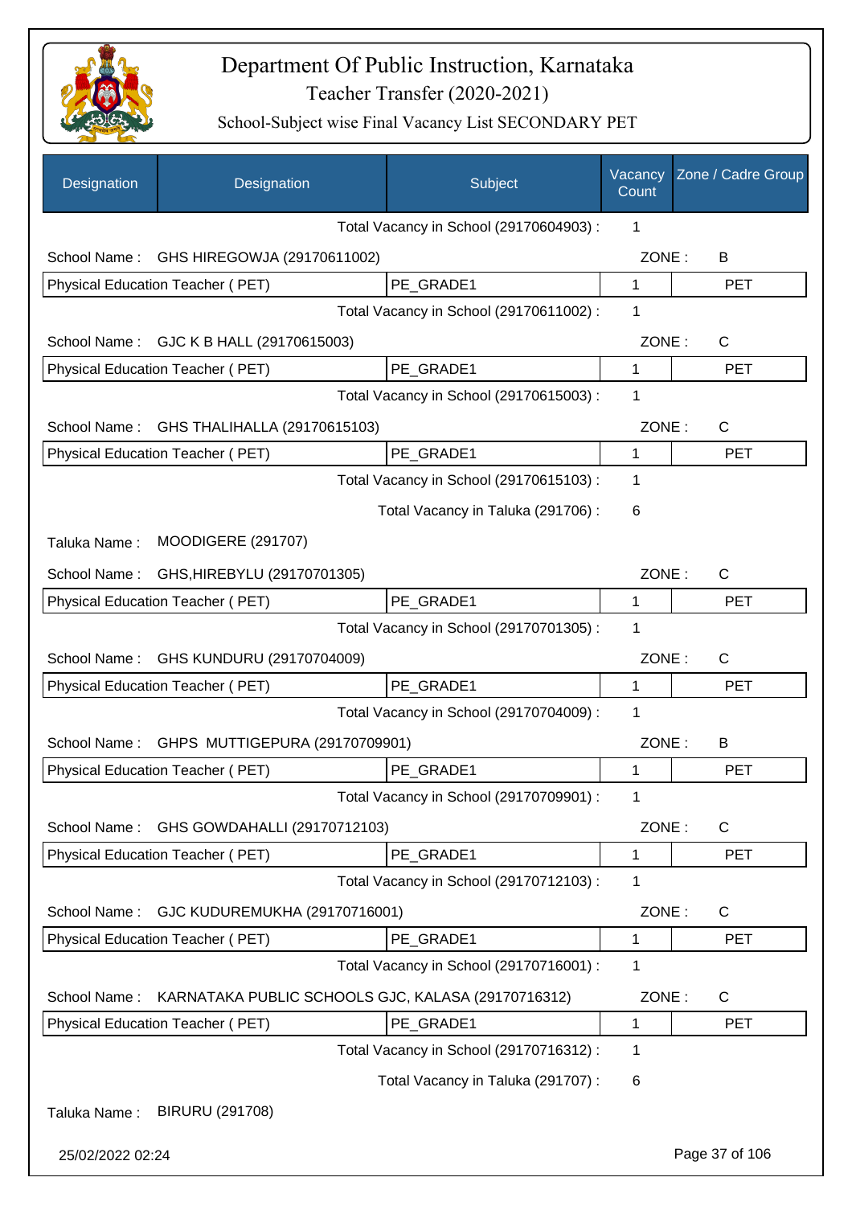# Department Of Public Instruction, Karnataka

## Teacher Transfer (2020-2021)

### School-Subject wise Final Vacancy List SECONDARY PET

| Designation | Designation | Subject | Vacancy Count | Zone / Cadre Group |
|---|---|---|---|---|
| | | Total Vacancy in School (29170604903) : | 1 | |
| School Name : | GHS HIREGOWJA (29170611002) | | ZONE : | B |
| Physical Education Teacher ( PET) | | PE_GRADE1 | 1 | PET |
| | | Total Vacancy in School (29170611002) : | 1 | |
| School Name : | GJC K B HALL (29170615003) | | ZONE : | C |
| Physical Education Teacher ( PET) | | PE_GRADE1 | 1 | PET |
| | | Total Vacancy in School (29170615003) : | 1 | |
| School Name : | GHS THALIHALLA (29170615103) | | ZONE : | C |
| Physical Education Teacher ( PET) | | PE_GRADE1 | 1 | PET |
| | | Total Vacancy in School (29170615103) : | 1 | |
| | | Total Vacancy in Taluka (291706) : | 6 | |
| Taluka Name : | MOODIGERE (291707) | | | |
| School Name : | GHS,HIREBYLU (29170701305) | | ZONE : | C |
| Physical Education Teacher ( PET) | | PE_GRADE1 | 1 | PET |
| | | Total Vacancy in School (29170701305) : | 1 | |
| School Name : | GHS KUNDURU (29170704009) | | ZONE : | C |
| Physical Education Teacher ( PET) | | PE_GRADE1 | 1 | PET |
| | | Total Vacancy in School (29170704009) : | 1 | |
| School Name : | GHPS MUTTIGEPURA (29170709901) | | ZONE : | B |
| Physical Education Teacher ( PET) | | PE_GRADE1 | 1 | PET |
| | | Total Vacancy in School (29170709901) : | 1 | |
| School Name : | GHS GOWDAHALLI (29170712103) | | ZONE : | C |
| Physical Education Teacher ( PET) | | PE_GRADE1 | 1 | PET |
| | | Total Vacancy in School (29170712103) : | 1 | |
| School Name : | GJC KUDUREMUKHA (29170716001) | | ZONE : | C |
| Physical Education Teacher ( PET) | | PE_GRADE1 | 1 | PET |
| | | Total Vacancy in School (29170716001) : | 1 | |
| School Name : | KARNATAKA PUBLIC SCHOOLS GJC, KALASA (29170716312) | | ZONE : | C |
| Physical Education Teacher ( PET) | | PE_GRADE1 | 1 | PET |
| | | Total Vacancy in School (29170716312) : | 1 | |
| | | Total Vacancy in Taluka (291707) : | 6 | |
| Taluka Name : | BIRURU (291708) | | | |

25/02/2022 02:24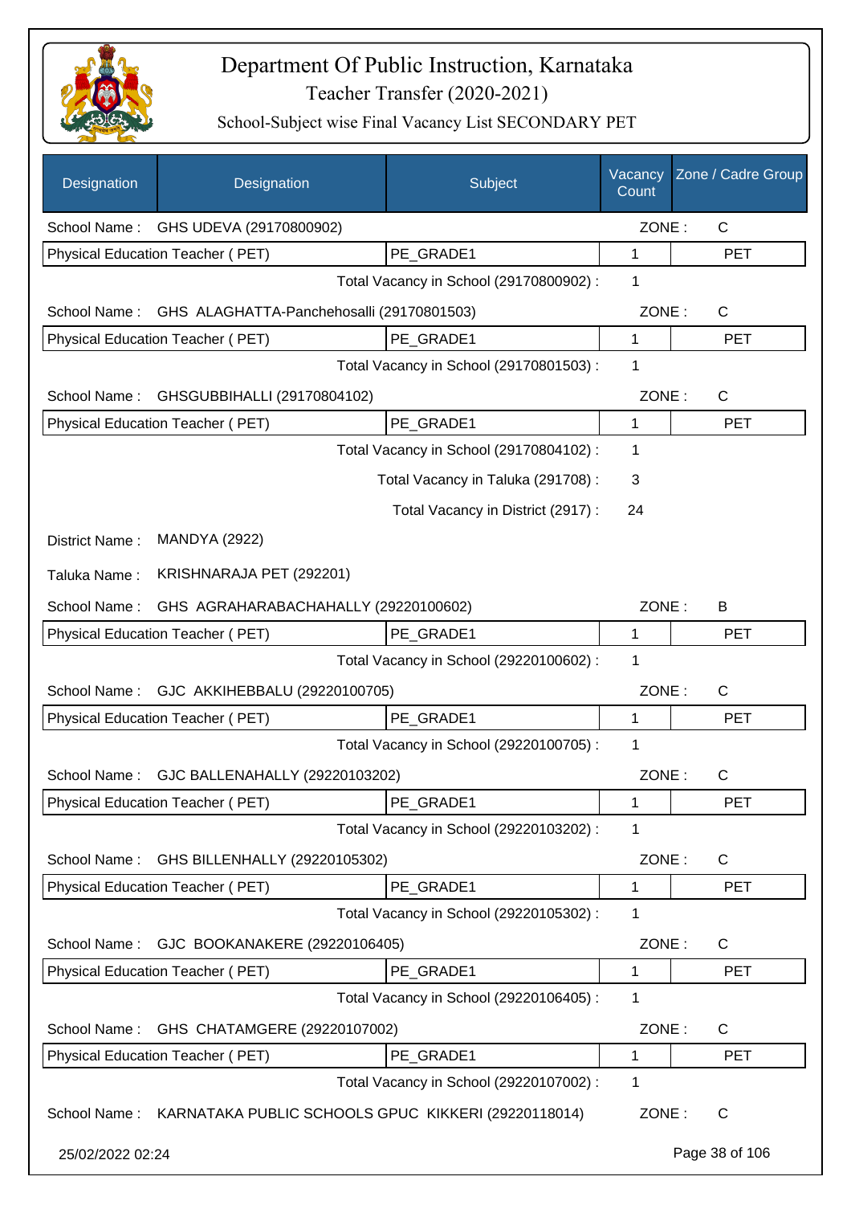# Department Of Public Instruction, Karnataka

## Teacher Transfer (2020-2021)

### School-Subject wise Final Vacancy List SECONDARY PET

| Designation | Designation | Subject | Vacancy Count | Zone / Cadre Group |
|---|---|---|---|---|
| School Name : | GHS UDEVA (29170800902) | | ZONE : | C |
| Physical Education Teacher ( PET) | | PE_GRADE1 | 1 | PET |
| | | Total Vacancy in School (29170800902) : | 1 | |
| School Name : | GHS ALAGHATTA-Panchehosalli (29170801503) | | ZONE : | C |
| Physical Education Teacher ( PET) | | PE_GRADE1 | 1 | PET |
| | | Total Vacancy in School (29170801503) : | 1 | |
| School Name : | GHSGUBBIHALLI (29170804102) | | ZONE : | C |
| Physical Education Teacher ( PET) | | PE_GRADE1 | 1 | PET |
| | | Total Vacancy in School (29170804102) : | 1 | |
| | | Total Vacancy in Taluka (291708) : | 3 | |
| | | Total Vacancy in District (2917) : | 24 | |
| District Name : | MANDYA (2922) | | | |
| Taluka Name : | KRISHNARAJA PET (292201) | | | |
| School Name : | GHS AGRAHARABACHAHALLY (29220100602) | | ZONE : | B |
| Physical Education Teacher ( PET) | | PE_GRADE1 | 1 | PET |
| | | Total Vacancy in School (29220100602) : | 1 | |
| School Name : | GJC AKKIHEBBALU (29220100705) | | ZONE : | C |
| Physical Education Teacher ( PET) | | PE_GRADE1 | 1 | PET |
| | | Total Vacancy in School (29220100705) : | 1 | |
| School Name : | GJC BALLENAHALLY (29220103202) | | ZONE : | C |
| Physical Education Teacher ( PET) | | PE_GRADE1 | 1 | PET |
| | | Total Vacancy in School (29220103202) : | 1 | |
| School Name : | GHS BILLENHALLY (29220105302) | | ZONE : | C |
| Physical Education Teacher ( PET) | | PE_GRADE1 | 1 | PET |
| | | Total Vacancy in School (29220105302) : | 1 | |
| School Name : | GJC BOOKANAKERE (29220106405) | | ZONE : | C |
| Physical Education Teacher ( PET) | | PE_GRADE1 | 1 | PET |
| | | Total Vacancy in School (29220106405) : | 1 | |
| School Name : | GHS CHATAMGERE (29220107002) | | ZONE : | C |
| Physical Education Teacher ( PET) | | PE_GRADE1 | 1 | PET |
| | | Total Vacancy in School (29220107002) : | 1 | |
| School Name : | KARNATAKA PUBLIC SCHOOLS GPUC KIKKERI (29220118014) | | ZONE : | C |

25/02/2022 02:24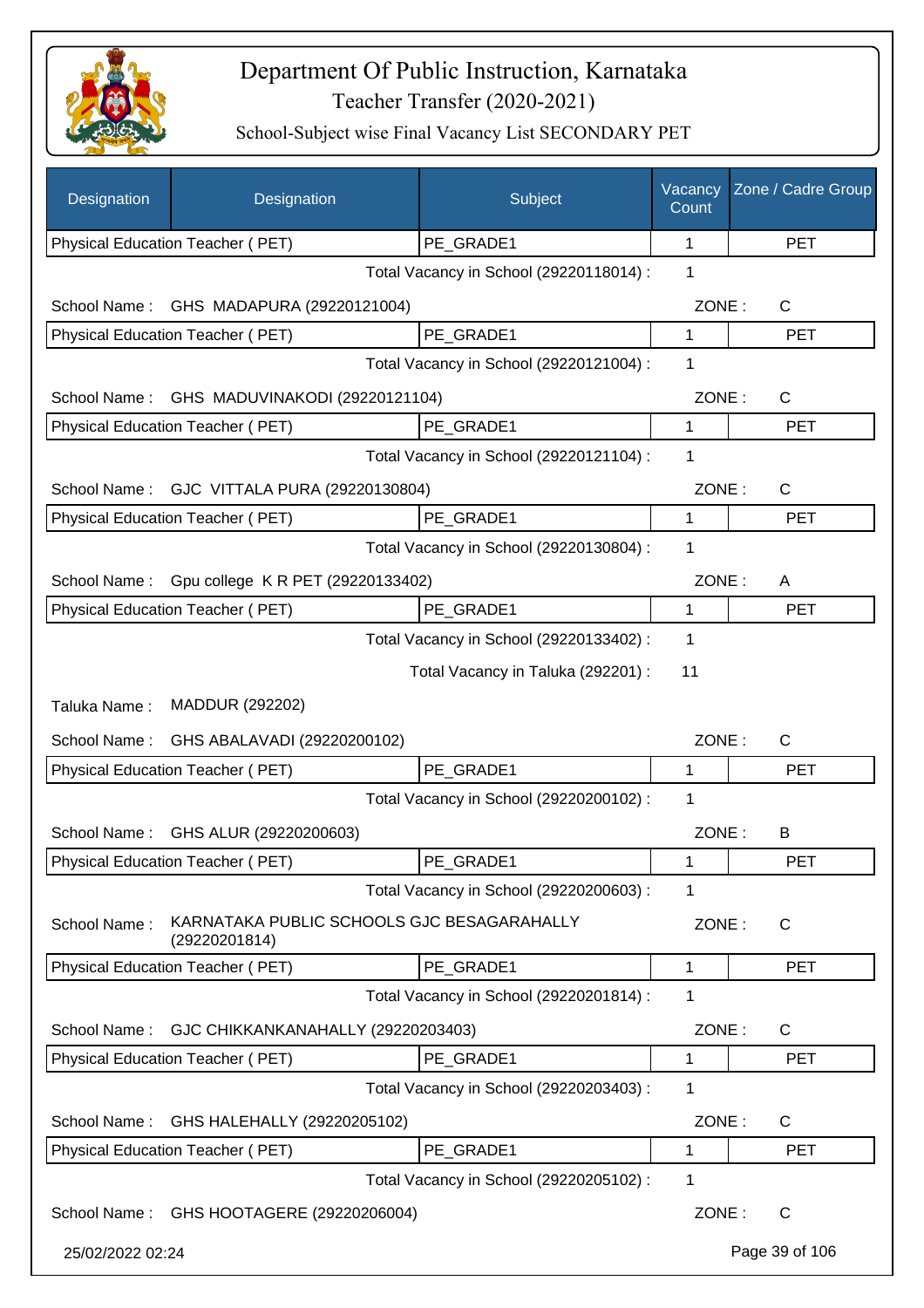# Department Of Public Instruction, Karnataka

Teacher Transfer (2020-2021)

School-Subject wise Final Vacancy List SECONDARY PET

| Designation | Designation | Subject | Vacancy Count | Zone / Cadre Group |
|---|---|---|---|---|
| Physical Education Teacher ( PET) | | PE_GRADE1 | 1 | PET |
| | | Total Vacancy in School (29220118014) : | 1 | |
| School Name : | GHS MADAPURA (29220121004) | | ZONE : | C |
| Physical Education Teacher ( PET) | | PE_GRADE1 | 1 | PET |
| | | Total Vacancy in School (29220121004) : | 1 | |
| School Name : | GHS MADUVINAKODI (29220121104) | | ZONE : | C |
| Physical Education Teacher ( PET) | | PE_GRADE1 | 1 | PET |
| | | Total Vacancy in School (29220121104) : | 1 | |
| School Name : | GJC VITTALA PURA (29220130804) | | ZONE : | C |
| Physical Education Teacher ( PET) | | PE_GRADE1 | 1 | PET |
| | | Total Vacancy in School (29220130804) : | 1 | |
| School Name : | Gpu college K R PET (29220133402) | | ZONE : | A |
| Physical Education Teacher ( PET) | | PE_GRADE1 | 1 | PET |
| | | Total Vacancy in School (29220133402) : | 1 | |
| | | Total Vacancy in Taluka (292201) : | 11 | |
| Taluka Name : | MADDUR (292202) | | | |
| School Name : | GHS ABALAVADI (29220200102) | | ZONE : | C |
| Physical Education Teacher ( PET) | | PE_GRADE1 | 1 | PET |
| | | Total Vacancy in School (29220200102) : | 1 | |
| School Name : | GHS ALUR (29220200603) | | ZONE : | B |
| Physical Education Teacher ( PET) | | PE_GRADE1 | 1 | PET |
| | | Total Vacancy in School (29220200603) : | 1 | |
| School Name : | KARNATAKA PUBLIC SCHOOLS GJC BESAGARAHALLY (29220201814) | | ZONE : | C |
| Physical Education Teacher ( PET) | | PE_GRADE1 | 1 | PET |
| | | Total Vacancy in School (29220201814) : | 1 | |
| School Name : | GJC CHIKKANKANAHALLY (29220203403) | | ZONE : | C |
| Physical Education Teacher ( PET) | | PE_GRADE1 | 1 | PET |
| | | Total Vacancy in School (29220203403) : | 1 | |
| School Name : | GHS HALEHALLY (29220205102) | | ZONE : | C |
| Physical Education Teacher ( PET) | | PE_GRADE1 | 1 | PET |
| | | Total Vacancy in School (29220205102) : | 1 | |
| School Name : | GHS HOOTAGERE (29220206004) | | ZONE : | C |

25/02/2022 02:24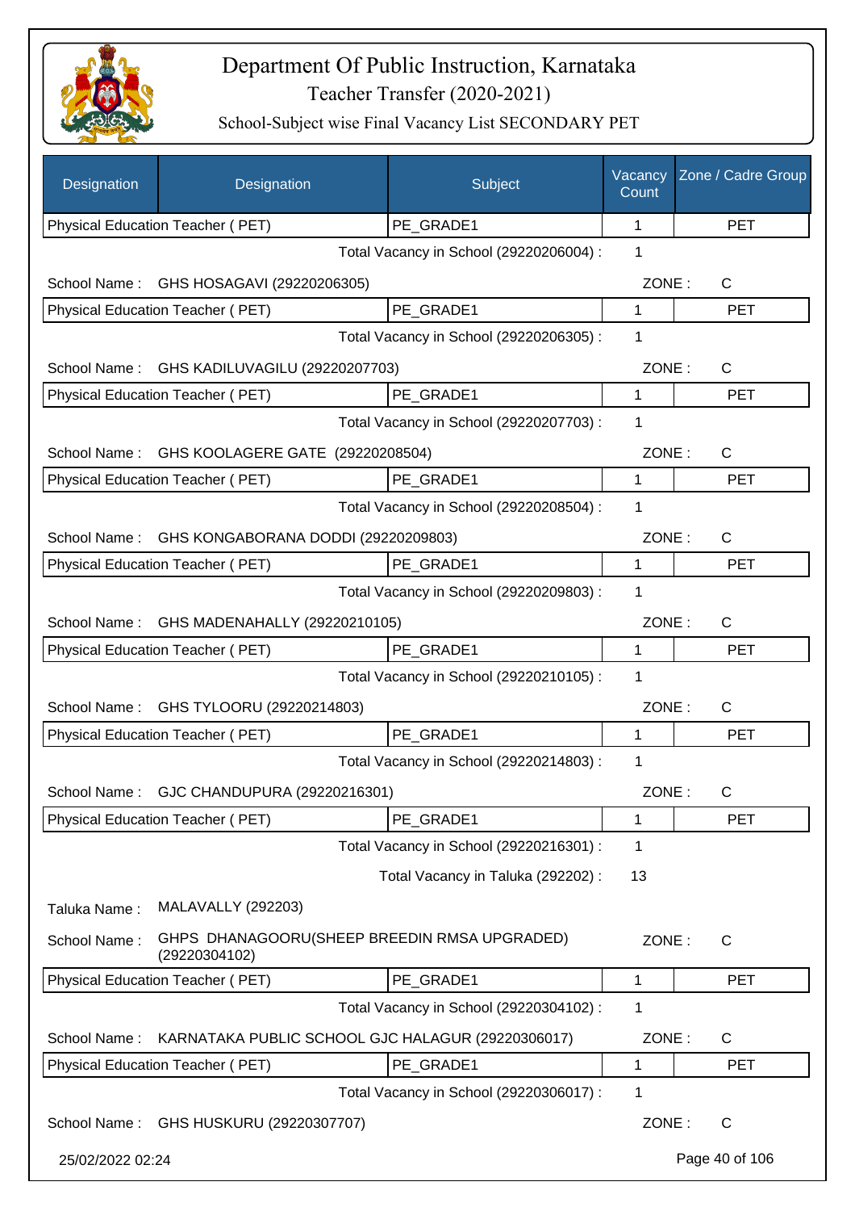# Department Of Public Instruction, Karnataka

## Teacher Transfer (2020-2021)

### School-Subject wise Final Vacancy List SECONDARY PET

| Designation | Designation | Subject | Vacancy Count | Zone / Cadre Group |
|---|---|---|---|---|
| Physical Education Teacher ( PET) | | PE_GRADE1 | 1 | PET |

Total Vacancy in School (29220206004) : 1

School Name : GHS HOSAGAVI (29220206305) ZONE : C

| Physical Education Teacher ( PET) | PE_GRADE1 | 1 | PET |
|---|---|---|---|

Total Vacancy in School (29220206305) : 1

School Name : GHS KADILUVAGILU (29220207703) ZONE : C

| Physical Education Teacher ( PET) | PE_GRADE1 | 1 | PET |
|---|---|---|---|

Total Vacancy in School (29220207703) : 1

School Name : GHS KOOLAGERE GATE (29220208504) ZONE : C

| Physical Education Teacher ( PET) | PE_GRADE1 | 1 | PET |
|---|---|---|---|

Total Vacancy in School (29220208504) : 1

School Name : GHS KONGABORANA DODDI (29220209803) ZONE : C

| Physical Education Teacher ( PET) | PE_GRADE1 | 1 | PET |
|---|---|---|---|

Total Vacancy in School (29220209803) : 1

School Name : GHS MADENAHALLY (29220210105) ZONE : C

| Physical Education Teacher ( PET) | PE_GRADE1 | 1 | PET |
|---|---|---|---|

Total Vacancy in School (29220210105) : 1

School Name : GHS TYLOORU (29220214803) ZONE : C

| Physical Education Teacher ( PET) | PE_GRADE1 | 1 | PET |
|---|---|---|---|

Total Vacancy in School (29220214803) : 1

School Name : GJC CHANDUPURA (29220216301) ZONE : C

| Physical Education Teacher ( PET) | PE_GRADE1 | 1 | PET |
|---|---|---|---|

Total Vacancy in School (29220216301) : 1

Total Vacancy in Taluka (292202) : 13

Taluka Name : MALAVALLY (292203)

School Name : GHPS DHANAGOORU(SHEEP BREEDIN RMSA UPGRADED) (29220304102) ZONE : C

| Physical Education Teacher ( PET) | PE_GRADE1 | 1 | PET |
|---|---|---|---|

Total Vacancy in School (29220304102) : 1

School Name : KARNATAKA PUBLIC SCHOOL GJC HALAGUR (29220306017) ZONE : C

| Physical Education Teacher ( PET) | PE_GRADE1 | 1 | PET |
|---|---|---|---|

Total Vacancy in School (29220306017) : 1

School Name : GHS HUSKURU (29220307707) ZONE : C

25/02/2022 02:24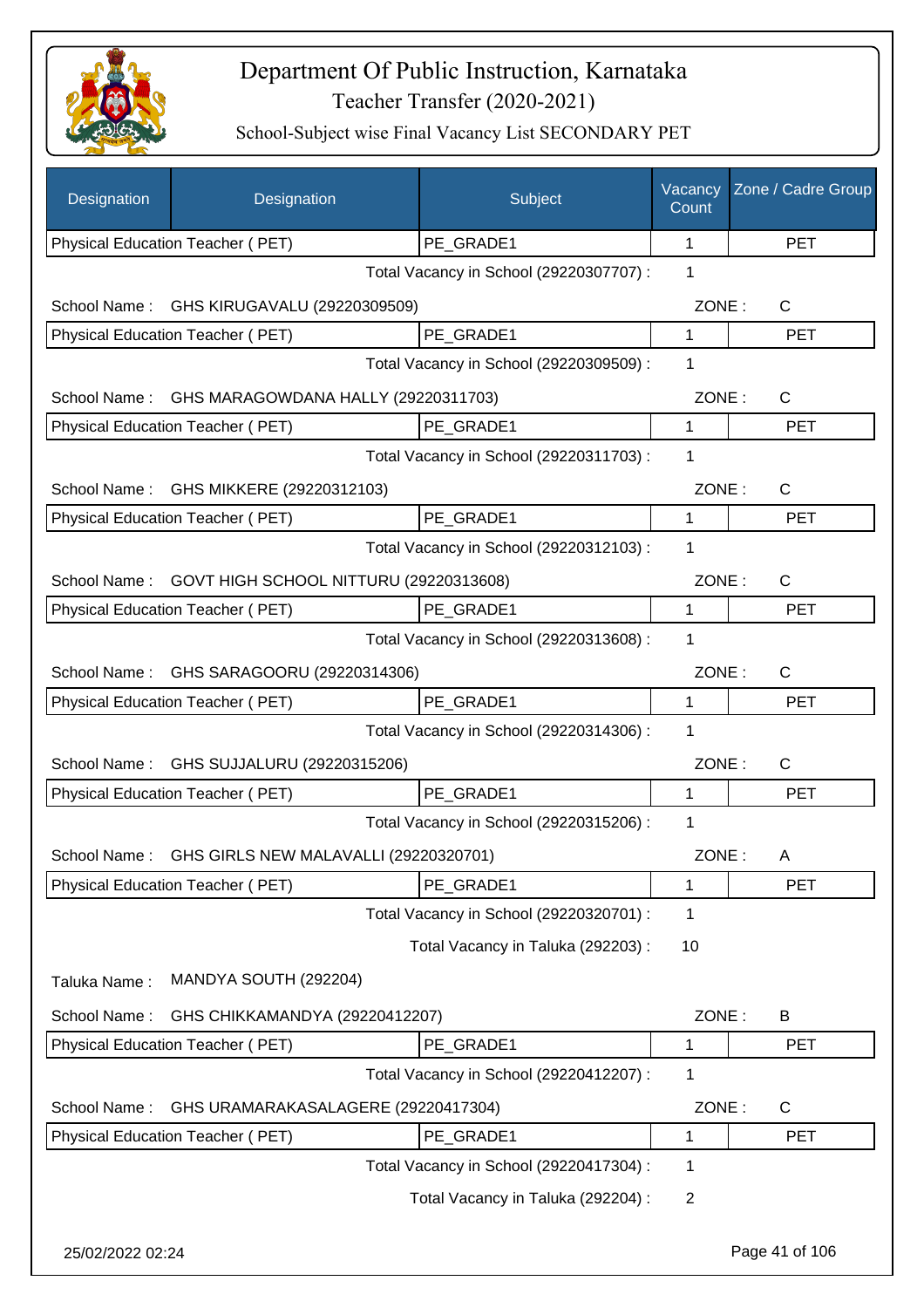# Department Of Public Instruction, Karnataka

## Teacher Transfer (2020-2021)

### School-Subject wise Final Vacancy List SECONDARY PET

| Designation | Designation | Subject | Vacancy Count | Zone / Cadre Group |
|---|---|---|---|---|
| Physical Education Teacher ( PET) | | PE_GRADE1 | 1 | PET |
| | | Total Vacancy in School (29220307707) : | 1 | |
| School Name : | GHS KIRUGAVALU (29220309509) | | ZONE : | C |
| Physical Education Teacher ( PET) | | PE_GRADE1 | 1 | PET |
| | | Total Vacancy in School (29220309509) : | 1 | |
| School Name : | GHS MARAGOWDANA HALLY (29220311703) | | ZONE : | C |
| Physical Education Teacher ( PET) | | PE_GRADE1 | 1 | PET |
| | | Total Vacancy in School (29220311703) : | 1 | |
| School Name : | GHS MIKKERE (29220312103) | | ZONE : | C |
| Physical Education Teacher ( PET) | | PE_GRADE1 | 1 | PET |
| | | Total Vacancy in School (29220312103) : | 1 | |
| School Name : | GOVT HIGH SCHOOL NITTURU (29220313608) | | ZONE : | C |
| Physical Education Teacher ( PET) | | PE_GRADE1 | 1 | PET |
| | | Total Vacancy in School (29220313608) : | 1 | |
| School Name : | GHS SARAGOORU (29220314306) | | ZONE : | C |
| Physical Education Teacher ( PET) | | PE_GRADE1 | 1 | PET |
| | | Total Vacancy in School (29220314306) : | 1 | |
| School Name : | GHS SUJJALURU (29220315206) | | ZONE : | C |
| Physical Education Teacher ( PET) | | PE_GRADE1 | 1 | PET |
| | | Total Vacancy in School (29220315206) : | 1 | |
| School Name : | GHS GIRLS NEW MALAVALLI (29220320701) | | ZONE : | A |
| Physical Education Teacher ( PET) | | PE_GRADE1 | 1 | PET |
| | | Total Vacancy in School (29220320701) : | 1 | |
| | | Total Vacancy in Taluka (292203) : | 10 | |
| Taluka Name : | MANDYA SOUTH (292204) | | | |
| School Name : | GHS CHIKKAMANDYA (29220412207) | | ZONE : | B |
| Physical Education Teacher ( PET) | | PE_GRADE1 | 1 | PET |
| | | Total Vacancy in School (29220412207) : | 1 | |
| School Name : | GHS URAMARAKASALAGERE (29220417304) | | ZONE : | C |
| Physical Education Teacher ( PET) | | PE_GRADE1 | 1 | PET |
| | | Total Vacancy in School (29220417304) : | 1 | |
| | | Total Vacancy in Taluka (292204) : | 2 | |

25/02/2022 02:24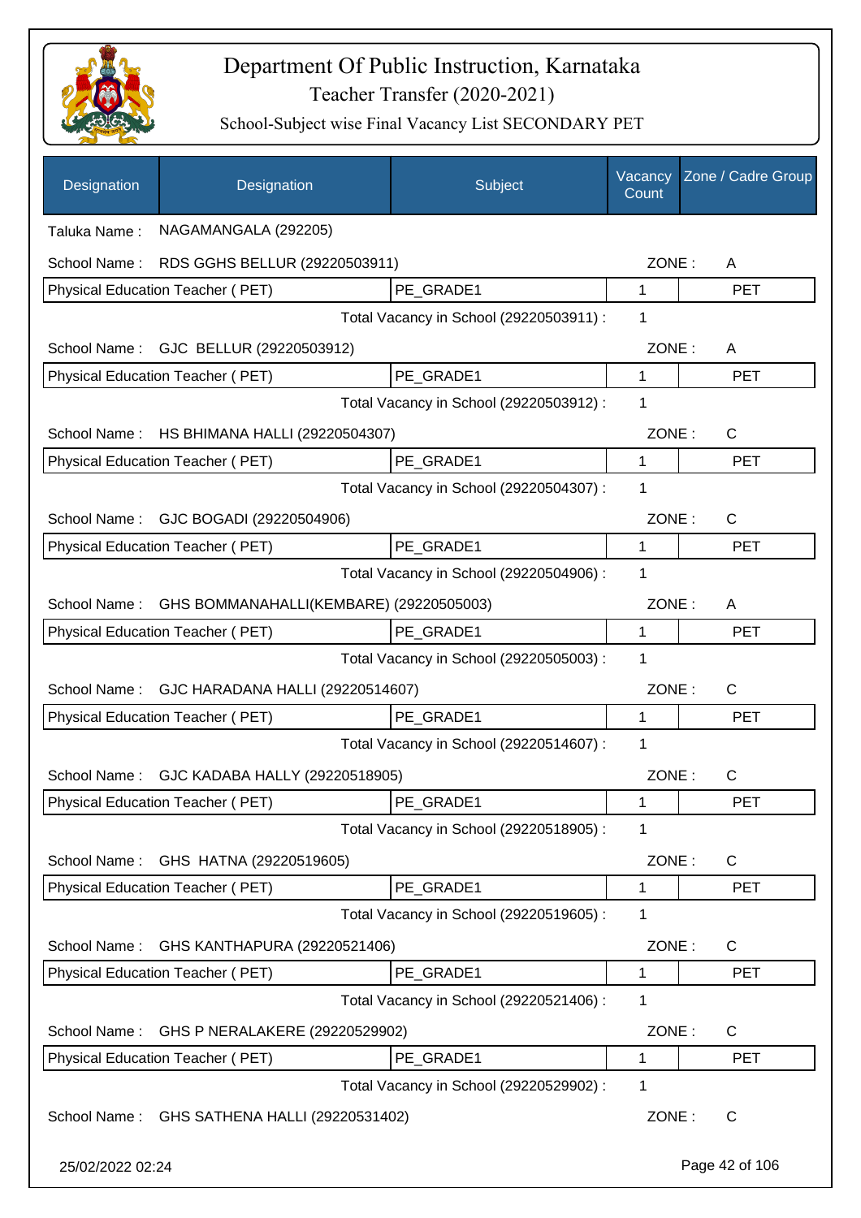# Department Of Public Instruction, Karnataka

Teacher Transfer (2020-2021)

School-Subject wise Final Vacancy List SECONDARY PET

| Designation | Designation | Subject | Vacancy Count | Zone / Cadre Group |
|---|---|---|---|---|

Taluka Name : NAGAMANGALA (292205)

School Name : RDS GGHS BELLUR (29220503911) ZONE : A

| Physical Education Teacher ( PET) | PE_GRADE1 | 1 | PET |
|---|---|---|---|

Total Vacancy in School (29220503911) : 1

School Name : GJC BELLUR (29220503912) ZONE : A

| Physical Education Teacher ( PET) | PE_GRADE1 | 1 | PET |
|---|---|---|---|

Total Vacancy in School (29220503912) : 1

School Name : HS BHIMANA HALLI (29220504307) ZONE : C

| Physical Education Teacher ( PET) | PE_GRADE1 | 1 | PET |
|---|---|---|---|

Total Vacancy in School (29220504307) : 1

School Name : GJC BOGADI (29220504906) ZONE : C

| Physical Education Teacher ( PET) | PE_GRADE1 | 1 | PET |
|---|---|---|---|

Total Vacancy in School (29220504906) : 1

School Name : GHS BOMMANAHALLI(KEMBARE) (29220505003) ZONE : A

| Physical Education Teacher ( PET) | PE_GRADE1 | 1 | PET |
|---|---|---|---|

Total Vacancy in School (29220505003) : 1

School Name : GJC HARADANA HALLI (29220514607) ZONE : C

| Physical Education Teacher ( PET) | PE_GRADE1 | 1 | PET |
|---|---|---|---|

Total Vacancy in School (29220514607) : 1

School Name : GJC KADABA HALLY (29220518905) ZONE : C

| Physical Education Teacher ( PET) | PE_GRADE1 | 1 | PET |
|---|---|---|---|

Total Vacancy in School (29220518905) : 1

School Name : GHS HATNA (29220519605) ZONE : C

| Physical Education Teacher ( PET) | PE_GRADE1 | 1 | PET |
|---|---|---|---|

Total Vacancy in School (29220519605) : 1

School Name : GHS KANTHAPURA (29220521406) ZONE : C

| Physical Education Teacher ( PET) | PE_GRADE1 | 1 | PET |
|---|---|---|---|

Total Vacancy in School (29220521406) : 1

School Name : GHS P NERALAKERE (29220529902) ZONE : C

| Physical Education Teacher ( PET) | PE_GRADE1 | 1 | PET |
|---|---|---|---|

Total Vacancy in School (29220529902) : 1

School Name : GHS SATHENA HALLI (29220531402) ZONE : C

25/02/2022 02:24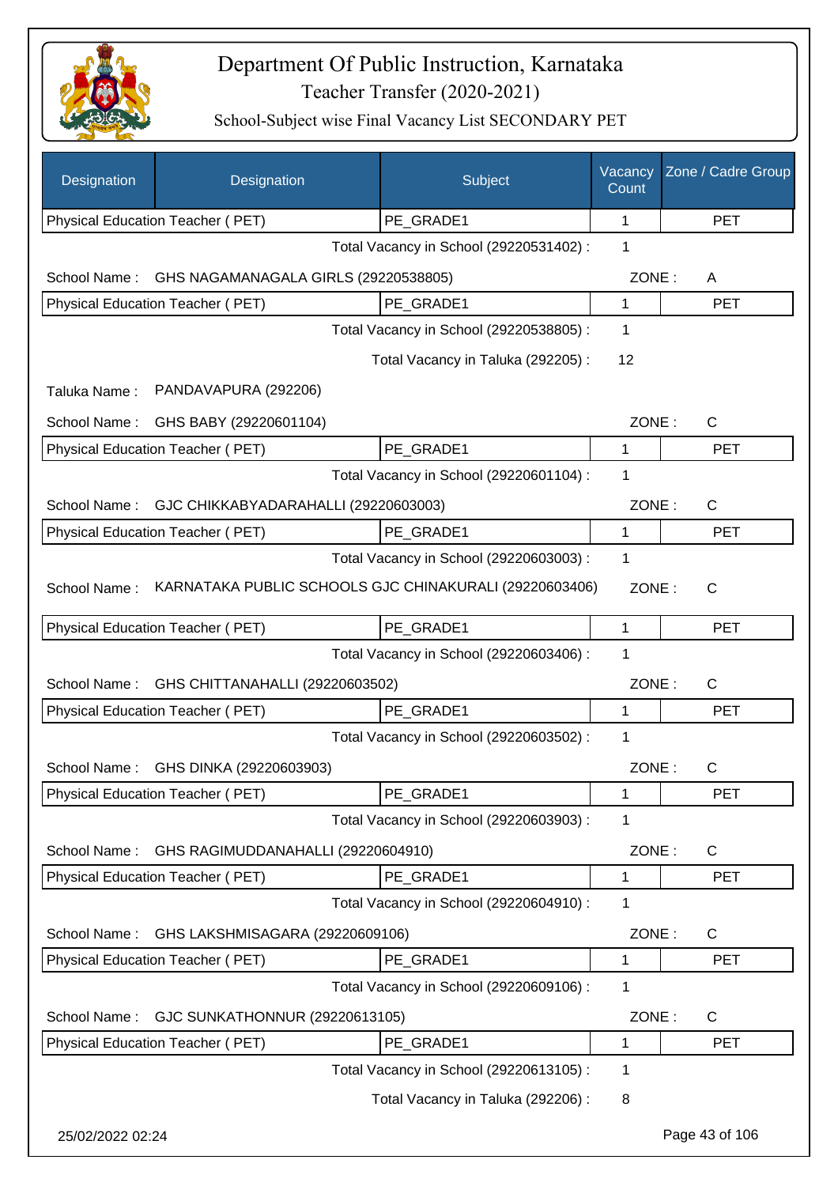# Department Of Public Instruction, Karnataka

Teacher Transfer (2020-2021)

School-Subject wise Final Vacancy List SECONDARY PET

| Designation | Designation | Subject | Vacancy Count | Zone / Cadre Group |
|---|---|---|---|---|
| Physical Education Teacher ( PET) | | PE_GRADE1 | 1 | PET |

Total Vacancy in School (29220531402) : 1

School Name : GHS NAGAMANAGALA GIRLS (29220538805) ZONE : A

| Designation | Subject | Vacancy Count | Zone / Cadre Group |
|---|---|---|---|
| Physical Education Teacher ( PET) | PE_GRADE1 | 1 | PET |

Total Vacancy in School (29220538805) : 1

Total Vacancy in Taluka (292205) : 12

Taluka Name : PANDAVAPURA (292206)

School Name : GHS BABY (29220601104) ZONE : C

| Designation | Subject | Vacancy Count | Zone / Cadre Group |
|---|---|---|---|
| Physical Education Teacher ( PET) | PE_GRADE1 | 1 | PET |

Total Vacancy in School (29220601104) : 1

School Name : GJC CHIKKABYADARAHALLI (29220603003) ZONE : C

| Designation | Subject | Vacancy Count | Zone / Cadre Group |
|---|---|---|---|
| Physical Education Teacher ( PET) | PE_GRADE1 | 1 | PET |

Total Vacancy in School (29220603003) : 1

School Name : KARNATAKA PUBLIC SCHOOLS GJC CHINAKURALI (29220603406) ZONE : C

| Designation | Subject | Vacancy Count | Zone / Cadre Group |
|---|---|---|---|
| Physical Education Teacher ( PET) | PE_GRADE1 | 1 | PET |

Total Vacancy in School (29220603406) : 1

School Name : GHS CHITTANAHALLI (29220603502) ZONE : C

| Designation | Subject | Vacancy Count | Zone / Cadre Group |
|---|---|---|---|
| Physical Education Teacher ( PET) | PE_GRADE1 | 1 | PET |

Total Vacancy in School (29220603502) : 1

School Name : GHS DINKA (29220603903) ZONE : C

| Designation | Subject | Vacancy Count | Zone / Cadre Group |
|---|---|---|---|
| Physical Education Teacher ( PET) | PE_GRADE1 | 1 | PET |

Total Vacancy in School (29220603903) : 1

School Name : GHS RAGIMUDDANAHALLI (29220604910) ZONE : C

| Designation | Subject | Vacancy Count | Zone / Cadre Group |
|---|---|---|---|
| Physical Education Teacher ( PET) | PE_GRADE1 | 1 | PET |

Total Vacancy in School (29220604910) : 1

School Name : GHS LAKSHMISAGARA (29220609106) ZONE : C

| Designation | Subject | Vacancy Count | Zone / Cadre Group |
|---|---|---|---|
| Physical Education Teacher ( PET) | PE_GRADE1 | 1 | PET |

Total Vacancy in School (29220609106) : 1

School Name : GJC SUNKATHONNUR (29220613105) ZONE : C

| Designation | Subject | Vacancy Count | Zone / Cadre Group |
|---|---|---|---|
| Physical Education Teacher ( PET) | PE_GRADE1 | 1 | PET |

Total Vacancy in School (29220613105) : 1

Total Vacancy in Taluka (292206) : 8

25/02/2022 02:24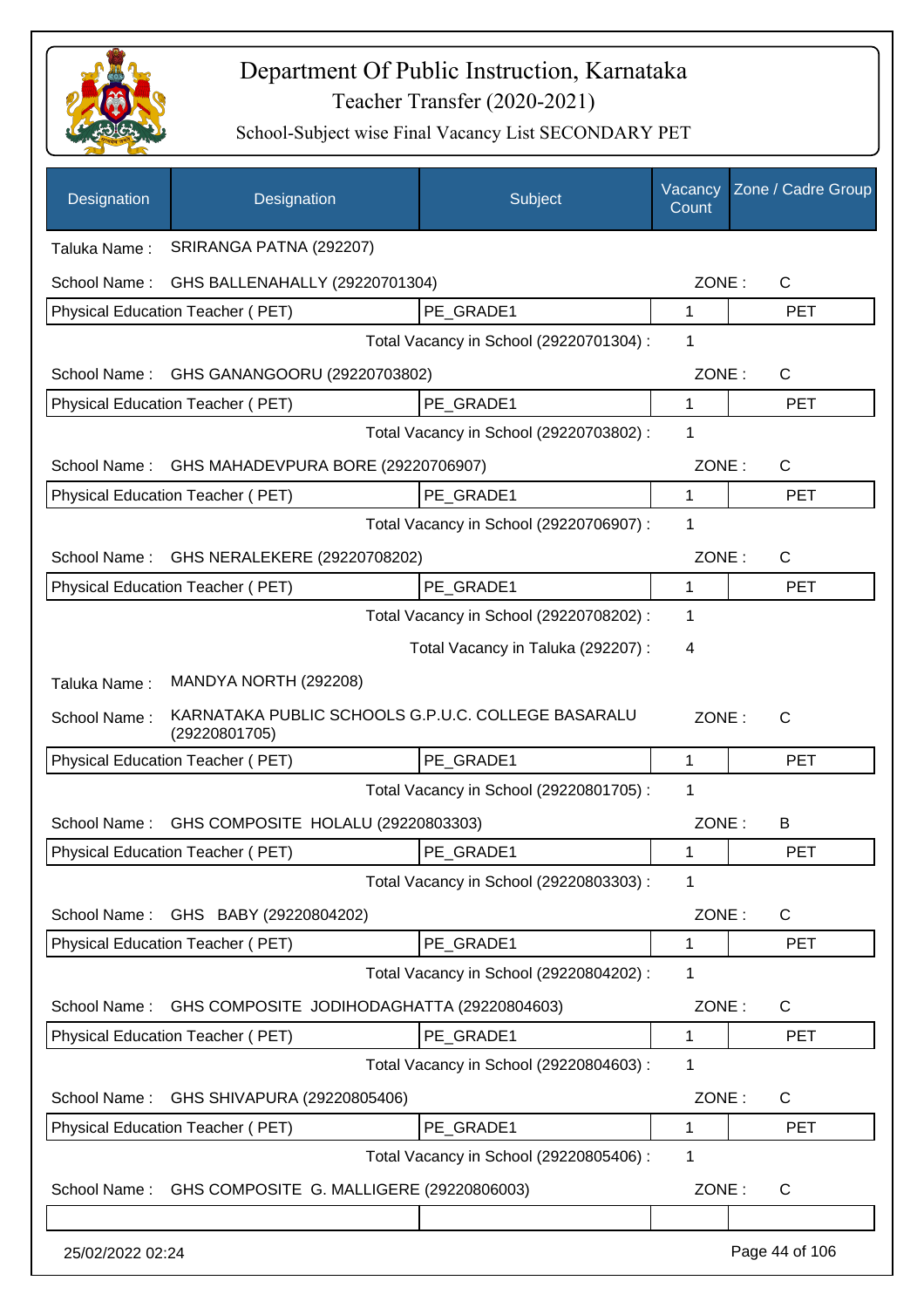# Department Of Public Instruction, Karnataka
## Teacher Transfer (2020-2021)
### School-Subject wise Final Vacancy List SECONDARY PET

| Designation | Designation | Subject | Vacancy Count | Zone / Cadre Group |
|---|---|---|---|---|

Taluka Name : SRIRANGA PATNA (292207)

School Name : GHS BALLENAHALLY (29220701304) ZONE : C

| Physical Education Teacher ( PET) | PE_GRADE1 | 1 | PET |
|---|---|---|---|

Total Vacancy in School (29220701304) : 1

School Name : GHS GANANGOORU (29220703802) ZONE : C

| Physical Education Teacher ( PET) | PE_GRADE1 | 1 | PET |
|---|---|---|---|

Total Vacancy in School (29220703802) : 1

School Name : GHS MAHADEVPURA BORE (29220706907) ZONE : C

| Physical Education Teacher ( PET) | PE_GRADE1 | 1 | PET |
|---|---|---|---|

Total Vacancy in School (29220706907) : 1

School Name : GHS NERALEKERE (29220708202) ZONE : C

| Physical Education Teacher ( PET) | PE_GRADE1 | 1 | PET |
|---|---|---|---|

Total Vacancy in School (29220708202) : 1

Total Vacancy in Taluka (292207) : 4

Taluka Name : MANDYA NORTH (292208)

School Name : KARNATAKA PUBLIC SCHOOLS G.P.U.C. COLLEGE BASARALU (29220801705) ZONE : C

| Physical Education Teacher ( PET) | PE_GRADE1 | 1 | PET |
|---|---|---|---|

Total Vacancy in School (29220801705) : 1

School Name : GHS COMPOSITE HOLALU (29220803303) ZONE : B

| Physical Education Teacher ( PET) | PE_GRADE1 | 1 | PET |
|---|---|---|---|

Total Vacancy in School (29220803303) : 1

School Name : GHS BABY (29220804202) ZONE : C

| Physical Education Teacher ( PET) | PE_GRADE1 | 1 | PET |
|---|---|---|---|

Total Vacancy in School (29220804202) : 1

School Name : GHS COMPOSITE JODIHODAGHATTA (29220804603) ZONE : C

| Physical Education Teacher ( PET) | PE_GRADE1 | 1 | PET |
|---|---|---|---|

Total Vacancy in School (29220804603) : 1

School Name : GHS SHIVAPURA (29220805406) ZONE : C

| Physical Education Teacher ( PET) | PE_GRADE1 | 1 | PET |
|---|---|---|---|

Total Vacancy in School (29220805406) : 1

School Name : GHS COMPOSITE G. MALLIGERE (29220806003) ZONE : C

25/02/2022 02:24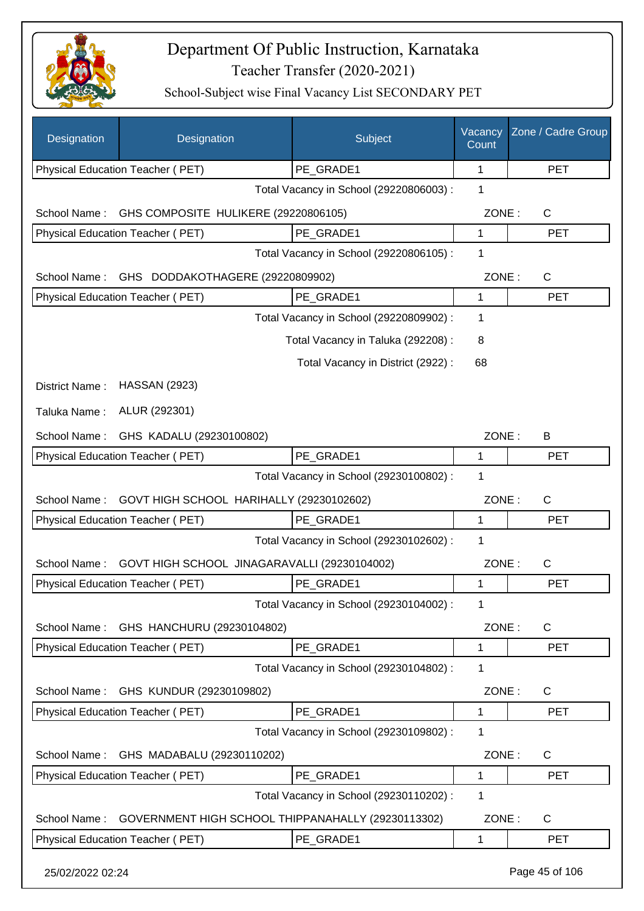# Department Of Public Instruction, Karnataka

Teacher Transfer (2020-2021)

School-Subject wise Final Vacancy List SECONDARY PET

| Designation | Designation | Subject | Vacancy Count | Zone / Cadre Group |
|---|---|---|---|---|
| Physical Education Teacher ( PET) | | PE_GRADE1 | 1 | PET |
| | | Total Vacancy in School (29220806003) : | 1 | |
| School Name : | GHS COMPOSITE HULIKERE (29220806105) | | ZONE : | C |
| Physical Education Teacher ( PET) | | PE_GRADE1 | 1 | PET |
| | | Total Vacancy in School (29220806105) : | 1 | |
| School Name : | GHS DODDAKOTHAGERE (29220809902) | | ZONE : | C |
| Physical Education Teacher ( PET) | | PE_GRADE1 | 1 | PET |
| | | Total Vacancy in School (29220809902) : | 1 | |
| | | Total Vacancy in Taluka (292208) : | 8 | |
| | | Total Vacancy in District (2922) : | 68 | |
| District Name : | HASSAN (2923) | | | |
| Taluka Name : | ALUR (292301) | | | |
| School Name : | GHS KADALU (29230100802) | | ZONE : | B |
| Physical Education Teacher ( PET) | | PE_GRADE1 | 1 | PET |
| | | Total Vacancy in School (29230100802) : | 1 | |
| School Name : | GOVT HIGH SCHOOL HARIHALLY (29230102602) | | ZONE : | C |
| Physical Education Teacher ( PET) | | PE_GRADE1 | 1 | PET |
| | | Total Vacancy in School (29230102602) : | 1 | |
| School Name : | GOVT HIGH SCHOOL JINAGARAVALLI (29230104002) | | ZONE : | C |
| Physical Education Teacher ( PET) | | PE_GRADE1 | 1 | PET |
| | | Total Vacancy in School (29230104002) : | 1 | |
| School Name : | GHS HANCHURU (29230104802) | | ZONE : | C |
| Physical Education Teacher ( PET) | | PE_GRADE1 | 1 | PET |
| | | Total Vacancy in School (29230104802) : | 1 | |
| School Name : | GHS KUNDUR (29230109802) | | ZONE : | C |
| Physical Education Teacher ( PET) | | PE_GRADE1 | 1 | PET |
| | | Total Vacancy in School (29230109802) : | 1 | |
| School Name : | GHS MADABALU (29230110202) | | ZONE : | C |
| Physical Education Teacher ( PET) | | PE_GRADE1 | 1 | PET |
| | | Total Vacancy in School (29230110202) : | 1 | |
| School Name : | GOVERNMENT HIGH SCHOOL THIPPANAHALLY (29230113302) | | ZONE : | C |
| Physical Education Teacher ( PET) | | PE_GRADE1 | 1 | PET |

25/02/2022 02:24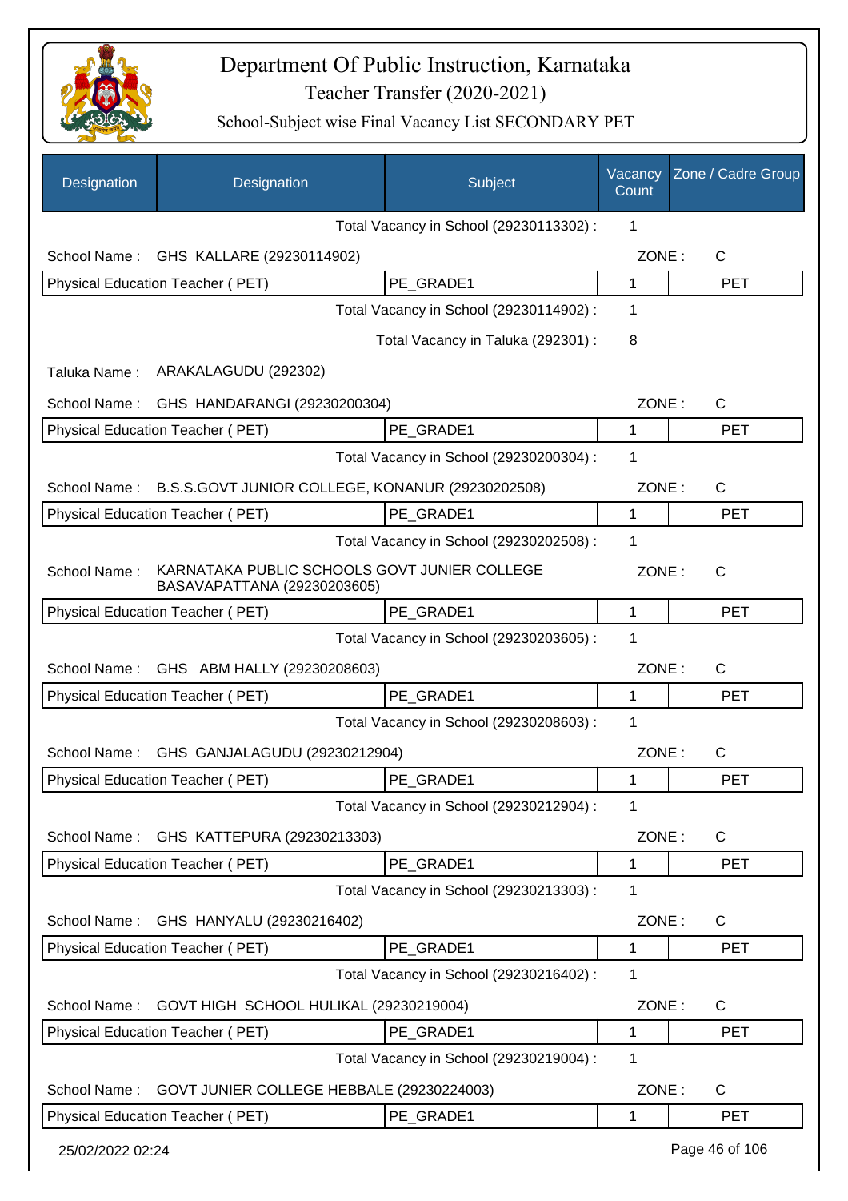# Department Of Public Instruction, Karnataka

## Teacher Transfer (2020-2021)

### School-Subject wise Final Vacancy List SECONDARY PET

| Designation | Designation | Subject | Vacancy Count | Zone / Cadre Group |
|---|---|---|---|---|
| | | Total Vacancy in School (29230113302) : | 1 | |
| School Name : | GHS KALLARE (29230114902) | | ZONE : | C |
| Physical Education Teacher ( PET) | | PE_GRADE1 | 1 | PET |
| | | Total Vacancy in School (29230114902) : | 1 | |
| | | Total Vacancy in Taluka (292301) : | 8 | |
| Taluka Name : | ARAKALAGUDU (292302) | | | |
| School Name : | GHS HANDARANGI (29230200304) | | ZONE : | C |
| Physical Education Teacher ( PET) | | PE_GRADE1 | 1 | PET |
| | | Total Vacancy in School (29230200304) : | 1 | |
| School Name : | B.S.S.GOVT JUNIOR COLLEGE, KONANUR (29230202508) | | ZONE : | C |
| Physical Education Teacher ( PET) | | PE_GRADE1 | 1 | PET |
| | | Total Vacancy in School (29230202508) : | 1 | |
| School Name : | KARNATAKA PUBLIC SCHOOLS GOVT JUNIER COLLEGE BASAVAPATTANA (29230203605) | | ZONE : | C |
| Physical Education Teacher ( PET) | | PE_GRADE1 | 1 | PET |
| | | Total Vacancy in School (29230203605) : | 1 | |
| School Name : | GHS ABM HALLY (29230208603) | | ZONE : | C |
| Physical Education Teacher ( PET) | | PE_GRADE1 | 1 | PET |
| | | Total Vacancy in School (29230208603) : | 1 | |
| School Name : | GHS GANJALAGUDU (29230212904) | | ZONE : | C |
| Physical Education Teacher ( PET) | | PE_GRADE1 | 1 | PET |
| | | Total Vacancy in School (29230212904) : | 1 | |
| School Name : | GHS KATTEPURA (29230213303) | | ZONE : | C |
| Physical Education Teacher ( PET) | | PE_GRADE1 | 1 | PET |
| | | Total Vacancy in School (29230213303) : | 1 | |
| School Name : | GHS HANYALU (29230216402) | | ZONE : | C |
| Physical Education Teacher ( PET) | | PE_GRADE1 | 1 | PET |
| | | Total Vacancy in School (29230216402) : | 1 | |
| School Name : | GOVT HIGH SCHOOL HULIKAL (29230219004) | | ZONE : | C |
| Physical Education Teacher ( PET) | | PE_GRADE1 | 1 | PET |
| | | Total Vacancy in School (29230219004) : | 1 | |
| School Name : | GOVT JUNIER COLLEGE HEBBALE (29230224003) | | ZONE : | C |
| Physical Education Teacher ( PET) | | PE_GRADE1 | 1 | PET |

25/02/2022 02:24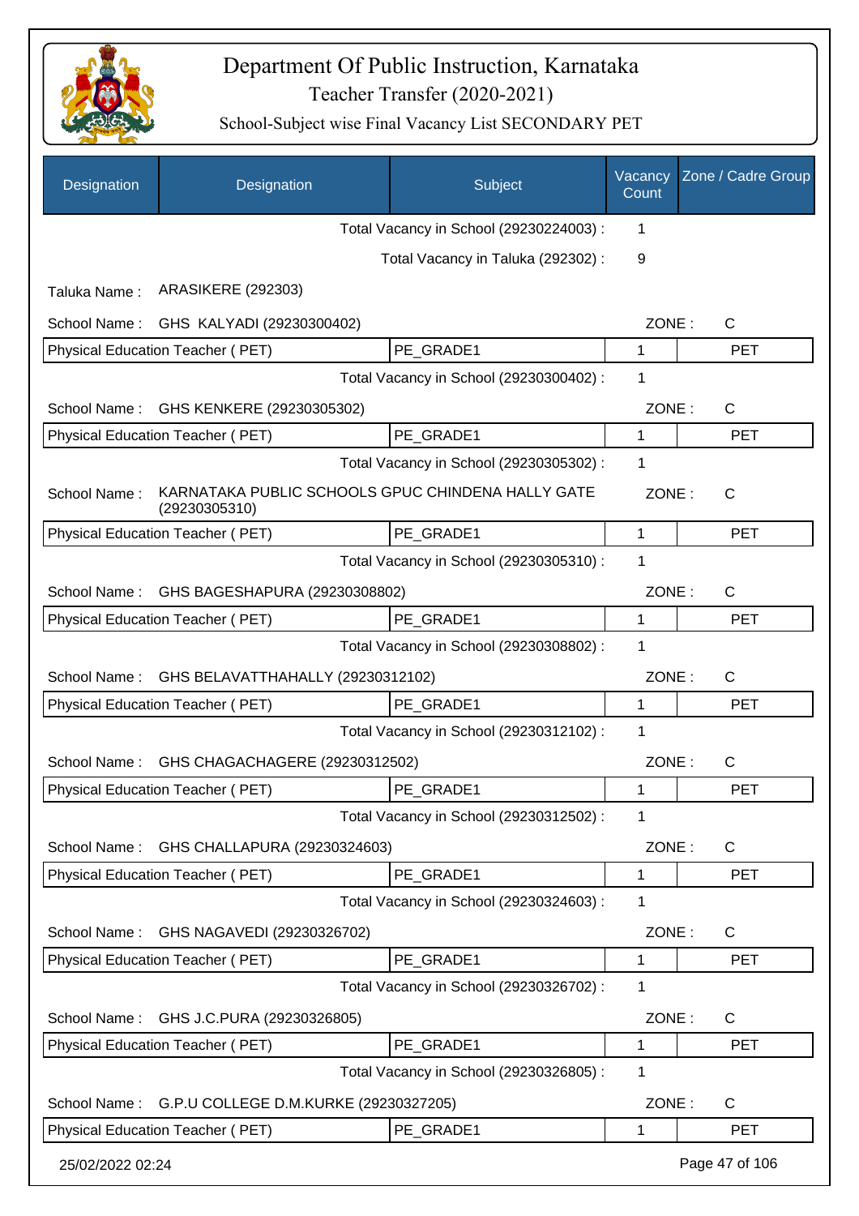# Department Of Public Instruction, Karnataka

Teacher Transfer (2020-2021)

School-Subject wise Final Vacancy List SECONDARY PET

| Designation | Designation | Subject | Vacancy Count | Zone / Cadre Group |
|---|---|---|---|---|
| | | Total Vacancy in School (29230224003) : | 1 | |
| | | Total Vacancy in Taluka (292302) : | 9 | |
| Taluka Name : | ARASIKERE (292303) | | | |
| School Name : | GHS KALYADI (29230300402) | | ZONE : | C |
| Physical Education Teacher ( PET) | | PE_GRADE1 | 1 | PET |
| | | Total Vacancy in School (29230300402) : | 1 | |
| School Name : | GHS KENKERE (29230305302) | | ZONE : | C |
| Physical Education Teacher ( PET) | | PE_GRADE1 | 1 | PET |
| | | Total Vacancy in School (29230305302) : | 1 | |
| School Name : | KARNATAKA PUBLIC SCHOOLS GPUC CHINDENA HALLY GATE (29230305310) | | ZONE : | C |
| Physical Education Teacher ( PET) | | PE_GRADE1 | 1 | PET |
| | | Total Vacancy in School (29230305310) : | 1 | |
| School Name : | GHS BAGESHAPURA (29230308802) | | ZONE : | C |
| Physical Education Teacher ( PET) | | PE_GRADE1 | 1 | PET |
| | | Total Vacancy in School (29230308802) : | 1 | |
| School Name : | GHS BELAVATTHAHALLY (29230312102) | | ZONE : | C |
| Physical Education Teacher ( PET) | | PE_GRADE1 | 1 | PET |
| | | Total Vacancy in School (29230312102) : | 1 | |
| School Name : | GHS CHAGACHAGERE (29230312502) | | ZONE : | C |
| Physical Education Teacher ( PET) | | PE_GRADE1 | 1 | PET |
| | | Total Vacancy in School (29230312502) : | 1 | |
| School Name : | GHS CHALLAPURA (29230324603) | | ZONE : | C |
| Physical Education Teacher ( PET) | | PE_GRADE1 | 1 | PET |
| | | Total Vacancy in School (29230324603) : | 1 | |
| School Name : | GHS NAGAVEDI (29230326702) | | ZONE : | C |
| Physical Education Teacher ( PET) | | PE_GRADE1 | 1 | PET |
| | | Total Vacancy in School (29230326702) : | 1 | |
| School Name : | GHS J.C.PURA (29230326805) | | ZONE : | C |
| Physical Education Teacher ( PET) | | PE_GRADE1 | 1 | PET |
| | | Total Vacancy in School (29230326805) : | 1 | |
| School Name : | G.P.U COLLEGE D.M.KURKE (29230327205) | | ZONE : | C |
| Physical Education Teacher ( PET) | | PE_GRADE1 | 1 | PET |

25/02/2022 02:24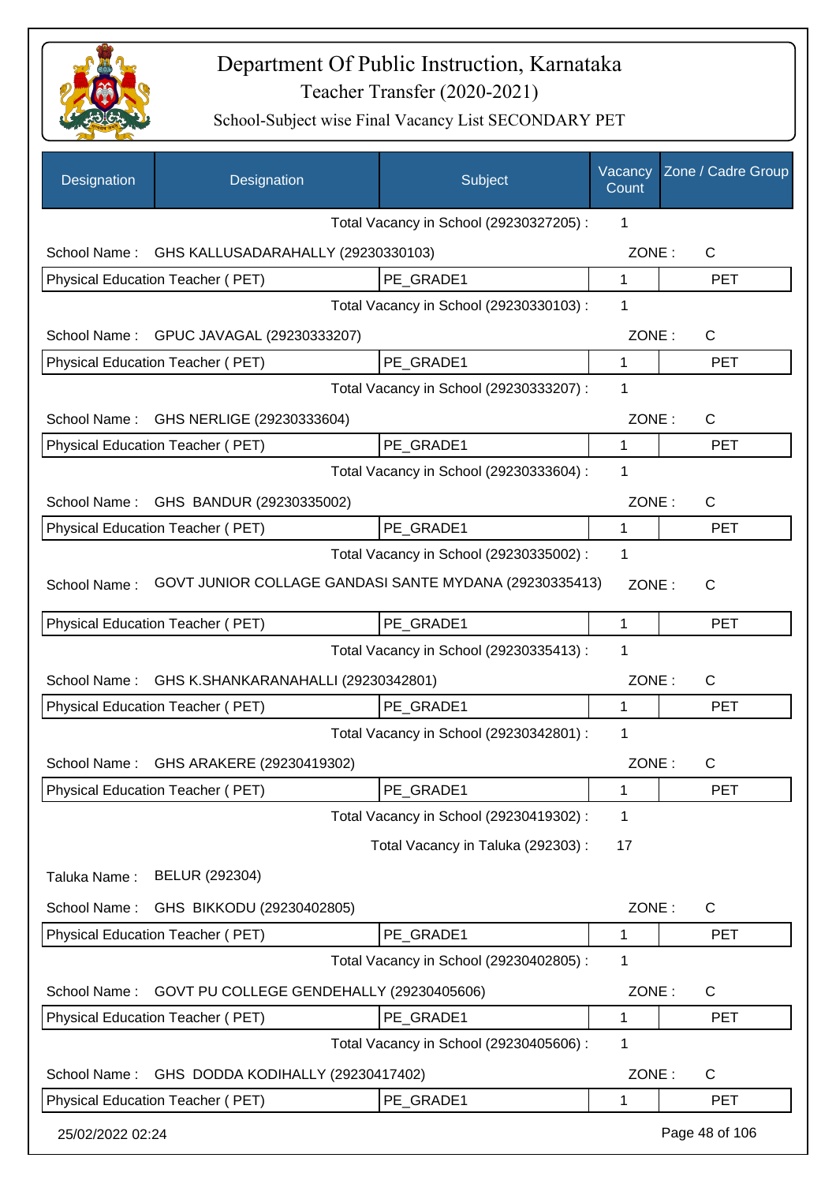# Department Of Public Instruction, Karnataka

Teacher Transfer (2020-2021)

School-Subject wise Final Vacancy List SECONDARY PET

| Designation | Designation | Subject | Vacancy Count | Zone / Cadre Group |
|---|---|---|---|---|
| | | Total Vacancy in School (29230327205) : | 1 | |
| School Name : | GHS KALLUSADARAHALLY (29230330103) | | ZONE : | C |
| Physical Education Teacher ( PET) | | PE_GRADE1 | 1 | PET |
| | | Total Vacancy in School (29230330103) : | 1 | |
| School Name : | GPUC JAVAGAL (29230333207) | | ZONE : | C |
| Physical Education Teacher ( PET) | | PE_GRADE1 | 1 | PET |
| | | Total Vacancy in School (29230333207) : | 1 | |
| School Name : | GHS NERLIGE (29230333604) | | ZONE : | C |
| Physical Education Teacher ( PET) | | PE_GRADE1 | 1 | PET |
| | | Total Vacancy in School (29230333604) : | 1 | |
| School Name : | GHS BANDUR (29230335002) | | ZONE : | C |
| Physical Education Teacher ( PET) | | PE_GRADE1 | 1 | PET |
| | | Total Vacancy in School (29230335002) : | 1 | |
| School Name : | GOVT JUNIOR COLLAGE GANDASI SANTE MYDANA (29230335413) | | ZONE : | C |
| Physical Education Teacher ( PET) | | PE_GRADE1 | 1 | PET |
| | | Total Vacancy in School (29230335413) : | 1 | |
| School Name : | GHS K.SHANKARANAHALLI (29230342801) | | ZONE : | C |
| Physical Education Teacher ( PET) | | PE_GRADE1 | 1 | PET |
| | | Total Vacancy in School (29230342801) : | 1 | |
| School Name : | GHS ARAKERE (29230419302) | | ZONE : | C |
| Physical Education Teacher ( PET) | | PE_GRADE1 | 1 | PET |
| | | Total Vacancy in School (29230419302) : | 1 | |
| | | Total Vacancy in Taluka (292303) : | 17 | |
| Taluka Name : | BELUR (292304) | | | |
| School Name : | GHS BIKKODU (29230402805) | | ZONE : | C |
| Physical Education Teacher ( PET) | | PE_GRADE1 | 1 | PET |
| | | Total Vacancy in School (29230402805) : | 1 | |
| School Name : | GOVT PU COLLEGE GENDEHALLY (29230405606) | | ZONE : | C |
| Physical Education Teacher ( PET) | | PE_GRADE1 | 1 | PET |
| | | Total Vacancy in School (29230405606) : | 1 | |
| School Name : | GHS DODDA KODIHALLY (29230417402) | | ZONE : | C |
| Physical Education Teacher ( PET) | | PE_GRADE1 | 1 | PET |

25/02/2022 02:24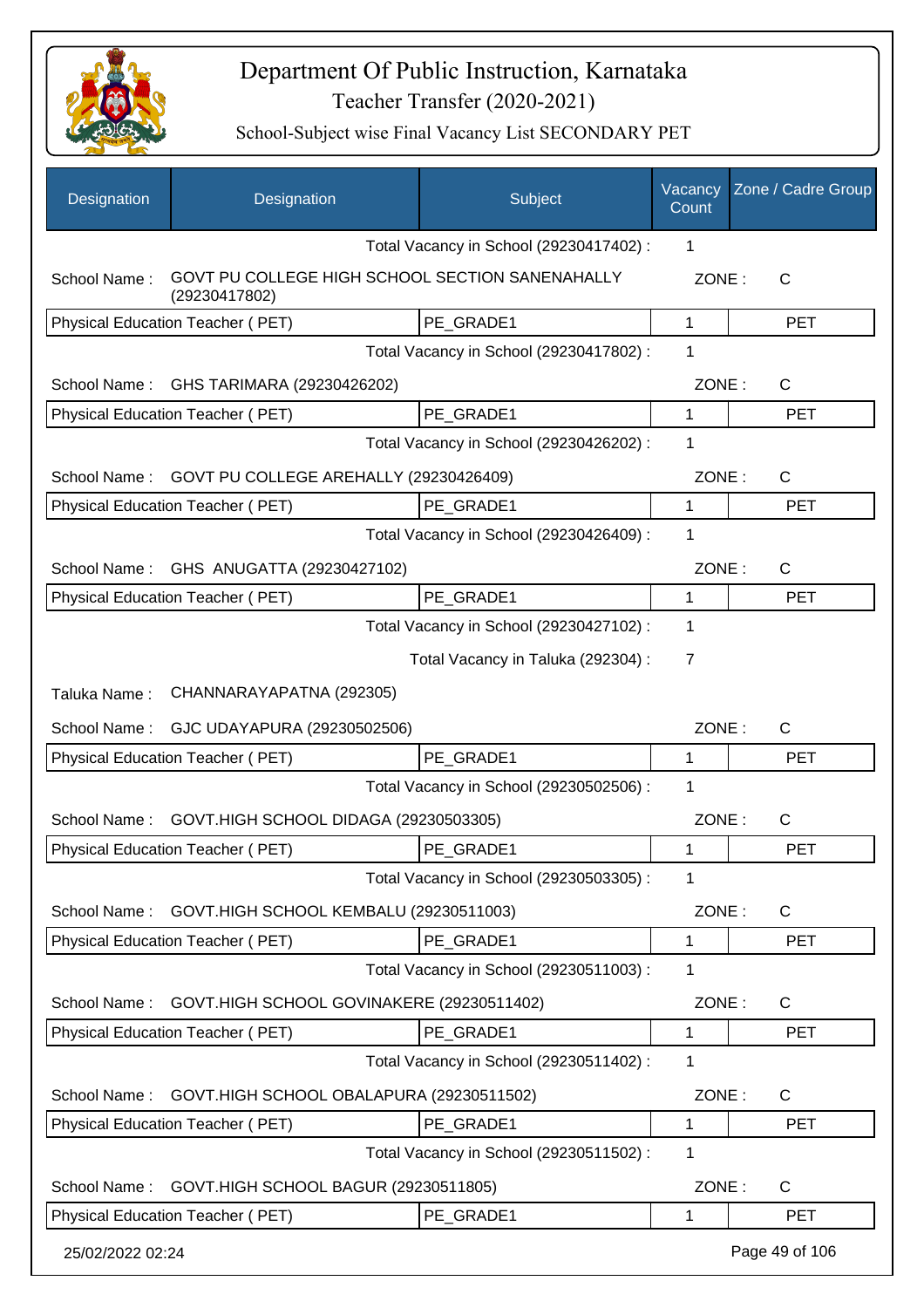# Department Of Public Instruction, Karnataka

Teacher Transfer (2020-2021)

School-Subject wise Final Vacancy List SECONDARY PET

| Designation | Designation | Subject | Vacancy Count | Zone / Cadre Group |
|---|---|---|---|---|
| | | Total Vacancy in School (29230417402) : | 1 | |
| School Name : | GOVT PU COLLEGE HIGH SCHOOL SECTION SANENAHALLY (29230417802) | | ZONE : | C |
| Physical Education Teacher ( PET) | | PE_GRADE1 | 1 | PET |
| | | Total Vacancy in School (29230417802) : | 1 | |
| School Name : | GHS TARIMARA (29230426202) | | ZONE : | C |
| Physical Education Teacher ( PET) | | PE_GRADE1 | 1 | PET |
| | | Total Vacancy in School (29230426202) : | 1 | |
| School Name : | GOVT PU COLLEGE AREHALLY (29230426409) | | ZONE : | C |
| Physical Education Teacher ( PET) | | PE_GRADE1 | 1 | PET |
| | | Total Vacancy in School (29230426409) : | 1 | |
| School Name : | GHS ANUGATTA (29230427102) | | ZONE : | C |
| Physical Education Teacher ( PET) | | PE_GRADE1 | 1 | PET |
| | | Total Vacancy in School (29230427102) : | 1 | |
| | | Total Vacancy in Taluka (292304) : | 7 | |
| Taluka Name : | CHANNARAYAPATNA (292305) | | | |
| School Name : | GJC UDAYAPURA (29230502506) | | ZONE : | C |
| Physical Education Teacher ( PET) | | PE_GRADE1 | 1 | PET |
| | | Total Vacancy in School (29230502506) : | 1 | |
| School Name : | GOVT.HIGH SCHOOL DIDAGA (29230503305) | | ZONE : | C |
| Physical Education Teacher ( PET) | | PE_GRADE1 | 1 | PET |
| | | Total Vacancy in School (29230503305) : | 1 | |
| School Name : | GOVT.HIGH SCHOOL KEMBALU (29230511003) | | ZONE : | C |
| Physical Education Teacher ( PET) | | PE_GRADE1 | 1 | PET |
| | | Total Vacancy in School (29230511003) : | 1 | |
| School Name : | GOVT.HIGH SCHOOL GOVINAKERE (29230511402) | | ZONE : | C |
| Physical Education Teacher ( PET) | | PE_GRADE1 | 1 | PET |
| | | Total Vacancy in School (29230511402) : | 1 | |
| School Name : | GOVT.HIGH SCHOOL OBALAPURA (29230511502) | | ZONE : | C |
| Physical Education Teacher ( PET) | | PE_GRADE1 | 1 | PET |
| | | Total Vacancy in School (29230511502) : | 1 | |
| School Name : | GOVT.HIGH SCHOOL BAGUR (29230511805) | | ZONE : | C |
| Physical Education Teacher ( PET) | | PE_GRADE1 | 1 | PET |

25/02/2022 02:24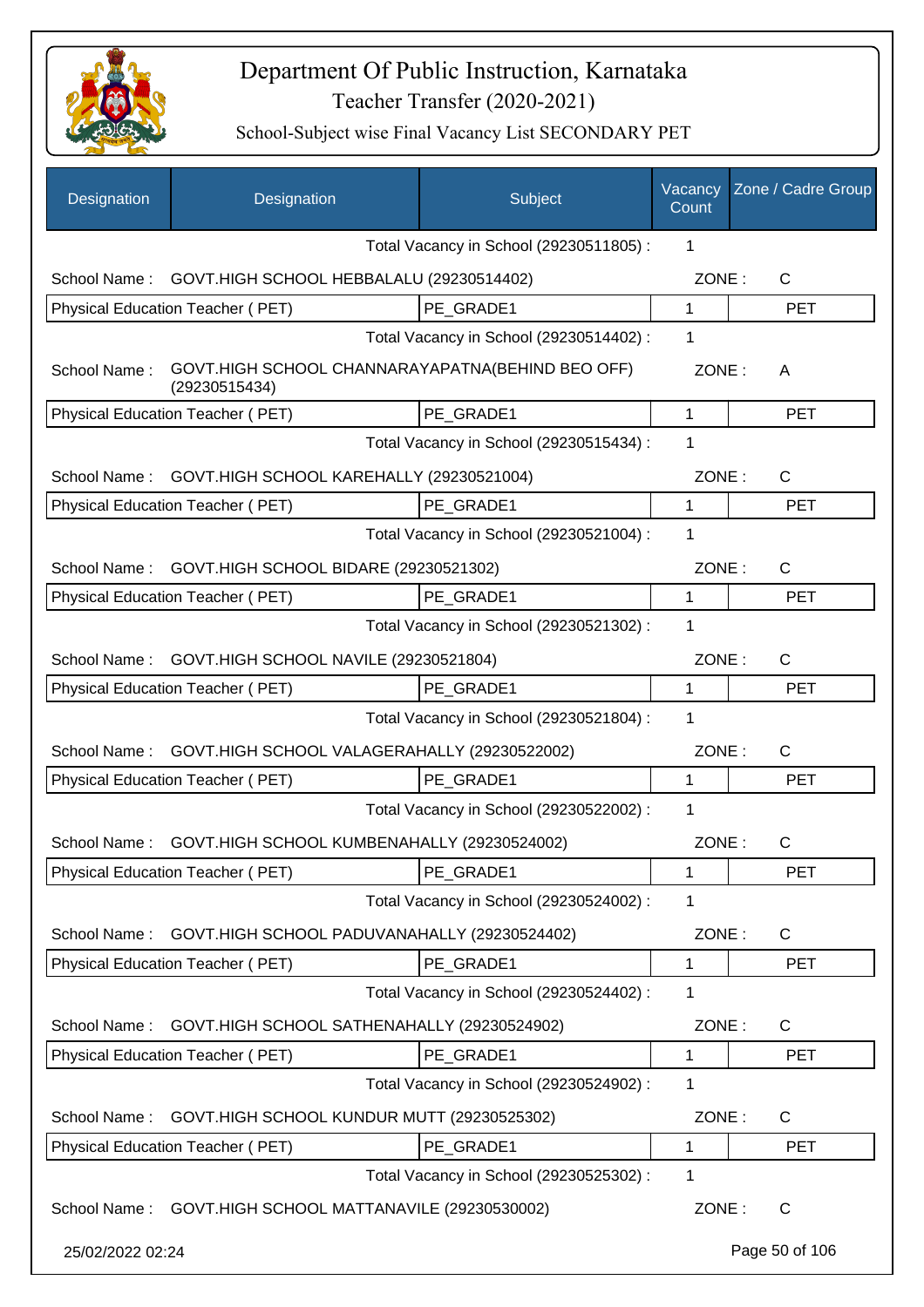# Department Of Public Instruction, Karnataka

## Teacher Transfer (2020-2021)

### School-Subject wise Final Vacancy List SECONDARY PET

| Designation | Designation | Subject | Vacancy Count | Zone / Cadre Group |
|---|---|---|---|---|
| | | Total Vacancy in School (29230511805) : | 1 | |
| School Name : | GOVT.HIGH SCHOOL HEBBALALU (29230514402) | | ZONE : | C |
| Physical Education Teacher ( PET) | | PE_GRADE1 | 1 | PET |
| | | Total Vacancy in School (29230514402) : | 1 | |
| School Name : | GOVT.HIGH SCHOOL CHANNARAYAPATNA(BEHIND BEO OFF) (29230515434) | | ZONE : | A |
| Physical Education Teacher ( PET) | | PE_GRADE1 | 1 | PET |
| | | Total Vacancy in School (29230515434) : | 1 | |
| School Name : | GOVT.HIGH SCHOOL KAREHALLY (29230521004) | | ZONE : | C |
| Physical Education Teacher ( PET) | | PE_GRADE1 | 1 | PET |
| | | Total Vacancy in School (29230521004) : | 1 | |
| School Name : | GOVT.HIGH SCHOOL BIDARE (29230521302) | | ZONE : | C |
| Physical Education Teacher ( PET) | | PE_GRADE1 | 1 | PET |
| | | Total Vacancy in School (29230521302) : | 1 | |
| School Name : | GOVT.HIGH SCHOOL NAVILE (29230521804) | | ZONE : | C |
| Physical Education Teacher ( PET) | | PE_GRADE1 | 1 | PET |
| | | Total Vacancy in School (29230521804) : | 1 | |
| School Name : | GOVT.HIGH SCHOOL VALAGERAHALLY (29230522002) | | ZONE : | C |
| Physical Education Teacher ( PET) | | PE_GRADE1 | 1 | PET |
| | | Total Vacancy in School (29230522002) : | 1 | |
| School Name : | GOVT.HIGH SCHOOL KUMBENAHALLY (29230524002) | | ZONE : | C |
| Physical Education Teacher ( PET) | | PE_GRADE1 | 1 | PET |
| | | Total Vacancy in School (29230524002) : | 1 | |
| School Name : | GOVT.HIGH SCHOOL PADUVANAHALLY (29230524402) | | ZONE : | C |
| Physical Education Teacher ( PET) | | PE_GRADE1 | 1 | PET |
| | | Total Vacancy in School (29230524402) : | 1 | |
| School Name : | GOVT.HIGH SCHOOL SATHENAHALLY (29230524902) | | ZONE : | C |
| Physical Education Teacher ( PET) | | PE_GRADE1 | 1 | PET |
| | | Total Vacancy in School (29230524902) : | 1 | |
| School Name : | GOVT.HIGH SCHOOL KUNDUR MUTT (29230525302) | | ZONE : | C |
| Physical Education Teacher ( PET) | | PE_GRADE1 | 1 | PET |
| | | Total Vacancy in School (29230525302) : | 1 | |
| School Name : | GOVT.HIGH SCHOOL MATTANAVILE (29230530002) | | ZONE : | C |

25/02/2022 02:24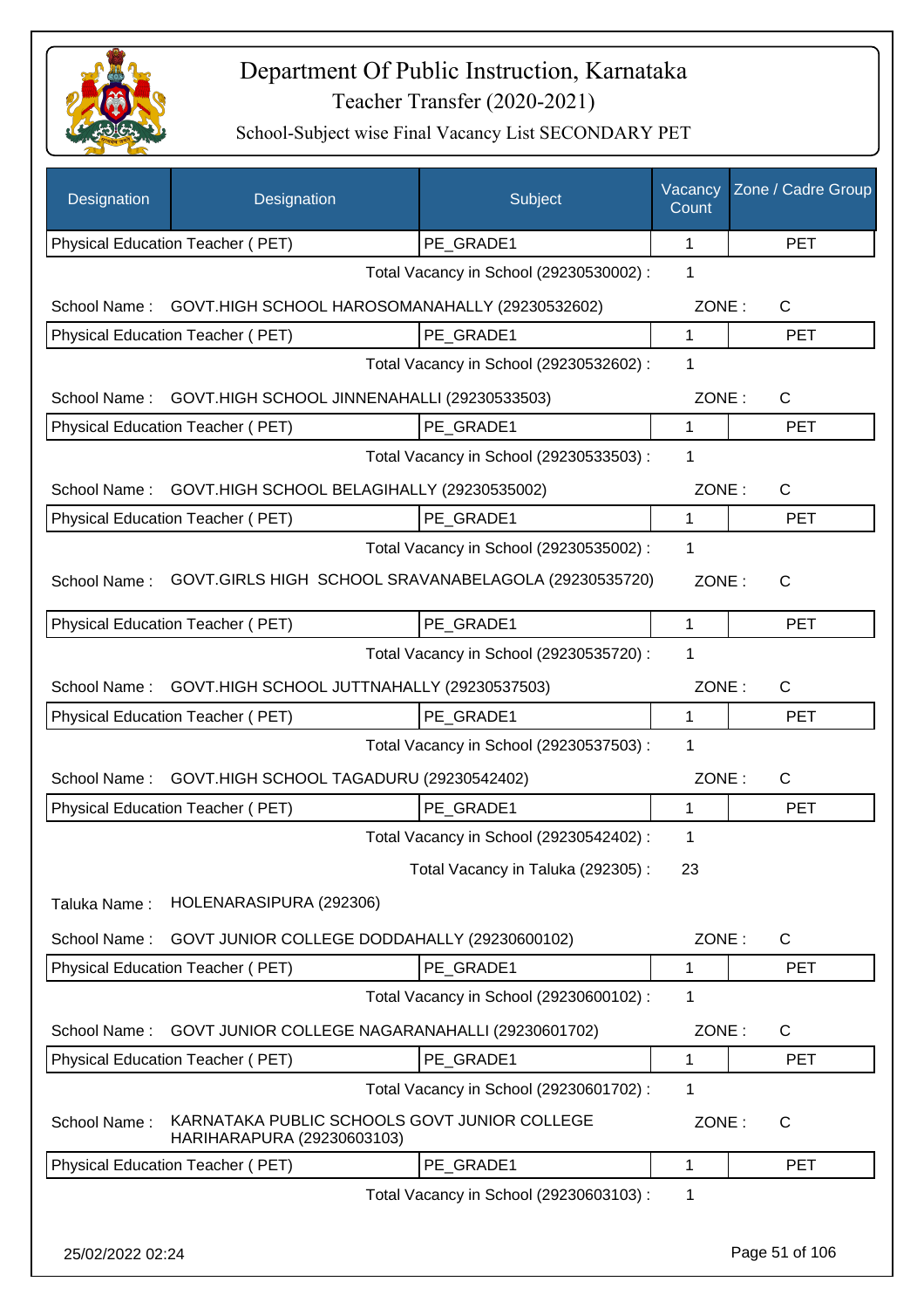# Department Of Public Instruction, Karnataka

Teacher Transfer (2020-2021)

School-Subject wise Final Vacancy List SECONDARY PET

| Designation | Designation | Subject | Vacancy Count | Zone / Cadre Group |
|---|---|---|---|---|
| Physical Education Teacher ( PET) | | PE_GRADE1 | 1 | PET |

Total Vacancy in School (29230530002) : 1

School Name : GOVT.HIGH SCHOOL HAROSOMANAHALLY (29230532602) ZONE : C

| Physical Education Teacher ( PET) | PE_GRADE1 | 1 | PET |
|---|---|---|---|

Total Vacancy in School (29230532602) : 1

School Name : GOVT.HIGH SCHOOL JINNENAHALLI (29230533503) ZONE : C

| Physical Education Teacher ( PET) | PE_GRADE1 | 1 | PET |
|---|---|---|---|

Total Vacancy in School (29230533503) : 1

School Name : GOVT.HIGH SCHOOL BELAGIHALLY (29230535002) ZONE : C

| Physical Education Teacher ( PET) | PE_GRADE1 | 1 | PET |
|---|---|---|---|

Total Vacancy in School (29230535002) : 1

School Name : GOVT.GIRLS HIGH SCHOOL SRAVANABELAGOLA (29230535720) ZONE : C

| Physical Education Teacher ( PET) | PE_GRADE1 | 1 | PET |
|---|---|---|---|

Total Vacancy in School (29230535720) : 1

School Name : GOVT.HIGH SCHOOL JUTTNAHALLY (29230537503) ZONE : C

| Physical Education Teacher ( PET) | PE_GRADE1 | 1 | PET |
|---|---|---|---|

Total Vacancy in School (29230537503) : 1

School Name : GOVT.HIGH SCHOOL TAGADURU (29230542402) ZONE : C

| Physical Education Teacher ( PET) | PE_GRADE1 | 1 | PET |
|---|---|---|---|

Total Vacancy in School (29230542402) : 1

Total Vacancy in Taluka (292305) : 23

Taluka Name : HOLENARASIPURA (292306)

School Name : GOVT JUNIOR COLLEGE DODDAHALLY (29230600102) ZONE : C

| Physical Education Teacher ( PET) | PE_GRADE1 | 1 | PET |
|---|---|---|---|

Total Vacancy in School (29230600102) : 1

School Name : GOVT JUNIOR COLLEGE NAGARANAHALLI (29230601702) ZONE : C

| Physical Education Teacher ( PET) | PE_GRADE1 | 1 | PET |
|---|---|---|---|

Total Vacancy in School (29230601702) : 1

School Name : KARNATAKA PUBLIC SCHOOLS GOVT JUNIOR COLLEGE HARIHARAPURA (29230603103) ZONE : C

| Physical Education Teacher ( PET) | PE_GRADE1 | 1 | PET |
|---|---|---|---|

Total Vacancy in School (29230603103) : 1

25/02/2022 02:24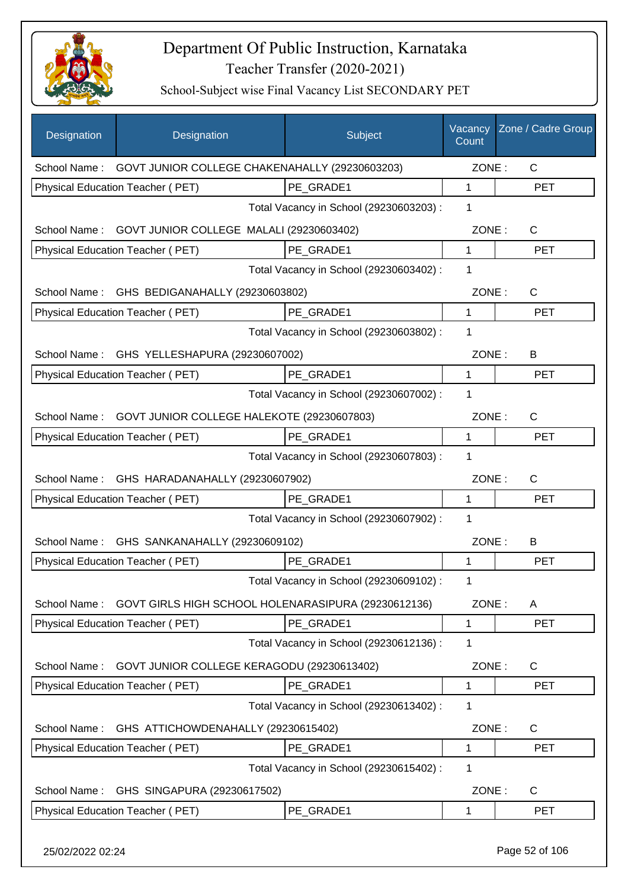# Department Of Public Instruction, Karnataka

## Teacher Transfer (2020-2021)

### School-Subject wise Final Vacancy List SECONDARY PET

| Designation | Designation | Subject | Vacancy Count | Zone / Cadre Group |
|---|---|---|---|---|
| School Name : | GOVT JUNIOR COLLEGE CHAKENAHALLY (29230603203) | | ZONE : | C |
| Physical Education Teacher ( PET) | | PE_GRADE1 | 1 | PET |
| | | Total Vacancy in School (29230603203) : | 1 | |
| School Name : | GOVT JUNIOR COLLEGE MALALI (29230603402) | | ZONE : | C |
| Physical Education Teacher ( PET) | | PE_GRADE1 | 1 | PET |
| | | Total Vacancy in School (29230603402) : | 1 | |
| School Name : | GHS BEDIGANAHALLY (29230603802) | | ZONE : | C |
| Physical Education Teacher ( PET) | | PE_GRADE1 | 1 | PET |
| | | Total Vacancy in School (29230603802) : | 1 | |
| School Name : | GHS YELLESHAPURA (29230607002) | | ZONE : | B |
| Physical Education Teacher ( PET) | | PE_GRADE1 | 1 | PET |
| | | Total Vacancy in School (29230607002) : | 1 | |
| School Name : | GOVT JUNIOR COLLEGE HALEKOTE (29230607803) | | ZONE : | C |
| Physical Education Teacher ( PET) | | PE_GRADE1 | 1 | PET |
| | | Total Vacancy in School (29230607803) : | 1 | |
| School Name : | GHS HARADANAHALLY (29230607902) | | ZONE : | C |
| Physical Education Teacher ( PET) | | PE_GRADE1 | 1 | PET |
| | | Total Vacancy in School (29230607902) : | 1 | |
| School Name : | GHS SANKANAHALLY (29230609102) | | ZONE : | B |
| Physical Education Teacher ( PET) | | PE_GRADE1 | 1 | PET |
| | | Total Vacancy in School (29230609102) : | 1 | |
| School Name : | GOVT GIRLS HIGH SCHOOL HOLENARASIPURA (29230612136) | | ZONE : | A |
| Physical Education Teacher ( PET) | | PE_GRADE1 | 1 | PET |
| | | Total Vacancy in School (29230612136) : | 1 | |
| School Name : | GOVT JUNIOR COLLEGE KERAGODU (29230613402) | | ZONE : | C |
| Physical Education Teacher ( PET) | | PE_GRADE1 | 1 | PET |
| | | Total Vacancy in School (29230613402) : | 1 | |
| School Name : | GHS ATTICHOWDENAHALLY (29230615402) | | ZONE : | C |
| Physical Education Teacher ( PET) | | PE_GRADE1 | 1 | PET |
| | | Total Vacancy in School (29230615402) : | 1 | |
| School Name : | GHS SINGAPURA (29230617502) | | ZONE : | C |
| Physical Education Teacher ( PET) | | PE_GRADE1 | 1 | PET |

25/02/2022 02:24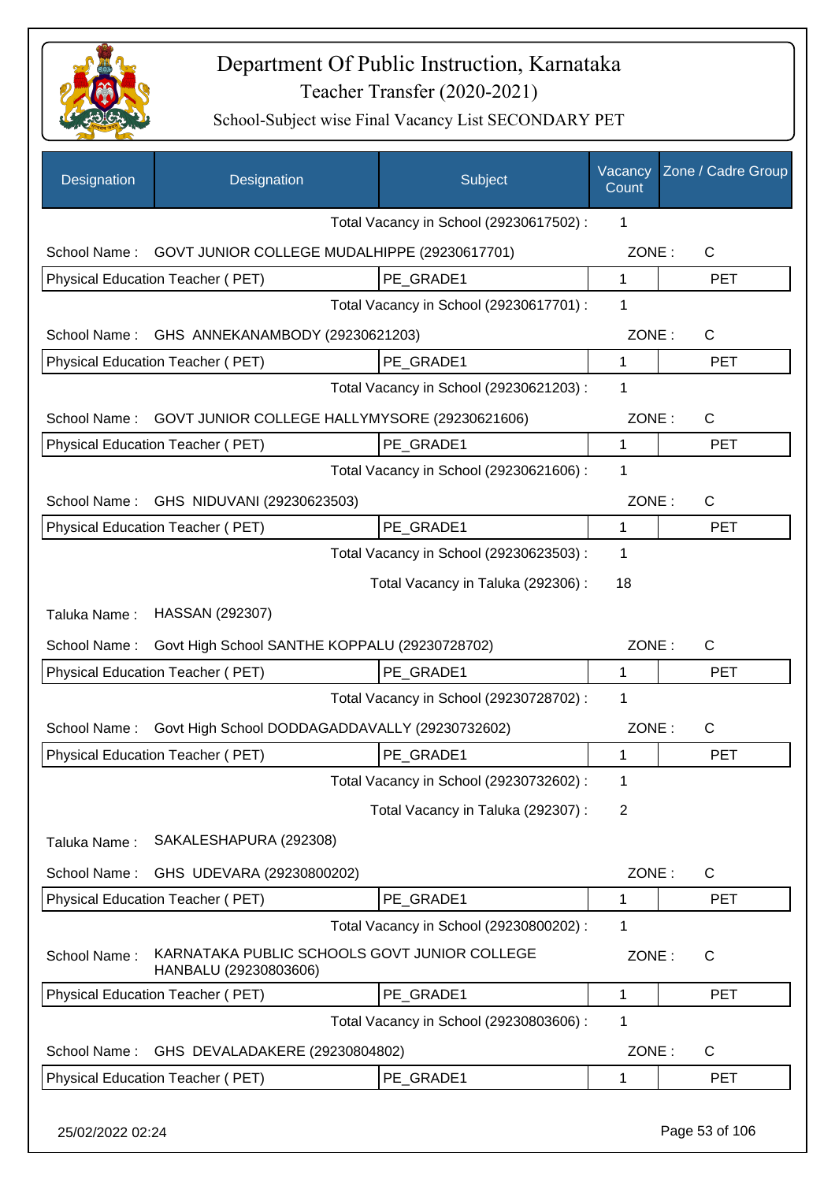# Department Of Public Instruction, Karnataka

Teacher Transfer (2020-2021)

School-Subject wise Final Vacancy List SECONDARY PET

| Designation | Designation | Subject | Vacancy Count | Zone / Cadre Group |
|---|---|---|---|---|
| | | Total Vacancy in School (29230617502) : | 1 | |
| School Name : | GOVT JUNIOR COLLEGE MUDALHIPPE (29230617701) | | ZONE : | C |
| Physical Education Teacher ( PET) | | PE_GRADE1 | 1 | PET |
| | | Total Vacancy in School (29230617701) : | 1 | |
| School Name : | GHS ANNEKANAMBODY (29230621203) | | ZONE : | C |
| Physical Education Teacher ( PET) | | PE_GRADE1 | 1 | PET |
| | | Total Vacancy in School (29230621203) : | 1 | |
| School Name : | GOVT JUNIOR COLLEGE HALLYMYSORE (29230621606) | | ZONE : | C |
| Physical Education Teacher ( PET) | | PE_GRADE1 | 1 | PET |
| | | Total Vacancy in School (29230621606) : | 1 | |
| School Name : | GHS NIDUVANI (29230623503) | | ZONE : | C |
| Physical Education Teacher ( PET) | | PE_GRADE1 | 1 | PET |
| | | Total Vacancy in School (29230623503) : | 1 | |
| | | Total Vacancy in Taluka (292306) : | 18 | |
| Taluka Name : | HASSAN (292307) | | | |
| School Name : | Govt High School SANTHE KOPPALU (29230728702) | | ZONE : | C |
| Physical Education Teacher ( PET) | | PE_GRADE1 | 1 | PET |
| | | Total Vacancy in School (29230728702) : | 1 | |
| School Name : | Govt High School DODDAGADDAVALLY (29230732602) | | ZONE : | C |
| Physical Education Teacher ( PET) | | PE_GRADE1 | 1 | PET |
| | | Total Vacancy in School (29230732602) : | 1 | |
| | | Total Vacancy in Taluka (292307) : | 2 | |
| Taluka Name : | SAKALESHAPURA (292308) | | | |
| School Name : | GHS UDEVARA (29230800202) | | ZONE : | C |
| Physical Education Teacher ( PET) | | PE_GRADE1 | 1 | PET |
| | | Total Vacancy in School (29230800202) : | 1 | |
| School Name : | KARNATAKA PUBLIC SCHOOLS GOVT JUNIOR COLLEGE HANBALU (29230803606) | | ZONE : | C |
| Physical Education Teacher ( PET) | | PE_GRADE1 | 1 | PET |
| | | Total Vacancy in School (29230803606) : | 1 | |
| School Name : | GHS DEVALADAKERE (29230804802) | | ZONE : | C |
| Physical Education Teacher ( PET) | | PE_GRADE1 | 1 | PET |

25/02/2022 02:24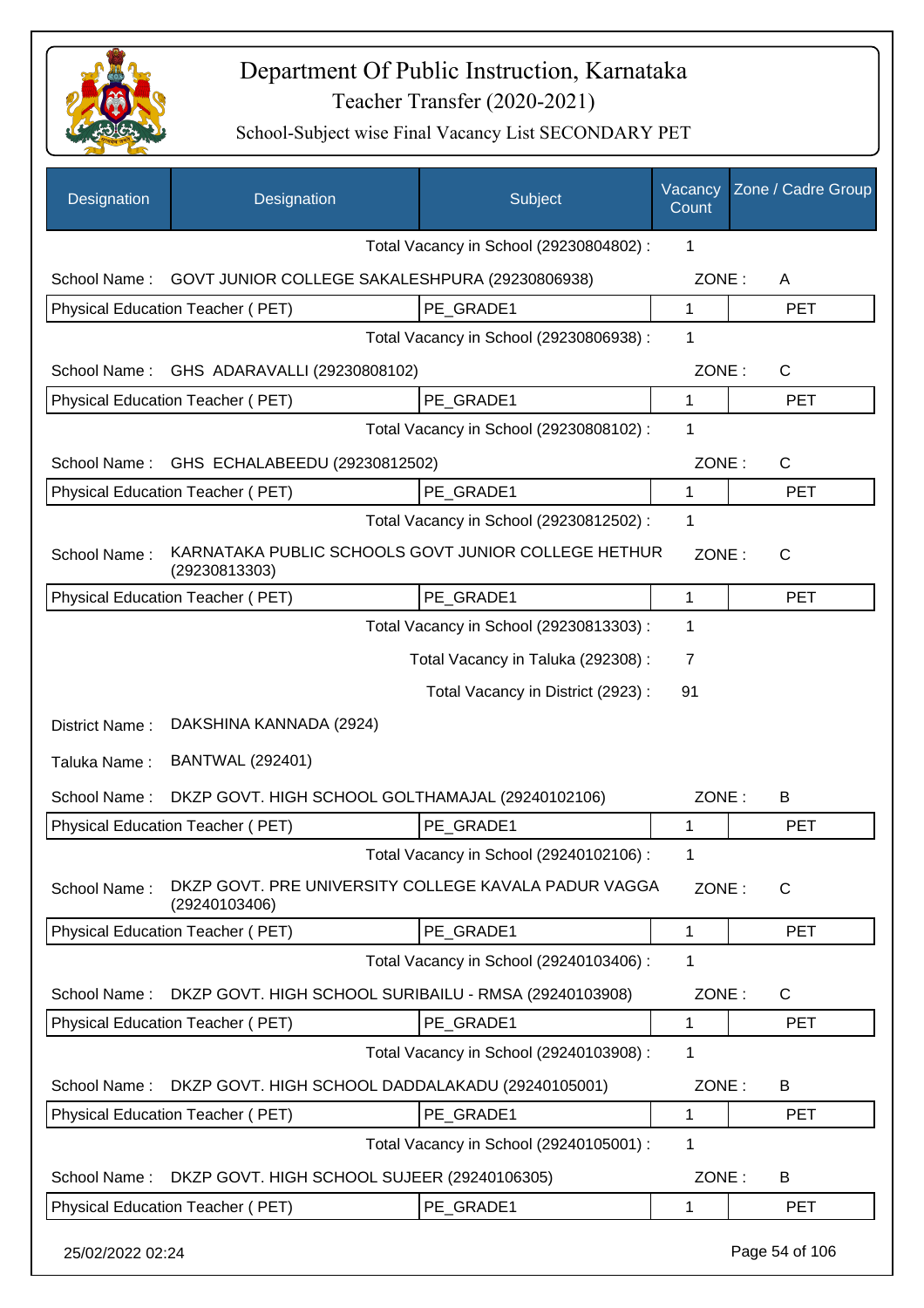# Department Of Public Instruction, Karnataka

Teacher Transfer (2020-2021)

School-Subject wise Final Vacancy List SECONDARY PET

| Designation | Designation | Subject | Vacancy Count | Zone / Cadre Group |
|---|---|---|---|---|
| | | Total Vacancy in School (29230804802) : | 1 | |
| School Name : | GOVT JUNIOR COLLEGE SAKALESHPURA (29230806938) | | ZONE : | A |
| Physical Education Teacher ( PET) | | PE_GRADE1 | 1 | PET |
| | | Total Vacancy in School (29230806938) : | 1 | |
| School Name : | GHS ADARAVALLI (29230808102) | | ZONE : | C |
| Physical Education Teacher ( PET) | | PE_GRADE1 | 1 | PET |
| | | Total Vacancy in School (29230808102) : | 1 | |
| School Name : | GHS ECHALABEEDU (29230812502) | | ZONE : | C |
| Physical Education Teacher ( PET) | | PE_GRADE1 | 1 | PET |
| | | Total Vacancy in School (29230812502) : | 1 | |
| School Name : | KARNATAKA PUBLIC SCHOOLS GOVT JUNIOR COLLEGE HETHUR (29230813303) | | ZONE : | C |
| Physical Education Teacher ( PET) | | PE_GRADE1 | 1 | PET |
| | | Total Vacancy in School (29230813303) : | 1 | |
| | | Total Vacancy in Taluka (292308) : | 7 | |
| | | Total Vacancy in District (2923) : | 91 | |
| District Name : | DAKSHINA KANNADA (2924) | | | |
| Taluka Name : | BANTWAL (292401) | | | |
| School Name : | DKZP GOVT. HIGH SCHOOL GOLTHAMAJAL (29240102106) | | ZONE : | B |
| Physical Education Teacher ( PET) | | PE_GRADE1 | 1 | PET |
| | | Total Vacancy in School (29240102106) : | 1 | |
| School Name : | DKZP GOVT. PRE UNIVERSITY COLLEGE KAVALA PADUR VAGGA (29240103406) | | ZONE : | C |
| Physical Education Teacher ( PET) | | PE_GRADE1 | 1 | PET |
| | | Total Vacancy in School (29240103406) : | 1 | |
| School Name : | DKZP GOVT. HIGH SCHOOL SURIBAILU - RMSA (29240103908) | | ZONE : | C |
| Physical Education Teacher ( PET) | | PE_GRADE1 | 1 | PET |
| | | Total Vacancy in School (29240103908) : | 1 | |
| School Name : | DKZP GOVT. HIGH SCHOOL DADDALAKADU (29240105001) | | ZONE : | B |
| Physical Education Teacher ( PET) | | PE_GRADE1 | 1 | PET |
| | | Total Vacancy in School (29240105001) : | 1 | |
| School Name : | DKZP GOVT. HIGH SCHOOL SUJEER (29240106305) | | ZONE : | B |
| Physical Education Teacher ( PET) | | PE_GRADE1 | 1 | PET |

25/02/2022 02:24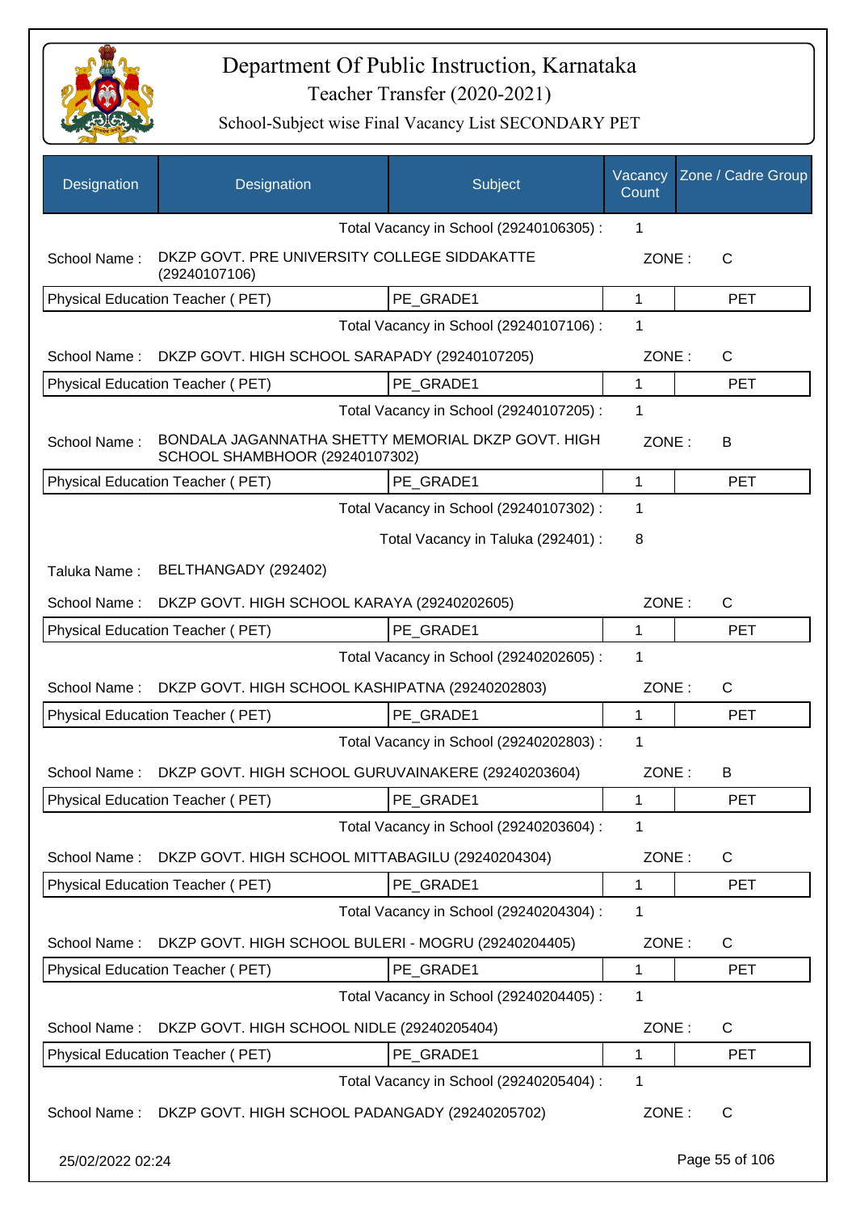# Department Of Public Instruction, Karnataka

## Teacher Transfer (2020-2021)

### School-Subject wise Final Vacancy List SECONDARY PET

| Designation | Designation | Subject | Vacancy Count | Zone / Cadre Group |
|---|---|---|---|---|
| | | Total Vacancy in School (29240106305) : | 1 | |
| School Name : | DKZP GOVT. PRE UNIVERSITY COLLEGE SIDDAKATTE (29240107106) | | ZONE : | C |
| Physical Education Teacher ( PET) | | PE_GRADE1 | 1 | PET |
| | | Total Vacancy in School (29240107106) : | 1 | |
| School Name : | DKZP GOVT. HIGH SCHOOL SARAPADY (29240107205) | | ZONE : | C |
| Physical Education Teacher ( PET) | | PE_GRADE1 | 1 | PET |
| | | Total Vacancy in School (29240107205) : | 1 | |
| School Name : | BONDALA JAGANNATHA SHETTY MEMORIAL DKZP GOVT. HIGH SCHOOL SHAMBHOOR (29240107302) | | ZONE : | B |
| Physical Education Teacher ( PET) | | PE_GRADE1 | 1 | PET |
| | | Total Vacancy in School (29240107302) : | 1 | |
| | | Total Vacancy in Taluka (292401) : | 8 | |
| Taluka Name : | BELTHANGADY (292402) | | | |
| School Name : | DKZP GOVT. HIGH SCHOOL KARAYA (29240202605) | | ZONE : | C |
| Physical Education Teacher ( PET) | | PE_GRADE1 | 1 | PET |
| | | Total Vacancy in School (29240202605) : | 1 | |
| School Name : | DKZP GOVT. HIGH SCHOOL KASHIPATNA (29240202803) | | ZONE : | C |
| Physical Education Teacher ( PET) | | PE_GRADE1 | 1 | PET |
| | | Total Vacancy in School (29240202803) : | 1 | |
| School Name : | DKZP GOVT. HIGH SCHOOL GURUVAINAKERE (29240203604) | | ZONE : | B |
| Physical Education Teacher ( PET) | | PE_GRADE1 | 1 | PET |
| | | Total Vacancy in School (29240203604) : | 1 | |
| School Name : | DKZP GOVT. HIGH SCHOOL MITTABAGILU (29240204304) | | ZONE : | C |
| Physical Education Teacher ( PET) | | PE_GRADE1 | 1 | PET |
| | | Total Vacancy in School (29240204304) : | 1 | |
| School Name : | DKZP GOVT. HIGH SCHOOL BULERI - MOGRU (29240204405) | | ZONE : | C |
| Physical Education Teacher ( PET) | | PE_GRADE1 | 1 | PET |
| | | Total Vacancy in School (29240204405) : | 1 | |
| School Name : | DKZP GOVT. HIGH SCHOOL NIDLE (29240205404) | | ZONE : | C |
| Physical Education Teacher ( PET) | | PE_GRADE1 | 1 | PET |
| | | Total Vacancy in School (29240205404) : | 1 | |
| School Name : | DKZP GOVT. HIGH SCHOOL PADANGADY (29240205702) | | ZONE : | C |

25/02/2022 02:24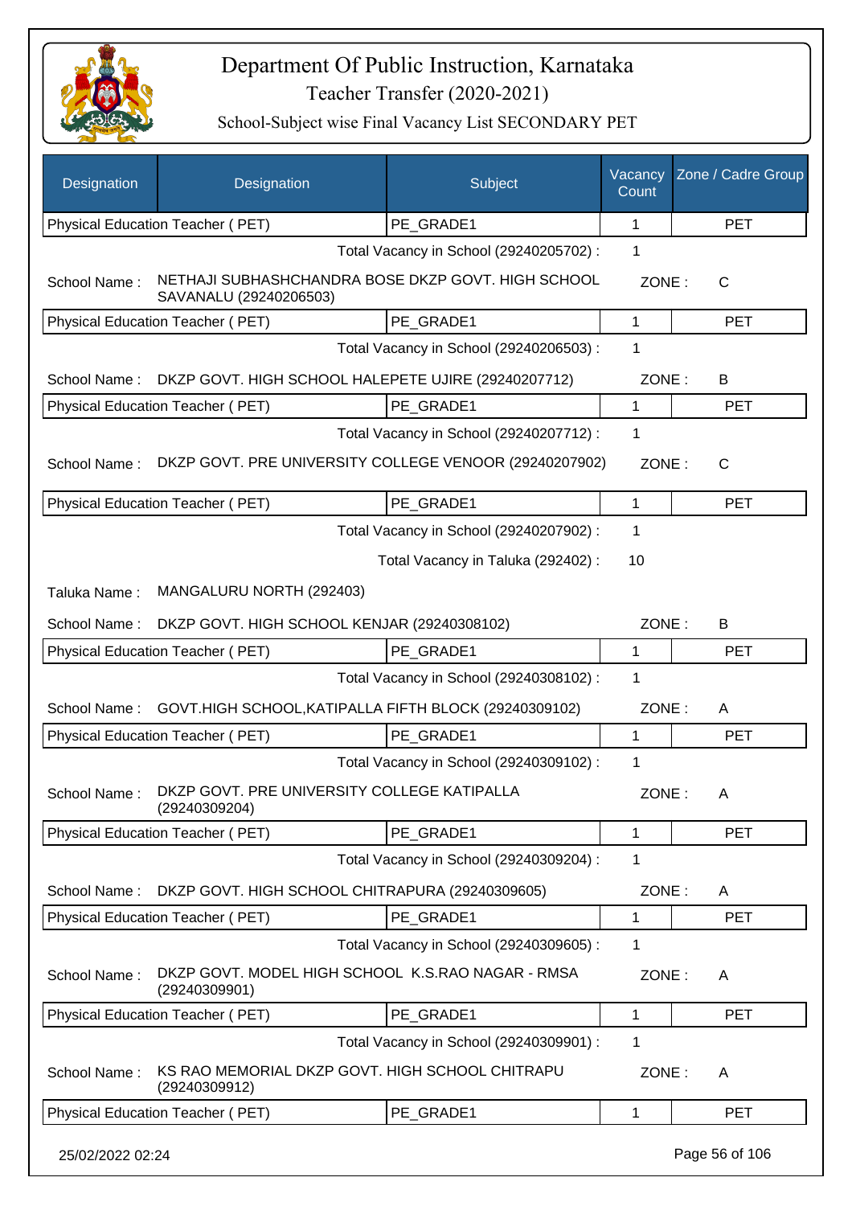# Department Of Public Instruction, Karnataka

Teacher Transfer (2020-2021)

School-Subject wise Final Vacancy List SECONDARY PET

| Designation | Designation | Subject | Vacancy Count | Zone / Cadre Group |
|---|---|---|---|---|
| Physical Education Teacher ( PET) | | PE_GRADE1 | 1 | PET |

Total Vacancy in School (29240205702) : 1

School Name : NETHAJI SUBHASHCHANDRA BOSE DKZP GOVT. HIGH SCHOOL SAVANALU (29240206503) ZONE : C

| Designation | Subject | Vacancy Count | Zone / Cadre Group |
|---|---|---|---|
| Physical Education Teacher ( PET) | PE_GRADE1 | 1 | PET |

Total Vacancy in School (29240206503) : 1

School Name : DKZP GOVT. HIGH SCHOOL HALEPETE UJIRE (29240207712) ZONE : B

| Designation | Subject | Vacancy Count | Zone / Cadre Group |
|---|---|---|---|
| Physical Education Teacher ( PET) | PE_GRADE1 | 1 | PET |

Total Vacancy in School (29240207712) : 1

School Name : DKZP GOVT. PRE UNIVERSITY COLLEGE VENOOR (29240207902) ZONE : C

| Designation | Subject | Vacancy Count | Zone / Cadre Group |
|---|---|---|---|
| Physical Education Teacher ( PET) | PE_GRADE1 | 1 | PET |

Total Vacancy in School (29240207902) : 1

Total Vacancy in Taluka (292402) : 10

Taluka Name : MANGALURU NORTH (292403)

School Name : DKZP GOVT. HIGH SCHOOL KENJAR (29240308102) ZONE : B

| Designation | Subject | Vacancy Count | Zone / Cadre Group |
|---|---|---|---|
| Physical Education Teacher ( PET) | PE_GRADE1 | 1 | PET |

Total Vacancy in School (29240308102) : 1

School Name : GOVT.HIGH SCHOOL,KATIPALLA FIFTH BLOCK (29240309102) ZONE : A

| Designation | Subject | Vacancy Count | Zone / Cadre Group |
|---|---|---|---|
| Physical Education Teacher ( PET) | PE_GRADE1 | 1 | PET |

Total Vacancy in School (29240309102) : 1

School Name : DKZP GOVT. PRE UNIVERSITY COLLEGE KATIPALLA (29240309204) ZONE : A

| Designation | Subject | Vacancy Count | Zone / Cadre Group |
|---|---|---|---|
| Physical Education Teacher ( PET) | PE_GRADE1 | 1 | PET |

Total Vacancy in School (29240309204) : 1

School Name : DKZP GOVT. HIGH SCHOOL CHITRAPURA (29240309605) ZONE : A

| Designation | Subject | Vacancy Count | Zone / Cadre Group |
|---|---|---|---|
| Physical Education Teacher ( PET) | PE_GRADE1 | 1 | PET |

Total Vacancy in School (29240309605) : 1

School Name : DKZP GOVT. MODEL HIGH SCHOOL K.S.RAO NAGAR - RMSA (29240309901) ZONE : A

| Designation | Subject | Vacancy Count | Zone / Cadre Group |
|---|---|---|---|
| Physical Education Teacher ( PET) | PE_GRADE1 | 1 | PET |

Total Vacancy in School (29240309901) : 1

School Name : KS RAO MEMORIAL DKZP GOVT. HIGH SCHOOL CHITRAPU (29240309912) ZONE : A

| Designation | Subject | Vacancy Count | Zone / Cadre Group |
|---|---|---|---|
| Physical Education Teacher ( PET) | PE_GRADE1 | 1 | PET |

25/02/2022 02:24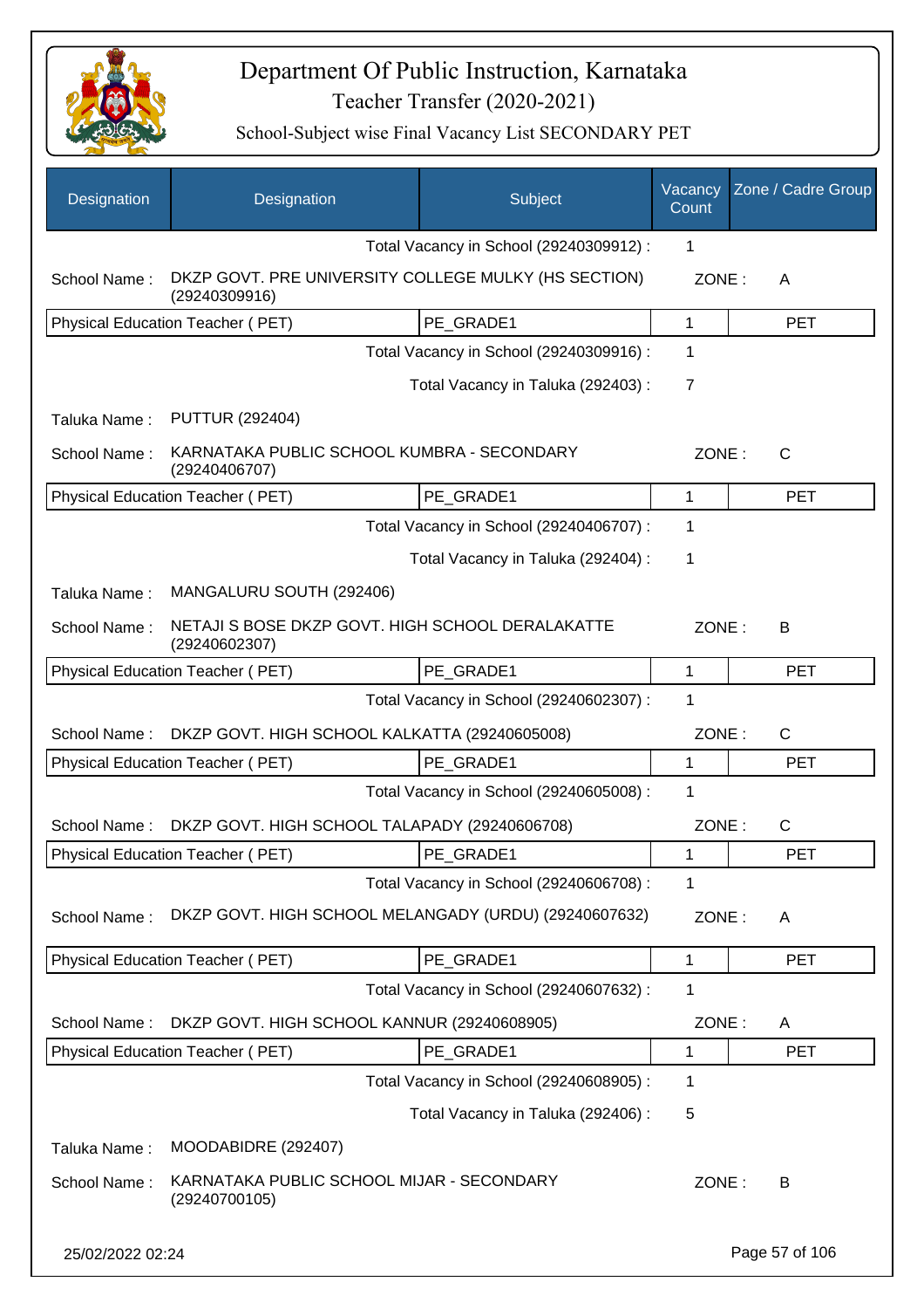# Department Of Public Instruction, Karnataka

## Teacher Transfer (2020-2021)

### School-Subject wise Final Vacancy List SECONDARY PET

| Designation | Designation | Subject | Vacancy Count | Zone / Cadre Group |
|---|---|---|---|---|
| | | Total Vacancy in School (29240309912) : | 1 | |
| School Name : | DKZP GOVT. PRE UNIVERSITY COLLEGE MULKY (HS SECTION) (29240309916) | | ZONE : | A |
| Physical Education Teacher ( PET) | | PE_GRADE1 | 1 | PET |
| | | Total Vacancy in School (29240309916) : | 1 | |
| | | Total Vacancy in Taluka (292403) : | 7 | |
| Taluka Name : | PUTTUR (292404) | | | |
| School Name : | KARNATAKA PUBLIC SCHOOL KUMBRA - SECONDARY (29240406707) | | ZONE : | C |
| Physical Education Teacher ( PET) | | PE_GRADE1 | 1 | PET |
| | | Total Vacancy in School (29240406707) : | 1 | |
| | | Total Vacancy in Taluka (292404) : | 1 | |
| Taluka Name : | MANGALURU SOUTH (292406) | | | |
| School Name : | NETAJI S BOSE DKZP GOVT. HIGH SCHOOL DERALAKATTE (29240602307) | | ZONE : | B |
| Physical Education Teacher ( PET) | | PE_GRADE1 | 1 | PET |
| | | Total Vacancy in School (29240602307) : | 1 | |
| School Name : | DKZP GOVT. HIGH SCHOOL KALKATTA (29240605008) | | ZONE : | C |
| Physical Education Teacher ( PET) | | PE_GRADE1 | 1 | PET |
| | | Total Vacancy in School (29240605008) : | 1 | |
| School Name : | DKZP GOVT. HIGH SCHOOL TALAPADY (29240606708) | | ZONE : | C |
| Physical Education Teacher ( PET) | | PE_GRADE1 | 1 | PET |
| | | Total Vacancy in School (29240606708) : | 1 | |
| School Name : | DKZP GOVT. HIGH SCHOOL MELANGADY (URDU) (29240607632) | | ZONE : | A |
| Physical Education Teacher ( PET) | | PE_GRADE1 | 1 | PET |
| | | Total Vacancy in School (29240607632) : | 1 | |
| School Name : | DKZP GOVT. HIGH SCHOOL KANNUR (29240608905) | | ZONE : | A |
| Physical Education Teacher ( PET) | | PE_GRADE1 | 1 | PET |
| | | Total Vacancy in School (29240608905) : | 1 | |
| | | Total Vacancy in Taluka (292406) : | 5 | |
| Taluka Name : | MOODABIDRE (292407) | | | |
| School Name : | KARNATAKA PUBLIC SCHOOL MIJAR - SECONDARY (29240700105) | | ZONE : | B |

25/02/2022 02:24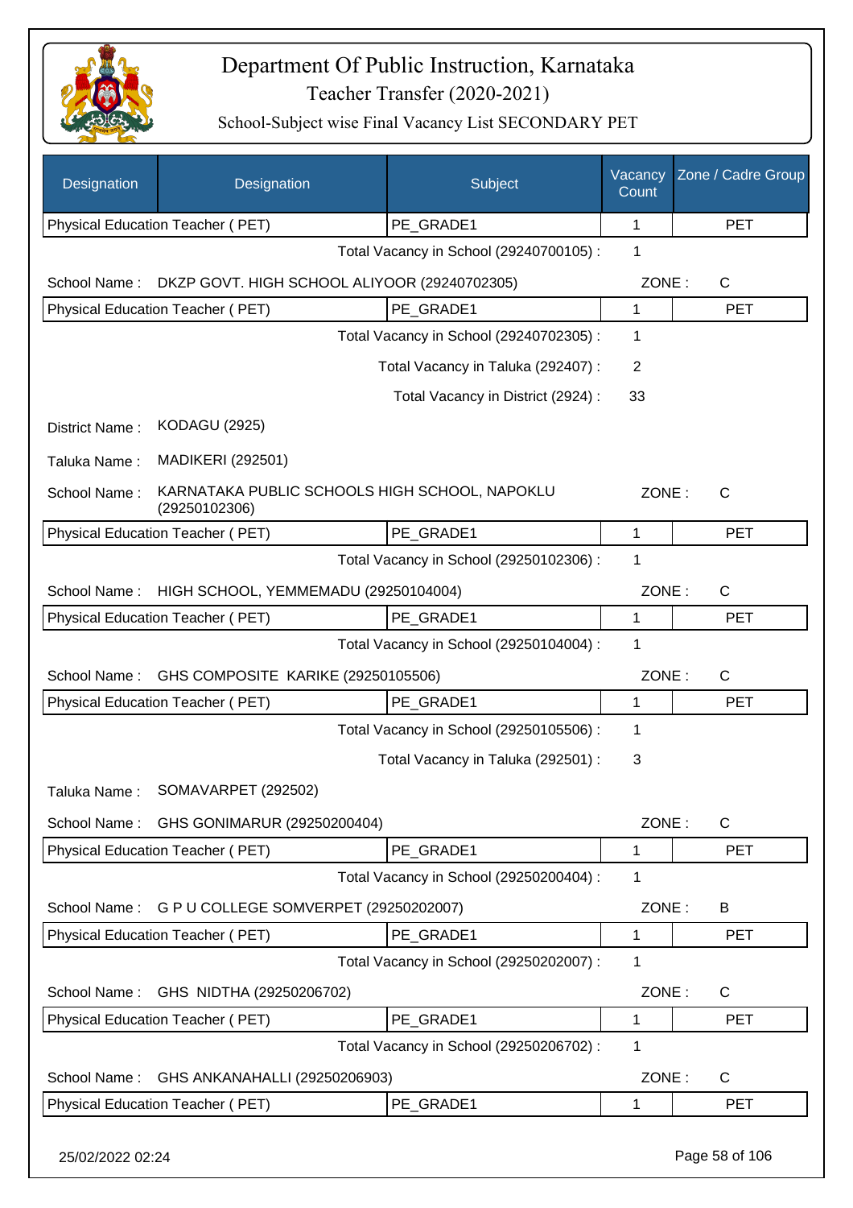# Department Of Public Instruction, Karnataka
## Teacher Transfer (2020-2021)
### School-Subject wise Final Vacancy List SECONDARY PET

| Designation | Designation | Subject | Vacancy Count | Zone / Cadre Group |
|---|---|---|---|---|
| Physical Education Teacher ( PET) | | PE_GRADE1 | 1 | PET |

Total Vacancy in School (29240700105) : 1

School Name : DKZP GOVT. HIGH SCHOOL ALIYOOR (29240702305) ZONE : C

| Physical Education Teacher ( PET) | PE_GRADE1 | 1 | PET |
|---|---|---|---|

Total Vacancy in School (29240702305) : 1

Total Vacancy in Taluka (292407) : 2

Total Vacancy in District (2924) : 33

District Name : KODAGU (2925)

Taluka Name : MADIKERI (292501)

School Name : KARNATAKA PUBLIC SCHOOLS HIGH SCHOOL, NAPOKLU (29250102306) ZONE : C

| Physical Education Teacher ( PET) | PE_GRADE1 | 1 | PET |
|---|---|---|---|

Total Vacancy in School (29250102306) : 1

School Name : HIGH SCHOOL, YEMMEMADU (29250104004) ZONE : C

| Physical Education Teacher ( PET) | PE_GRADE1 | 1 | PET |
|---|---|---|---|

Total Vacancy in School (29250104004) : 1

School Name : GHS COMPOSITE KARIKE (29250105506) ZONE : C

| Physical Education Teacher ( PET) | PE_GRADE1 | 1 | PET |
|---|---|---|---|

Total Vacancy in School (29250105506) : 1

Total Vacancy in Taluka (292501) : 3

Taluka Name : SOMAVARPET (292502)

School Name : GHS GONIMARUR (29250200404) ZONE : C

| Physical Education Teacher ( PET) | PE_GRADE1 | 1 | PET |
|---|---|---|---|

Total Vacancy in School (29250200404) : 1

School Name : G P U COLLEGE SOMVERPET (29250202007) ZONE : B

| Physical Education Teacher ( PET) | PE_GRADE1 | 1 | PET |
|---|---|---|---|

Total Vacancy in School (29250202007) : 1

School Name : GHS NIDTHA (29250206702) ZONE : C

| Physical Education Teacher ( PET) | PE_GRADE1 | 1 | PET |
|---|---|---|---|

Total Vacancy in School (29250206702) : 1

School Name : GHS ANKANAHALLI (29250206903) ZONE : C

| Physical Education Teacher ( PET) | PE_GRADE1 | 1 | PET |
|---|---|---|---|

25/02/2022 02:24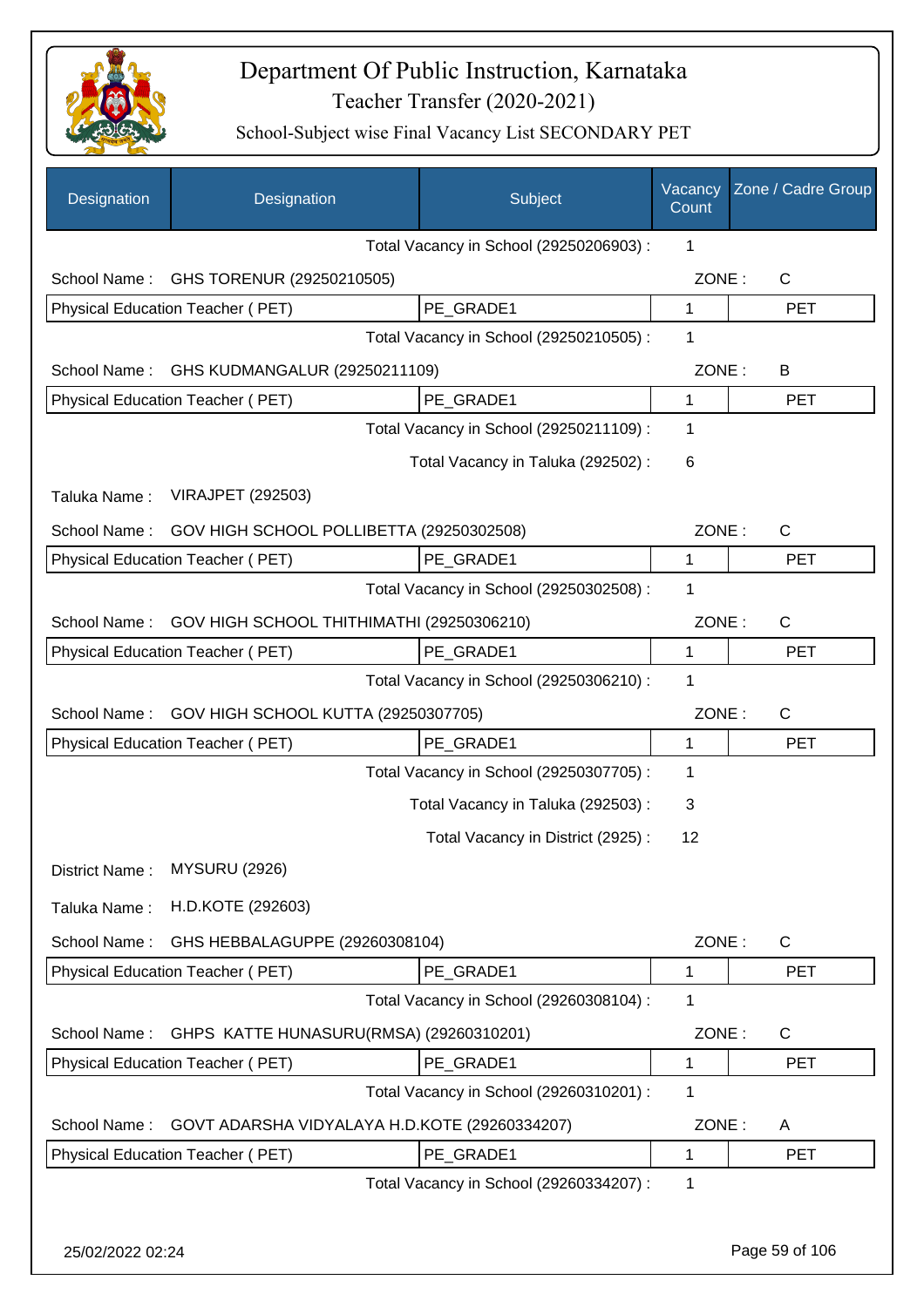# Department Of Public Instruction, Karnataka

## Teacher Transfer (2020-2021)

### School-Subject wise Final Vacancy List SECONDARY PET

| Designation | Designation | Subject | Vacancy Count | Zone / Cadre Group |
|---|---|---|---|---|
| | | Total Vacancy in School (29250206903) : | 1 | |
| School Name : | GHS TORENUR (29250210505) | | ZONE : | C |
| Physical Education Teacher ( PET) | | PE_GRADE1 | 1 | PET |
| | | Total Vacancy in School (29250210505) : | 1 | |
| School Name : | GHS KUDMANGALUR (29250211109) | | ZONE : | B |
| Physical Education Teacher ( PET) | | PE_GRADE1 | 1 | PET |
| | | Total Vacancy in School (29250211109) : | 1 | |
| | | Total Vacancy in Taluka (292502) : | 6 | |
| Taluka Name : | VIRAJPET (292503) | | | |
| School Name : | GOV HIGH SCHOOL POLLIBETTA (29250302508) | | ZONE : | C |
| Physical Education Teacher ( PET) | | PE_GRADE1 | 1 | PET |
| | | Total Vacancy in School (29250302508) : | 1 | |
| School Name : | GOV HIGH SCHOOL THITHIMATHI (29250306210) | | ZONE : | C |
| Physical Education Teacher ( PET) | | PE_GRADE1 | 1 | PET |
| | | Total Vacancy in School (29250306210) : | 1 | |
| School Name : | GOV HIGH SCHOOL KUTTA (29250307705) | | ZONE : | C |
| Physical Education Teacher ( PET) | | PE_GRADE1 | 1 | PET |
| | | Total Vacancy in School (29250307705) : | 1 | |
| | | Total Vacancy in Taluka (292503) : | 3 | |
| | | Total Vacancy in District (2925) : | 12 | |
| District Name : | MYSURU (2926) | | | |
| Taluka Name : | H.D.KOTE (292603) | | | |
| School Name : | GHS HEBBALAGUPPE (29260308104) | | ZONE : | C |
| Physical Education Teacher ( PET) | | PE_GRADE1 | 1 | PET |
| | | Total Vacancy in School (29260308104) : | 1 | |
| School Name : | GHPS KATTE HUNASURU(RMSA) (29260310201) | | ZONE : | C |
| Physical Education Teacher ( PET) | | PE_GRADE1 | 1 | PET |
| | | Total Vacancy in School (29260310201) : | 1 | |
| School Name : | GOVT ADARSHA VIDYALAYA H.D.KOTE (29260334207) | | ZONE : | A |
| Physical Education Teacher ( PET) | | PE_GRADE1 | 1 | PET |
| | | Total Vacancy in School (29260334207) : | 1 | |

25/02/2022 02:24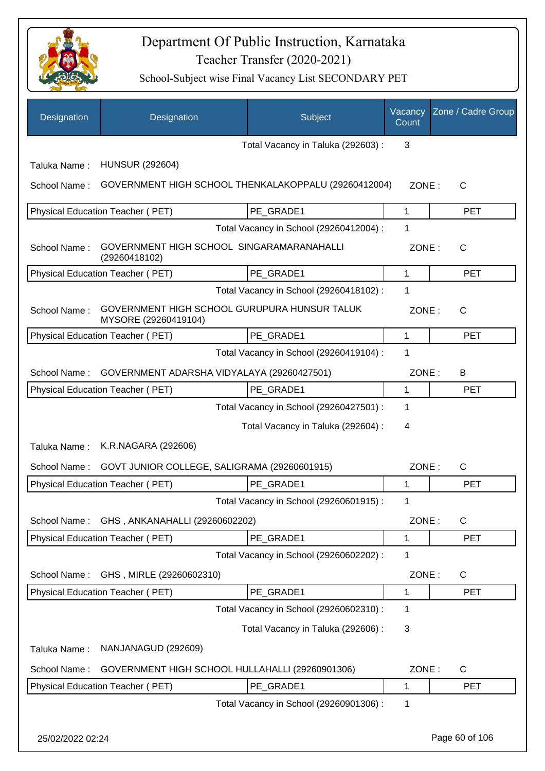# Department Of Public Instruction, Karnataka
## Teacher Transfer (2020-2021)
### School-Subject wise Final Vacancy List SECONDARY PET

| Designation | Designation | Subject | Vacancy Count | Zone / Cadre Group |
|---|---|---|---|---|
| | | Total Vacancy in Taluka (292603) : | 3 | |
| Taluka Name : | HUNSUR (292604) | | | |
| School Name : | GOVERNMENT HIGH SCHOOL THENKALAKOPPALU (29260412004) | | ZONE : | C |
| Physical Education Teacher ( PET) | | PE_GRADE1 | 1 | PET |
| | | Total Vacancy in School (29260412004) : | 1 | |
| School Name : | GOVERNMENT HIGH SCHOOL SINGARAMARANAHALLI (29260418102) | | ZONE : | C |
| Physical Education Teacher ( PET) | | PE_GRADE1 | 1 | PET |
| | | Total Vacancy in School (29260418102) : | 1 | |
| School Name : | GOVERNMENT HIGH SCHOOL GURUPURA HUNSUR TALUK MYSORE (29260419104) | | ZONE : | C |
| Physical Education Teacher ( PET) | | PE_GRADE1 | 1 | PET |
| | | Total Vacancy in School (29260419104) : | 1 | |
| School Name : | GOVERNMENT ADARSHA VIDYALAYA (29260427501) | | ZONE : | B |
| Physical Education Teacher ( PET) | | PE_GRADE1 | 1 | PET |
| | | Total Vacancy in School (29260427501) : | 1 | |
| | | Total Vacancy in Taluka (292604) : | 4 | |
| Taluka Name : | K.R.NAGARA (292606) | | | |
| School Name : | GOVT JUNIOR COLLEGE, SALIGRAMA (29260601915) | | ZONE : | C |
| Physical Education Teacher ( PET) | | PE_GRADE1 | 1 | PET |
| | | Total Vacancy in School (29260601915) : | 1 | |
| School Name : | GHS , ANKANAHALLI (29260602202) | | ZONE : | C |
| Physical Education Teacher ( PET) | | PE_GRADE1 | 1 | PET |
| | | Total Vacancy in School (29260602202) : | 1 | |
| School Name : | GHS , MIRLE (29260602310) | | ZONE : | C |
| Physical Education Teacher ( PET) | | PE_GRADE1 | 1 | PET |
| | | Total Vacancy in School (29260602310) : | 1 | |
| | | Total Vacancy in Taluka (292606) : | 3 | |
| Taluka Name : | NANJANAGUD (292609) | | | |
| School Name : | GOVERNMENT HIGH SCHOOL HULLAHALLI (29260901306) | | ZONE : | C |
| Physical Education Teacher ( PET) | | PE_GRADE1 | 1 | PET |
| | | Total Vacancy in School (29260901306) : | 1 | |

25/02/2022 02:24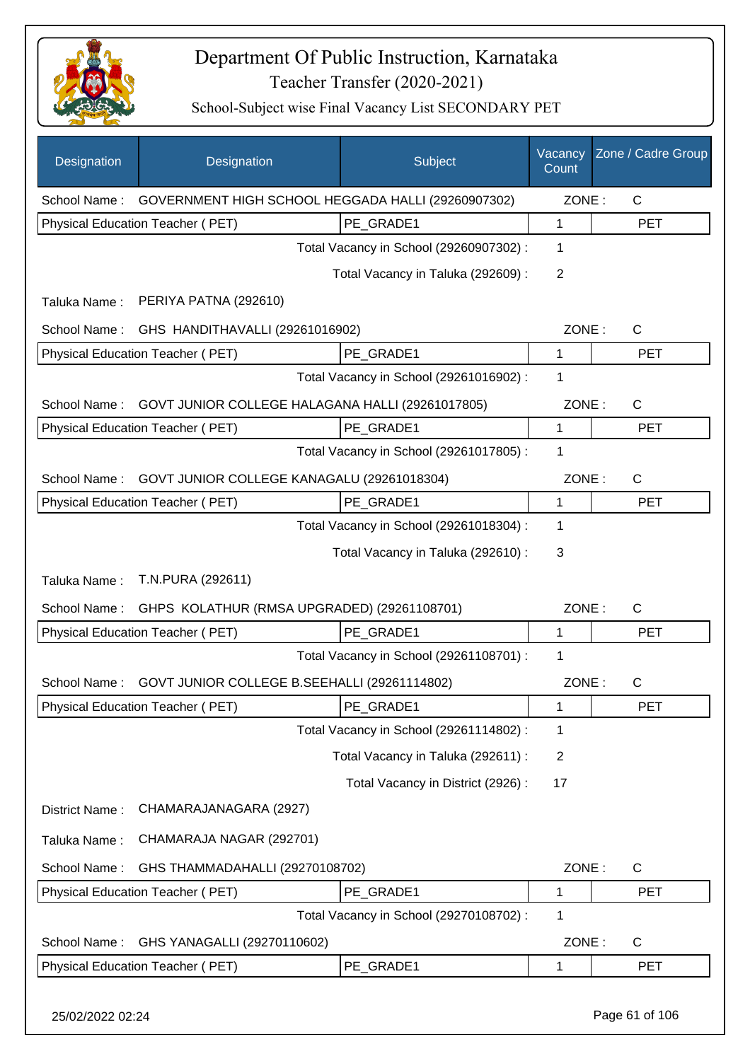# Department Of Public Instruction, Karnataka

Teacher Transfer (2020-2021)

School-Subject wise Final Vacancy List SECONDARY PET

| Designation | Designation | Subject | Vacancy Count | Zone / Cadre Group |
|---|---|---|---|---|
| School Name : | GOVERNMENT HIGH SCHOOL HEGGADA HALLI (29260907302) | | ZONE : | C |
| Physical Education Teacher ( PET) | | PE_GRADE1 | 1 | PET |
| | | Total Vacancy in School (29260907302) : | 1 | |
| | | Total Vacancy in Taluka (292609) : | 2 | |
| Taluka Name : | PERIYA PATNA (292610) | | | |
| School Name : | GHS HANDITHAVALLI (29261016902) | | ZONE : | C |
| Physical Education Teacher ( PET) | | PE_GRADE1 | 1 | PET |
| | | Total Vacancy in School (29261016902) : | 1 | |
| School Name : | GOVT JUNIOR COLLEGE HALAGANA HALLI (29261017805) | | ZONE : | C |
| Physical Education Teacher ( PET) | | PE_GRADE1 | 1 | PET |
| | | Total Vacancy in School (29261017805) : | 1 | |
| School Name : | GOVT JUNIOR COLLEGE KANAGALU (29261018304) | | ZONE : | C |
| Physical Education Teacher ( PET) | | PE_GRADE1 | 1 | PET |
| | | Total Vacancy in School (29261018304) : | 1 | |
| | | Total Vacancy in Taluka (292610) : | 3 | |
| Taluka Name : | T.N.PURA (292611) | | | |
| School Name : | GHPS KOLATHUR (RMSA UPGRADED) (29261108701) | | ZONE : | C |
| Physical Education Teacher ( PET) | | PE_GRADE1 | 1 | PET |
| | | Total Vacancy in School (29261108701) : | 1 | |
| School Name : | GOVT JUNIOR COLLEGE B.SEEHALLI (29261114802) | | ZONE : | C |
| Physical Education Teacher ( PET) | | PE_GRADE1 | 1 | PET |
| | | Total Vacancy in School (29261114802) : | 1 | |
| | | Total Vacancy in Taluka (292611) : | 2 | |
| | | Total Vacancy in District (2926) : | 17 | |
| District Name : | CHAMARAJANAGARA (2927) | | | |
| Taluka Name : | CHAMARAJA NAGAR (292701) | | | |
| School Name : | GHS THAMMADAHALLI (29270108702) | | ZONE : | C |
| Physical Education Teacher ( PET) | | PE_GRADE1 | 1 | PET |
| | | Total Vacancy in School (29270108702) : | 1 | |
| School Name : | GHS YANAGALLI (29270110602) | | ZONE : | C |
| Physical Education Teacher ( PET) | | PE_GRADE1 | 1 | PET |

25/02/2022 02:24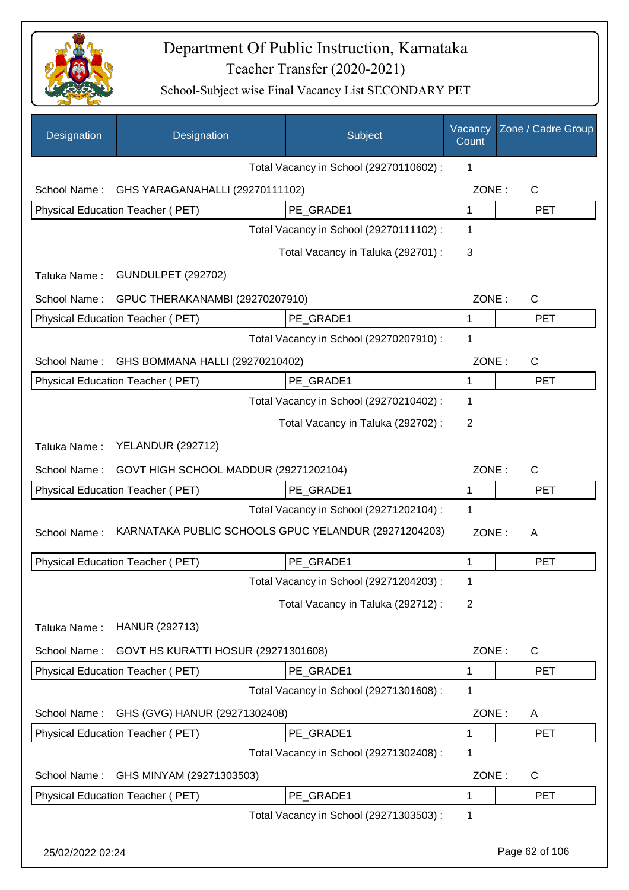# Department Of Public Instruction, Karnataka

## Teacher Transfer (2020-2021)

### School-Subject wise Final Vacancy List SECONDARY PET

| Designation | Designation | Subject | Vacancy Count | Zone / Cadre Group |
|---|---|---|---|---|
| | | Total Vacancy in School (29270110602) : | 1 | |
| School Name : | GHS YARAGANAHALLI (29270111102) | | ZONE : | C |
| Physical Education Teacher ( PET) | | PE_GRADE1 | 1 | PET |
| | | Total Vacancy in School (29270111102) : | 1 | |
| | | Total Vacancy in Taluka (292701) : | 3 | |
| Taluka Name : | GUNDULPET (292702) | | | |
| School Name : | GPUC THERAKANAMBI (29270207910) | | ZONE : | C |
| Physical Education Teacher ( PET) | | PE_GRADE1 | 1 | PET |
| | | Total Vacancy in School (29270207910) : | 1 | |
| School Name : | GHS BOMMANA HALLI (29270210402) | | ZONE : | C |
| Physical Education Teacher ( PET) | | PE_GRADE1 | 1 | PET |
| | | Total Vacancy in School (29270210402) : | 1 | |
| | | Total Vacancy in Taluka (292702) : | 2 | |
| Taluka Name : | YELANDUR (292712) | | | |
| School Name : | GOVT HIGH SCHOOL MADDUR (29271202104) | | ZONE : | C |
| Physical Education Teacher ( PET) | | PE_GRADE1 | 1 | PET |
| | | Total Vacancy in School (29271202104) : | 1 | |
| School Name : | KARNATAKA PUBLIC SCHOOLS GPUC YELANDUR (29271204203) | | ZONE : | A |
| Physical Education Teacher ( PET) | | PE_GRADE1 | 1 | PET |
| | | Total Vacancy in School (29271204203) : | 1 | |
| | | Total Vacancy in Taluka (292712) : | 2 | |
| Taluka Name : | HANUR (292713) | | | |
| School Name : | GOVT HS KURATTI HOSUR (29271301608) | | ZONE : | C |
| Physical Education Teacher ( PET) | | PE_GRADE1 | 1 | PET |
| | | Total Vacancy in School (29271301608) : | 1 | |
| School Name : | GHS (GVG) HANUR (29271302408) | | ZONE : | A |
| Physical Education Teacher ( PET) | | PE_GRADE1 | 1 | PET |
| | | Total Vacancy in School (29271302408) : | 1 | |
| School Name : | GHS MINYAM (29271303503) | | ZONE : | C |
| Physical Education Teacher ( PET) | | PE_GRADE1 | 1 | PET |
| | | Total Vacancy in School (29271303503) : | 1 | |

25/02/2022 02:24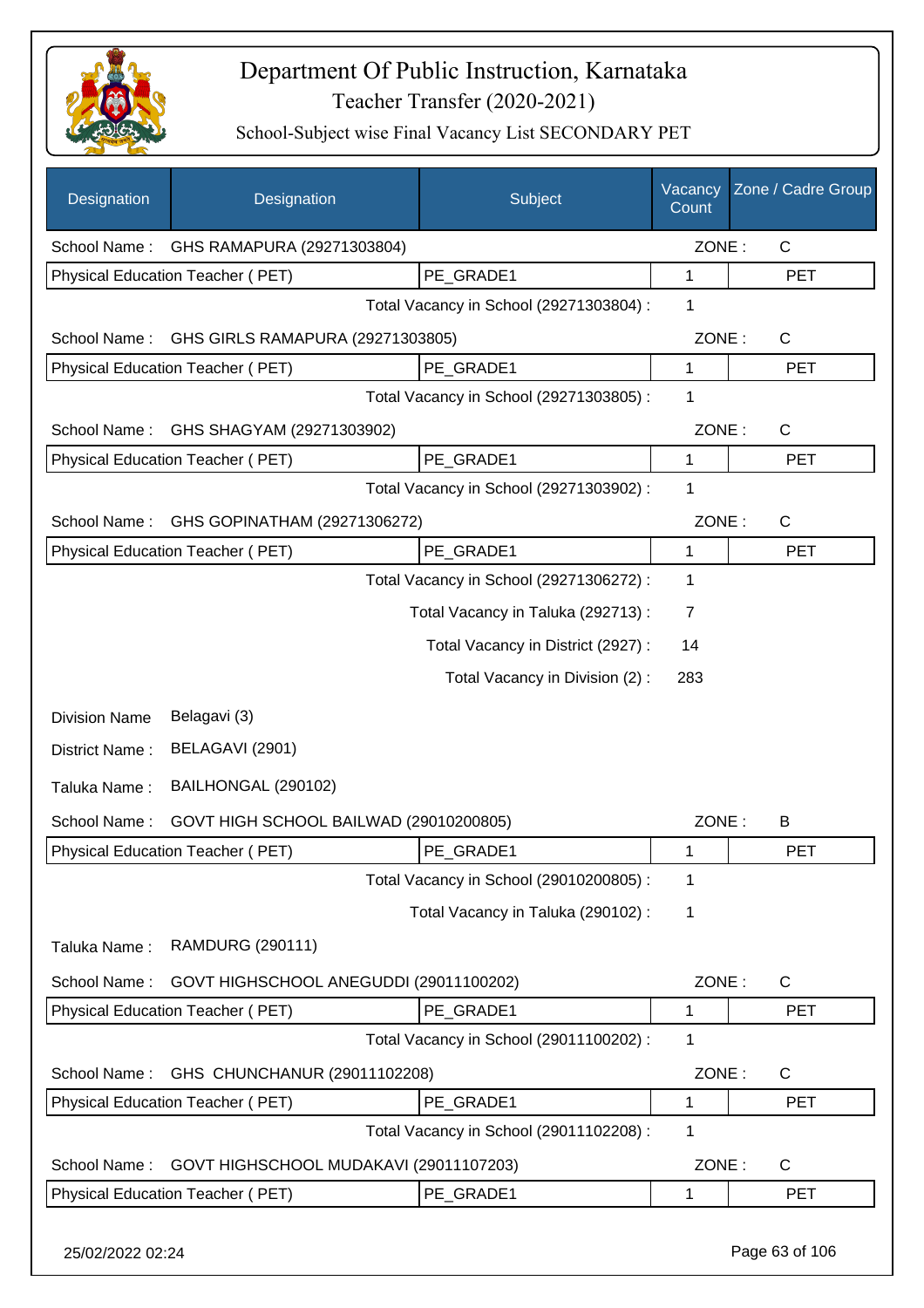# Department Of Public Instruction, Karnataka

## Teacher Transfer (2020-2021)

### School-Subject wise Final Vacancy List SECONDARY PET

| Designation | Designation | Subject | Vacancy Count | Zone / Cadre Group |
|---|---|---|---|---|
| School Name : | GHS RAMAPURA (29271303804) | | ZONE : | C |
| Physical Education Teacher ( PET) | | PE_GRADE1 | 1 | PET |
| | | Total Vacancy in School (29271303804) : | 1 | |
| School Name : | GHS GIRLS RAMAPURA (29271303805) | | ZONE : | C |
| Physical Education Teacher ( PET) | | PE_GRADE1 | 1 | PET |
| | | Total Vacancy in School (29271303805) : | 1 | |
| School Name : | GHS SHAGYAM (29271303902) | | ZONE : | C |
| Physical Education Teacher ( PET) | | PE_GRADE1 | 1 | PET |
| | | Total Vacancy in School (29271303902) : | 1 | |
| School Name : | GHS GOPINATHAM (29271306272) | | ZONE : | C |
| Physical Education Teacher ( PET) | | PE_GRADE1 | 1 | PET |
| | | Total Vacancy in School (29271306272) : | 1 | |
| | | Total Vacancy in Taluka (292713) : | 7 | |
| | | Total Vacancy in District (2927) : | 14 | |
| | | Total Vacancy in Division (2) : | 283 | |
| Division Name | Belagavi (3) | | | |
| District Name : | BELAGAVI (2901) | | | |
| Taluka Name : | BAILHONGAL (290102) | | | |
| School Name : | GOVT HIGH SCHOOL BAILWAD (29010200805) | | ZONE : | B |
| Physical Education Teacher ( PET) | | PE_GRADE1 | 1 | PET |
| | | Total Vacancy in School (29010200805) : | 1 | |
| | | Total Vacancy in Taluka (290102) : | 1 | |
| Taluka Name : | RAMDURG (290111) | | | |
| School Name : | GOVT HIGHSCHOOL ANEGUDDI (29011100202) | | ZONE : | C |
| Physical Education Teacher ( PET) | | PE_GRADE1 | 1 | PET |
| | | Total Vacancy in School (29011100202) : | 1 | |
| School Name : | GHS CHUNCHANUR (29011102208) | | ZONE : | C |
| Physical Education Teacher ( PET) | | PE_GRADE1 | 1 | PET |
| | | Total Vacancy in School (29011102208) : | 1 | |
| School Name : | GOVT HIGHSCHOOL MUDAKAVI (29011107203) | | ZONE : | C |
| Physical Education Teacher ( PET) | | PE_GRADE1 | 1 | PET |

25/02/2022 02:24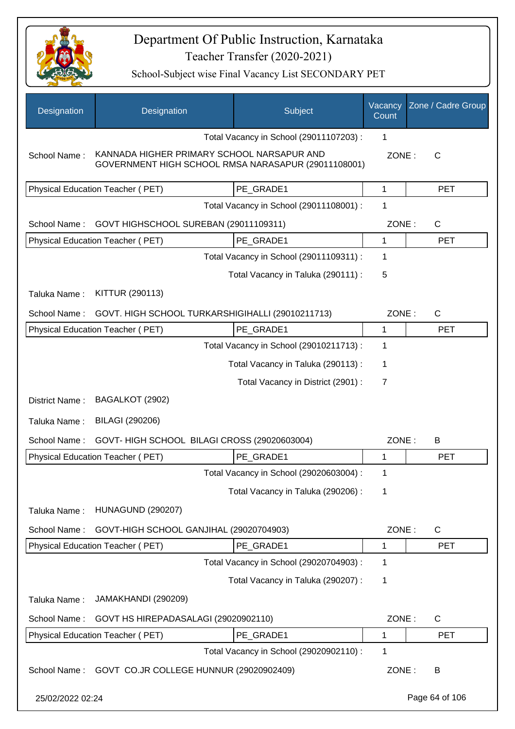# Department Of Public Instruction, Karnataka

## Teacher Transfer (2020-2021)

### School-Subject wise Final Vacancy List SECONDARY PET

| Designation | Designation | Subject | Vacancy Count | Zone / Cadre Group |
|---|---|---|---|---|
| | | Total Vacancy in School (29011107203) : | 1 | |
| School Name : | KANNADA HIGHER PRIMARY SCHOOL NARSAPUR AND GOVERNMENT HIGH SCHOOL RMSA NARASAPUR (29011108001) | | ZONE : | C |
| Physical Education Teacher ( PET) | | PE_GRADE1 | 1 | PET |
| | | Total Vacancy in School (29011108001) : | 1 | |
| School Name : | GOVT HIGHSCHOOL SUREBAN (29011109311) | | ZONE : | C |
| Physical Education Teacher ( PET) | | PE_GRADE1 | 1 | PET |
| | | Total Vacancy in School (29011109311) : | 1 | |
| | | Total Vacancy in Taluka (290111) : | 5 | |
| Taluka Name : | KITTUR (290113) | | | |
| School Name : | GOVT. HIGH SCHOOL TURKARSHIGIHALLI (29010211713) | | ZONE : | C |
| Physical Education Teacher ( PET) | | PE_GRADE1 | 1 | PET |
| | | Total Vacancy in School (29010211713) : | 1 | |
| | | Total Vacancy in Taluka (290113) : | 1 | |
| | | Total Vacancy in District (2901) : | 7 | |
| District Name : | BAGALKOT (2902) | | | |
| Taluka Name : | BILAGI (290206) | | | |
| School Name : | GOVT- HIGH SCHOOL BILAGI CROSS (29020603004) | | ZONE : | B |
| Physical Education Teacher ( PET) | | PE_GRADE1 | 1 | PET |
| | | Total Vacancy in School (29020603004) : | 1 | |
| | | Total Vacancy in Taluka (290206) : | 1 | |
| Taluka Name : | HUNAGUND (290207) | | | |
| School Name : | GOVT-HIGH SCHOOL GANJIHAL (29020704903) | | ZONE : | C |
| Physical Education Teacher ( PET) | | PE_GRADE1 | 1 | PET |
| | | Total Vacancy in School (29020704903) : | 1 | |
| | | Total Vacancy in Taluka (290207) : | 1 | |
| Taluka Name : | JAMAKHANDI (290209) | | | |
| School Name : | GOVT HS HIREPADASALAGI (29020902110) | | ZONE : | C |
| Physical Education Teacher ( PET) | | PE_GRADE1 | 1 | PET |
| | | Total Vacancy in School (29020902110) : | 1 | |
| School Name : | GOVT CO.JR COLLEGE HUNNUR (29020902409) | | ZONE : | B |

25/02/2022 02:24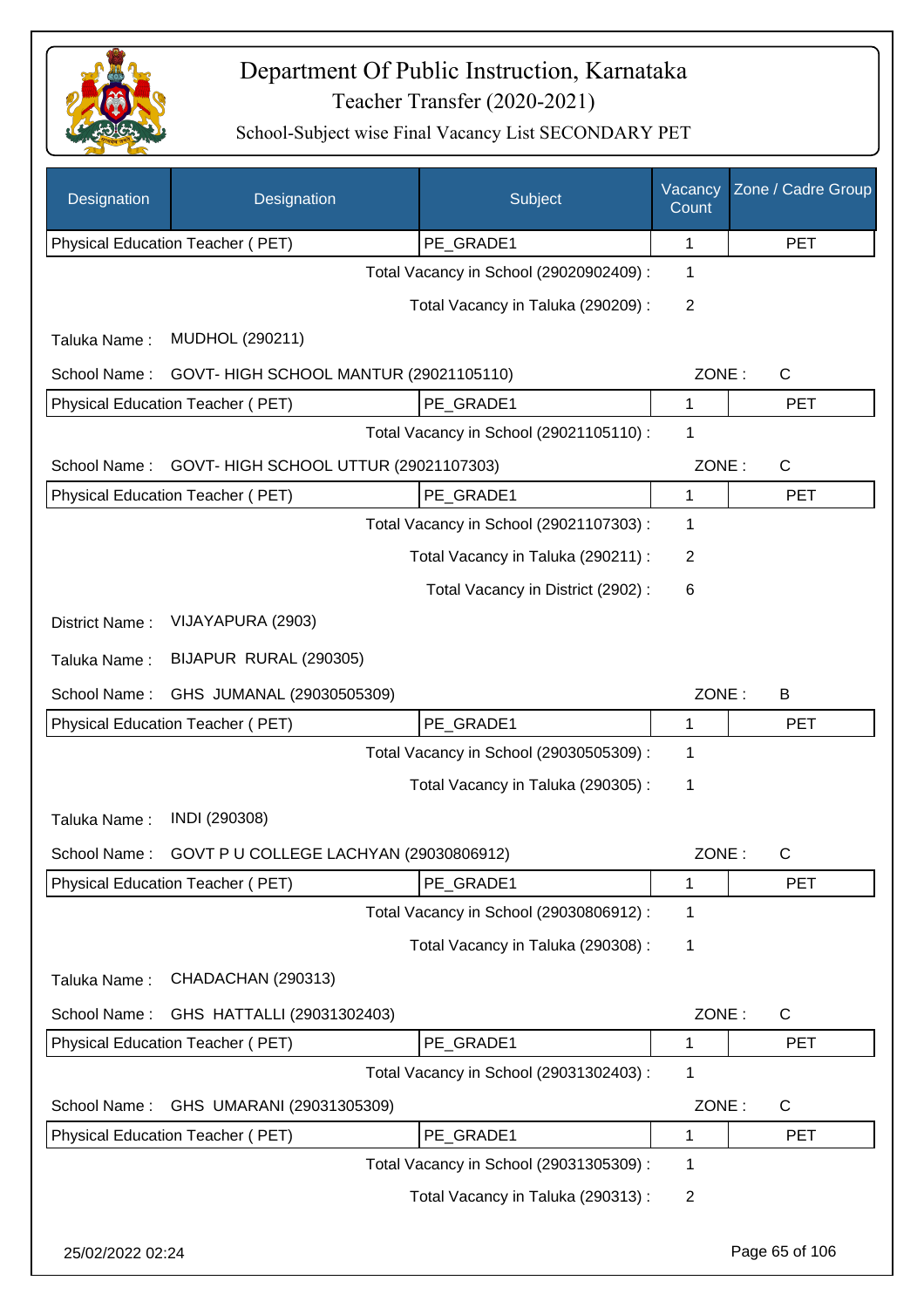# Department Of Public Instruction, Karnataka

## Teacher Transfer (2020-2021)

### School-Subject wise Final Vacancy List SECONDARY PET

| Designation | Designation | Subject | Vacancy Count | Zone / Cadre Group |
|---|---|---|---|---|
| Physical Education Teacher ( PET) | | PE_GRADE1 | 1 | PET |

Total Vacancy in School (29020902409) : 1

Total Vacancy in Taluka (290209) : 2

Taluka Name : MUDHOL (290211)

School Name : GOVT- HIGH SCHOOL MANTUR (29021105110) ZONE : C

| Designation | Designation | Subject | Vacancy Count | Zone / Cadre Group |
|---|---|---|---|---|
| Physical Education Teacher ( PET) | | PE_GRADE1 | 1 | PET |

Total Vacancy in School (29021105110) : 1

School Name : GOVT- HIGH SCHOOL UTTUR (29021107303) ZONE : C

| Designation | Designation | Subject | Vacancy Count | Zone / Cadre Group |
|---|---|---|---|---|
| Physical Education Teacher ( PET) | | PE_GRADE1 | 1 | PET |

Total Vacancy in School (29021107303) : 1

Total Vacancy in Taluka (290211) : 2

Total Vacancy in District (2902) : 6

District Name : VIJAYAPURA (2903)

Taluka Name : BIJAPUR RURAL (290305)

School Name : GHS JUMANAL (29030505309) ZONE : B

| Designation | Designation | Subject | Vacancy Count | Zone / Cadre Group |
|---|---|---|---|---|
| Physical Education Teacher ( PET) | | PE_GRADE1 | 1 | PET |

Total Vacancy in School (29030505309) : 1

Total Vacancy in Taluka (290305) : 1

Taluka Name : INDI (290308)

School Name : GOVT P U COLLEGE LACHYAN (29030806912) ZONE : C

| Designation | Designation | Subject | Vacancy Count | Zone / Cadre Group |
|---|---|---|---|---|
| Physical Education Teacher ( PET) | | PE_GRADE1 | 1 | PET |

Total Vacancy in School (29030806912) : 1

Total Vacancy in Taluka (290308) : 1

Taluka Name : CHADACHAN (290313)

School Name : GHS HATTALLI (29031302403) ZONE : C

| Designation | Designation | Subject | Vacancy Count | Zone / Cadre Group |
|---|---|---|---|---|
| Physical Education Teacher ( PET) | | PE_GRADE1 | 1 | PET |

Total Vacancy in School (29031302403) : 1

School Name : GHS UMARANI (29031305309) ZONE : C

| Designation | Designation | Subject | Vacancy Count | Zone / Cadre Group |
|---|---|---|---|---|
| Physical Education Teacher ( PET) | | PE_GRADE1 | 1 | PET |

Total Vacancy in School (29031305309) : 1

Total Vacancy in Taluka (290313) : 2

25/02/2022 02:24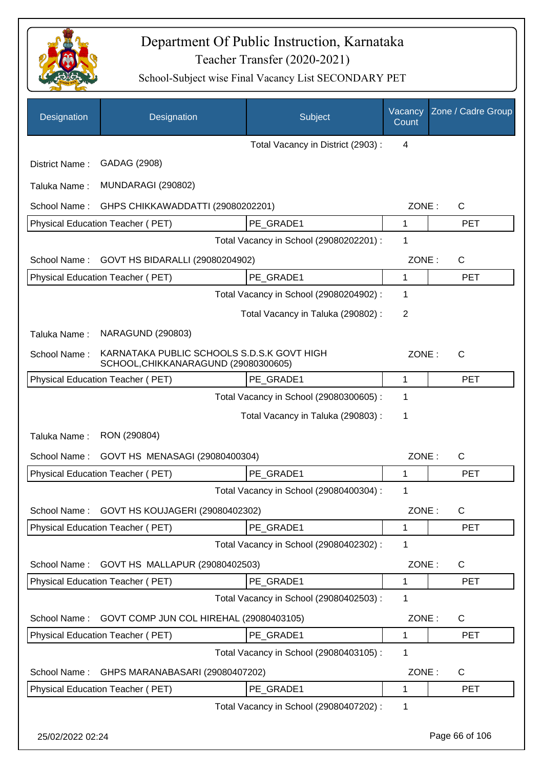# Department Of Public Instruction, Karnataka

## Teacher Transfer (2020-2021)

### School-Subject wise Final Vacancy List SECONDARY PET

| Designation | Designation | Subject | Vacancy Count | Zone / Cadre Group |
|---|---|---|---|---|
| | | Total Vacancy in District (2903) : | 4 | |
| District Name : | GADAG (2908) | | | |
| Taluka Name : | MUNDARAGI (290802) | | | |
| School Name : | GHPS CHIKKAWADDATTI (29080202201) | | ZONE : | C |
| Physical Education Teacher ( PET) | | PE_GRADE1 | 1 | PET |
| | | Total Vacancy in School (29080202201) : | 1 | |
| School Name : | GOVT HS BIDARALLI (29080204902) | | ZONE : | C |
| Physical Education Teacher ( PET) | | PE_GRADE1 | 1 | PET |
| | | Total Vacancy in School (29080204902) : | 1 | |
| | | Total Vacancy in Taluka (290802) : | 2 | |
| Taluka Name : | NARAGUND (290803) | | | |
| School Name : | KARNATAKA PUBLIC SCHOOLS S.D.S.K GOVT HIGH SCHOOL,CHIKKANARAGUND (29080300605) | | ZONE : | C |
| Physical Education Teacher ( PET) | | PE_GRADE1 | 1 | PET |
| | | Total Vacancy in School (29080300605) : | 1 | |
| | | Total Vacancy in Taluka (290803) : | 1 | |
| Taluka Name : | RON (290804) | | | |
| School Name : | GOVT HS MENASAGI (29080400304) | | ZONE : | C |
| Physical Education Teacher ( PET) | | PE_GRADE1 | 1 | PET |
| | | Total Vacancy in School (29080400304) : | 1 | |
| School Name : | GOVT HS KOUJAGERI (29080402302) | | ZONE : | C |
| Physical Education Teacher ( PET) | | PE_GRADE1 | 1 | PET |
| | | Total Vacancy in School (29080402302) : | 1 | |
| School Name : | GOVT HS MALLAPUR (29080402503) | | ZONE : | C |
| Physical Education Teacher ( PET) | | PE_GRADE1 | 1 | PET |
| | | Total Vacancy in School (29080402503) : | 1 | |
| School Name : | GOVT COMP JUN COL HIREHAL (29080403105) | | ZONE : | C |
| Physical Education Teacher ( PET) | | PE_GRADE1 | 1 | PET |
| | | Total Vacancy in School (29080403105) : | 1 | |
| School Name : | GHPS MARANABASARI (29080407202) | | ZONE : | C |
| Physical Education Teacher ( PET) | | PE_GRADE1 | 1 | PET |
| | | Total Vacancy in School (29080407202) : | 1 | |

25/02/2022 02:24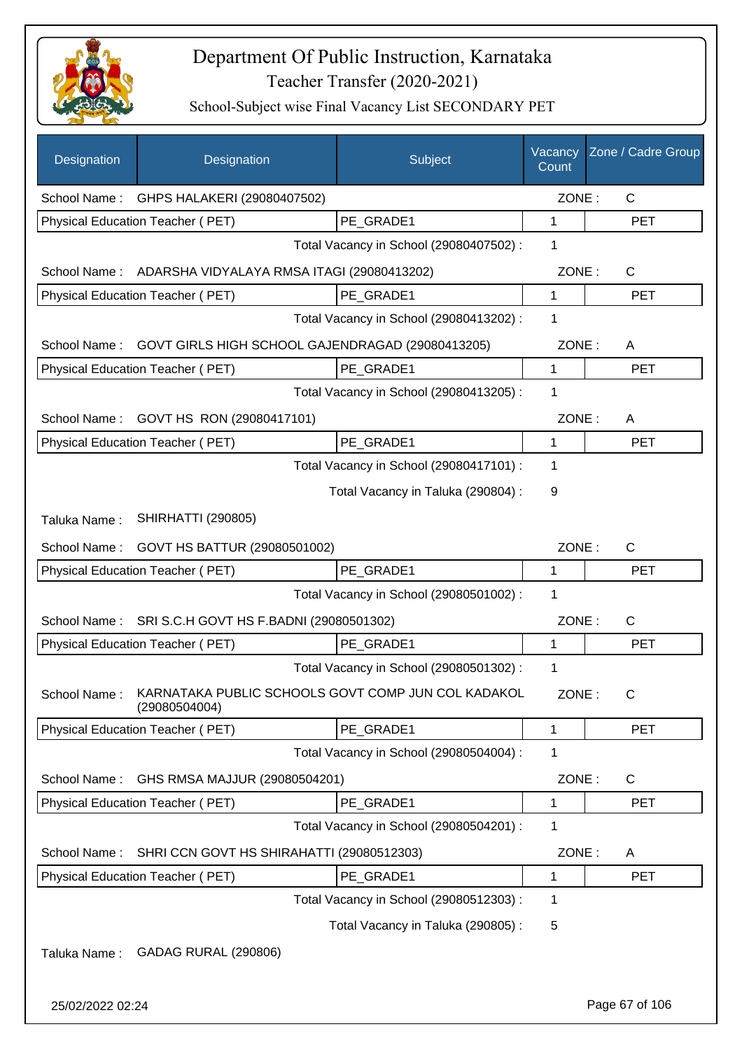# Department Of Public Instruction, Karnataka

Teacher Transfer (2020-2021)

School-Subject wise Final Vacancy List SECONDARY PET

| Designation | Designation | Subject | Vacancy Count | Zone / Cadre Group |
|---|---|---|---|---|
| School Name : | GHPS HALAKERI (29080407502) | | ZONE : | C |
| Physical Education Teacher ( PET) | | PE_GRADE1 | 1 | PET |
| | | Total Vacancy in School (29080407502) : | 1 | |
| School Name : | ADARSHA VIDYALAYA RMSA ITAGI (29080413202) | | ZONE : | C |
| Physical Education Teacher ( PET) | | PE_GRADE1 | 1 | PET |
| | | Total Vacancy in School (29080413202) : | 1 | |
| School Name : | GOVT GIRLS HIGH SCHOOL GAJENDRAGAD (29080413205) | | ZONE : | A |
| Physical Education Teacher ( PET) | | PE_GRADE1 | 1 | PET |
| | | Total Vacancy in School (29080413205) : | 1 | |
| School Name : | GOVT HS RON (29080417101) | | ZONE : | A |
| Physical Education Teacher ( PET) | | PE_GRADE1 | 1 | PET |
| | | Total Vacancy in School (29080417101) : | 1 | |
| | | Total Vacancy in Taluka (290804) : | 9 | |
| Taluka Name : | SHIRHATTI (290805) | | | |
| School Name : | GOVT HS BATTUR (29080501002) | | ZONE : | C |
| Physical Education Teacher ( PET) | | PE_GRADE1 | 1 | PET |
| | | Total Vacancy in School (29080501002) : | 1 | |
| School Name : | SRI S.C.H GOVT HS F.BADNI (29080501302) | | ZONE : | C |
| Physical Education Teacher ( PET) | | PE_GRADE1 | 1 | PET |
| | | Total Vacancy in School (29080501302) : | 1 | |
| School Name : | KARNATAKA PUBLIC SCHOOLS GOVT COMP JUN COL KADAKOL (29080504004) | | ZONE : | C |
| Physical Education Teacher ( PET) | | PE_GRADE1 | 1 | PET |
| | | Total Vacancy in School (29080504004) : | 1 | |
| School Name : | GHS RMSA MAJJUR (29080504201) | | ZONE : | C |
| Physical Education Teacher ( PET) | | PE_GRADE1 | 1 | PET |
| | | Total Vacancy in School (29080504201) : | 1 | |
| School Name : | SHRI CCN GOVT HS SHIRAHATTI (29080512303) | | ZONE : | A |
| Physical Education Teacher ( PET) | | PE_GRADE1 | 1 | PET |
| | | Total Vacancy in School (29080512303) : | 1 | |
| | | Total Vacancy in Taluka (290805) : | 5 | |
| Taluka Name : | GADAG RURAL (290806) | | | |

25/02/2022 02:24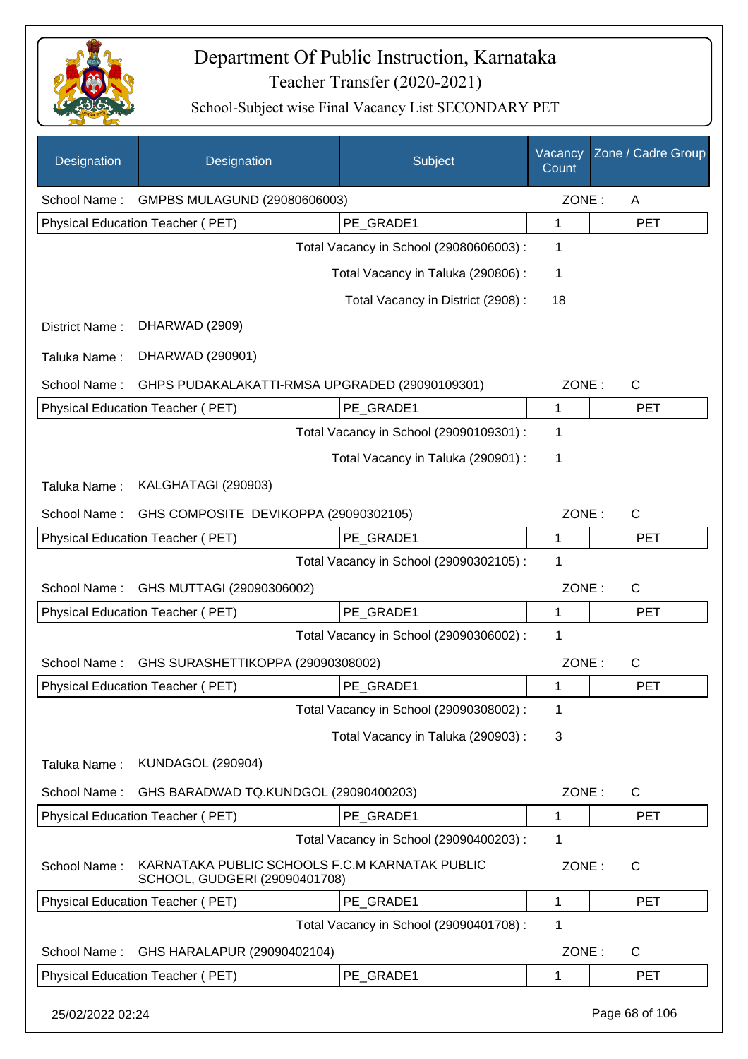# Department Of Public Instruction, Karnataka

Teacher Transfer (2020-2021)

School-Subject wise Final Vacancy List SECONDARY PET

| Designation | Designation | Subject | Vacancy Count | Zone / Cadre Group |
|---|---|---|---|---|
| School Name : | GMPBS MULAGUND (29080606003) | | ZONE : | A |
| Physical Education Teacher ( PET) | | PE_GRADE1 | 1 | PET |
| | | Total Vacancy in School (29080606003) : | 1 | |
| | | Total Vacancy in Taluka (290806) : | 1 | |
| | | Total Vacancy in District (2908) : | 18 | |
| District Name : | DHARWAD (2909) | | | |
| Taluka Name : | DHARWAD (290901) | | | |
| School Name : | GHPS PUDAKALAKATTI-RMSA UPGRADED (29090109301) | | ZONE : | C |
| Physical Education Teacher ( PET) | | PE_GRADE1 | 1 | PET |
| | | Total Vacancy in School (29090109301) : | 1 | |
| | | Total Vacancy in Taluka (290901) : | 1 | |
| Taluka Name : | KALGHATAGI (290903) | | | |
| School Name : | GHS COMPOSITE DEVIKOPPA (29090302105) | | ZONE : | C |
| Physical Education Teacher ( PET) | | PE_GRADE1 | 1 | PET |
| | | Total Vacancy in School (29090302105) : | 1 | |
| School Name : | GHS MUTTAGI (29090306002) | | ZONE : | C |
| Physical Education Teacher ( PET) | | PE_GRADE1 | 1 | PET |
| | | Total Vacancy in School (29090306002) : | 1 | |
| School Name : | GHS SURASHETTIKOPPA (29090308002) | | ZONE : | C |
| Physical Education Teacher ( PET) | | PE_GRADE1 | 1 | PET |
| | | Total Vacancy in School (29090308002) : | 1 | |
| | | Total Vacancy in Taluka (290903) : | 3 | |
| Taluka Name : | KUNDAGOL (290904) | | | |
| School Name : | GHS BARADWAD TQ.KUNDGOL (29090400203) | | ZONE : | C |
| Physical Education Teacher ( PET) | | PE_GRADE1 | 1 | PET |
| | | Total Vacancy in School (29090400203) : | 1 | |
| School Name : | KARNATAKA PUBLIC SCHOOLS F.C.M KARNATAK PUBLIC SCHOOL, GUDGERI (29090401708) | | ZONE : | C |
| Physical Education Teacher ( PET) | | PE_GRADE1 | 1 | PET |
| | | Total Vacancy in School (29090401708) : | 1 | |
| School Name : | GHS HARALAPUR (29090402104) | | ZONE : | C |
| Physical Education Teacher ( PET) | | PE_GRADE1 | 1 | PET |

25/02/2022 02:24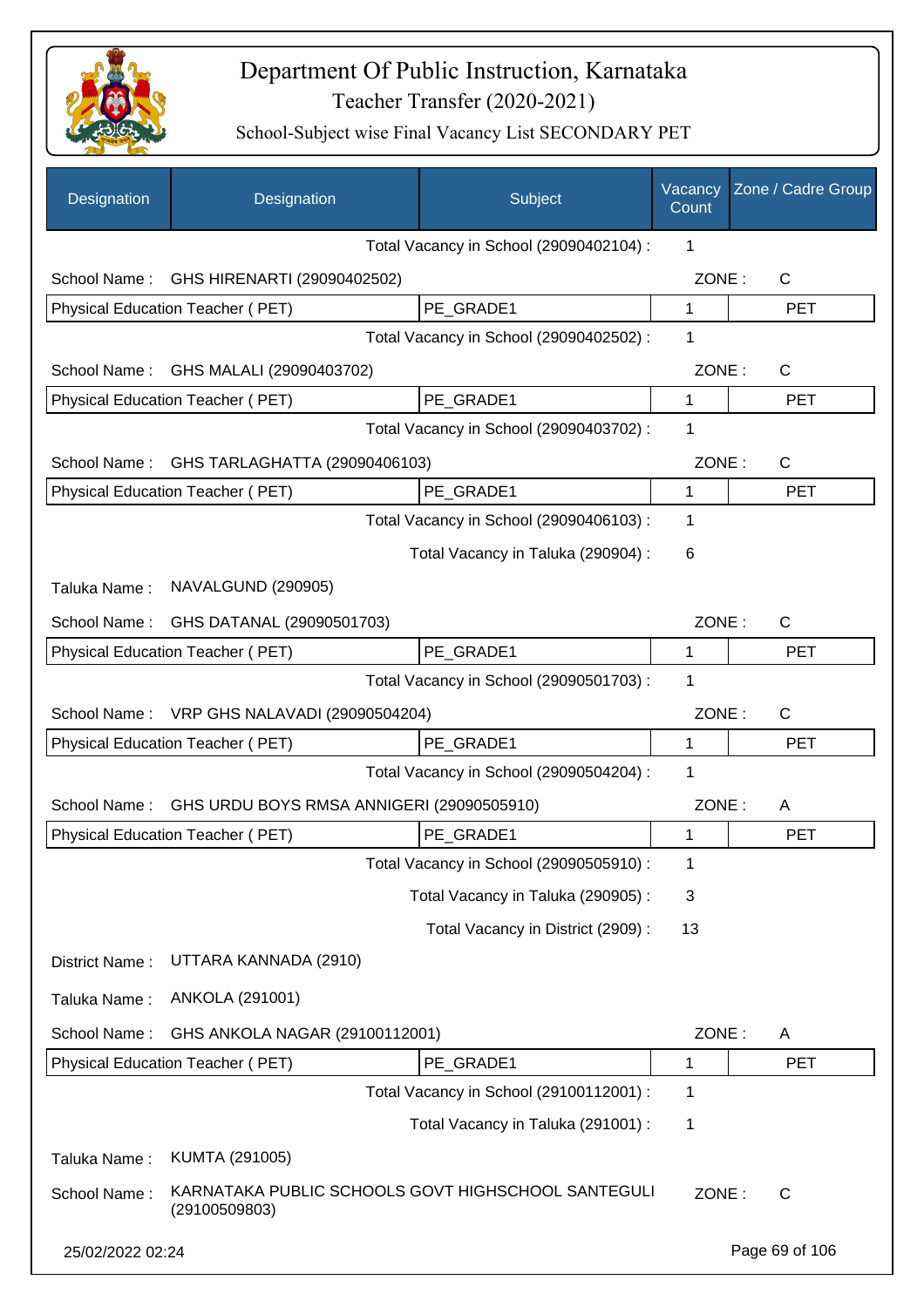# Department Of Public Instruction, Karnataka

## Teacher Transfer (2020-2021)

### School-Subject wise Final Vacancy List SECONDARY PET

| Designation | Designation | Subject | Vacancy Count | Zone / Cadre Group |
|---|---|---|---|---|
| | | Total Vacancy in School (29090402104) : | 1 | |
| School Name : | GHS HIRENARTI (29090402502) | | ZONE : | C |
| Physical Education Teacher ( PET) | | PE_GRADE1 | 1 | PET |
| | | Total Vacancy in School (29090402502) : | 1 | |
| School Name : | GHS MALALI (29090403702) | | ZONE : | C |
| Physical Education Teacher ( PET) | | PE_GRADE1 | 1 | PET |
| | | Total Vacancy in School (29090403702) : | 1 | |
| School Name : | GHS TARLAGHATTA (29090406103) | | ZONE : | C |
| Physical Education Teacher ( PET) | | PE_GRADE1 | 1 | PET |
| | | Total Vacancy in School (29090406103) : | 1 | |
| | | Total Vacancy in Taluka (290904) : | 6 | |
| Taluka Name : | NAVALGUND (290905) | | | |
| School Name : | GHS DATANAL (29090501703) | | ZONE : | C |
| Physical Education Teacher ( PET) | | PE_GRADE1 | 1 | PET |
| | | Total Vacancy in School (29090501703) : | 1 | |
| School Name : | VRP GHS NALAVADI (29090504204) | | ZONE : | C |
| Physical Education Teacher ( PET) | | PE_GRADE1 | 1 | PET |
| | | Total Vacancy in School (29090504204) : | 1 | |
| School Name : | GHS URDU BOYS RMSA ANNIGERI (29090505910) | | ZONE : | A |
| Physical Education Teacher ( PET) | | PE_GRADE1 | 1 | PET |
| | | Total Vacancy in School (29090505910) : | 1 | |
| | | Total Vacancy in Taluka (290905) : | 3 | |
| | | Total Vacancy in District (2909) : | 13 | |
| District Name : | UTTARA KANNADA (2910) | | | |
| Taluka Name : | ANKOLA (291001) | | | |
| School Name : | GHS ANKOLA NAGAR (29100112001) | | ZONE : | A |
| Physical Education Teacher ( PET) | | PE_GRADE1 | 1 | PET |
| | | Total Vacancy in School (29100112001) : | 1 | |
| | | Total Vacancy in Taluka (291001) : | 1 | |
| Taluka Name : | KUMTA (291005) | | | |
| School Name : | KARNATAKA PUBLIC SCHOOLS GOVT HIGHSCHOOL SANTEGULI (29100509803) | | ZONE : | C |

25/02/2022 02:24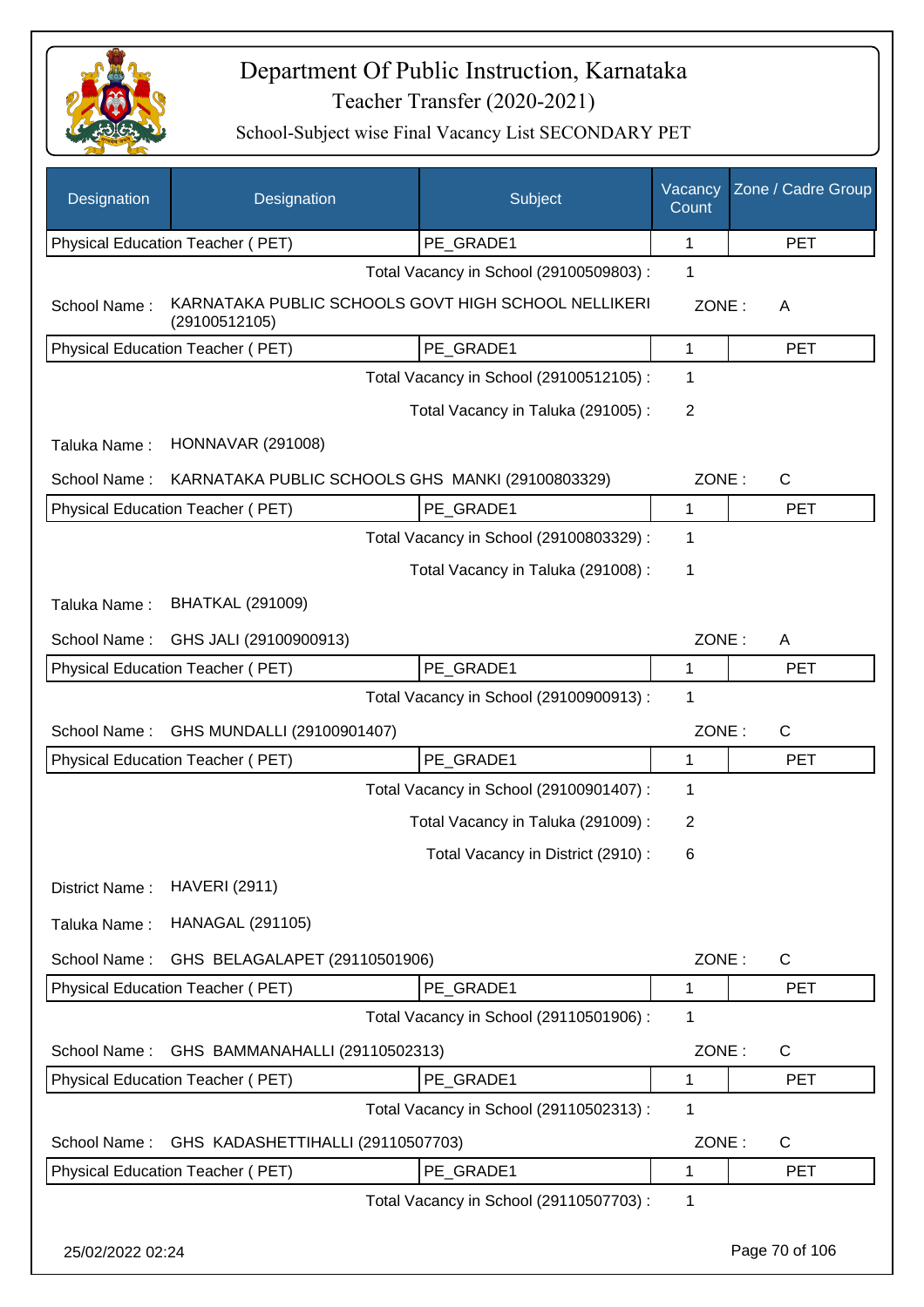# Department Of Public Instruction, Karnataka

## Teacher Transfer (2020-2021)

### School-Subject wise Final Vacancy List SECONDARY PET

| Designation | Designation | Subject | Vacancy Count | Zone / Cadre Group |
|---|---|---|---|---|
| Physical Education Teacher ( PET) | | PE_GRADE1 | 1 | PET |

Total Vacancy in School (29100509803) : 1

School Name : KARNATAKA PUBLIC SCHOOLS GOVT HIGH SCHOOL NELLIKERI (29100512105) ZONE : A

| Physical Education Teacher ( PET) | PE_GRADE1 | 1 | PET |
|---|---|---|---|

Total Vacancy in School (29100512105) : 1

Total Vacancy in Taluka (291005) : 2

Taluka Name : HONNAVAR (291008)

School Name : KARNATAKA PUBLIC SCHOOLS GHS MANKI (29100803329) ZONE : C

| Physical Education Teacher ( PET) | PE_GRADE1 | 1 | PET |
|---|---|---|---|

Total Vacancy in School (29100803329) : 1

Total Vacancy in Taluka (291008) : 1

Taluka Name : BHATKAL (291009)

School Name : GHS JALI (29100900913) ZONE : A

| Physical Education Teacher ( PET) | PE_GRADE1 | 1 | PET |
|---|---|---|---|

Total Vacancy in School (29100900913) : 1

School Name : GHS MUNDALLI (29100901407) ZONE : C

| Physical Education Teacher ( PET) | PE_GRADE1 | 1 | PET |
|---|---|---|---|

Total Vacancy in School (29100901407) : 1

Total Vacancy in Taluka (291009) : 2

Total Vacancy in District (2910) : 6

District Name : HAVERI (2911)

Taluka Name : HANAGAL (291105)

School Name : GHS BELAGALAPET (29110501906) ZONE : C

| Physical Education Teacher ( PET) | PE_GRADE1 | 1 | PET |
|---|---|---|---|

Total Vacancy in School (29110501906) : 1

School Name : GHS BAMMANAHALLI (29110502313) ZONE : C

| Physical Education Teacher ( PET) | PE_GRADE1 | 1 | PET |
|---|---|---|---|

Total Vacancy in School (29110502313) : 1

School Name : GHS KADASHETTIHALLI (29110507703) ZONE : C

| Physical Education Teacher ( PET) | PE_GRADE1 | 1 | PET |
|---|---|---|---|

Total Vacancy in School (29110507703) : 1

25/02/2022 02:24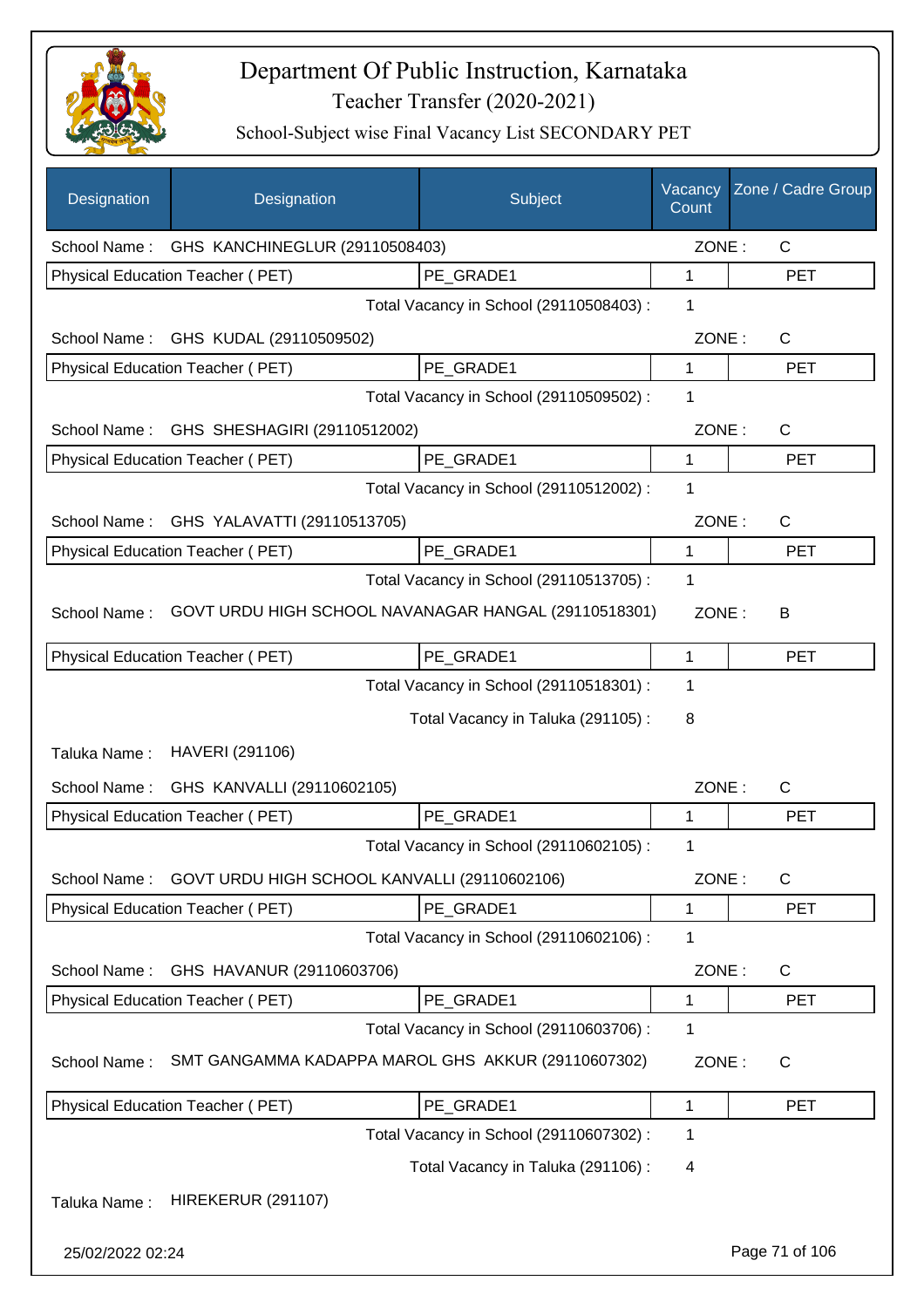# Department Of Public Instruction, Karnataka

Teacher Transfer (2020-2021)

School-Subject wise Final Vacancy List SECONDARY PET

| Designation | Designation | Subject | Vacancy Count | Zone / Cadre Group |
|---|---|---|---|---|
| School Name : | GHS KANCHINEGLUR (29110508403) | | ZONE : | C |
| Physical Education Teacher ( PET) | | PE_GRADE1 | 1 | PET |
| | | Total Vacancy in School (29110508403) : | 1 | |
| School Name : | GHS KUDAL (29110509502) | | ZONE : | C |
| Physical Education Teacher ( PET) | | PE_GRADE1 | 1 | PET |
| | | Total Vacancy in School (29110509502) : | 1 | |
| School Name : | GHS SHESHAGIRI (29110512002) | | ZONE : | C |
| Physical Education Teacher ( PET) | | PE_GRADE1 | 1 | PET |
| | | Total Vacancy in School (29110512002) : | 1 | |
| School Name : | GHS YALAVATTI (29110513705) | | ZONE : | C |
| Physical Education Teacher ( PET) | | PE_GRADE1 | 1 | PET |
| | | Total Vacancy in School (29110513705) : | 1 | |
| School Name : | GOVT URDU HIGH SCHOOL NAVANAGAR HANGAL (29110518301) | | ZONE : | B |
| Physical Education Teacher ( PET) | | PE_GRADE1 | 1 | PET |
| | | Total Vacancy in School (29110518301) : | 1 | |
| | | Total Vacancy in Taluka (291105) : | 8 | |
| Taluka Name : | HAVERI (291106) | | | |
| School Name : | GHS KANVALLI (29110602105) | | ZONE : | C |
| Physical Education Teacher ( PET) | | PE_GRADE1 | 1 | PET |
| | | Total Vacancy in School (29110602105) : | 1 | |
| School Name : | GOVT URDU HIGH SCHOOL KANVALLI (29110602106) | | ZONE : | C |
| Physical Education Teacher ( PET) | | PE_GRADE1 | 1 | PET |
| | | Total Vacancy in School (29110602106) : | 1 | |
| School Name : | GHS HAVANUR (29110603706) | | ZONE : | C |
| Physical Education Teacher ( PET) | | PE_GRADE1 | 1 | PET |
| | | Total Vacancy in School (29110603706) : | 1 | |
| School Name : | SMT GANGAMMA KADAPPA MAROL GHS AKKUR (29110607302) | | ZONE : | C |
| Physical Education Teacher ( PET) | | PE_GRADE1 | 1 | PET |
| | | Total Vacancy in School (29110607302) : | 1 | |
| | | Total Vacancy in Taluka (291106) : | 4 | |
| Taluka Name : | HIREKERUR (291107) | | | |

25/02/2022 02:24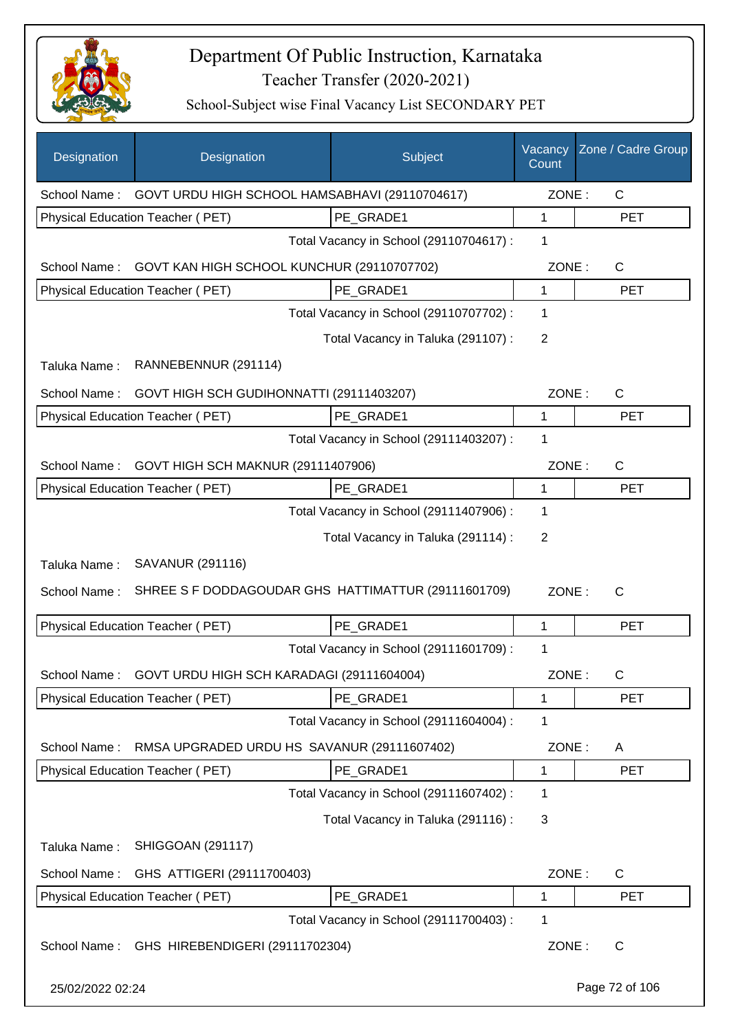# Department Of Public Instruction, Karnataka

## Teacher Transfer (2020-2021)

### School-Subject wise Final Vacancy List SECONDARY PET

| Designation | Designation | Subject | Vacancy Count | Zone / Cadre Group |
|---|---|---|---|---|
| School Name : | GOVT URDU HIGH SCHOOL HAMSABHAVI (29110704617) | | ZONE : | C |
| Physical Education Teacher ( PET) | | PE_GRADE1 | 1 | PET |
| | | Total Vacancy in School (29110704617) : | 1 | |
| School Name : | GOVT KAN HIGH SCHOOL KUNCHUR (29110707702) | | ZONE : | C |
| Physical Education Teacher ( PET) | | PE_GRADE1 | 1 | PET |
| | | Total Vacancy in School (29110707702) : | 1 | |
| | | Total Vacancy in Taluka (291107) : | 2 | |
| Taluka Name : | RANNEBENNUR (291114) | | | |
| School Name : | GOVT HIGH SCH GUDIHONNATTI (29111403207) | | ZONE : | C |
| Physical Education Teacher ( PET) | | PE_GRADE1 | 1 | PET |
| | | Total Vacancy in School (29111403207) : | 1 | |
| School Name : | GOVT HIGH SCH MAKNUR (29111407906) | | ZONE : | C |
| Physical Education Teacher ( PET) | | PE_GRADE1 | 1 | PET |
| | | Total Vacancy in School (29111407906) : | 1 | |
| | | Total Vacancy in Taluka (291114) : | 2 | |
| Taluka Name : | SAVANUR (291116) | | | |
| School Name : | SHREE S F DODDAGOUDAR GHS HATTIMATTUR (29111601709) | | ZONE : | C |
| Physical Education Teacher ( PET) | | PE_GRADE1 | 1 | PET |
| | | Total Vacancy in School (29111601709) : | 1 | |
| School Name : | GOVT URDU HIGH SCH KARADAGI (29111604004) | | ZONE : | C |
| Physical Education Teacher ( PET) | | PE_GRADE1 | 1 | PET |
| | | Total Vacancy in School (29111604004) : | 1 | |
| School Name : | RMSA UPGRADED URDU HS SAVANUR (29111607402) | | ZONE : | A |
| Physical Education Teacher ( PET) | | PE_GRADE1 | 1 | PET |
| | | Total Vacancy in School (29111607402) : | 1 | |
| | | Total Vacancy in Taluka (291116) : | 3 | |
| Taluka Name : | SHIGGOAN (291117) | | | |
| School Name : | GHS ATTIGERI (29111700403) | | ZONE : | C |
| Physical Education Teacher ( PET) | | PE_GRADE1 | 1 | PET |
| | | Total Vacancy in School (29111700403) : | 1 | |
| School Name : | GHS HIREBENDIGERI (29111702304) | | ZONE : | C |

25/02/2022 02:24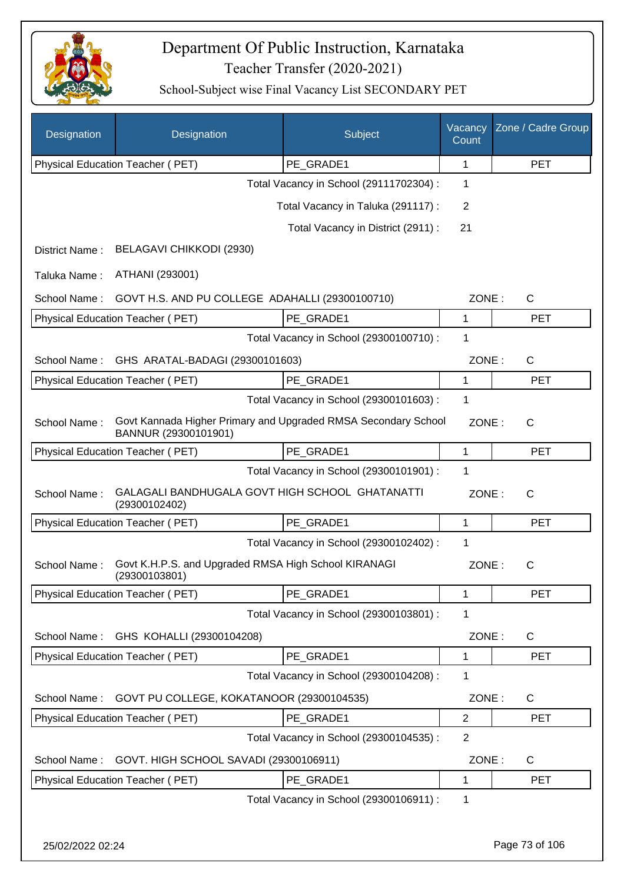# Department Of Public Instruction, Karnataka

## Teacher Transfer (2020-2021)

### School-Subject wise Final Vacancy List SECONDARY PET

| Designation | Designation | Subject | Vacancy Count | Zone / Cadre Group |
|---|---|---|---|---|
| Physical Education Teacher ( PET) | | PE_GRADE1 | 1 | PET |

Total Vacancy in School (29111702304) : 1

Total Vacancy in Taluka (291117) : 2

Total Vacancy in District (2911) : 21

District Name : BELAGAVI CHIKKODI (2930)

Taluka Name : ATHANI (293001)

School Name : GOVT H.S. AND PU COLLEGE ADAHALLI (29300100710) ZONE : C

| Designation | Subject | Vacancy Count | Zone / Cadre Group |
|---|---|---|---|
| Physical Education Teacher ( PET) | PE_GRADE1 | 1 | PET |

Total Vacancy in School (29300100710) : 1

School Name : GHS ARATAL-BADAGI (29300101603) ZONE : C

| Designation | Subject | Vacancy Count | Zone / Cadre Group |
|---|---|---|---|
| Physical Education Teacher ( PET) | PE_GRADE1 | 1 | PET |

Total Vacancy in School (29300101603) : 1

School Name : Govt Kannada Higher Primary and Upgraded RMSA Secondary School BANNUR (29300101901) ZONE : C

| Designation | Subject | Vacancy Count | Zone / Cadre Group |
|---|---|---|---|
| Physical Education Teacher ( PET) | PE_GRADE1 | 1 | PET |

Total Vacancy in School (29300101901) : 1

School Name : GALAGALI BANDHUGALA GOVT HIGH SCHOOL GHATANATTI (29300102402) ZONE : C

| Designation | Subject | Vacancy Count | Zone / Cadre Group |
|---|---|---|---|
| Physical Education Teacher ( PET) | PE_GRADE1 | 1 | PET |

Total Vacancy in School (29300102402) : 1

School Name : Govt K.H.P.S. and Upgraded RMSA High School KIRANAGI (29300103801) ZONE : C

| Designation | Subject | Vacancy Count | Zone / Cadre Group |
|---|---|---|---|
| Physical Education Teacher ( PET) | PE_GRADE1 | 1 | PET |

Total Vacancy in School (29300103801) : 1

School Name : GHS KOHALLI (29300104208) ZONE : C

| Designation | Subject | Vacancy Count | Zone / Cadre Group |
|---|---|---|---|
| Physical Education Teacher ( PET) | PE_GRADE1 | 1 | PET |

Total Vacancy in School (29300104208) : 1

School Name : GOVT PU COLLEGE, KOKATANOOR (29300104535) ZONE : C

| Designation | Subject | Vacancy Count | Zone / Cadre Group |
|---|---|---|---|
| Physical Education Teacher ( PET) | PE_GRADE1 | 2 | PET |

Total Vacancy in School (29300104535) : 2

School Name : GOVT. HIGH SCHOOL SAVADI (29300106911) ZONE : C

| Designation | Subject | Vacancy Count | Zone / Cadre Group |
|---|---|---|---|
| Physical Education Teacher ( PET) | PE_GRADE1 | 1 | PET |

Total Vacancy in School (29300106911) : 1

25/02/2022 02:24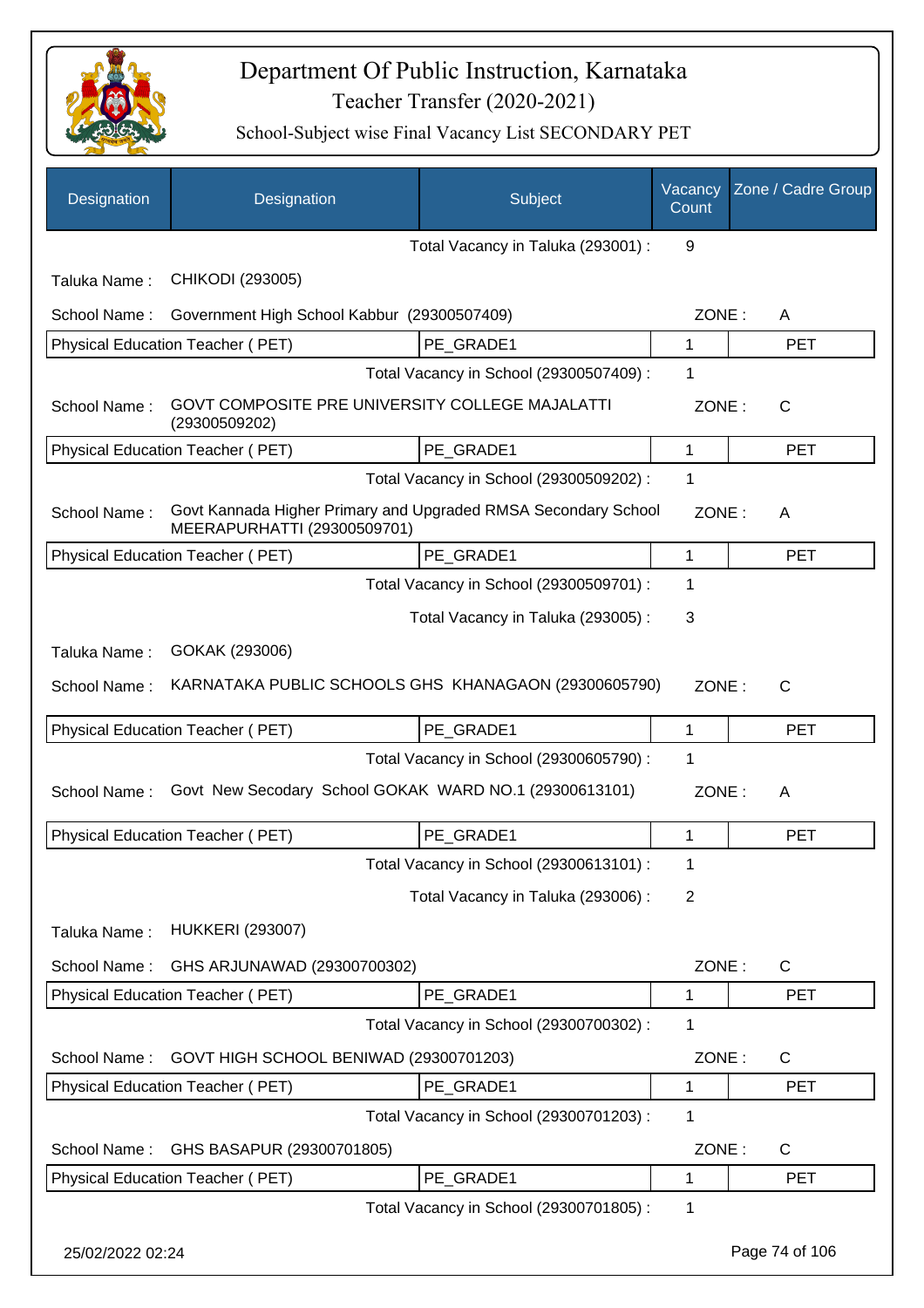# Department Of Public Instruction, Karnataka

Teacher Transfer (2020-2021)

School-Subject wise Final Vacancy List SECONDARY PET

| Designation | Designation | Subject | Vacancy Count | Zone / Cadre Group |
|---|---|---|---|---|
| | | Total Vacancy in Taluka (293001) : | 9 | |
| Taluka Name : | CHIKODI (293005) | | | |
| School Name : | Government High School Kabbur (29300507409) | | ZONE : | A |
| Physical Education Teacher ( PET) | | PE_GRADE1 | 1 | PET |
| | | Total Vacancy in School (29300507409) : | 1 | |
| School Name : | GOVT COMPOSITE PRE UNIVERSITY COLLEGE MAJALATTI (29300509202) | | ZONE : | C |
| Physical Education Teacher ( PET) | | PE_GRADE1 | 1 | PET |
| | | Total Vacancy in School (29300509202) : | 1 | |
| School Name : | Govt Kannada Higher Primary and Upgraded RMSA Secondary School MEERAPURHATTI (29300509701) | | ZONE : | A |
| Physical Education Teacher ( PET) | | PE_GRADE1 | 1 | PET |
| | | Total Vacancy in School (29300509701) : | 1 | |
| | | Total Vacancy in Taluka (293005) : | 3 | |
| Taluka Name : | GOKAK (293006) | | | |
| School Name : | KARNATAKA PUBLIC SCHOOLS GHS KHANAGAON (29300605790) | | ZONE : | C |
| Physical Education Teacher ( PET) | | PE_GRADE1 | 1 | PET |
| | | Total Vacancy in School (29300605790) : | 1 | |
| School Name : | Govt New Secodary School GOKAK WARD NO.1 (29300613101) | | ZONE : | A |
| Physical Education Teacher ( PET) | | PE_GRADE1 | 1 | PET |
| | | Total Vacancy in School (29300613101) : | 1 | |
| | | Total Vacancy in Taluka (293006) : | 2 | |
| Taluka Name : | HUKKERI (293007) | | | |
| School Name : | GHS ARJUNAWAD (29300700302) | | ZONE : | C |
| Physical Education Teacher ( PET) | | PE_GRADE1 | 1 | PET |
| | | Total Vacancy in School (29300700302) : | 1 | |
| School Name : | GOVT HIGH SCHOOL BENIWAD (29300701203) | | ZONE : | C |
| Physical Education Teacher ( PET) | | PE_GRADE1 | 1 | PET |
| | | Total Vacancy in School (29300701203) : | 1 | |
| School Name : | GHS BASAPUR (29300701805) | | ZONE : | C |
| Physical Education Teacher ( PET) | | PE_GRADE1 | 1 | PET |
| | | Total Vacancy in School (29300701805) : | 1 | |

25/02/2022 02:24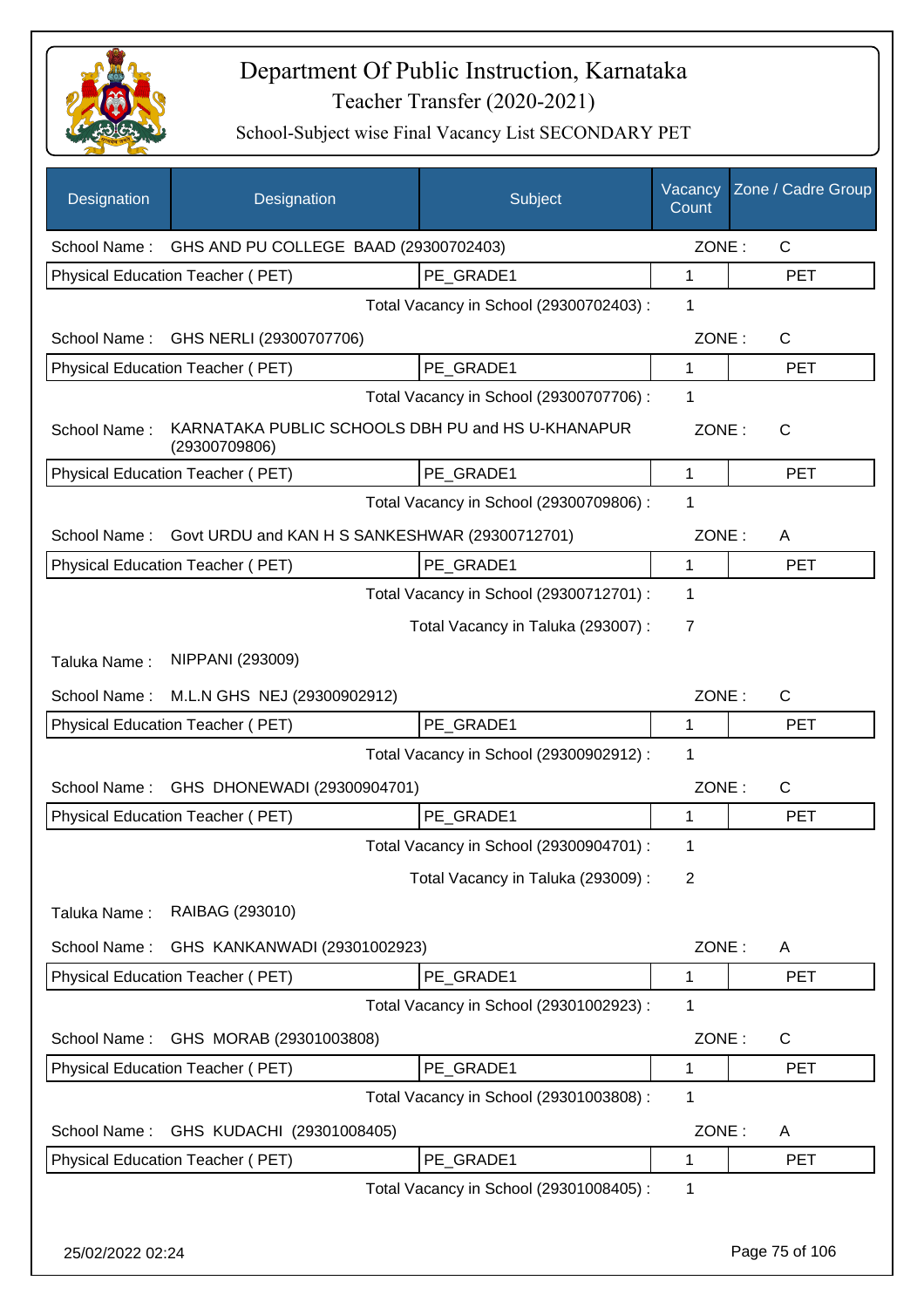# Department Of Public Instruction, Karnataka

## Teacher Transfer (2020-2021)

### School-Subject wise Final Vacancy List SECONDARY PET

| Designation | Designation | Subject | Vacancy Count | Zone / Cadre Group |
|---|---|---|---|---|
| School Name : | GHS AND PU COLLEGE BAAD (29300702403) | | ZONE : | C |
| Physical Education Teacher ( PET) | | PE_GRADE1 | 1 | PET |
| | | Total Vacancy in School (29300702403) : | 1 | |
| School Name : | GHS NERLI (29300707706) | | ZONE : | C |
| Physical Education Teacher ( PET) | | PE_GRADE1 | 1 | PET |
| | | Total Vacancy in School (29300707706) : | 1 | |
| School Name : | KARNATAKA PUBLIC SCHOOLS DBH PU and HS U-KHANAPUR (29300709806) | | ZONE : | C |
| Physical Education Teacher ( PET) | | PE_GRADE1 | 1 | PET |
| | | Total Vacancy in School (29300709806) : | 1 | |
| School Name : | Govt URDU and KAN H S SANKESHWAR (29300712701) | | ZONE : | A |
| Physical Education Teacher ( PET) | | PE_GRADE1 | 1 | PET |
| | | Total Vacancy in School (29300712701) : | 1 | |
| | | Total Vacancy in Taluka (293007) : | 7 | |
| Taluka Name : | NIPPANI (293009) | | | |
| School Name : | M.L.N GHS NEJ (29300902912) | | ZONE : | C |
| Physical Education Teacher ( PET) | | PE_GRADE1 | 1 | PET |
| | | Total Vacancy in School (29300902912) : | 1 | |
| School Name : | GHS DHONEWADI (29300904701) | | ZONE : | C |
| Physical Education Teacher ( PET) | | PE_GRADE1 | 1 | PET |
| | | Total Vacancy in School (29300904701) : | 1 | |
| | | Total Vacancy in Taluka (293009) : | 2 | |
| Taluka Name : | RAIBAG (293010) | | | |
| School Name : | GHS KANKANWADI (29301002923) | | ZONE : | A |
| Physical Education Teacher ( PET) | | PE_GRADE1 | 1 | PET |
| | | Total Vacancy in School (29301002923) : | 1 | |
| School Name : | GHS MORAB (29301003808) | | ZONE : | C |
| Physical Education Teacher ( PET) | | PE_GRADE1 | 1 | PET |
| | | Total Vacancy in School (29301003808) : | 1 | |
| School Name : | GHS KUDACHI (29301008405) | | ZONE : | A |
| Physical Education Teacher ( PET) | | PE_GRADE1 | 1 | PET |
| | | Total Vacancy in School (29301008405) : | 1 | |

25/02/2022 02:24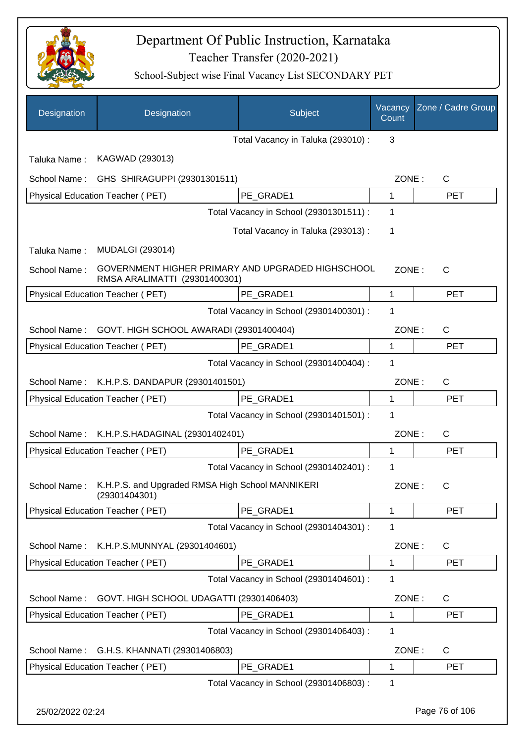# Department Of Public Instruction, Karnataka

## Teacher Transfer (2020-2021)

### School-Subject wise Final Vacancy List SECONDARY PET

| Designation | Designation | Subject | Vacancy Count | Zone / Cadre Group |
|---|---|---|---|---|
| | | Total Vacancy in Taluka (293010) : | 3 | |
| Taluka Name : | KAGWAD (293013) | | | |
| School Name : | GHS SHIRAGUPPI (29301301511) | | ZONE : | C |
| Physical Education Teacher ( PET) | | PE_GRADE1 | 1 | PET |
| | | Total Vacancy in School (29301301511) : | 1 | |
| | | Total Vacancy in Taluka (293013) : | 1 | |
| Taluka Name : | MUDALGI (293014) | | | |
| School Name : | GOVERNMENT HIGHER PRIMARY AND UPGRADED HIGHSCHOOL RMSA ARALIMATTI (29301400301) | | ZONE : | C |
| Physical Education Teacher ( PET) | | PE_GRADE1 | 1 | PET |
| | | Total Vacancy in School (29301400301) : | 1 | |
| School Name : | GOVT. HIGH SCHOOL AWARADI (29301400404) | | ZONE : | C |
| Physical Education Teacher ( PET) | | PE_GRADE1 | 1 | PET |
| | | Total Vacancy in School (29301400404) : | 1 | |
| School Name : | K.H.P.S. DANDAPUR (29301401501) | | ZONE : | C |
| Physical Education Teacher ( PET) | | PE_GRADE1 | 1 | PET |
| | | Total Vacancy in School (29301401501) : | 1 | |
| School Name : | K.H.P.S.HADAGINAL (29301402401) | | ZONE : | C |
| Physical Education Teacher ( PET) | | PE_GRADE1 | 1 | PET |
| | | Total Vacancy in School (29301402401) : | 1 | |
| School Name : | K.H.P.S. and Upgraded RMSA High School MANNIKERI (29301404301) | | ZONE : | C |
| Physical Education Teacher ( PET) | | PE_GRADE1 | 1 | PET |
| | | Total Vacancy in School (29301404301) : | 1 | |
| School Name : | K.H.P.S.MUNNYAL (29301404601) | | ZONE : | C |
| Physical Education Teacher ( PET) | | PE_GRADE1 | 1 | PET |
| | | Total Vacancy in School (29301404601) : | 1 | |
| School Name : | GOVT. HIGH SCHOOL UDAGATTI (29301406403) | | ZONE : | C |
| Physical Education Teacher ( PET) | | PE_GRADE1 | 1 | PET |
| | | Total Vacancy in School (29301406403) : | 1 | |
| School Name : | G.H.S. KHANNATI (29301406803) | | ZONE : | C |
| Physical Education Teacher ( PET) | | PE_GRADE1 | 1 | PET |
| | | Total Vacancy in School (29301406803) : | 1 | |

25/02/2022 02:24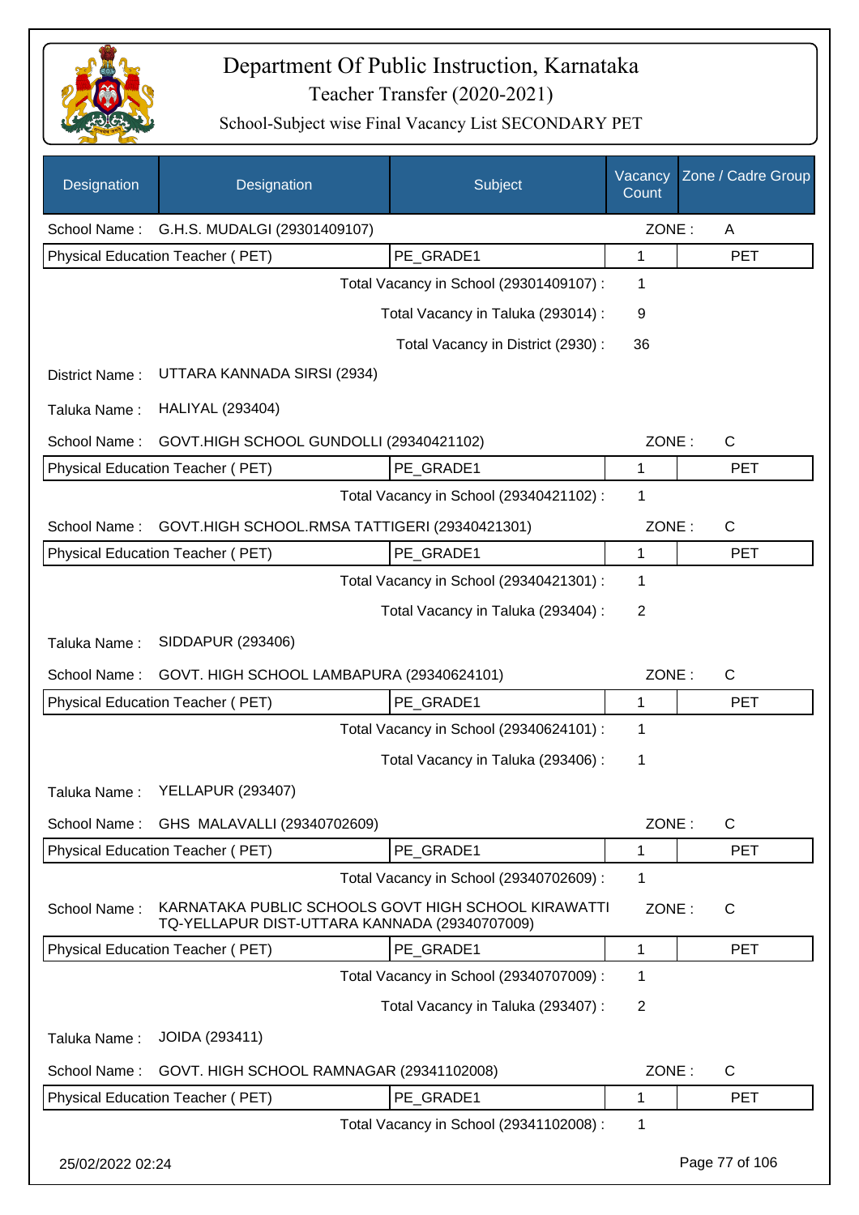# Department Of Public Instruction, Karnataka

Teacher Transfer (2020-2021)

School-Subject wise Final Vacancy List SECONDARY PET

| Designation | Designation | Subject | Vacancy Count | Zone / Cadre Group |
|---|---|---|---|---|
| School Name : | G.H.S. MUDALGI (29301409107) | | ZONE : | A |
| Physical Education Teacher ( PET) | | PE_GRADE1 | 1 | PET |
| | | Total Vacancy in School (29301409107) : | 1 | |
| | | Total Vacancy in Taluka (293014) : | 9 | |
| | | Total Vacancy in District (2930) : | 36 | |
| District Name : | UTTARA KANNADA SIRSI (2934) | | | |
| Taluka Name : | HALIYAL (293404) | | | |
| School Name : | GOVT.HIGH SCHOOL GUNDOLLI (29340421102) | | ZONE : | C |
| Physical Education Teacher ( PET) | | PE_GRADE1 | 1 | PET |
| | | Total Vacancy in School (29340421102) : | 1 | |
| School Name : | GOVT.HIGH SCHOOL.RMSA TATTIGERI (29340421301) | | ZONE : | C |
| Physical Education Teacher ( PET) | | PE_GRADE1 | 1 | PET |
| | | Total Vacancy in School (29340421301) : | 1 | |
| | | Total Vacancy in Taluka (293404) : | 2 | |
| Taluka Name : | SIDDAPUR (293406) | | | |
| School Name : | GOVT. HIGH SCHOOL LAMBAPURA (29340624101) | | ZONE : | C |
| Physical Education Teacher ( PET) | | PE_GRADE1 | 1 | PET |
| | | Total Vacancy in School (29340624101) : | 1 | |
| | | Total Vacancy in Taluka (293406) : | 1 | |
| Taluka Name : | YELLAPUR (293407) | | | |
| School Name : | GHS MALAVALLI (29340702609) | | ZONE : | C |
| Physical Education Teacher ( PET) | | PE_GRADE1 | 1 | PET |
| | | Total Vacancy in School (29340702609) : | 1 | |
| School Name : | KARNATAKA PUBLIC SCHOOLS GOVT HIGH SCHOOL KIRAWATTI TQ-YELLAPUR DIST-UTTARA KANNADA (29340707009) | | ZONE : | C |
| Physical Education Teacher ( PET) | | PE_GRADE1 | 1 | PET |
| | | Total Vacancy in School (29340707009) : | 1 | |
| | | Total Vacancy in Taluka (293407) : | 2 | |
| Taluka Name : | JOIDA (293411) | | | |
| School Name : | GOVT. HIGH SCHOOL RAMNAGAR (29341102008) | | ZONE : | C |
| Physical Education Teacher ( PET) | | PE_GRADE1 | 1 | PET |
| | | Total Vacancy in School (29341102008) : | 1 | |

25/02/2022 02:24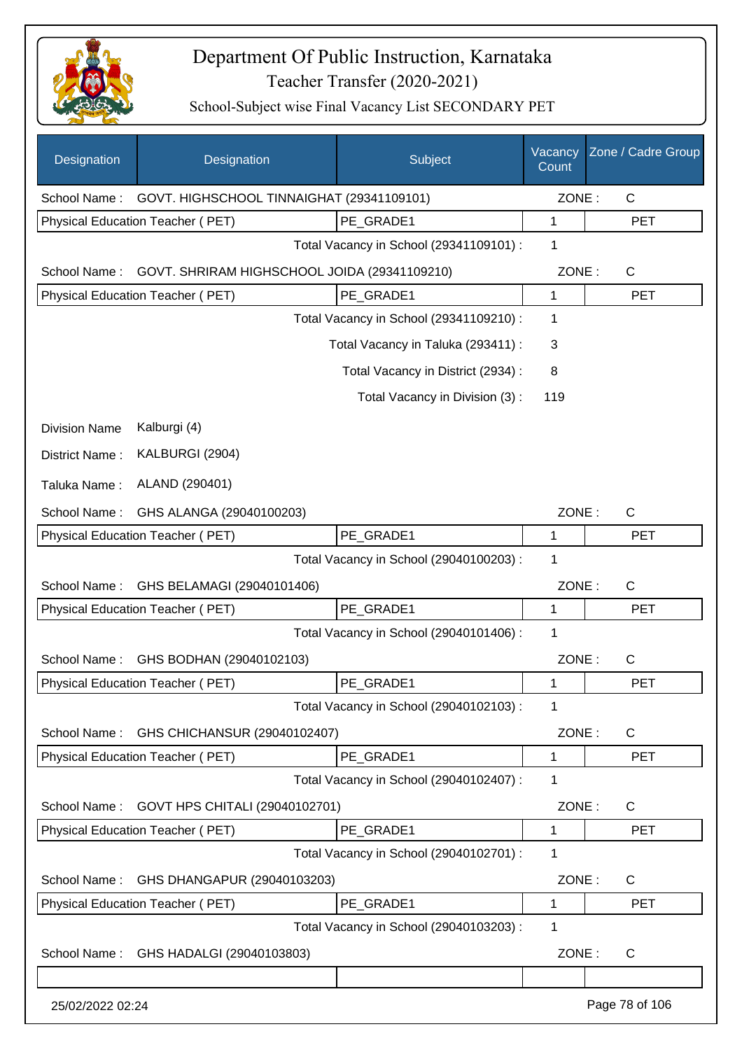# Department Of Public Instruction, Karnataka

## Teacher Transfer (2020-2021)

### School-Subject wise Final Vacancy List SECONDARY PET

| Designation | Designation | Subject | Vacancy Count | Zone / Cadre Group |
|---|---|---|---|---|
| School Name : | GOVT. HIGHSCHOOL TINNAIGHAT (29341109101) | | ZONE : | C |
| Physical Education Teacher ( PET) | | PE_GRADE1 | 1 | PET |
| | | Total Vacancy in School (29341109101) : | 1 | |
| School Name : | GOVT. SHRIRAM HIGHSCHOOL JOIDA (29341109210) | | ZONE : | C |
| Physical Education Teacher ( PET) | | PE_GRADE1 | 1 | PET |
| | | Total Vacancy in School (29341109210) : | 1 | |
| | | Total Vacancy in Taluka (293411) : | 3 | |
| | | Total Vacancy in District (2934) : | 8 | |
| | | Total Vacancy in Division (3) : | 119 | |

Division Name Kalburgi (4)

District Name : KALBURGI (2904)

Taluka Name : ALAND (290401)

| Designation | Designation | Subject | Vacancy Count | Zone / Cadre Group |
|---|---|---|---|---|
| School Name : | GHS ALANGA (29040100203) | | ZONE : | C |
| Physical Education Teacher ( PET) | | PE_GRADE1 | 1 | PET |
| | | Total Vacancy in School (29040100203) : | 1 | |
| School Name : | GHS BELAMAGI (29040101406) | | ZONE : | C |
| Physical Education Teacher ( PET) | | PE_GRADE1 | 1 | PET |
| | | Total Vacancy in School (29040101406) : | 1 | |
| School Name : | GHS BODHAN (29040102103) | | ZONE : | C |
| Physical Education Teacher ( PET) | | PE_GRADE1 | 1 | PET |
| | | Total Vacancy in School (29040102103) : | 1 | |
| School Name : | GHS CHICHANSUR (29040102407) | | ZONE : | C |
| Physical Education Teacher ( PET) | | PE_GRADE1 | 1 | PET |
| | | Total Vacancy in School (29040102407) : | 1 | |
| School Name : | GOVT HPS CHITALI (29040102701) | | ZONE : | C |
| Physical Education Teacher ( PET) | | PE_GRADE1 | 1 | PET |
| | | Total Vacancy in School (29040102701) : | 1 | |
| School Name : | GHS DHANGAPUR (29040103203) | | ZONE : | C |
| Physical Education Teacher ( PET) | | PE_GRADE1 | 1 | PET |
| | | Total Vacancy in School (29040103203) : | 1 | |
| School Name : | GHS HADALGI (29040103803) | | ZONE : | C |

25/02/2022 02:24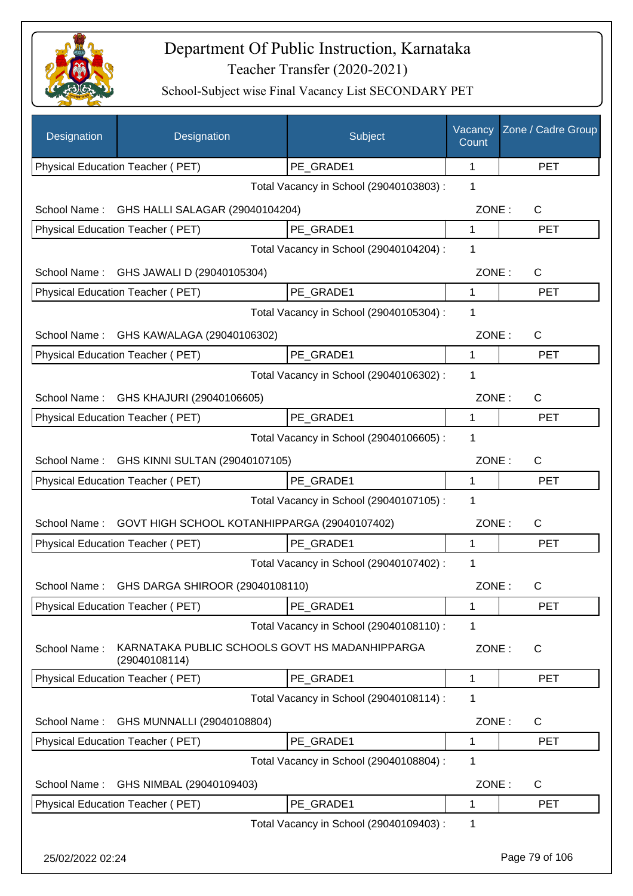# Department Of Public Instruction, Karnataka

Teacher Transfer (2020-2021)

School-Subject wise Final Vacancy List SECONDARY PET

| Designation | Designation | Subject | Vacancy Count | Zone / Cadre Group |
|---|---|---|---|---|
| Physical Education Teacher ( PET) | | PE_GRADE1 | 1 | PET |
| | | Total Vacancy in School (29040103803) : | 1 | |
| School Name : | GHS HALLI SALAGAR (29040104204) | | ZONE : | C |
| Physical Education Teacher ( PET) | | PE_GRADE1 | 1 | PET |
| | | Total Vacancy in School (29040104204) : | 1 | |
| School Name : | GHS JAWALI D (29040105304) | | ZONE : | C |
| Physical Education Teacher ( PET) | | PE_GRADE1 | 1 | PET |
| | | Total Vacancy in School (29040105304) : | 1 | |
| School Name : | GHS KAWALAGA (29040106302) | | ZONE : | C |
| Physical Education Teacher ( PET) | | PE_GRADE1 | 1 | PET |
| | | Total Vacancy in School (29040106302) : | 1 | |
| School Name : | GHS KHAJURI (29040106605) | | ZONE : | C |
| Physical Education Teacher ( PET) | | PE_GRADE1 | 1 | PET |
| | | Total Vacancy in School (29040106605) : | 1 | |
| School Name : | GHS KINNI SULTAN (29040107105) | | ZONE : | C |
| Physical Education Teacher ( PET) | | PE_GRADE1 | 1 | PET |
| | | Total Vacancy in School (29040107105) : | 1 | |
| School Name : | GOVT HIGH SCHOOL KOTANHIPPARGA (29040107402) | | ZONE : | C |
| Physical Education Teacher ( PET) | | PE_GRADE1 | 1 | PET |
| | | Total Vacancy in School (29040107402) : | 1 | |
| School Name : | GHS DARGA SHIROOR (29040108110) | | ZONE : | C |
| Physical Education Teacher ( PET) | | PE_GRADE1 | 1 | PET |
| | | Total Vacancy in School (29040108110) : | 1 | |
| School Name : | KARNATAKA PUBLIC SCHOOLS GOVT HS MADANHIPPARGA (29040108114) | | ZONE : | C |
| Physical Education Teacher ( PET) | | PE_GRADE1 | 1 | PET |
| | | Total Vacancy in School (29040108114) : | 1 | |
| School Name : | GHS MUNNALLI (29040108804) | | ZONE : | C |
| Physical Education Teacher ( PET) | | PE_GRADE1 | 1 | PET |
| | | Total Vacancy in School (29040108804) : | 1 | |
| School Name : | GHS NIMBAL (29040109403) | | ZONE : | C |
| Physical Education Teacher ( PET) | | PE_GRADE1 | 1 | PET |
| | | Total Vacancy in School (29040109403) : | 1 | |

25/02/2022 02:24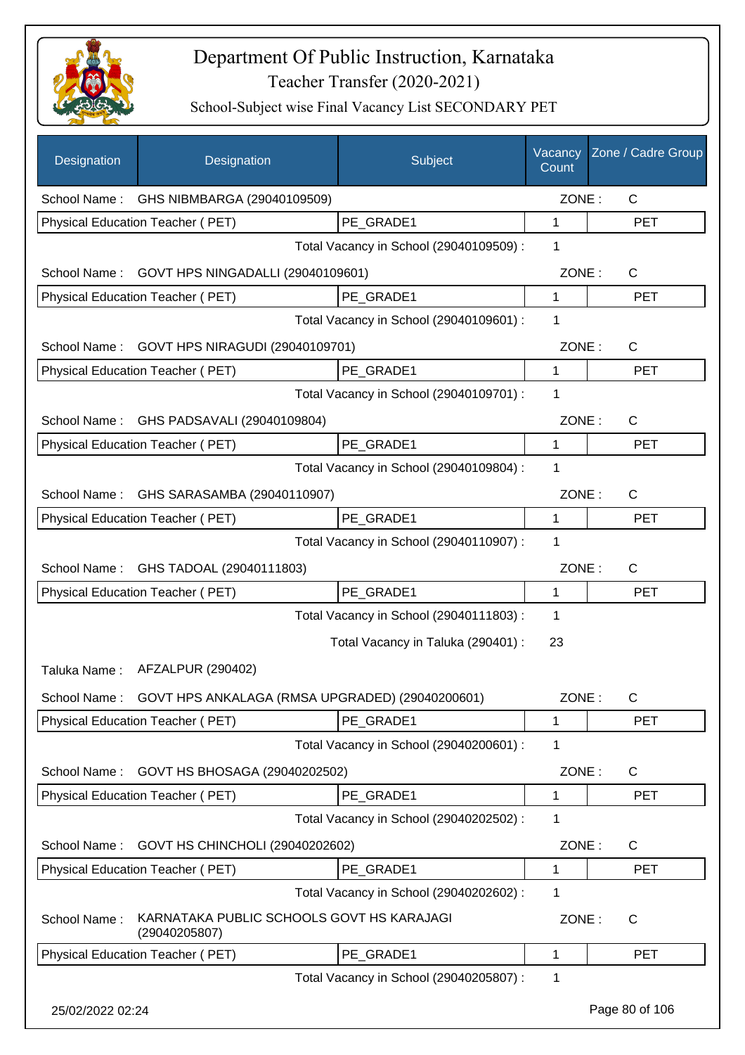# Department Of Public Instruction, Karnataka

## Teacher Transfer (2020-2021)

### School-Subject wise Final Vacancy List SECONDARY PET

| Designation | Designation | Subject | Vacancy Count | Zone / Cadre Group |
|---|---|---|---|---|
| School Name : | GHS NIBMBARGA (29040109509) | | ZONE : | C |
| Physical Education Teacher ( PET) | | PE_GRADE1 | 1 | PET |
| | | Total Vacancy in School (29040109509) : | 1 | |
| School Name : | GOVT HPS NINGADALLI (29040109601) | | ZONE : | C |
| Physical Education Teacher ( PET) | | PE_GRADE1 | 1 | PET |
| | | Total Vacancy in School (29040109601) : | 1 | |
| School Name : | GOVT HPS NIRAGUDI (29040109701) | | ZONE : | C |
| Physical Education Teacher ( PET) | | PE_GRADE1 | 1 | PET |
| | | Total Vacancy in School (29040109701) : | 1 | |
| School Name : | GHS PADSAVALI (29040109804) | | ZONE : | C |
| Physical Education Teacher ( PET) | | PE_GRADE1 | 1 | PET |
| | | Total Vacancy in School (29040109804) : | 1 | |
| School Name : | GHS SARASAMBA (29040110907) | | ZONE : | C |
| Physical Education Teacher ( PET) | | PE_GRADE1 | 1 | PET |
| | | Total Vacancy in School (29040110907) : | 1 | |
| School Name : | GHS TADOAL (29040111803) | | ZONE : | C |
| Physical Education Teacher ( PET) | | PE_GRADE1 | 1 | PET |
| | | Total Vacancy in School (29040111803) : | 1 | |
| | | Total Vacancy in Taluka (290401) : | 23 | |
| Taluka Name : | AFZALPUR (290402) | | | |
| School Name : | GOVT HPS ANKALAGA (RMSA UPGRADED) (29040200601) | | ZONE : | C |
| Physical Education Teacher ( PET) | | PE_GRADE1 | 1 | PET |
| | | Total Vacancy in School (29040200601) : | 1 | |
| School Name : | GOVT HS BHOSAGA (29040202502) | | ZONE : | C |
| Physical Education Teacher ( PET) | | PE_GRADE1 | 1 | PET |
| | | Total Vacancy in School (29040202502) : | 1 | |
| School Name : | GOVT HS CHINCHOLI (29040202602) | | ZONE : | C |
| Physical Education Teacher ( PET) | | PE_GRADE1 | 1 | PET |
| | | Total Vacancy in School (29040202602) : | 1 | |
| School Name : | KARNATAKA PUBLIC SCHOOLS GOVT HS KARAJAGI (29040205807) | | ZONE : | C |
| Physical Education Teacher ( PET) | | PE_GRADE1 | 1 | PET |
| | | Total Vacancy in School (29040205807) : | 1 | |

25/02/2022 02:24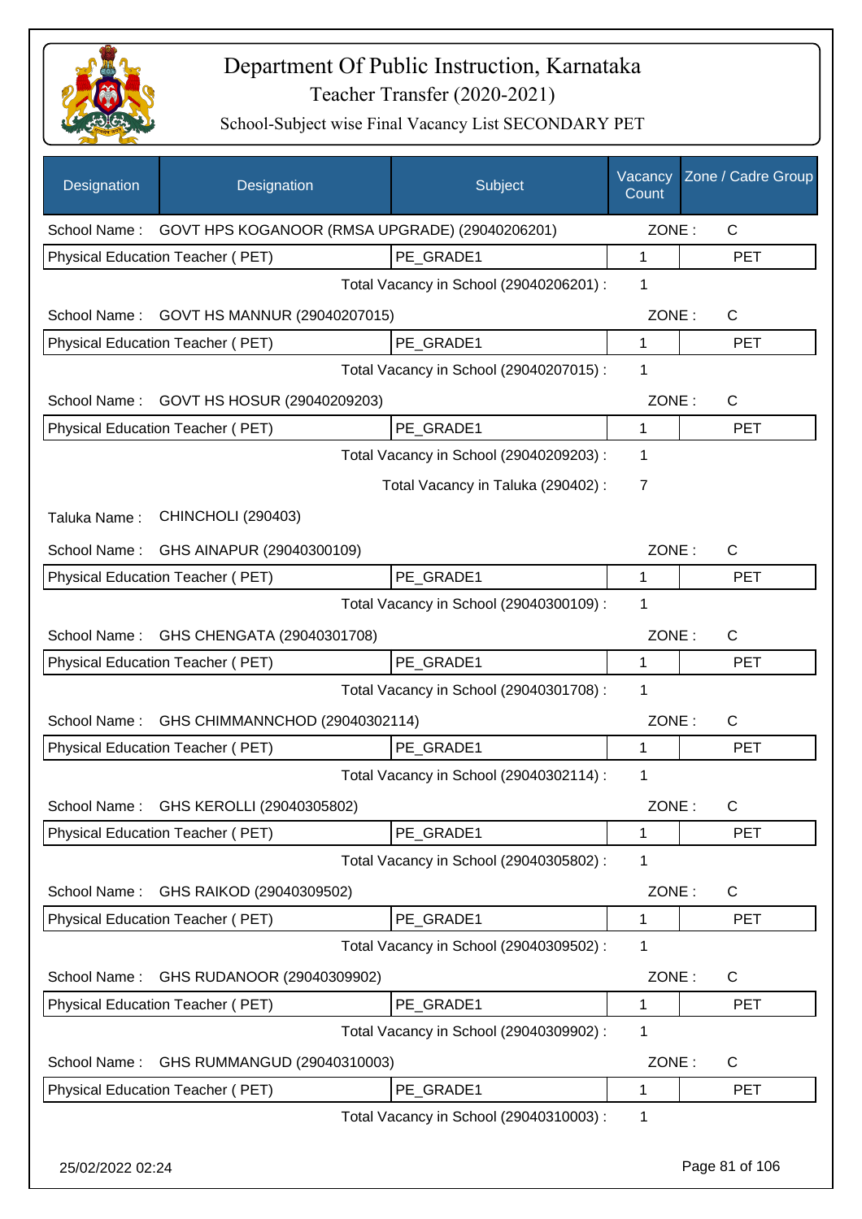# Department Of Public Instruction, Karnataka

Teacher Transfer (2020-2021)

School-Subject wise Final Vacancy List SECONDARY PET

| Designation | Designation | Subject | Vacancy Count | Zone / Cadre Group |
|---|---|---|---|---|
| School Name : | GOVT HPS KOGANOOR (RMSA UPGRADE) (29040206201) | | ZONE : | C |
| Physical Education Teacher ( PET) | | PE_GRADE1 | 1 | PET |
| | | Total Vacancy in School (29040206201) : | 1 | |
| School Name : | GOVT HS MANNUR (29040207015) | | ZONE : | C |
| Physical Education Teacher ( PET) | | PE_GRADE1 | 1 | PET |
| | | Total Vacancy in School (29040207015) : | 1 | |
| School Name : | GOVT HS HOSUR (29040209203) | | ZONE : | C |
| Physical Education Teacher ( PET) | | PE_GRADE1 | 1 | PET |
| | | Total Vacancy in School (29040209203) : | 1 | |
| | | Total Vacancy in Taluka (290402) : | 7 | |
| Taluka Name : | CHINCHOLI (290403) | | | |
| School Name : | GHS AINAPUR (29040300109) | | ZONE : | C |
| Physical Education Teacher ( PET) | | PE_GRADE1 | 1 | PET |
| | | Total Vacancy in School (29040300109) : | 1 | |
| School Name : | GHS CHENGATA (29040301708) | | ZONE : | C |
| Physical Education Teacher ( PET) | | PE_GRADE1 | 1 | PET |
| | | Total Vacancy in School (29040301708) : | 1 | |
| School Name : | GHS CHIMMANNCHOD (29040302114) | | ZONE : | C |
| Physical Education Teacher ( PET) | | PE_GRADE1 | 1 | PET |
| | | Total Vacancy in School (29040302114) : | 1 | |
| School Name : | GHS KEROLLI (29040305802) | | ZONE : | C |
| Physical Education Teacher ( PET) | | PE_GRADE1 | 1 | PET |
| | | Total Vacancy in School (29040305802) : | 1 | |
| School Name : | GHS RAIKOD (29040309502) | | ZONE : | C |
| Physical Education Teacher ( PET) | | PE_GRADE1 | 1 | PET |
| | | Total Vacancy in School (29040309502) : | 1 | |
| School Name : | GHS RUDANOOR (29040309902) | | ZONE : | C |
| Physical Education Teacher ( PET) | | PE_GRADE1 | 1 | PET |
| | | Total Vacancy in School (29040309902) : | 1 | |
| School Name : | GHS RUMMANGUD (29040310003) | | ZONE : | C |
| Physical Education Teacher ( PET) | | PE_GRADE1 | 1 | PET |
| | | Total Vacancy in School (29040310003) : | 1 | |

25/02/2022 02:24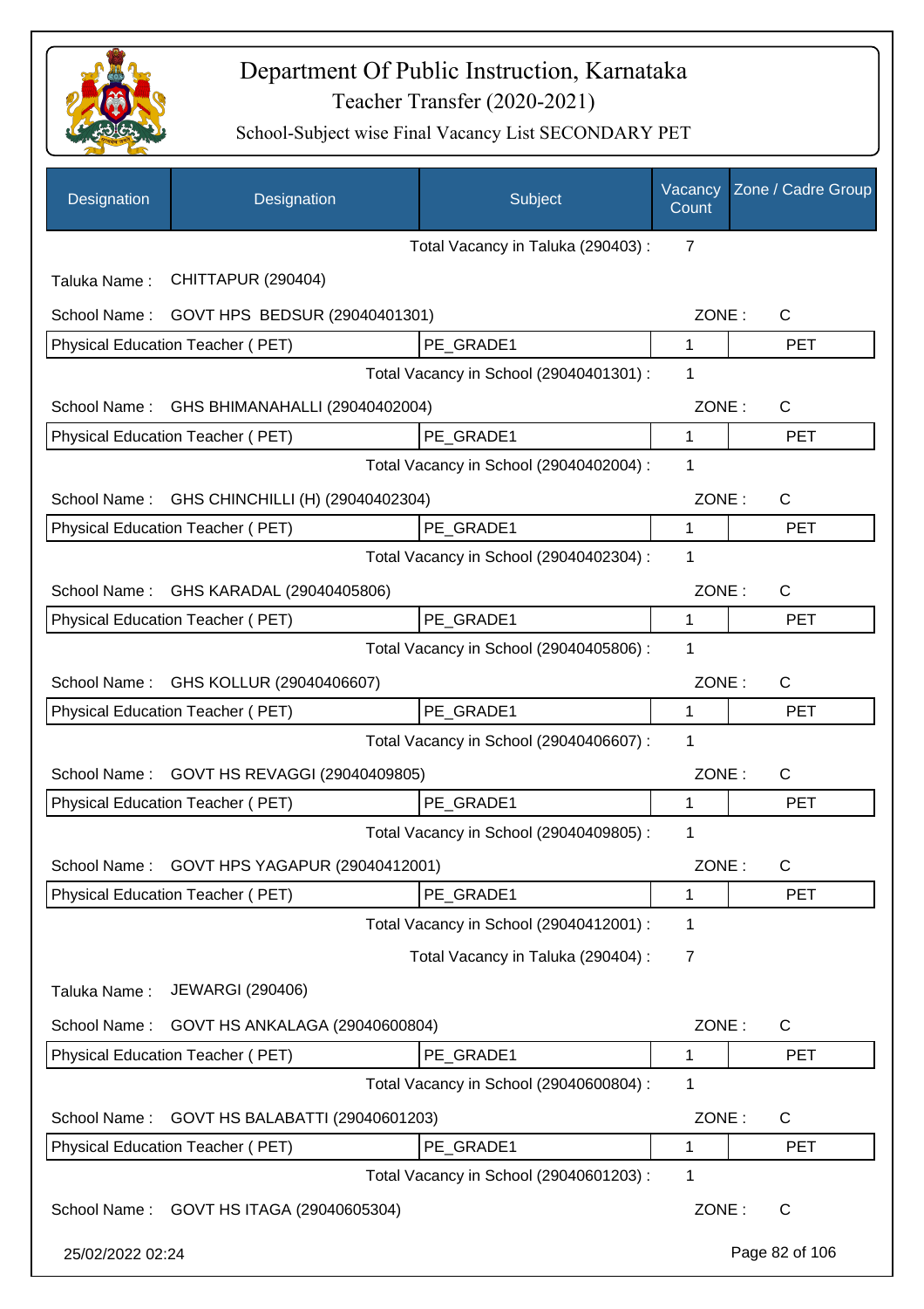# Department Of Public Instruction, Karnataka

## Teacher Transfer (2020-2021)

### School-Subject wise Final Vacancy List SECONDARY PET

| Designation | Designation | Subject | Vacancy Count | Zone / Cadre Group |
|---|---|---|---|---|
| | | Total Vacancy in Taluka (290403) : | 7 | |
| Taluka Name : | CHITTAPUR (290404) | | | |
| School Name : | GOVT HPS BEDSUR (29040401301) | | ZONE : | C |
| Physical Education Teacher ( PET) | | PE_GRADE1 | 1 | PET |
| | | Total Vacancy in School (29040401301) : | 1 | |
| School Name : | GHS BHIMANAHALLI (29040402004) | | ZONE : | C |
| Physical Education Teacher ( PET) | | PE_GRADE1 | 1 | PET |
| | | Total Vacancy in School (29040402004) : | 1 | |
| School Name : | GHS CHINCHILLI (H) (29040402304) | | ZONE : | C |
| Physical Education Teacher ( PET) | | PE_GRADE1 | 1 | PET |
| | | Total Vacancy in School (29040402304) : | 1 | |
| School Name : | GHS KARADAL (29040405806) | | ZONE : | C |
| Physical Education Teacher ( PET) | | PE_GRADE1 | 1 | PET |
| | | Total Vacancy in School (29040405806) : | 1 | |
| School Name : | GHS KOLLUR (29040406607) | | ZONE : | C |
| Physical Education Teacher ( PET) | | PE_GRADE1 | 1 | PET |
| | | Total Vacancy in School (29040406607) : | 1 | |
| School Name : | GOVT HS REVAGGI (29040409805) | | ZONE : | C |
| Physical Education Teacher ( PET) | | PE_GRADE1 | 1 | PET |
| | | Total Vacancy in School (29040409805) : | 1 | |
| School Name : | GOVT HPS YAGAPUR (29040412001) | | ZONE : | C |
| Physical Education Teacher ( PET) | | PE_GRADE1 | 1 | PET |
| | | Total Vacancy in School (29040412001) : | 1 | |
| | | Total Vacancy in Taluka (290404) : | 7 | |
| Taluka Name : | JEWARGI (290406) | | | |
| School Name : | GOVT HS ANKALAGA (29040600804) | | ZONE : | C |
| Physical Education Teacher ( PET) | | PE_GRADE1 | 1 | PET |
| | | Total Vacancy in School (29040600804) : | 1 | |
| School Name : | GOVT HS BALABATTI (29040601203) | | ZONE : | C |
| Physical Education Teacher ( PET) | | PE_GRADE1 | 1 | PET |
| | | Total Vacancy in School (29040601203) : | 1 | |
| School Name : | GOVT HS ITAGA (29040605304) | | ZONE : | C |

25/02/2022 02:24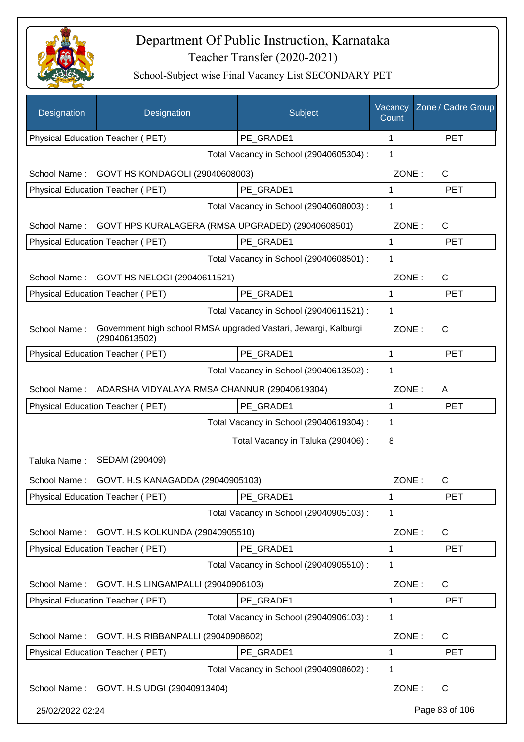# Department Of Public Instruction, Karnataka

Teacher Transfer (2020-2021)

School-Subject wise Final Vacancy List SECONDARY PET

| Designation | Designation | Subject | Vacancy Count | Zone / Cadre Group |
|---|---|---|---|---|
| Physical Education Teacher ( PET) | | PE_GRADE1 | 1 | PET |

Total Vacancy in School (29040605304) : 1

School Name : GOVT HS KONDAGOLI (29040608003) ZONE : C

| Physical Education Teacher ( PET) | PE_GRADE1 | 1 | PET |
|---|---|---|---|

Total Vacancy in School (29040608003) : 1

School Name : GOVT HPS KURALAGERA (RMSA UPGRADED) (29040608501) ZONE : C

| Physical Education Teacher ( PET) | PE_GRADE1 | 1 | PET |
|---|---|---|---|

Total Vacancy in School (29040608501) : 1

School Name : GOVT HS NELOGI (29040611521) ZONE : C

| Physical Education Teacher ( PET) | PE_GRADE1 | 1 | PET |
|---|---|---|---|

Total Vacancy in School (29040611521) : 1

School Name : Government high school RMSA upgraded Vastari, Jewargi, Kalburgi (29040613502) ZONE : C

| Physical Education Teacher ( PET) | PE_GRADE1 | 1 | PET |
|---|---|---|---|

Total Vacancy in School (29040613502) : 1

School Name : ADARSHA VIDYALAYA RMSA CHANNUR (29040619304) ZONE : A

| Physical Education Teacher ( PET) | PE_GRADE1 | 1 | PET |
|---|---|---|---|

Total Vacancy in School (29040619304) : 1

Total Vacancy in Taluka (290406) : 8

Taluka Name : SEDAM (290409)

School Name : GOVT. H.S KANAGADDA (29040905103) ZONE : C

| Physical Education Teacher ( PET) | PE_GRADE1 | 1 | PET |
|---|---|---|---|

Total Vacancy in School (29040905103) : 1

School Name : GOVT. H.S KOLKUNDA (29040905510) ZONE : C

| Physical Education Teacher ( PET) | PE_GRADE1 | 1 | PET |
|---|---|---|---|

Total Vacancy in School (29040905510) : 1

School Name : GOVT. H.S LINGAMPALLI (29040906103) ZONE : C

| Physical Education Teacher ( PET) | PE_GRADE1 | 1 | PET |
|---|---|---|---|

Total Vacancy in School (29040906103) : 1

School Name : GOVT. H.S RIBBANPALLI (29040908602) ZONE : C

| Physical Education Teacher ( PET) | PE_GRADE1 | 1 | PET |
|---|---|---|---|

Total Vacancy in School (29040908602) : 1

School Name : GOVT. H.S UDGI (29040913404) ZONE : C

25/02/2022 02:24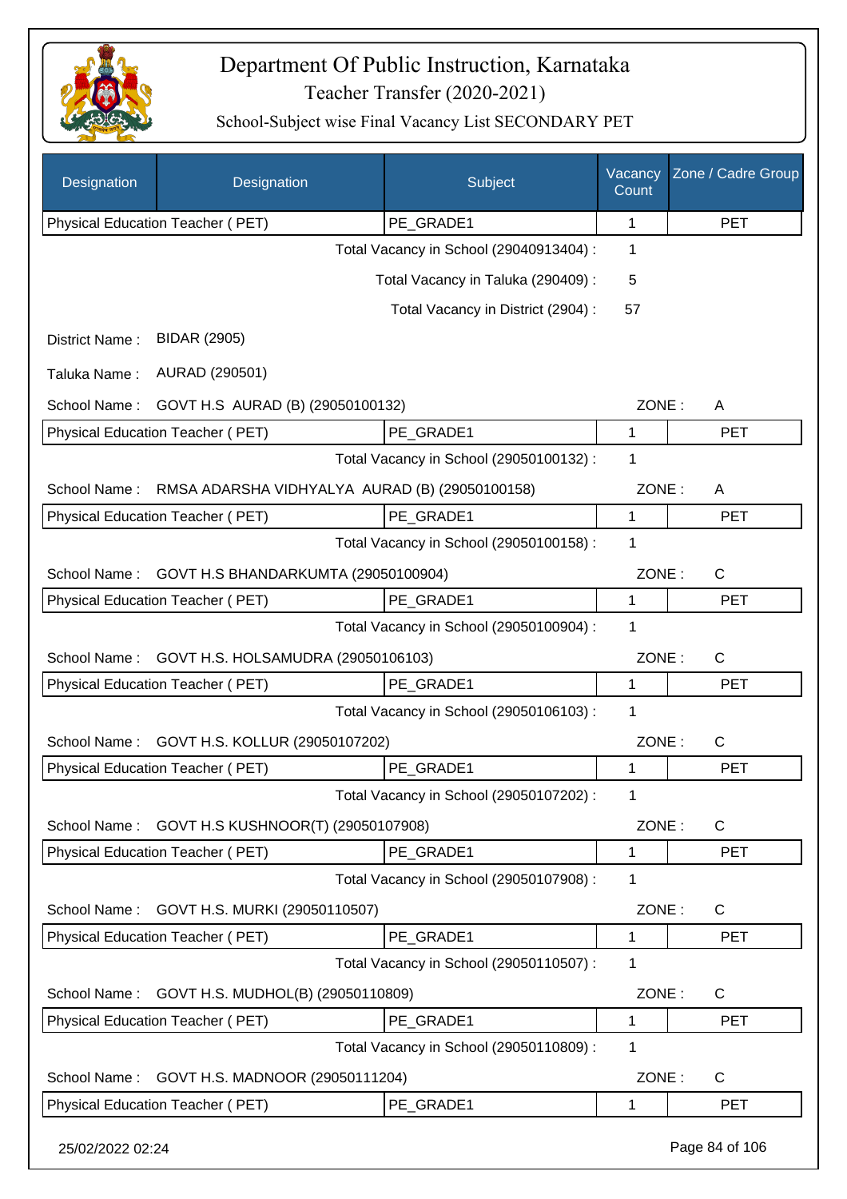# Department Of Public Instruction, Karnataka

Teacher Transfer (2020-2021)

School-Subject wise Final Vacancy List SECONDARY PET

| Designation | Designation | Subject | Vacancy Count | Zone / Cadre Group |
|---|---|---|---|---|
| Physical Education Teacher ( PET) | | PE_GRADE1 | 1 | PET |

Total Vacancy in School (29040913404) : 1

Total Vacancy in Taluka (290409) : 5

Total Vacancy in District (2904) : 57

District Name : BIDAR (2905)

Taluka Name : AURAD (290501)

School Name : GOVT H.S AURAD (B) (29050100132) ZONE : A

| Physical Education Teacher ( PET) | PE_GRADE1 | 1 | PET |
|---|---|---|---|

Total Vacancy in School (29050100132) : 1

School Name : RMSA ADARSHA VIDHYALYA AURAD (B) (29050100158) ZONE : A

| Physical Education Teacher ( PET) | PE_GRADE1 | 1 | PET |
|---|---|---|---|

Total Vacancy in School (29050100158) : 1

School Name : GOVT H.S BHANDARKUMTA (29050100904) ZONE : C

| Physical Education Teacher ( PET) | PE_GRADE1 | 1 | PET |
|---|---|---|---|

Total Vacancy in School (29050100904) : 1

School Name : GOVT H.S. HOLSAMUDRA (29050106103) ZONE : C

| Physical Education Teacher ( PET) | PE_GRADE1 | 1 | PET |
|---|---|---|---|

Total Vacancy in School (29050106103) : 1

School Name : GOVT H.S. KOLLUR (29050107202) ZONE : C

| Physical Education Teacher ( PET) | PE_GRADE1 | 1 | PET |
|---|---|---|---|

Total Vacancy in School (29050107202) : 1

School Name : GOVT H.S KUSHNOOR(T) (29050107908) ZONE : C

| Physical Education Teacher ( PET) | PE_GRADE1 | 1 | PET |
|---|---|---|---|

Total Vacancy in School (29050107908) : 1

School Name : GOVT H.S. MURKI (29050110507) ZONE : C

| Physical Education Teacher ( PET) | PE_GRADE1 | 1 | PET |
|---|---|---|---|

Total Vacancy in School (29050110507) : 1

School Name : GOVT H.S. MUDHOL(B) (29050110809) ZONE : C

| Physical Education Teacher ( PET) | PE_GRADE1 | 1 | PET |
|---|---|---|---|

Total Vacancy in School (29050110809) : 1

School Name : GOVT H.S. MADNOOR (29050111204) ZONE : C

| Physical Education Teacher ( PET) | PE_GRADE1 | 1 | PET |
|---|---|---|---|

25/02/2022 02:24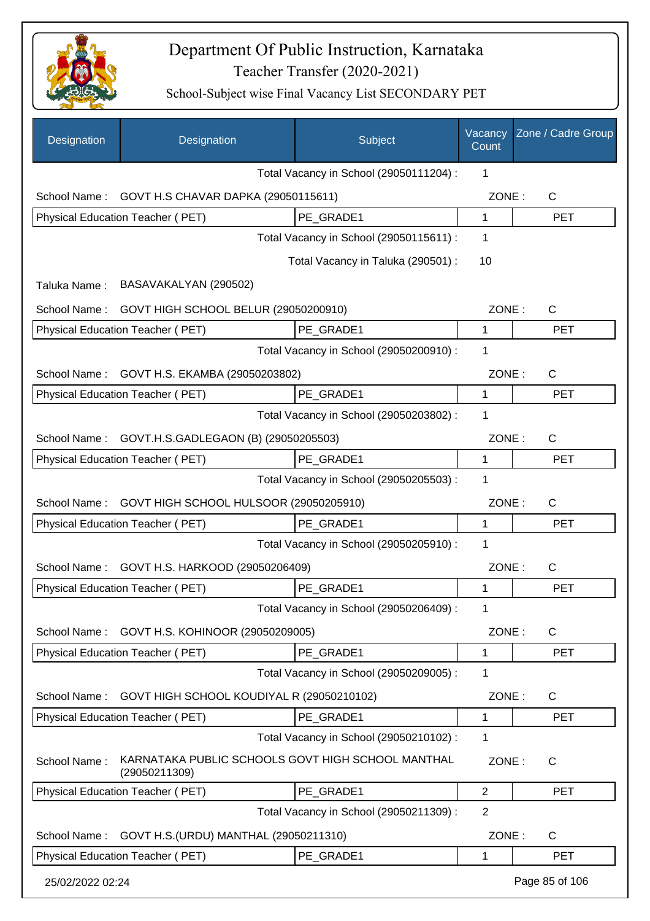# Department Of Public Instruction, Karnataka

Teacher Transfer (2020-2021)

School-Subject wise Final Vacancy List SECONDARY PET

| Designation | Designation | Subject | Vacancy Count | Zone / Cadre Group |
|---|---|---|---|---|
| | | Total Vacancy in School (29050111204) : | 1 | |
| School Name : | GOVT H.S CHAVAR DAPKA (29050115611) | | ZONE : | C |
| Physical Education Teacher ( PET) | | PE_GRADE1 | 1 | PET |
| | | Total Vacancy in School (29050115611) : | 1 | |
| | | Total Vacancy in Taluka (290501) : | 10 | |
| Taluka Name : | BASAVAKALYAN (290502) | | | |
| School Name : | GOVT HIGH SCHOOL BELUR (29050200910) | | ZONE : | C |
| Physical Education Teacher ( PET) | | PE_GRADE1 | 1 | PET |
| | | Total Vacancy in School (29050200910) : | 1 | |
| School Name : | GOVT H.S. EKAMBA (29050203802) | | ZONE : | C |
| Physical Education Teacher ( PET) | | PE_GRADE1 | 1 | PET |
| | | Total Vacancy in School (29050203802) : | 1 | |
| School Name : | GOVT.H.S.GADLEGAON (B) (29050205503) | | ZONE : | C |
| Physical Education Teacher ( PET) | | PE_GRADE1 | 1 | PET |
| | | Total Vacancy in School (29050205503) : | 1 | |
| School Name : | GOVT HIGH SCHOOL HULSOOR (29050205910) | | ZONE : | C |
| Physical Education Teacher ( PET) | | PE_GRADE1 | 1 | PET |
| | | Total Vacancy in School (29050205910) : | 1 | |
| School Name : | GOVT H.S. HARKOOD (29050206409) | | ZONE : | C |
| Physical Education Teacher ( PET) | | PE_GRADE1 | 1 | PET |
| | | Total Vacancy in School (29050206409) : | 1 | |
| School Name : | GOVT H.S. KOHINOOR (29050209005) | | ZONE : | C |
| Physical Education Teacher ( PET) | | PE_GRADE1 | 1 | PET |
| | | Total Vacancy in School (29050209005) : | 1 | |
| School Name : | GOVT HIGH SCHOOL KOUDIYAL R (29050210102) | | ZONE : | C |
| Physical Education Teacher ( PET) | | PE_GRADE1 | 1 | PET |
| | | Total Vacancy in School (29050210102) : | 1 | |
| School Name : | KARNATAKA PUBLIC SCHOOLS GOVT HIGH SCHOOL MANTHAL (29050211309) | | ZONE : | C |
| Physical Education Teacher ( PET) | | PE_GRADE1 | 2 | PET |
| | | Total Vacancy in School (29050211309) : | 2 | |
| School Name : | GOVT H.S.(URDU) MANTHAL (29050211310) | | ZONE : | C |
| Physical Education Teacher ( PET) | | PE_GRADE1 | 1 | PET |

25/02/2022 02:24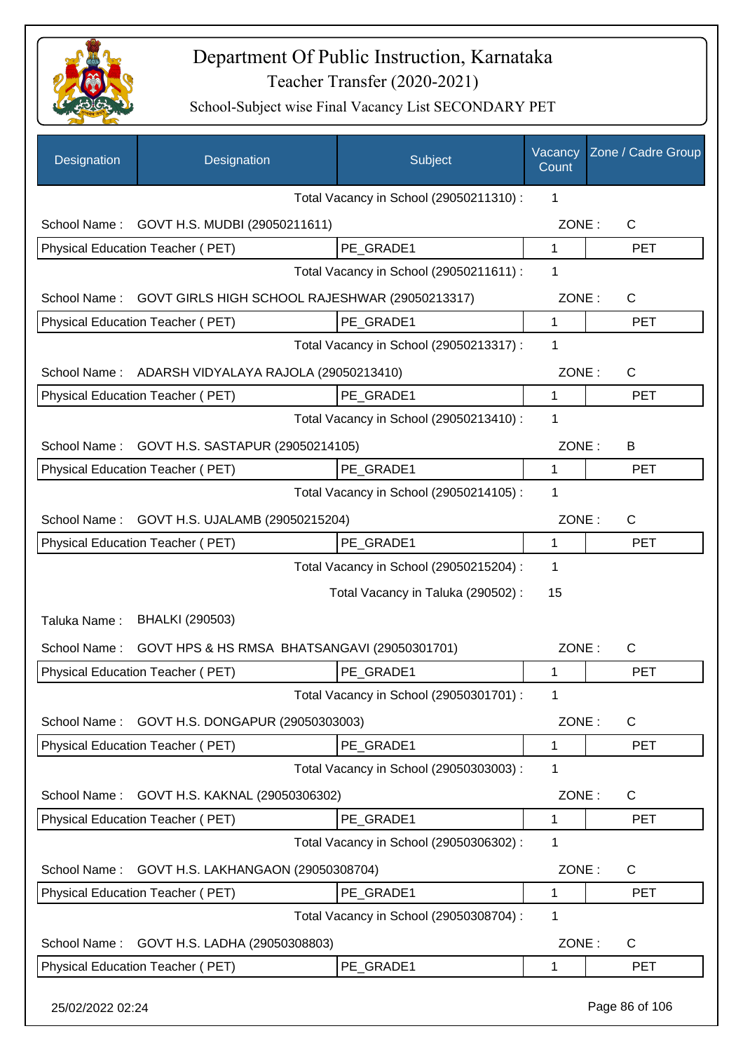# Department Of Public Instruction, Karnataka

Teacher Transfer (2020-2021)

School-Subject wise Final Vacancy List SECONDARY PET

| Designation | Designation | Subject | Vacancy Count | Zone / Cadre Group |
|---|---|---|---|---|
| | | Total Vacancy in School (29050211310) : | 1 | |
| School Name : | GOVT H.S. MUDBI (29050211611) | | ZONE : | C |
| Physical Education Teacher ( PET) | | PE_GRADE1 | 1 | PET |
| | | Total Vacancy in School (29050211611) : | 1 | |
| School Name : | GOVT GIRLS HIGH SCHOOL RAJESHWAR (29050213317) | | ZONE : | C |
| Physical Education Teacher ( PET) | | PE_GRADE1 | 1 | PET |
| | | Total Vacancy in School (29050213317) : | 1 | |
| School Name : | ADARSH VIDYALAYA RAJOLA (29050213410) | | ZONE : | C |
| Physical Education Teacher ( PET) | | PE_GRADE1 | 1 | PET |
| | | Total Vacancy in School (29050213410) : | 1 | |
| School Name : | GOVT H.S. SASTAPUR (29050214105) | | ZONE : | B |
| Physical Education Teacher ( PET) | | PE_GRADE1 | 1 | PET |
| | | Total Vacancy in School (29050214105) : | 1 | |
| School Name : | GOVT H.S. UJALAMB (29050215204) | | ZONE : | C |
| Physical Education Teacher ( PET) | | PE_GRADE1 | 1 | PET |
| | | Total Vacancy in School (29050215204) : | 1 | |
| | | Total Vacancy in Taluka (290502) : | 15 | |
| Taluka Name : | BHALKI (290503) | | | |
| School Name : | GOVT HPS & HS RMSA BHATSANGAVI (29050301701) | | ZONE : | C |
| Physical Education Teacher ( PET) | | PE_GRADE1 | 1 | PET |
| | | Total Vacancy in School (29050301701) : | 1 | |
| School Name : | GOVT H.S. DONGAPUR (29050303003) | | ZONE : | C |
| Physical Education Teacher ( PET) | | PE_GRADE1 | 1 | PET |
| | | Total Vacancy in School (29050303003) : | 1 | |
| School Name : | GOVT H.S. KAKNAL (29050306302) | | ZONE : | C |
| Physical Education Teacher ( PET) | | PE_GRADE1 | 1 | PET |
| | | Total Vacancy in School (29050306302) : | 1 | |
| School Name : | GOVT H.S. LAKHANGAON (29050308704) | | ZONE : | C |
| Physical Education Teacher ( PET) | | PE_GRADE1 | 1 | PET |
| | | Total Vacancy in School (29050308704) : | 1 | |
| School Name : | GOVT H.S. LADHA (29050308803) | | ZONE : | C |
| Physical Education Teacher ( PET) | | PE_GRADE1 | 1 | PET |

25/02/2022 02:24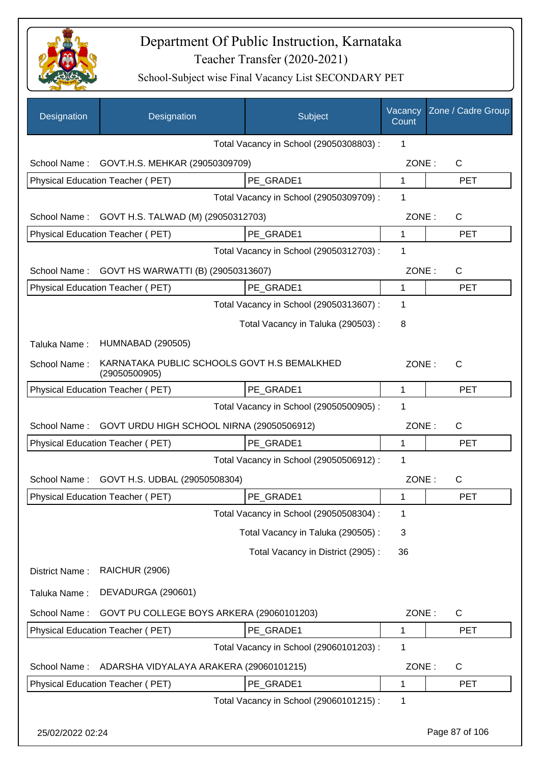# Department Of Public Instruction, Karnataka

## Teacher Transfer (2020-2021)

### School-Subject wise Final Vacancy List SECONDARY PET

| Designation | Designation | Subject | Vacancy Count | Zone / Cadre Group |
|---|---|---|---|---|
| | | Total Vacancy in School (29050308803) : | 1 | |
| School Name : | GOVT.H.S. MEHKAR (29050309709) | | ZONE : | C |
| Physical Education Teacher ( PET) | | PE_GRADE1 | 1 | PET |
| | | Total Vacancy in School (29050309709) : | 1 | |
| School Name : | GOVT H.S. TALWAD (M) (29050312703) | | ZONE : | C |
| Physical Education Teacher ( PET) | | PE_GRADE1 | 1 | PET |
| | | Total Vacancy in School (29050312703) : | 1 | |
| School Name : | GOVT HS WARWATTI (B) (29050313607) | | ZONE : | C |
| Physical Education Teacher ( PET) | | PE_GRADE1 | 1 | PET |
| | | Total Vacancy in School (29050313607) : | 1 | |
| | | Total Vacancy in Taluka (290503) : | 8 | |
| Taluka Name : | HUMNABAD (290505) | | | |
| School Name : | KARNATAKA PUBLIC SCHOOLS GOVT H.S BEMALKHED (29050500905) | | ZONE : | C |
| Physical Education Teacher ( PET) | | PE_GRADE1 | 1 | PET |
| | | Total Vacancy in School (29050500905) : | 1 | |
| School Name : | GOVT URDU HIGH SCHOOL NIRNA (29050506912) | | ZONE : | C |
| Physical Education Teacher ( PET) | | PE_GRADE1 | 1 | PET |
| | | Total Vacancy in School (29050506912) : | 1 | |
| School Name : | GOVT H.S. UDBAL (29050508304) | | ZONE : | C |
| Physical Education Teacher ( PET) | | PE_GRADE1 | 1 | PET |
| | | Total Vacancy in School (29050508304) : | 1 | |
| | | Total Vacancy in Taluka (290505) : | 3 | |
| | | Total Vacancy in District (2905) : | 36 | |
| District Name : | RAICHUR (2906) | | | |
| Taluka Name : | DEVADURGA (290601) | | | |
| School Name : | GOVT PU COLLEGE BOYS ARKERA (29060101203) | | ZONE : | C |
| Physical Education Teacher ( PET) | | PE_GRADE1 | 1 | PET |
| | | Total Vacancy in School (29060101203) : | 1 | |
| School Name : | ADARSHA VIDYALAYA ARAKERA (29060101215) | | ZONE : | C |
| Physical Education Teacher ( PET) | | PE_GRADE1 | 1 | PET |
| | | Total Vacancy in School (29060101215) : | 1 | |

25/02/2022 02:24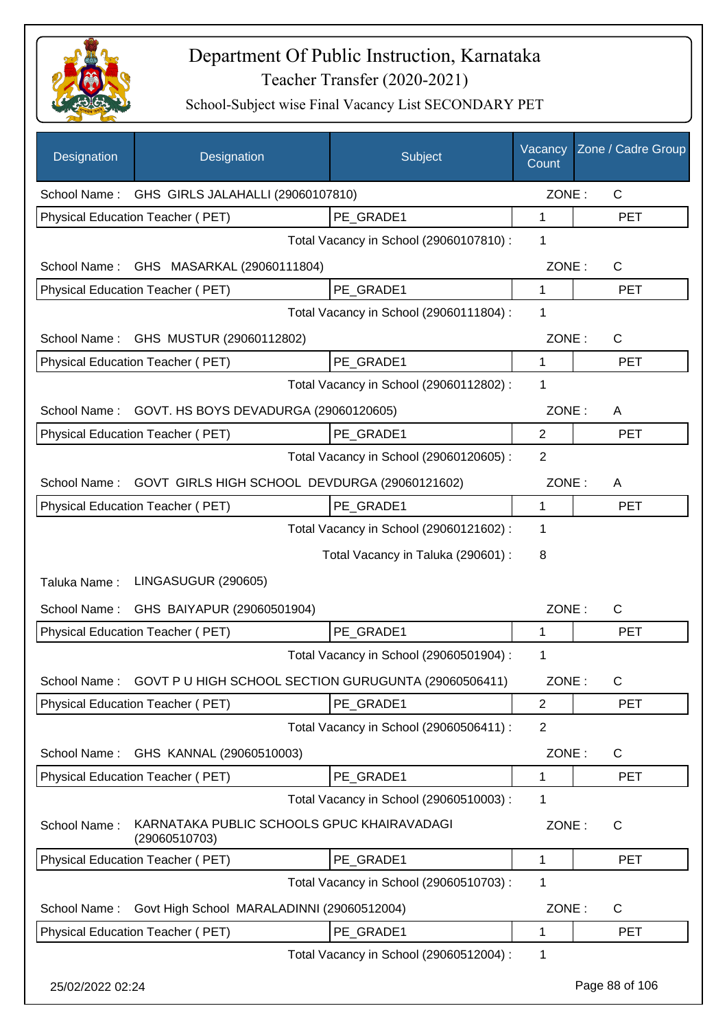# Department Of Public Instruction, Karnataka

## Teacher Transfer (2020-2021)

### School-Subject wise Final Vacancy List SECONDARY PET

| Designation | Designation | Subject | Vacancy Count | Zone / Cadre Group |
|---|---|---|---|---|
| School Name : | GHS GIRLS JALAHALLI (29060107810) | | ZONE : | C |
| Physical Education Teacher ( PET) | | PE_GRADE1 | 1 | PET |
| | | Total Vacancy in School (29060107810) : | 1 | |
| School Name : | GHS MASARKAL (29060111804) | | ZONE : | C |
| Physical Education Teacher ( PET) | | PE_GRADE1 | 1 | PET |
| | | Total Vacancy in School (29060111804) : | 1 | |
| School Name : | GHS MUSTUR (29060112802) | | ZONE : | C |
| Physical Education Teacher ( PET) | | PE_GRADE1 | 1 | PET |
| | | Total Vacancy in School (29060112802) : | 1 | |
| School Name : | GOVT. HS BOYS DEVADURGA (29060120605) | | ZONE : | A |
| Physical Education Teacher ( PET) | | PE_GRADE1 | 2 | PET |
| | | Total Vacancy in School (29060120605) : | 2 | |
| School Name : | GOVT GIRLS HIGH SCHOOL DEVDURGA (29060121602) | | ZONE : | A |
| Physical Education Teacher ( PET) | | PE_GRADE1 | 1 | PET |
| | | Total Vacancy in School (29060121602) : | 1 | |
| | | Total Vacancy in Taluka (290601) : | 8 | |
| Taluka Name : | LINGASUGUR (290605) | | | |
| School Name : | GHS BAIYAPUR (29060501904) | | ZONE : | C |
| Physical Education Teacher ( PET) | | PE_GRADE1 | 1 | PET |
| | | Total Vacancy in School (29060501904) : | 1 | |
| School Name : | GOVT P U HIGH SCHOOL SECTION GURUGUNTA (29060506411) | | ZONE : | C |
| Physical Education Teacher ( PET) | | PE_GRADE1 | 2 | PET |
| | | Total Vacancy in School (29060506411) : | 2 | |
| School Name : | GHS KANNAL (29060510003) | | ZONE : | C |
| Physical Education Teacher ( PET) | | PE_GRADE1 | 1 | PET |
| | | Total Vacancy in School (29060510003) : | 1 | |
| School Name : | KARNATAKA PUBLIC SCHOOLS GPUC KHAIRAVADAGI (29060510703) | | ZONE : | C |
| Physical Education Teacher ( PET) | | PE_GRADE1 | 1 | PET |
| | | Total Vacancy in School (29060510703) : | 1 | |
| School Name : | Govt High School MARALADINNI (29060512004) | | ZONE : | C |
| Physical Education Teacher ( PET) | | PE_GRADE1 | 1 | PET |
| | | Total Vacancy in School (29060512004) : | 1 | |

25/02/2022 02:24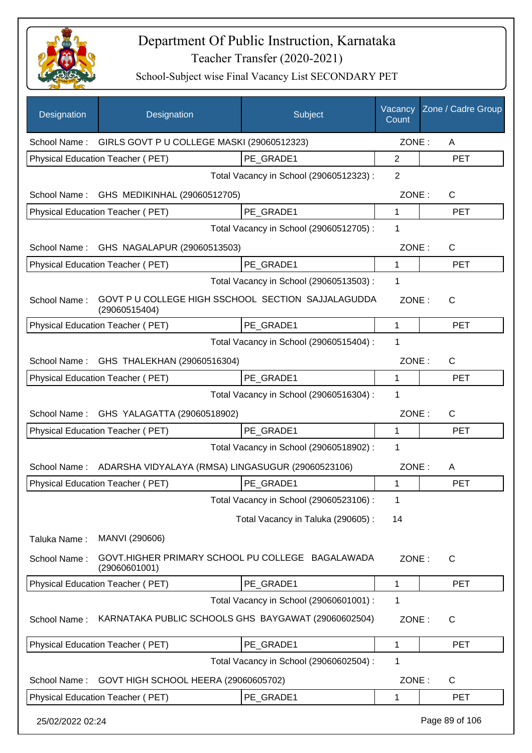# Department Of Public Instruction, Karnataka

## Teacher Transfer (2020-2021)

### School-Subject wise Final Vacancy List SECONDARY PET

| Designation | Designation | Subject | Vacancy Count | Zone / Cadre Group |
|---|---|---|---|---|
| School Name : | GIRLS GOVT P U COLLEGE MASKI (29060512323) | | ZONE : | A |
| Physical Education Teacher ( PET) | | PE_GRADE1 | 2 | PET |
| | | Total Vacancy in School (29060512323) : | 2 | |
| School Name : | GHS MEDIKINHAL (29060512705) | | ZONE : | C |
| Physical Education Teacher ( PET) | | PE_GRADE1 | 1 | PET |
| | | Total Vacancy in School (29060512705) : | 1 | |
| School Name : | GHS NAGALAPUR (29060513503) | | ZONE : | C |
| Physical Education Teacher ( PET) | | PE_GRADE1 | 1 | PET |
| | | Total Vacancy in School (29060513503) : | 1 | |
| School Name : | GOVT P U COLLEGE HIGH SSCHOOL SECTION SAJJALAGUDDA (29060515404) | | ZONE : | C |
| Physical Education Teacher ( PET) | | PE_GRADE1 | 1 | PET |
| | | Total Vacancy in School (29060515404) : | 1 | |
| School Name : | GHS THALEKHAN (29060516304) | | ZONE : | C |
| Physical Education Teacher ( PET) | | PE_GRADE1 | 1 | PET |
| | | Total Vacancy in School (29060516304) : | 1 | |
| School Name : | GHS YALAGATTA (29060518902) | | ZONE : | C |
| Physical Education Teacher ( PET) | | PE_GRADE1 | 1 | PET |
| | | Total Vacancy in School (29060518902) : | 1 | |
| School Name : | ADARSHA VIDYALAYA (RMSA) LINGASUGUR (29060523106) | | ZONE : | A |
| Physical Education Teacher ( PET) | | PE_GRADE1 | 1 | PET |
| | | Total Vacancy in School (29060523106) : | 1 | |
| | | Total Vacancy in Taluka (290605) : | 14 | |
| Taluka Name : | MANVI (290606) | | | |
| School Name : | GOVT.HIGHER PRIMARY SCHOOL PU COLLEGE BAGALAWADA (29060601001) | | ZONE : | C |
| Physical Education Teacher ( PET) | | PE_GRADE1 | 1 | PET |
| | | Total Vacancy in School (29060601001) : | 1 | |
| School Name : | KARNATAKA PUBLIC SCHOOLS GHS BAYGAWAT (29060602504) | | ZONE : | C |
| Physical Education Teacher ( PET) | | PE_GRADE1 | 1 | PET |
| | | Total Vacancy in School (29060602504) : | 1 | |
| School Name : | GOVT HIGH SCHOOL HEERA (29060605702) | | ZONE : | C |
| Physical Education Teacher ( PET) | | PE_GRADE1 | 1 | PET |

25/02/2022 02:24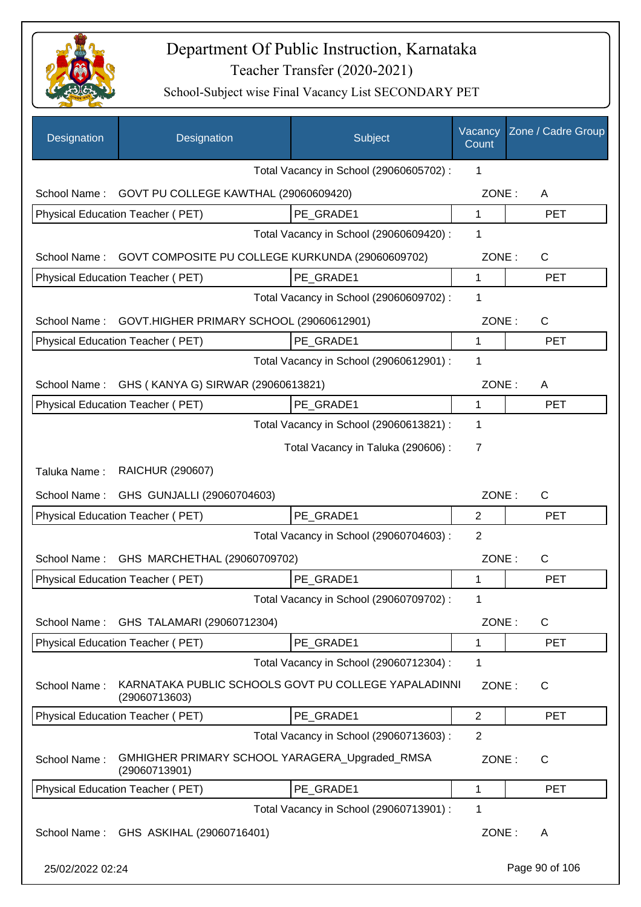# Department Of Public Instruction, Karnataka

## Teacher Transfer (2020-2021)

### School-Subject wise Final Vacancy List SECONDARY PET

| Designation | Designation | Subject | Vacancy Count | Zone / Cadre Group |
|---|---|---|---|---|
| | | Total Vacancy in School (29060605702) : | 1 | |
| School Name : | GOVT PU COLLEGE KAWTHAL (29060609420) | | ZONE : | A |
| Physical Education Teacher ( PET) | | PE_GRADE1 | 1 | PET |
| | | Total Vacancy in School (29060609420) : | 1 | |
| School Name : | GOVT COMPOSITE PU COLLEGE KURKUNDA (29060609702) | | ZONE : | C |
| Physical Education Teacher ( PET) | | PE_GRADE1 | 1 | PET |
| | | Total Vacancy in School (29060609702) : | 1 | |
| School Name : | GOVT.HIGHER PRIMARY SCHOOL (29060612901) | | ZONE : | C |
| Physical Education Teacher ( PET) | | PE_GRADE1 | 1 | PET |
| | | Total Vacancy in School (29060612901) : | 1 | |
| School Name : | GHS ( KANYA G) SIRWAR (29060613821) | | ZONE : | A |
| Physical Education Teacher ( PET) | | PE_GRADE1 | 1 | PET |
| | | Total Vacancy in School (29060613821) : | 1 | |
| | | Total Vacancy in Taluka (290606) : | 7 | |
| Taluka Name : | RAICHUR (290607) | | | |
| School Name : | GHS GUNJALLI (29060704603) | | ZONE : | C |
| Physical Education Teacher ( PET) | | PE_GRADE1 | 2 | PET |
| | | Total Vacancy in School (29060704603) : | 2 | |
| School Name : | GHS MARCHETHAL (29060709702) | | ZONE : | C |
| Physical Education Teacher ( PET) | | PE_GRADE1 | 1 | PET |
| | | Total Vacancy in School (29060709702) : | 1 | |
| School Name : | GHS TALAMARI (29060712304) | | ZONE : | C |
| Physical Education Teacher ( PET) | | PE_GRADE1 | 1 | PET |
| | | Total Vacancy in School (29060712304) : | 1 | |
| School Name : | KARNATAKA PUBLIC SCHOOLS GOVT PU COLLEGE YAPALADINNI (29060713603) | | ZONE : | C |
| Physical Education Teacher ( PET) | | PE_GRADE1 | 2 | PET |
| | | Total Vacancy in School (29060713603) : | 2 | |
| School Name : | GMHIGHER PRIMARY SCHOOL YARAGERA_Upgraded_RMSA (29060713901) | | ZONE : | C |
| Physical Education Teacher ( PET) | | PE_GRADE1 | 1 | PET |
| | | Total Vacancy in School (29060713901) : | 1 | |
| School Name : | GHS ASKIHAL (29060716401) | | ZONE : | A |

25/02/2022 02:24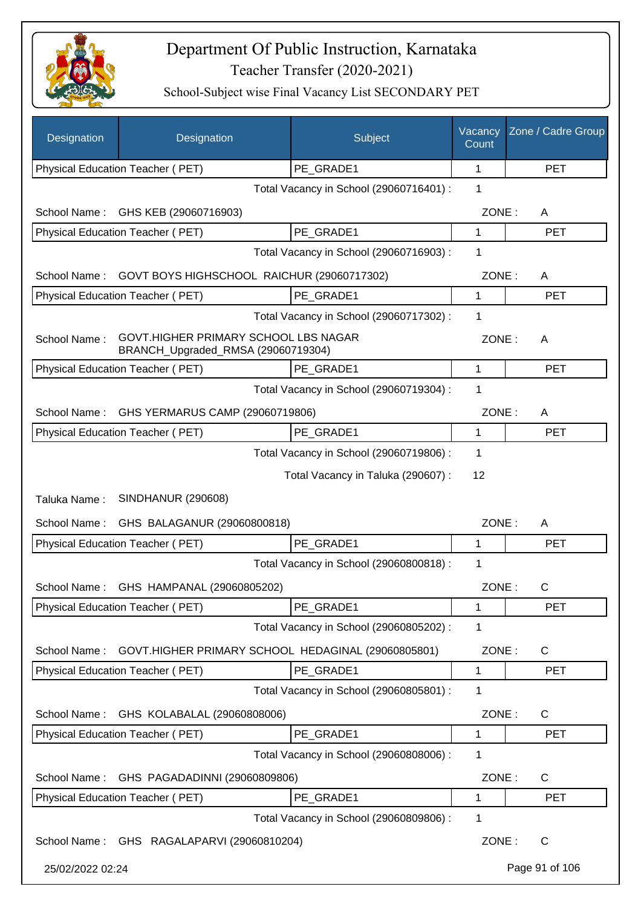# Department Of Public Instruction, Karnataka

## Teacher Transfer (2020-2021)

### School-Subject wise Final Vacancy List SECONDARY PET

| Designation | Designation | Subject | Vacancy Count | Zone / Cadre Group |
|---|---|---|---|---|
| Physical Education Teacher ( PET) | | PE_GRADE1 | 1 | PET |

Total Vacancy in School (29060716401) : 1

School Name : GHS KEB (29060716903) ZONE : A

| Physical Education Teacher ( PET) | PE_GRADE1 | 1 | PET |
|---|---|---|---|

Total Vacancy in School (29060716903) : 1

School Name : GOVT BOYS HIGHSCHOOL RAICHUR (29060717302) ZONE : A

| Physical Education Teacher ( PET) | PE_GRADE1 | 1 | PET |
|---|---|---|---|

Total Vacancy in School (29060717302) : 1

School Name : GOVT.HIGHER PRIMARY SCHOOL LBS NAGAR BRANCH_Upgraded_RMSA (29060719304) ZONE : A

| Physical Education Teacher ( PET) | PE_GRADE1 | 1 | PET |
|---|---|---|---|

Total Vacancy in School (29060719304) : 1

School Name : GHS YERMARUS CAMP (29060719806) ZONE : A

| Physical Education Teacher ( PET) | PE_GRADE1 | 1 | PET |
|---|---|---|---|

Total Vacancy in School (29060719806) : 1

Total Vacancy in Taluka (290607) : 12

Taluka Name : SINDHANUR (290608)

School Name : GHS BALAGANUR (29060800818) ZONE : A

| Physical Education Teacher ( PET) | PE_GRADE1 | 1 | PET |
|---|---|---|---|

Total Vacancy in School (29060800818) : 1

School Name : GHS HAMPANAL (29060805202) ZONE : C

| Physical Education Teacher ( PET) | PE_GRADE1 | 1 | PET |
|---|---|---|---|

Total Vacancy in School (29060805202) : 1

School Name : GOVT.HIGHER PRIMARY SCHOOL HEDAGINAL (29060805801) ZONE : C

| Physical Education Teacher ( PET) | PE_GRADE1 | 1 | PET |
|---|---|---|---|

Total Vacancy in School (29060805801) : 1

School Name : GHS KOLABALAL (29060808006) ZONE : C

| Physical Education Teacher ( PET) | PE_GRADE1 | 1 | PET |
|---|---|---|---|

Total Vacancy in School (29060808006) : 1

School Name : GHS PAGADADINNI (29060809806) ZONE : C

| Physical Education Teacher ( PET) | PE_GRADE1 | 1 | PET |
|---|---|---|---|

Total Vacancy in School (29060809806) : 1

School Name : GHS RAGALAPARVI (29060810204) ZONE : C

25/02/2022 02:24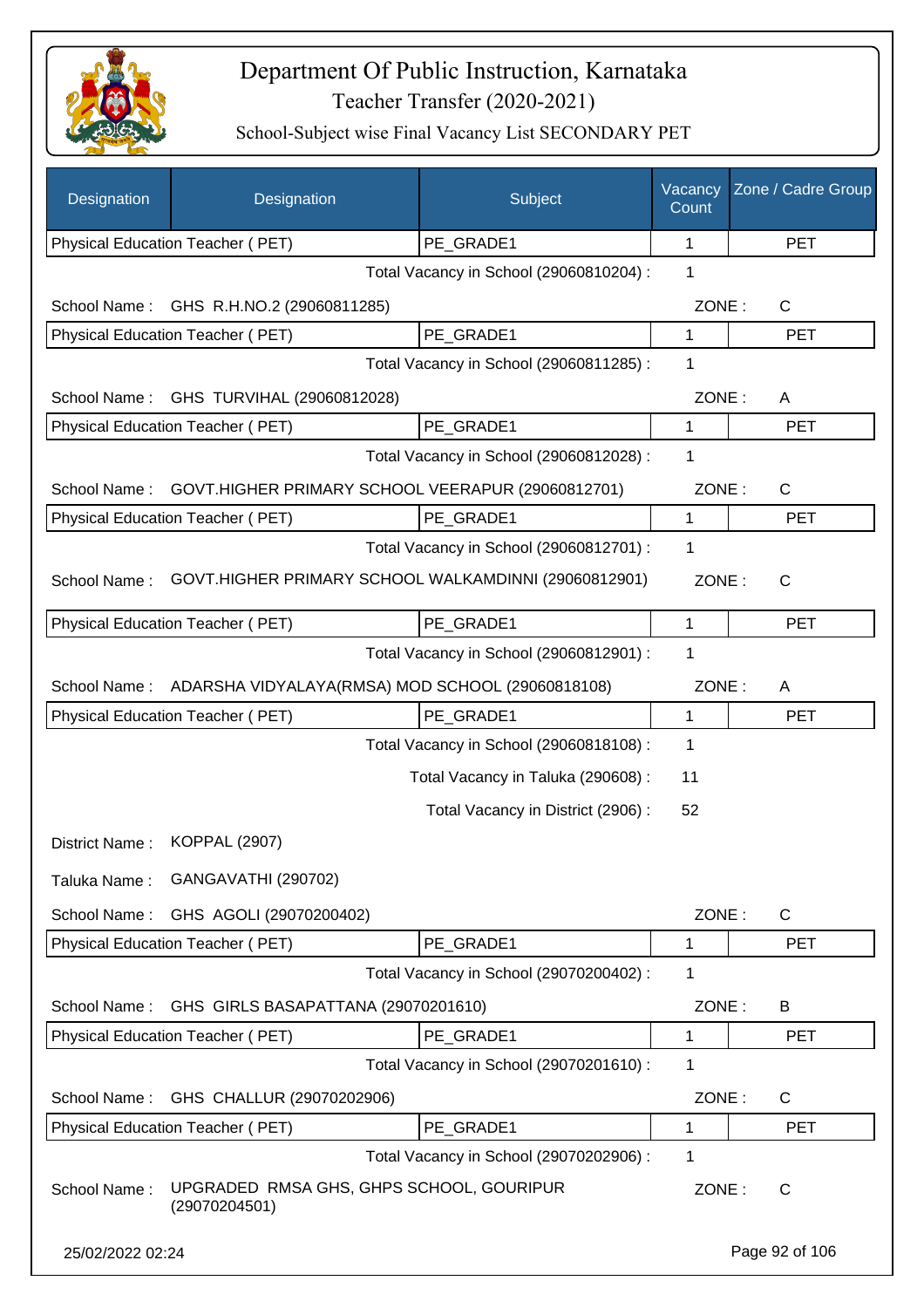# Department Of Public Instruction, Karnataka

## Teacher Transfer (2020-2021)

### School-Subject wise Final Vacancy List SECONDARY PET

| Designation | Designation | Subject | Vacancy Count | Zone / Cadre Group |
|---|---|---|---|---|
| Physical Education Teacher ( PET) | | PE_GRADE1 | 1 | PET |

Total Vacancy in School (29060810204) : 1

School Name : GHS R.H.NO.2 (29060811285) ZONE : C

| Physical Education Teacher ( PET) | PE_GRADE1 | 1 | PET |
|---|---|---|---|

Total Vacancy in School (29060811285) : 1

School Name : GHS TURVIHAL (29060812028) ZONE : A

| Physical Education Teacher ( PET) | PE_GRADE1 | 1 | PET |
|---|---|---|---|

Total Vacancy in School (29060812028) : 1

School Name : GOVT.HIGHER PRIMARY SCHOOL VEERAPUR (29060812701) ZONE : C

| Physical Education Teacher ( PET) | PE_GRADE1 | 1 | PET |
|---|---|---|---|

Total Vacancy in School (29060812701) : 1

School Name : GOVT.HIGHER PRIMARY SCHOOL WALKAMDINNI (29060812901) ZONE : C

| Physical Education Teacher ( PET) | PE_GRADE1 | 1 | PET |
|---|---|---|---|

Total Vacancy in School (29060812901) : 1

School Name : ADARSHA VIDYALAYA(RMSA) MOD SCHOOL (29060818108) ZONE : A

| Physical Education Teacher ( PET) | PE_GRADE1 | 1 | PET |
|---|---|---|---|

Total Vacancy in School (29060818108) : 1

Total Vacancy in Taluka (290608) : 11

Total Vacancy in District (2906) : 52

District Name : KOPPAL (2907)

Taluka Name : GANGAVATHI (290702)

School Name : GHS AGOLI (29070200402) ZONE : C

| Physical Education Teacher ( PET) | PE_GRADE1 | 1 | PET |
|---|---|---|---|

Total Vacancy in School (29070200402) : 1

School Name : GHS GIRLS BASAPATTANA (29070201610) ZONE : B

| Physical Education Teacher ( PET) | PE_GRADE1 | 1 | PET |
|---|---|---|---|

Total Vacancy in School (29070201610) : 1

School Name : GHS CHALLUR (29070202906) ZONE : C

| Physical Education Teacher ( PET) | PE_GRADE1 | 1 | PET |
|---|---|---|---|

Total Vacancy in School (29070202906) : 1

School Name : UPGRADED RMSA GHS, GHPS SCHOOL, GOURIPUR (29070204501) ZONE : C

25/02/2022 02:24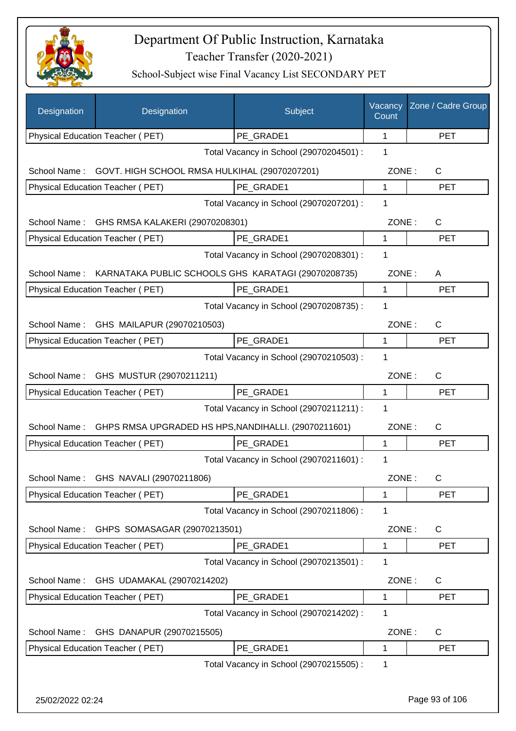# Department Of Public Instruction, Karnataka

## Teacher Transfer (2020-2021)

### School-Subject wise Final Vacancy List SECONDARY PET

| Designation | Designation | Subject | Vacancy Count | Zone / Cadre Group |
|---|---|---|---|---|
| Physical Education Teacher ( PET) | | PE_GRADE1 | 1 | PET |
| | | Total Vacancy in School (29070204501) : | 1 | |
| School Name : | GOVT. HIGH SCHOOL RMSA HULKIHAL (29070207201) | | ZONE : | C |
| Physical Education Teacher ( PET) | | PE_GRADE1 | 1 | PET |
| | | Total Vacancy in School (29070207201) : | 1 | |
| School Name : | GHS RMSA KALAKERI (29070208301) | | ZONE : | C |
| Physical Education Teacher ( PET) | | PE_GRADE1 | 1 | PET |
| | | Total Vacancy in School (29070208301) : | 1 | |
| School Name : | KARNATAKA PUBLIC SCHOOLS GHS KARATAGI (29070208735) | | ZONE : | A |
| Physical Education Teacher ( PET) | | PE_GRADE1 | 1 | PET |
| | | Total Vacancy in School (29070208735) : | 1 | |
| School Name : | GHS MAILAPUR (29070210503) | | ZONE : | C |
| Physical Education Teacher ( PET) | | PE_GRADE1 | 1 | PET |
| | | Total Vacancy in School (29070210503) : | 1 | |
| School Name : | GHS MUSTUR (29070211211) | | ZONE : | C |
| Physical Education Teacher ( PET) | | PE_GRADE1 | 1 | PET |
| | | Total Vacancy in School (29070211211) : | 1 | |
| School Name : | GHPS RMSA UPGRADED HS HPS,NANDIHALLI. (29070211601) | | ZONE : | C |
| Physical Education Teacher ( PET) | | PE_GRADE1 | 1 | PET |
| | | Total Vacancy in School (29070211601) : | 1 | |
| School Name : | GHS NAVALI (29070211806) | | ZONE : | C |
| Physical Education Teacher ( PET) | | PE_GRADE1 | 1 | PET |
| | | Total Vacancy in School (29070211806) : | 1 | |
| School Name : | GHPS SOMASAGAR (29070213501) | | ZONE : | C |
| Physical Education Teacher ( PET) | | PE_GRADE1 | 1 | PET |
| | | Total Vacancy in School (29070213501) : | 1 | |
| School Name : | GHS UDAMAKAL (29070214202) | | ZONE : | C |
| Physical Education Teacher ( PET) | | PE_GRADE1 | 1 | PET |
| | | Total Vacancy in School (29070214202) : | 1 | |
| School Name : | GHS DANAPUR (29070215505) | | ZONE : | C |
| Physical Education Teacher ( PET) | | PE_GRADE1 | 1 | PET |
| | | Total Vacancy in School (29070215505) : | 1 | |

25/02/2022 02:24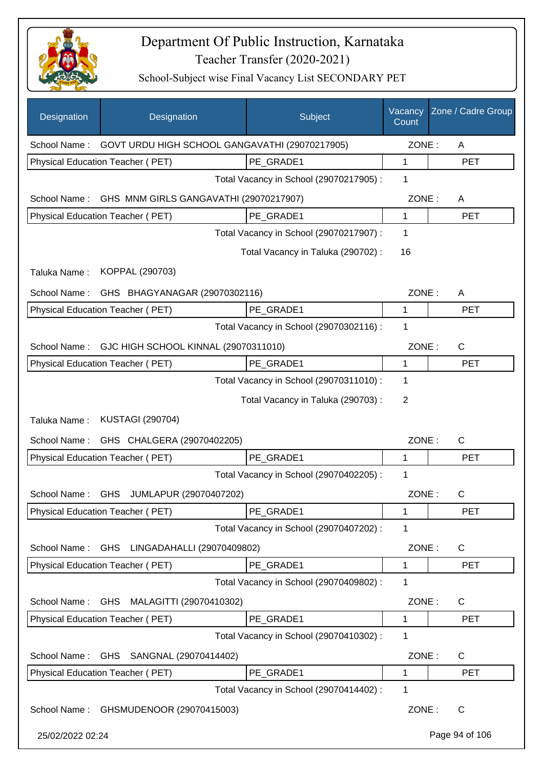# Department Of Public Instruction, Karnataka

## Teacher Transfer (2020-2021)

### School-Subject wise Final Vacancy List SECONDARY PET

| Designation | Designation | Subject | Vacancy Count | Zone / Cadre Group |
|---|---|---|---|---|
| School Name : | GOVT URDU HIGH SCHOOL GANGAVATHI (29070217905) | | ZONE : | A |
| Physical Education Teacher ( PET) | | PE_GRADE1 | 1 | PET |
| | | Total Vacancy in School (29070217905) : | 1 | |
| School Name : | GHS MNM GIRLS GANGAVATHI (29070217907) | | ZONE : | A |
| Physical Education Teacher ( PET) | | PE_GRADE1 | 1 | PET |
| | | Total Vacancy in School (29070217907) : | 1 | |
| | | Total Vacancy in Taluka (290702) : | 16 | |
| Taluka Name : | KOPPAL (290703) | | | |
| School Name : | GHS BHAGYANAGAR (29070302116) | | ZONE : | A |
| Physical Education Teacher ( PET) | | PE_GRADE1 | 1 | PET |
| | | Total Vacancy in School (29070302116) : | 1 | |
| School Name : | GJC HIGH SCHOOL KINNAL (29070311010) | | ZONE : | C |
| Physical Education Teacher ( PET) | | PE_GRADE1 | 1 | PET |
| | | Total Vacancy in School (29070311010) : | 1 | |
| | | Total Vacancy in Taluka (290703) : | 2 | |
| Taluka Name : | KUSTAGI (290704) | | | |
| School Name : | GHS CHALGERA (29070402205) | | ZONE : | C |
| Physical Education Teacher ( PET) | | PE_GRADE1 | 1 | PET |
| | | Total Vacancy in School (29070402205) : | 1 | |
| School Name : | GHS JUMLAPUR (29070407202) | | ZONE : | C |
| Physical Education Teacher ( PET) | | PE_GRADE1 | 1 | PET |
| | | Total Vacancy in School (29070407202) : | 1 | |
| School Name : | GHS LINGADAHALLI (29070409802) | | ZONE : | C |
| Physical Education Teacher ( PET) | | PE_GRADE1 | 1 | PET |
| | | Total Vacancy in School (29070409802) : | 1 | |
| School Name : | GHS MALAGITTI (29070410302) | | ZONE : | C |
| Physical Education Teacher ( PET) | | PE_GRADE1 | 1 | PET |
| | | Total Vacancy in School (29070410302) : | 1 | |
| School Name : | GHS SANGNAL (29070414402) | | ZONE : | C |
| Physical Education Teacher ( PET) | | PE_GRADE1 | 1 | PET |
| | | Total Vacancy in School (29070414402) : | 1 | |
| School Name : | GHSMUDENOOR (29070415003) | | ZONE : | C |

25/02/2022 02:24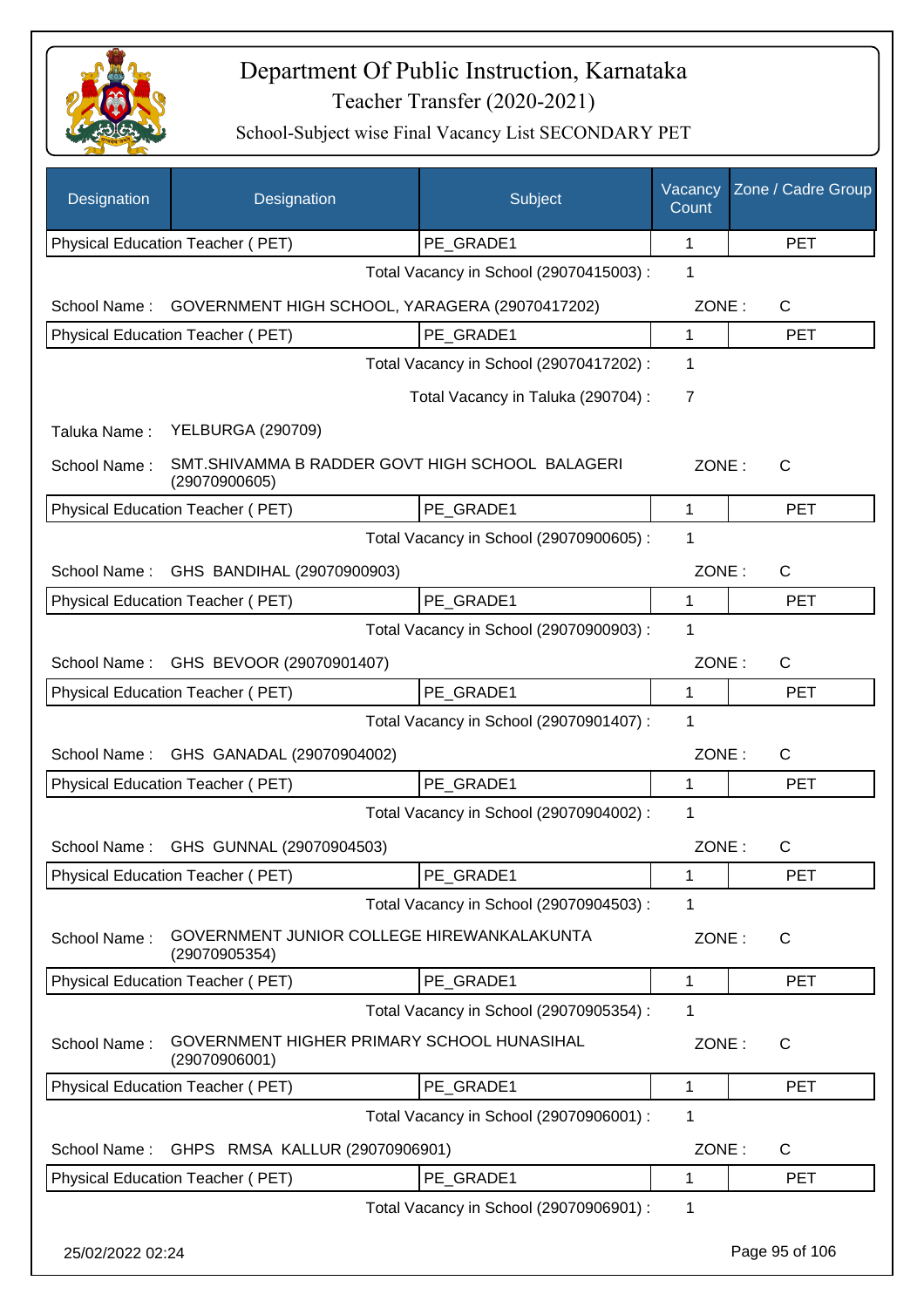# Department Of Public Instruction, Karnataka
## Teacher Transfer (2020-2021)
### School-Subject wise Final Vacancy List SECONDARY PET

| Designation | Designation | Subject | Vacancy Count | Zone / Cadre Group |
|---|---|---|---|---|
| Physical Education Teacher ( PET) | | PE_GRADE1 | 1 | PET |

Total Vacancy in School (29070415003) : 1

School Name : GOVERNMENT HIGH SCHOOL, YARAGERA (29070417202) ZONE : C

| Physical Education Teacher ( PET) | PE_GRADE1 | 1 | PET |
|---|---|---|---|

Total Vacancy in School (29070417202) : 1

Total Vacancy in Taluka (290704) : 7

Taluka Name : YELBURGA (290709)

School Name : SMT.SHIVAMMA B RADDER GOVT HIGH SCHOOL BALAGERI (29070900605) ZONE : C

| Physical Education Teacher ( PET) | PE_GRADE1 | 1 | PET |
|---|---|---|---|

Total Vacancy in School (29070900605) : 1

School Name : GHS BANDIHAL (29070900903) ZONE : C

| Physical Education Teacher ( PET) | PE_GRADE1 | 1 | PET |
|---|---|---|---|

Total Vacancy in School (29070900903) : 1

School Name : GHS BEVOOR (29070901407) ZONE : C

| Physical Education Teacher ( PET) | PE_GRADE1 | 1 | PET |
|---|---|---|---|

Total Vacancy in School (29070901407) : 1

School Name : GHS GANADAL (29070904002) ZONE : C

| Physical Education Teacher ( PET) | PE_GRADE1 | 1 | PET |
|---|---|---|---|

Total Vacancy in School (29070904002) : 1

School Name : GHS GUNNAL (29070904503) ZONE : C

| Physical Education Teacher ( PET) | PE_GRADE1 | 1 | PET |
|---|---|---|---|

Total Vacancy in School (29070904503) : 1

School Name : GOVERNMENT JUNIOR COLLEGE HIREWANKALAKUNTA (29070905354) ZONE : C

| Physical Education Teacher ( PET) | PE_GRADE1 | 1 | PET |
|---|---|---|---|

Total Vacancy in School (29070905354) : 1

School Name : GOVERNMENT HIGHER PRIMARY SCHOOL HUNASIHAL (29070906001) ZONE : C

| Physical Education Teacher ( PET) | PE_GRADE1 | 1 | PET |
|---|---|---|---|

Total Vacancy in School (29070906001) : 1

School Name : GHPS RMSA KALLUR (29070906901) ZONE : C

| Physical Education Teacher ( PET) | PE_GRADE1 | 1 | PET |
|---|---|---|---|

Total Vacancy in School (29070906901) : 1

25/02/2022 02:24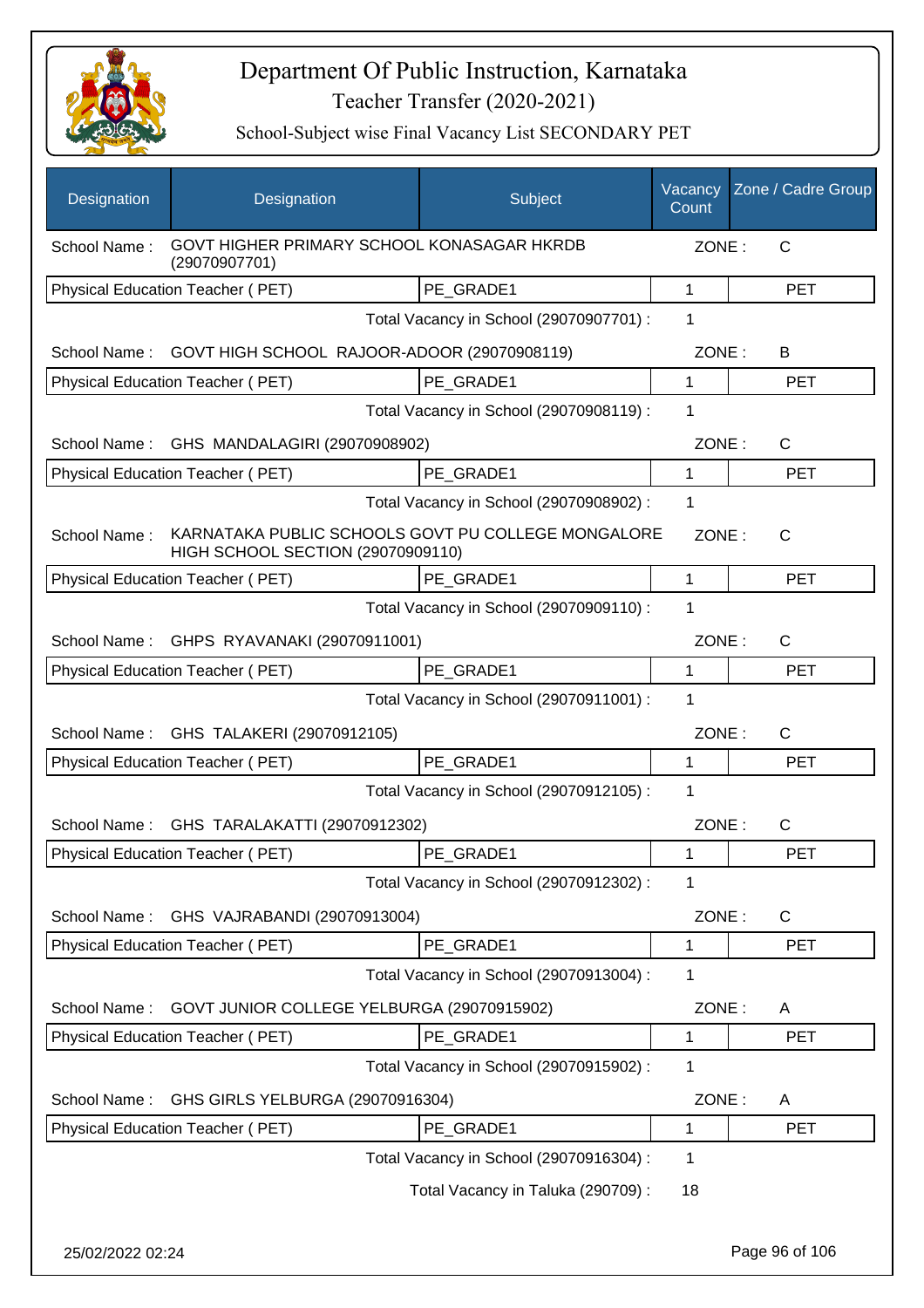# Department Of Public Instruction, Karnataka

## Teacher Transfer (2020-2021)

### School-Subject wise Final Vacancy List SECONDARY PET

| Designation | Designation | Subject | Vacancy Count | Zone / Cadre Group |
|---|---|---|---|---|
| School Name : | GOVT HIGHER PRIMARY SCHOOL KONASAGAR HKRDB (29070907701) | | ZONE : | C |
| Physical Education Teacher ( PET) | | PE_GRADE1 | 1 | PET |
| | | Total Vacancy in School (29070907701) : | 1 | |
| School Name : | GOVT HIGH SCHOOL RAJOOR-ADOOR (29070908119) | | ZONE : | B |
| Physical Education Teacher ( PET) | | PE_GRADE1 | 1 | PET |
| | | Total Vacancy in School (29070908119) : | 1 | |
| School Name : | GHS MANDALAGIRI (29070908902) | | ZONE : | C |
| Physical Education Teacher ( PET) | | PE_GRADE1 | 1 | PET |
| | | Total Vacancy in School (29070908902) : | 1 | |
| School Name : | KARNATAKA PUBLIC SCHOOLS GOVT PU COLLEGE MONGALORE HIGH SCHOOL SECTION (29070909110) | | ZONE : | C |
| Physical Education Teacher ( PET) | | PE_GRADE1 | 1 | PET |
| | | Total Vacancy in School (29070909110) : | 1 | |
| School Name : | GHPS RYAVANAKI (29070911001) | | ZONE : | C |
| Physical Education Teacher ( PET) | | PE_GRADE1 | 1 | PET |
| | | Total Vacancy in School (29070911001) : | 1 | |
| School Name : | GHS TALAKERI (29070912105) | | ZONE : | C |
| Physical Education Teacher ( PET) | | PE_GRADE1 | 1 | PET |
| | | Total Vacancy in School (29070912105) : | 1 | |
| School Name : | GHS TARALAKATTI (29070912302) | | ZONE : | C |
| Physical Education Teacher ( PET) | | PE_GRADE1 | 1 | PET |
| | | Total Vacancy in School (29070912302) : | 1 | |
| School Name : | GHS VAJRABANDI (29070913004) | | ZONE : | C |
| Physical Education Teacher ( PET) | | PE_GRADE1 | 1 | PET |
| | | Total Vacancy in School (29070913004) : | 1 | |
| School Name : | GOVT JUNIOR COLLEGE YELBURGA (29070915902) | | ZONE : | A |
| Physical Education Teacher ( PET) | | PE_GRADE1 | 1 | PET |
| | | Total Vacancy in School (29070915902) : | 1 | |
| School Name : | GHS GIRLS YELBURGA (29070916304) | | ZONE : | A |
| Physical Education Teacher ( PET) | | PE_GRADE1 | 1 | PET |
| | | Total Vacancy in School (29070916304) : | 1 | |
| | | Total Vacancy in Taluka (290709) : | 18 | |

25/02/2022 02:24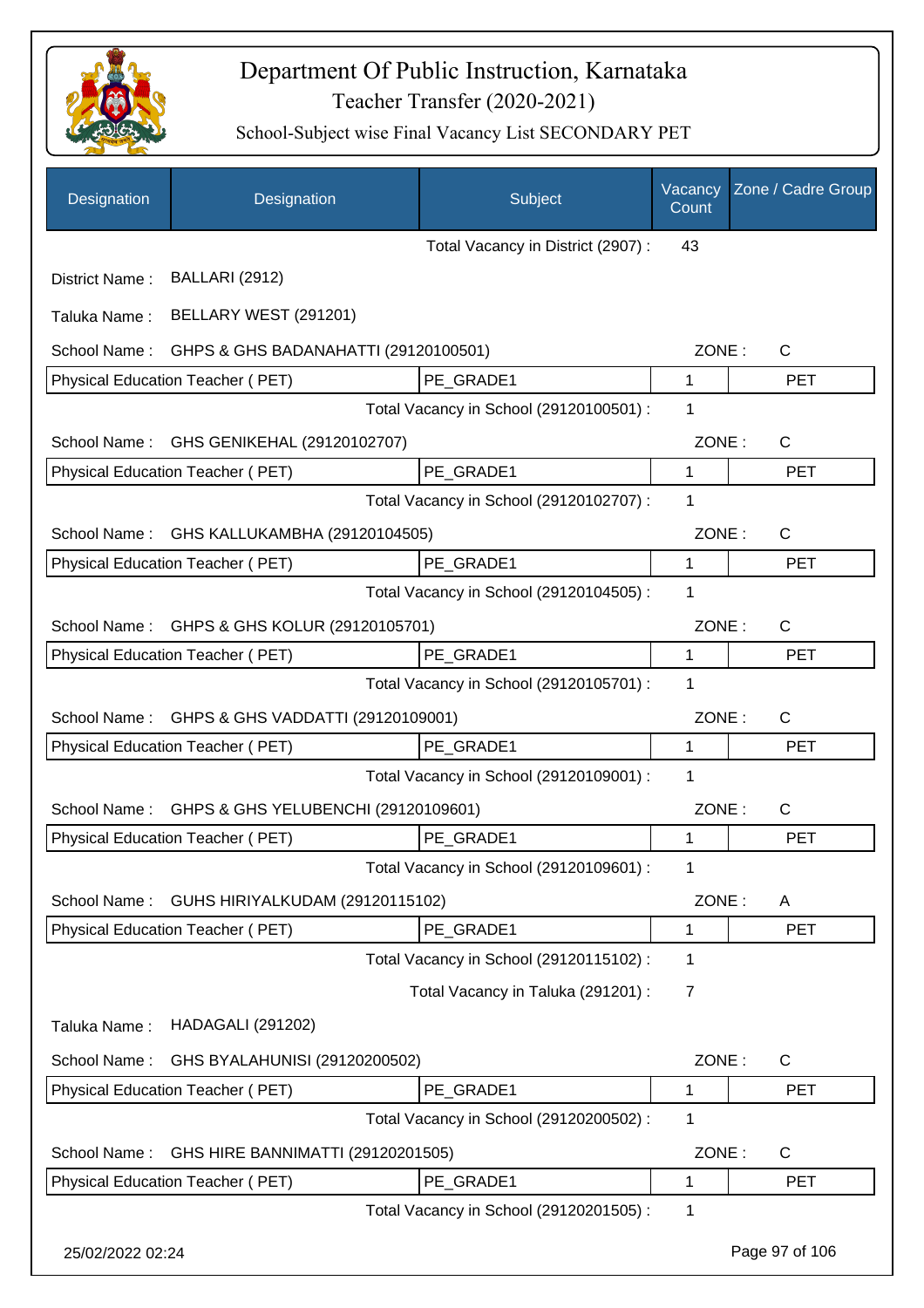# Department Of Public Instruction, Karnataka

## Teacher Transfer (2020-2021)

### School-Subject wise Final Vacancy List SECONDARY PET

| Designation | Designation | Subject | Vacancy Count | Zone / Cadre Group |
|---|---|---|---|---|
| | | Total Vacancy in District (2907) : | 43 | |

District Name : BALLARI (2912)

Taluka Name : BELLARY WEST (291201)

School Name : GHPS & GHS BADANAHATTI (29120100501) — ZONE : C

| Designation | Subject | Vacancy Count | Zone / Cadre Group |
|---|---|---|---|
| Physical Education Teacher ( PET) | PE_GRADE1 | 1 | PET |
| | Total Vacancy in School (29120100501) : | 1 | |

School Name : GHS GENIKEHAL (29120102707) — ZONE : C

| Designation | Subject | Vacancy Count | Zone / Cadre Group |
|---|---|---|---|
| Physical Education Teacher ( PET) | PE_GRADE1 | 1 | PET |
| | Total Vacancy in School (29120102707) : | 1 | |

School Name : GHS KALLUKAMBHA (29120104505) — ZONE : C

| Designation | Subject | Vacancy Count | Zone / Cadre Group |
|---|---|---|---|
| Physical Education Teacher ( PET) | PE_GRADE1 | 1 | PET |
| | Total Vacancy in School (29120104505) : | 1 | |

School Name : GHPS & GHS KOLUR (29120105701) — ZONE : C

| Designation | Subject | Vacancy Count | Zone / Cadre Group |
|---|---|---|---|
| Physical Education Teacher ( PET) | PE_GRADE1 | 1 | PET |
| | Total Vacancy in School (29120105701) : | 1 | |

School Name : GHPS & GHS VADDATTI (29120109001) — ZONE : C

| Designation | Subject | Vacancy Count | Zone / Cadre Group |
|---|---|---|---|
| Physical Education Teacher ( PET) | PE_GRADE1 | 1 | PET |
| | Total Vacancy in School (29120109001) : | 1 | |

School Name : GHPS & GHS YELUBENCHI (29120109601) — ZONE : C

| Designation | Subject | Vacancy Count | Zone / Cadre Group |
|---|---|---|---|
| Physical Education Teacher ( PET) | PE_GRADE1 | 1 | PET |
| | Total Vacancy in School (29120109601) : | 1 | |

School Name : GUHS HIRIYALKUDAM (29120115102) — ZONE : A

| Designation | Subject | Vacancy Count | Zone / Cadre Group |
|---|---|---|---|
| Physical Education Teacher ( PET) | PE_GRADE1 | 1 | PET |
| | Total Vacancy in School (29120115102) : | 1 | |
| | Total Vacancy in Taluka (291201) : | 7 | |

Taluka Name : HADAGALI (291202)

School Name : GHS BYALAHUNISI (29120200502) — ZONE : C

| Designation | Subject | Vacancy Count | Zone / Cadre Group |
|---|---|---|---|
| Physical Education Teacher ( PET) | PE_GRADE1 | 1 | PET |
| | Total Vacancy in School (29120200502) : | 1 | |

School Name : GHS HIRE BANNIMATTI (29120201505) — ZONE : C

| Designation | Subject | Vacancy Count | Zone / Cadre Group |
|---|---|---|---|
| Physical Education Teacher ( PET) | PE_GRADE1 | 1 | PET |
| | Total Vacancy in School (29120201505) : | 1 | |

25/02/2022 02:24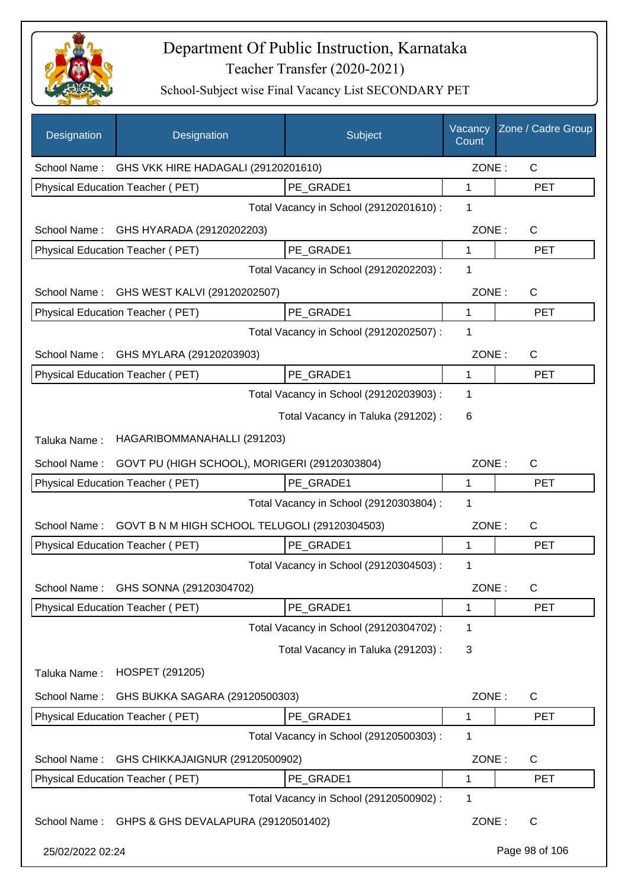# Department Of Public Instruction, Karnataka

## Teacher Transfer (2020-2021)

### School-Subject wise Final Vacancy List SECONDARY PET

| Designation | Designation | Subject | Vacancy Count | Zone / Cadre Group |
|---|---|---|---|---|
| School Name : | GHS VKK HIRE HADAGALI (29120201610) | | ZONE : | C |
| Physical Education Teacher ( PET) | | PE_GRADE1 | 1 | PET |
| | | Total Vacancy in School (29120201610) : | 1 | |
| School Name : | GHS HYARADA (29120202203) | | ZONE : | C |
| Physical Education Teacher ( PET) | | PE_GRADE1 | 1 | PET |
| | | Total Vacancy in School (29120202203) : | 1 | |
| School Name : | GHS WEST KALVI (29120202507) | | ZONE : | C |
| Physical Education Teacher ( PET) | | PE_GRADE1 | 1 | PET |
| | | Total Vacancy in School (29120202507) : | 1 | |
| School Name : | GHS MYLARA (29120203903) | | ZONE : | C |
| Physical Education Teacher ( PET) | | PE_GRADE1 | 1 | PET |
| | | Total Vacancy in School (29120203903) : | 1 | |
| | | Total Vacancy in Taluka (291202) : | 6 | |
| Taluka Name : | HAGARIBOMMANAHALLI (291203) | | | |
| School Name : | GOVT PU (HIGH SCHOOL), MORIGERI (29120303804) | | ZONE : | C |
| Physical Education Teacher ( PET) | | PE_GRADE1 | 1 | PET |
| | | Total Vacancy in School (29120303804) : | 1 | |
| School Name : | GOVT B N M HIGH SCHOOL TELUGOLI (29120304503) | | ZONE : | C |
| Physical Education Teacher ( PET) | | PE_GRADE1 | 1 | PET |
| | | Total Vacancy in School (29120304503) : | 1 | |
| School Name : | GHS SONNA (29120304702) | | ZONE : | C |
| Physical Education Teacher ( PET) | | PE_GRADE1 | 1 | PET |
| | | Total Vacancy in School (29120304702) : | 1 | |
| | | Total Vacancy in Taluka (291203) : | 3 | |
| Taluka Name : | HOSPET (291205) | | | |
| School Name : | GHS BUKKA SAGARA (29120500303) | | ZONE : | C |
| Physical Education Teacher ( PET) | | PE_GRADE1 | 1 | PET |
| | | Total Vacancy in School (29120500303) : | 1 | |
| School Name : | GHS CHIKKAJAIGNUR (29120500902) | | ZONE : | C |
| Physical Education Teacher ( PET) | | PE_GRADE1 | 1 | PET |
| | | Total Vacancy in School (29120500902) : | 1 | |
| School Name : | GHPS & GHS DEVALAPURA (29120501402) | | ZONE : | C |

25/02/2022 02:24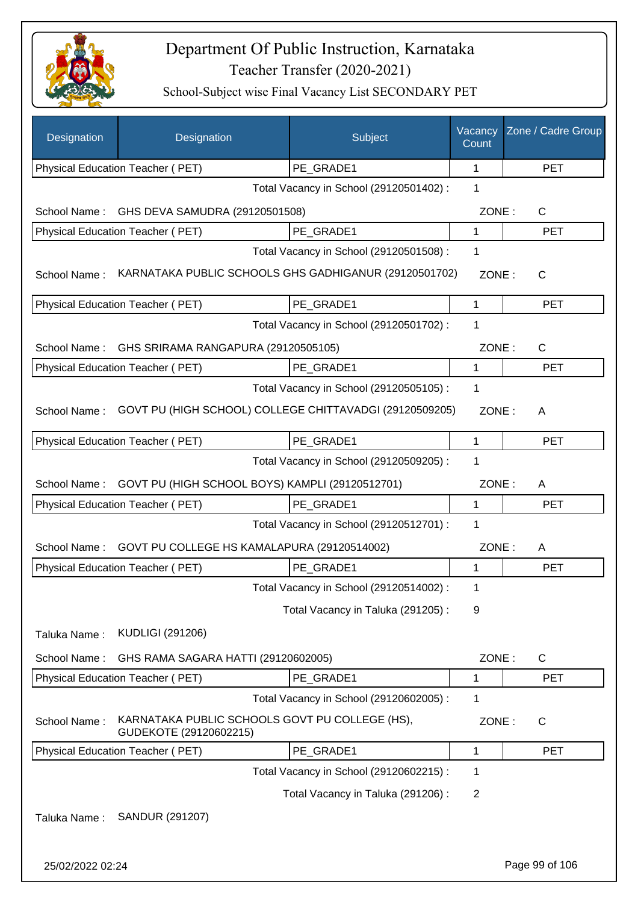# Department Of Public Instruction, Karnataka

## Teacher Transfer (2020-2021)

### School-Subject wise Final Vacancy List SECONDARY PET

| Designation | Designation | Subject | Vacancy Count | Zone / Cadre Group |
|---|---|---|---|---|
| Physical Education Teacher ( PET) | | PE_GRADE1 | 1 | PET |

Total Vacancy in School (29120501402) : 1

School Name : GHS DEVA SAMUDRA (29120501508) ZONE : C

| Physical Education Teacher ( PET) | PE_GRADE1 | 1 | PET |
|---|---|---|---|

Total Vacancy in School (29120501508) : 1

School Name : KARNATAKA PUBLIC SCHOOLS GHS GADHIGANUR (29120501702) ZONE : C

| Physical Education Teacher ( PET) | PE_GRADE1 | 1 | PET |
|---|---|---|---|

Total Vacancy in School (29120501702) : 1

School Name : GHS SRIRAMA RANGAPURA (29120505105) ZONE : C

| Physical Education Teacher ( PET) | PE_GRADE1 | 1 | PET |
|---|---|---|---|

Total Vacancy in School (29120505105) : 1

School Name : GOVT PU (HIGH SCHOOL) COLLEGE CHITTAVADGI (29120509205) ZONE : A

| Physical Education Teacher ( PET) | PE_GRADE1 | 1 | PET |
|---|---|---|---|

Total Vacancy in School (29120509205) : 1

School Name : GOVT PU (HIGH SCHOOL BOYS) KAMPLI (29120512701) ZONE : A

| Physical Education Teacher ( PET) | PE_GRADE1 | 1 | PET |
|---|---|---|---|

Total Vacancy in School (29120512701) : 1

School Name : GOVT PU COLLEGE HS KAMALAPURA (29120514002) ZONE : A

| Physical Education Teacher ( PET) | PE_GRADE1 | 1 | PET |
|---|---|---|---|

Total Vacancy in School (29120514002) : 1

Total Vacancy in Taluka (291205) : 9

Taluka Name : KUDLIGI (291206)

School Name : GHS RAMA SAGARA HATTI (29120602005) ZONE : C

| Physical Education Teacher ( PET) | PE_GRADE1 | 1 | PET |
|---|---|---|---|

Total Vacancy in School (29120602005) : 1

School Name : KARNATAKA PUBLIC SCHOOLS GOVT PU COLLEGE (HS), GUDEKOTE (29120602215) ZONE : C

| Physical Education Teacher ( PET) | PE_GRADE1 | 1 | PET |
|---|---|---|---|

Total Vacancy in School (29120602215) : 1

Total Vacancy in Taluka (291206) : 2

Taluka Name : SANDUR (291207)

25/02/2022 02:24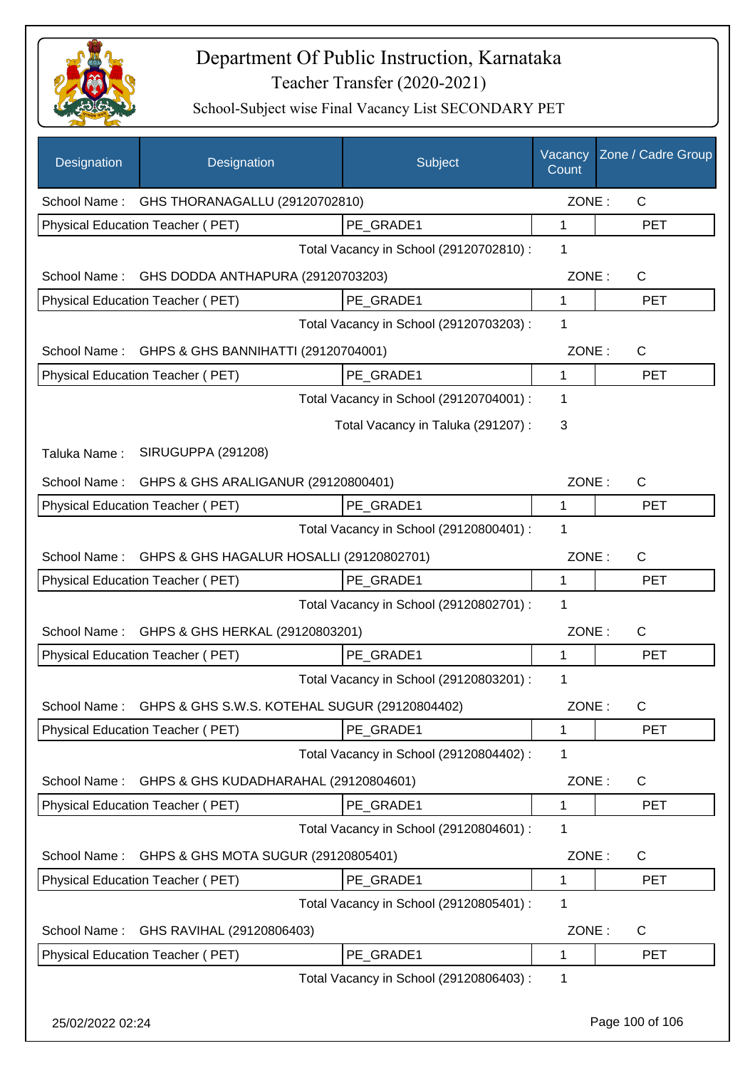# Department Of Public Instruction, Karnataka

Teacher Transfer (2020-2021)

School-Subject wise Final Vacancy List SECONDARY PET

| Designation | Designation | Subject | Vacancy Count | Zone / Cadre Group |
|---|---|---|---|---|
| School Name : | GHS THORANAGALLU (29120702810) | | ZONE : | C |
| Physical Education Teacher ( PET) | | PE_GRADE1 | 1 | PET |
| | | Total Vacancy in School (29120702810) : | 1 | |
| School Name : | GHS DODDA ANTHAPURA (29120703203) | | ZONE : | C |
| Physical Education Teacher ( PET) | | PE_GRADE1 | 1 | PET |
| | | Total Vacancy in School (29120703203) : | 1 | |
| School Name : | GHPS & GHS BANNIHATTI (29120704001) | | ZONE : | C |
| Physical Education Teacher ( PET) | | PE_GRADE1 | 1 | PET |
| | | Total Vacancy in School (29120704001) : | 1 | |
| | | Total Vacancy in Taluka (291207) : | 3 | |
| Taluka Name : | SIRUGUPPA (291208) | | | |
| School Name : | GHPS & GHS ARALIGANUR (29120800401) | | ZONE : | C |
| Physical Education Teacher ( PET) | | PE_GRADE1 | 1 | PET |
| | | Total Vacancy in School (29120800401) : | 1 | |
| School Name : | GHPS & GHS HAGALUR HOSALLI (29120802701) | | ZONE : | C |
| Physical Education Teacher ( PET) | | PE_GRADE1 | 1 | PET |
| | | Total Vacancy in School (29120802701) : | 1 | |
| School Name : | GHPS & GHS HERKAL (29120803201) | | ZONE : | C |
| Physical Education Teacher ( PET) | | PE_GRADE1 | 1 | PET |
| | | Total Vacancy in School (29120803201) : | 1 | |
| School Name : | GHPS & GHS S.W.S. KOTEHAL SUGUR (29120804402) | | ZONE : | C |
| Physical Education Teacher ( PET) | | PE_GRADE1 | 1 | PET |
| | | Total Vacancy in School (29120804402) : | 1 | |
| School Name : | GHPS & GHS KUDADHARAHAL (29120804601) | | ZONE : | C |
| Physical Education Teacher ( PET) | | PE_GRADE1 | 1 | PET |
| | | Total Vacancy in School (29120804601) : | 1 | |
| School Name : | GHPS & GHS MOTA SUGUR (29120805401) | | ZONE : | C |
| Physical Education Teacher ( PET) | | PE_GRADE1 | 1 | PET |
| | | Total Vacancy in School (29120805401) : | 1 | |
| School Name : | GHS RAVIHAL (29120806403) | | ZONE : | C |
| Physical Education Teacher ( PET) | | PE_GRADE1 | 1 | PET |
| | | Total Vacancy in School (29120806403) : | 1 | |

25/02/2022 02:24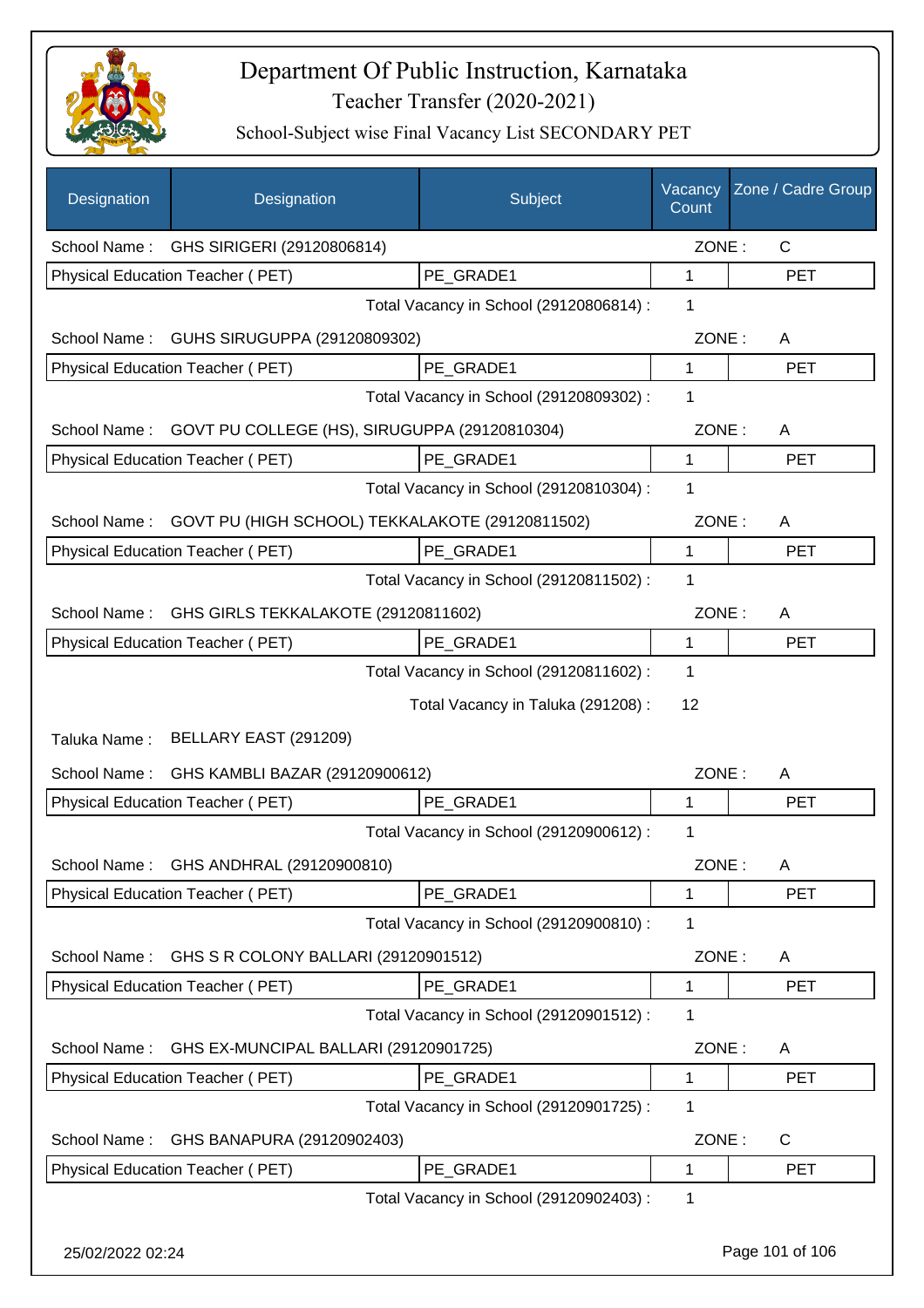# Department Of Public Instruction, Karnataka

## Teacher Transfer (2020-2021)

### School-Subject wise Final Vacancy List SECONDARY PET

| Designation | Designation | Subject | Vacancy Count | Zone / Cadre Group |
|---|---|---|---|---|
| School Name : | GHS SIRIGERI (29120806814) | | ZONE : | C |
| Physical Education Teacher ( PET) | | PE_GRADE1 | 1 | PET |
| | | Total Vacancy in School (29120806814) : | 1 | |
| School Name : | GUHS SIRUGUPPA (29120809302) | | ZONE : | A |
| Physical Education Teacher ( PET) | | PE_GRADE1 | 1 | PET |
| | | Total Vacancy in School (29120809302) : | 1 | |
| School Name : | GOVT PU COLLEGE (HS), SIRUGUPPA (29120810304) | | ZONE : | A |
| Physical Education Teacher ( PET) | | PE_GRADE1 | 1 | PET |
| | | Total Vacancy in School (29120810304) : | 1 | |
| School Name : | GOVT PU (HIGH SCHOOL) TEKKALAKOTE (29120811502) | | ZONE : | A |
| Physical Education Teacher ( PET) | | PE_GRADE1 | 1 | PET |
| | | Total Vacancy in School (29120811502) : | 1 | |
| School Name : | GHS GIRLS TEKKALAKOTE (29120811602) | | ZONE : | A |
| Physical Education Teacher ( PET) | | PE_GRADE1 | 1 | PET |
| | | Total Vacancy in School (29120811602) : | 1 | |
| | | Total Vacancy in Taluka (291208) : | 12 | |
| Taluka Name : | BELLARY EAST (291209) | | | |
| School Name : | GHS KAMBLI BAZAR (29120900612) | | ZONE : | A |
| Physical Education Teacher ( PET) | | PE_GRADE1 | 1 | PET |
| | | Total Vacancy in School (29120900612) : | 1 | |
| School Name : | GHS ANDHRAL (29120900810) | | ZONE : | A |
| Physical Education Teacher ( PET) | | PE_GRADE1 | 1 | PET |
| | | Total Vacancy in School (29120900810) : | 1 | |
| School Name : | GHS S R COLONY BALLARI (29120901512) | | ZONE : | A |
| Physical Education Teacher ( PET) | | PE_GRADE1 | 1 | PET |
| | | Total Vacancy in School (29120901512) : | 1 | |
| School Name : | GHS EX-MUNCIPAL BALLARI (29120901725) | | ZONE : | A |
| Physical Education Teacher ( PET) | | PE_GRADE1 | 1 | PET |
| | | Total Vacancy in School (29120901725) : | 1 | |
| School Name : | GHS BANAPURA (29120902403) | | ZONE : | C |
| Physical Education Teacher ( PET) | | PE_GRADE1 | 1 | PET |
| | | Total Vacancy in School (29120902403) : | 1 | |

25/02/2022 02:24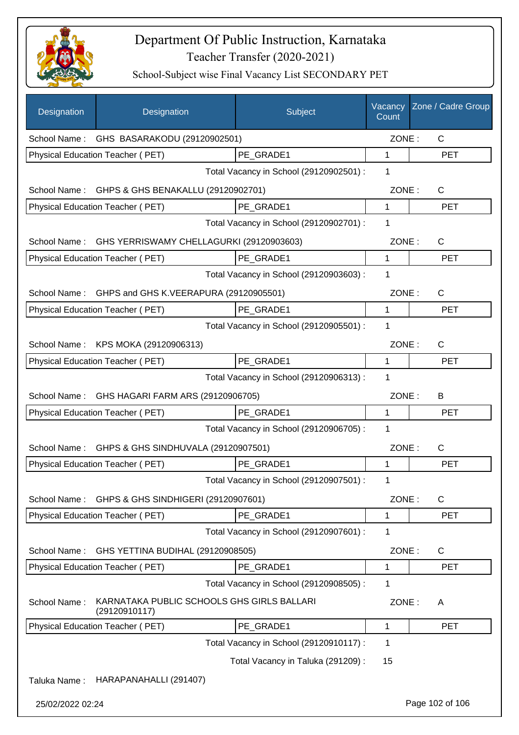# Department Of Public Instruction, Karnataka

## Teacher Transfer (2020-2021)

### School-Subject wise Final Vacancy List SECONDARY PET

| Designation | Designation | Subject | Vacancy Count | Zone / Cadre Group |
|---|---|---|---|---|
| School Name : | GHS BASARAKODU (29120902501) | | ZONE : | C |
| Physical Education Teacher ( PET) | | PE_GRADE1 | 1 | PET |
| | | Total Vacancy in School (29120902501) : | 1 | |
| School Name : | GHPS & GHS BENAKALLU (29120902701) | | ZONE : | C |
| Physical Education Teacher ( PET) | | PE_GRADE1 | 1 | PET |
| | | Total Vacancy in School (29120902701) : | 1 | |
| School Name : | GHS YERRISWAMY CHELLAGURKI (29120903603) | | ZONE : | C |
| Physical Education Teacher ( PET) | | PE_GRADE1 | 1 | PET |
| | | Total Vacancy in School (29120903603) : | 1 | |
| School Name : | GHPS and GHS K.VEERAPURA (29120905501) | | ZONE : | C |
| Physical Education Teacher ( PET) | | PE_GRADE1 | 1 | PET |
| | | Total Vacancy in School (29120905501) : | 1 | |
| School Name : | KPS MOKA (29120906313) | | ZONE : | C |
| Physical Education Teacher ( PET) | | PE_GRADE1 | 1 | PET |
| | | Total Vacancy in School (29120906313) : | 1 | |
| School Name : | GHS HAGARI FARM ARS (29120906705) | | ZONE : | B |
| Physical Education Teacher ( PET) | | PE_GRADE1 | 1 | PET |
| | | Total Vacancy in School (29120906705) : | 1 | |
| School Name : | GHPS & GHS SINDHUVALA (29120907501) | | ZONE : | C |
| Physical Education Teacher ( PET) | | PE_GRADE1 | 1 | PET |
| | | Total Vacancy in School (29120907501) : | 1 | |
| School Name : | GHPS & GHS SINDHIGERI (29120907601) | | ZONE : | C |
| Physical Education Teacher ( PET) | | PE_GRADE1 | 1 | PET |
| | | Total Vacancy in School (29120907601) : | 1 | |
| School Name : | GHS YETTINA BUDIHAL (29120908505) | | ZONE : | C |
| Physical Education Teacher ( PET) | | PE_GRADE1 | 1 | PET |
| | | Total Vacancy in School (29120908505) : | 1 | |
| School Name : | KARNATAKA PUBLIC SCHOOLS GHS GIRLS BALLARI (29120910117) | | ZONE : | A |
| Physical Education Teacher ( PET) | | PE_GRADE1 | 1 | PET |
| | | Total Vacancy in School (29120910117) : | 1 | |
| | | Total Vacancy in Taluka (291209) : | 15 | |

Taluka Name : HARAPANAHALLI (291407)

25/02/2022 02:24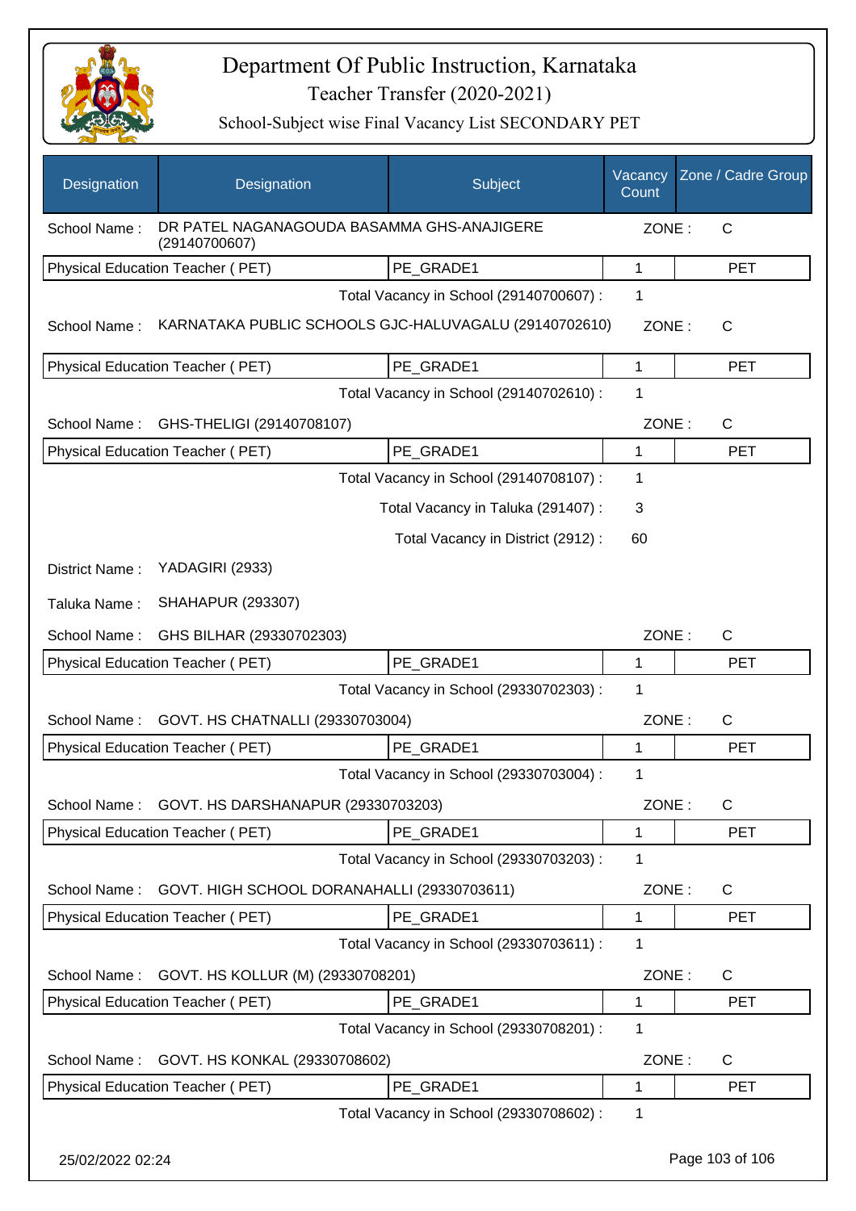# Department Of Public Instruction, Karnataka
## Teacher Transfer (2020-2021)
### School-Subject wise Final Vacancy List SECONDARY PET

| Designation | Designation | Subject | Vacancy Count | Zone / Cadre Group |
|---|---|---|---|---|
| School Name : | DR PATEL NAGANAGOUDA BASAMMA GHS-ANAJIGERE (29140700607) | | ZONE : | C |
| Physical Education Teacher ( PET) | | PE_GRADE1 | 1 | PET |
| | | Total Vacancy in School (29140700607) : | 1 | |
| School Name : | KARNATAKA PUBLIC SCHOOLS GJC-HALUVAGALU (29140702610) | | ZONE : | C |
| Physical Education Teacher ( PET) | | PE_GRADE1 | 1 | PET |
| | | Total Vacancy in School (29140702610) : | 1 | |
| School Name : | GHS-THELIGI (29140708107) | | ZONE : | C |
| Physical Education Teacher ( PET) | | PE_GRADE1 | 1 | PET |
| | | Total Vacancy in School (29140708107) : | 1 | |
| | | Total Vacancy in Taluka (291407) : | 3 | |
| | | Total Vacancy in District (2912) : | 60 | |
| District Name : | YADAGIRI (2933) | | | |
| Taluka Name : | SHAHAPUR (293307) | | | |
| School Name : | GHS BILHAR (29330702303) | | ZONE : | C |
| Physical Education Teacher ( PET) | | PE_GRADE1 | 1 | PET |
| | | Total Vacancy in School (29330702303) : | 1 | |
| School Name : | GOVT. HS CHATNALLI (29330703004) | | ZONE : | C |
| Physical Education Teacher ( PET) | | PE_GRADE1 | 1 | PET |
| | | Total Vacancy in School (29330703004) : | 1 | |
| School Name : | GOVT. HS DARSHANAPUR (29330703203) | | ZONE : | C |
| Physical Education Teacher ( PET) | | PE_GRADE1 | 1 | PET |
| | | Total Vacancy in School (29330703203) : | 1 | |
| School Name : | GOVT. HIGH SCHOOL DORANAHALLI (29330703611) | | ZONE : | C |
| Physical Education Teacher ( PET) | | PE_GRADE1 | 1 | PET |
| | | Total Vacancy in School (29330703611) : | 1 | |
| School Name : | GOVT. HS KOLLUR (M) (29330708201) | | ZONE : | C |
| Physical Education Teacher ( PET) | | PE_GRADE1 | 1 | PET |
| | | Total Vacancy in School (29330708201) : | 1 | |
| School Name : | GOVT. HS KONKAL (29330708602) | | ZONE : | C |
| Physical Education Teacher ( PET) | | PE_GRADE1 | 1 | PET |
| | | Total Vacancy in School (29330708602) : | 1 | |

25/02/2022 02:24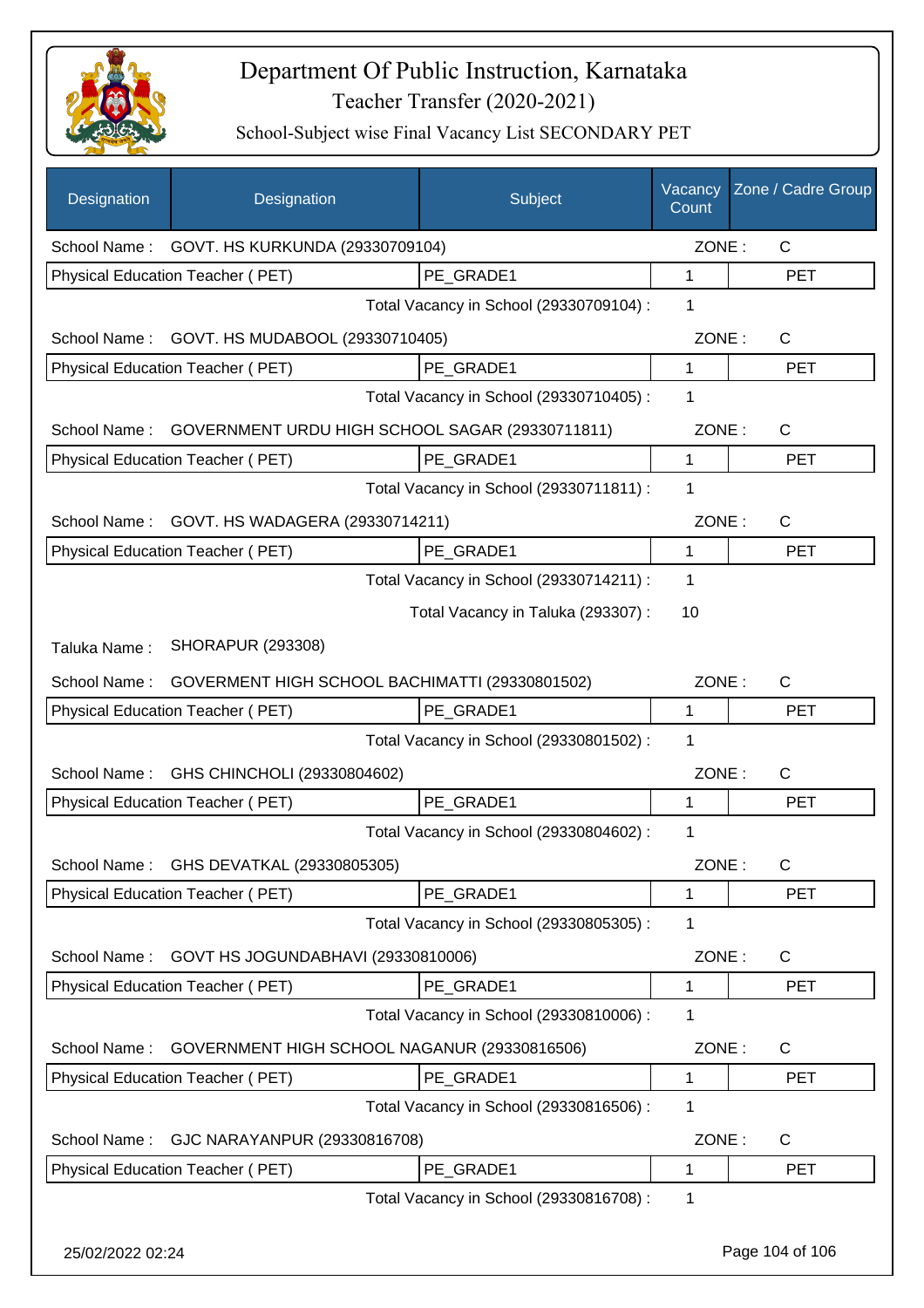# Department Of Public Instruction, Karnataka

## Teacher Transfer (2020-2021)

### School-Subject wise Final Vacancy List SECONDARY PET

| Designation | Designation | Subject | Vacancy Count | Zone / Cadre Group |
|---|---|---|---|---|
| School Name : | GOVT. HS KURKUNDA (29330709104) | | ZONE : | C |
| Physical Education Teacher ( PET) | | PE_GRADE1 | 1 | PET |
| | | Total Vacancy in School (29330709104) : | 1 | |
| School Name : | GOVT. HS MUDABOOL (29330710405) | | ZONE : | C |
| Physical Education Teacher ( PET) | | PE_GRADE1 | 1 | PET |
| | | Total Vacancy in School (29330710405) : | 1 | |
| School Name : | GOVERNMENT URDU HIGH SCHOOL SAGAR (29330711811) | | ZONE : | C |
| Physical Education Teacher ( PET) | | PE_GRADE1 | 1 | PET |
| | | Total Vacancy in School (29330711811) : | 1 | |
| School Name : | GOVT. HS WADAGERA (29330714211) | | ZONE : | C |
| Physical Education Teacher ( PET) | | PE_GRADE1 | 1 | PET |
| | | Total Vacancy in School (29330714211) : | 1 | |
| | | Total Vacancy in Taluka (293307) : | 10 | |
| Taluka Name : | SHORAPUR (293308) | | | |
| School Name : | GOVERMENT HIGH SCHOOL BACHIMATTI (29330801502) | | ZONE : | C |
| Physical Education Teacher ( PET) | | PE_GRADE1 | 1 | PET |
| | | Total Vacancy in School (29330801502) : | 1 | |
| School Name : | GHS CHINCHOLI (29330804602) | | ZONE : | C |
| Physical Education Teacher ( PET) | | PE_GRADE1 | 1 | PET |
| | | Total Vacancy in School (29330804602) : | 1 | |
| School Name : | GHS DEVATKAL (29330805305) | | ZONE : | C |
| Physical Education Teacher ( PET) | | PE_GRADE1 | 1 | PET |
| | | Total Vacancy in School (29330805305) : | 1 | |
| School Name : | GOVT HS JOGUNDABHAVI (29330810006) | | ZONE : | C |
| Physical Education Teacher ( PET) | | PE_GRADE1 | 1 | PET |
| | | Total Vacancy in School (29330810006) : | 1 | |
| School Name : | GOVERNMENT HIGH SCHOOL NAGANUR (29330816506) | | ZONE : | C |
| Physical Education Teacher ( PET) | | PE_GRADE1 | 1 | PET |
| | | Total Vacancy in School (29330816506) : | 1 | |
| School Name : | GJC NARAYANPUR (29330816708) | | ZONE : | C |
| Physical Education Teacher ( PET) | | PE_GRADE1 | 1 | PET |
| | | Total Vacancy in School (29330816708) : | 1 | |

25/02/2022 02:24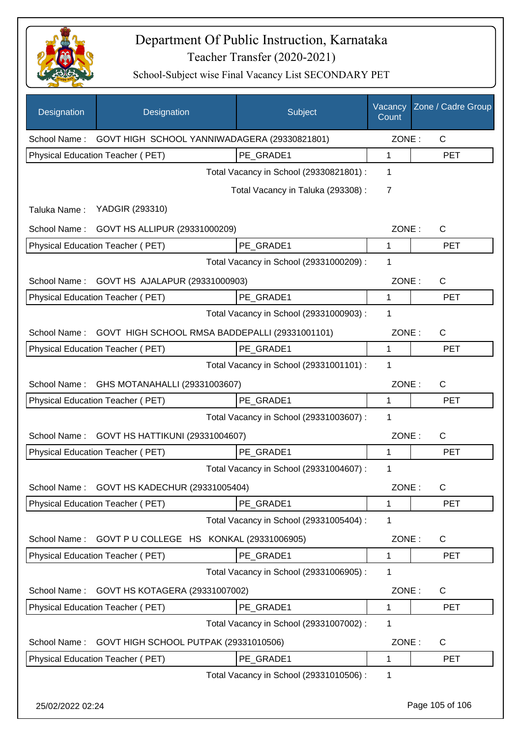# Department Of Public Instruction, Karnataka
## Teacher Transfer (2020-2021)
### School-Subject wise Final Vacancy List SECONDARY PET

| Designation | Designation | Subject | Vacancy Count | Zone / Cadre Group |
|---|---|---|---|---|
| School Name : | GOVT HIGH SCHOOL YANNIWADAGERA (29330821801) | | ZONE : | C |
| Physical Education Teacher ( PET) | | PE_GRADE1 | 1 | PET |
| | | Total Vacancy in School (29330821801) : | 1 | |
| | | Total Vacancy in Taluka (293308) : | 7 | |
| Taluka Name : | YADGIR (293310) | | | |
| School Name : | GOVT HS ALLIPUR (29331000209) | | ZONE : | C |
| Physical Education Teacher ( PET) | | PE_GRADE1 | 1 | PET |
| | | Total Vacancy in School (29331000209) : | 1 | |
| School Name : | GOVT HS AJALAPUR (29331000903) | | ZONE : | C |
| Physical Education Teacher ( PET) | | PE_GRADE1 | 1 | PET |
| | | Total Vacancy in School (29331000903) : | 1 | |
| School Name : | GOVT HIGH SCHOOL RMSA BADDEPALLI (29331001101) | | ZONE : | C |
| Physical Education Teacher ( PET) | | PE_GRADE1 | 1 | PET |
| | | Total Vacancy in School (29331001101) : | 1 | |
| School Name : | GHS MOTANAHALLI (29331003607) | | ZONE : | C |
| Physical Education Teacher ( PET) | | PE_GRADE1 | 1 | PET |
| | | Total Vacancy in School (29331003607) : | 1 | |
| School Name : | GOVT HS HATTIKUNI (29331004607) | | ZONE : | C |
| Physical Education Teacher ( PET) | | PE_GRADE1 | 1 | PET |
| | | Total Vacancy in School (29331004607) : | 1 | |
| School Name : | GOVT HS KADECHUR (29331005404) | | ZONE : | C |
| Physical Education Teacher ( PET) | | PE_GRADE1 | 1 | PET |
| | | Total Vacancy in School (29331005404) : | 1 | |
| School Name : | GOVT P U COLLEGE HS KONKAL (29331006905) | | ZONE : | C |
| Physical Education Teacher ( PET) | | PE_GRADE1 | 1 | PET |
| | | Total Vacancy in School (29331006905) : | 1 | |
| School Name : | GOVT HS KOTAGERA (29331007002) | | ZONE : | C |
| Physical Education Teacher ( PET) | | PE_GRADE1 | 1 | PET |
| | | Total Vacancy in School (29331007002) : | 1 | |
| School Name : | GOVT HIGH SCHOOL PUTPAK (29331010506) | | ZONE : | C |
| Physical Education Teacher ( PET) | | PE_GRADE1 | 1 | PET |
| | | Total Vacancy in School (29331010506) : | 1 | |

25/02/2022 02:24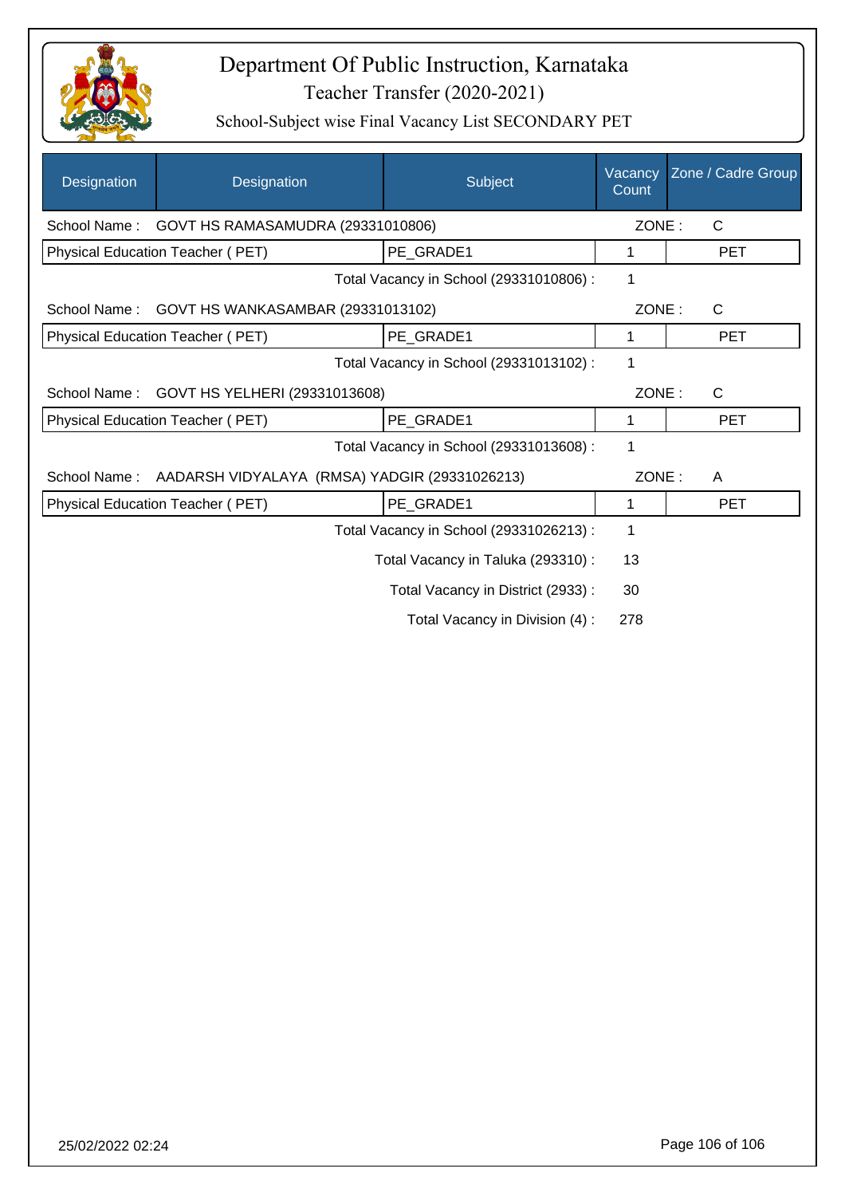# Department Of Public Instruction, Karnataka

## Teacher Transfer (2020-2021)

### School-Subject wise Final Vacancy List SECONDARY PET

| Designation | Designation | Subject | Vacancy Count | Zone / Cadre Group |
|---|---|---|---|---|
| School Name : | GOVT HS RAMASAMUDRA (29331010806) | | ZONE : | C |
| Physical Education Teacher ( PET) | | PE_GRADE1 | 1 | PET |
| | | Total Vacancy in School (29331010806) : | 1 | |
| School Name : | GOVT HS WANKASAMBAR (29331013102) | | ZONE : | C |
| Physical Education Teacher ( PET) | | PE_GRADE1 | 1 | PET |
| | | Total Vacancy in School (29331013102) : | 1 | |
| School Name : | GOVT HS YELHERI (29331013608) | | ZONE : | C |
| Physical Education Teacher ( PET) | | PE_GRADE1 | 1 | PET |
| | | Total Vacancy in School (29331013608) : | 1 | |
| School Name : | AADARSH VIDYALAYA (RMSA) YADGIR (29331026213) | | ZONE : | A |
| Physical Education Teacher ( PET) | | PE_GRADE1 | 1 | PET |
| | | Total Vacancy in School (29331026213) : | 1 | |
| | | Total Vacancy in Taluka (293310) : | 13 | |
| | | Total Vacancy in District (2933) : | 30 | |
| | | Total Vacancy in Division (4) : | 278 | |

25/02/2022 02:24